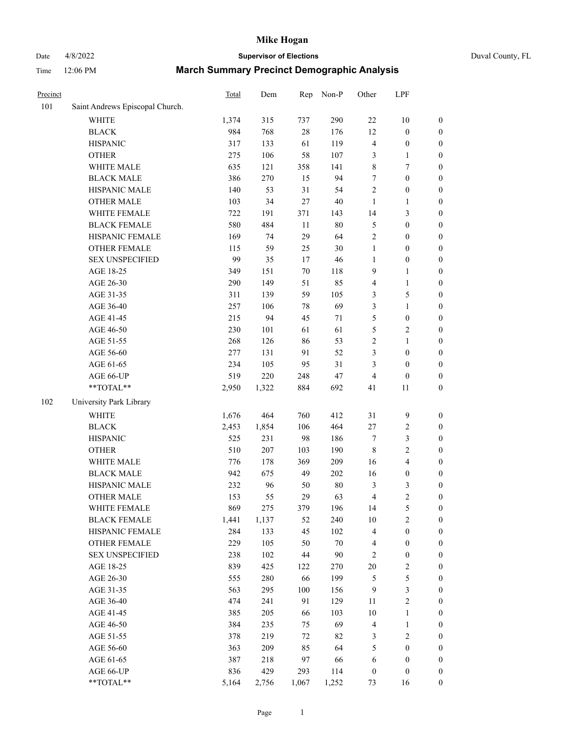# Mike Hogan

Date 4/8/2022 **Supervisor of Elections** Duval County, FL

Time 12:06 PM **March Summary Precinct Demographic Analysis**

| Precinct | | Total | Dem | Rep | Non-P | Other | LPF | |
|---|---|---|---|---|---|---|---|---|
| 101 | Saint Andrews Episcopal Church. | | | | | | | |
| | WHITE | 1,374 | 315 | 737 | 290 | 22 | 10 | 0 |
| | BLACK | 984 | 768 | 28 | 176 | 12 | 0 | 0 |
| | HISPANIC | 317 | 133 | 61 | 119 | 4 | 0 | 0 |
| | OTHER | 275 | 106 | 58 | 107 | 3 | 1 | 0 |
| | WHITE MALE | 635 | 121 | 358 | 141 | 8 | 7 | 0 |
| | BLACK MALE | 386 | 270 | 15 | 94 | 7 | 0 | 0 |
| | HISPANIC MALE | 140 | 53 | 31 | 54 | 2 | 0 | 0 |
| | OTHER MALE | 103 | 34 | 27 | 40 | 1 | 1 | 0 |
| | WHITE FEMALE | 722 | 191 | 371 | 143 | 14 | 3 | 0 |
| | BLACK FEMALE | 580 | 484 | 11 | 80 | 5 | 0 | 0 |
| | HISPANIC FEMALE | 169 | 74 | 29 | 64 | 2 | 0 | 0 |
| | OTHER FEMALE | 115 | 59 | 25 | 30 | 1 | 0 | 0 |
| | SEX UNSPECIFIED | 99 | 35 | 17 | 46 | 1 | 0 | 0 |
| | AGE 18-25 | 349 | 151 | 70 | 118 | 9 | 1 | 0 |
| | AGE 26-30 | 290 | 149 | 51 | 85 | 4 | 1 | 0 |
| | AGE 31-35 | 311 | 139 | 59 | 105 | 3 | 5 | 0 |
| | AGE 36-40 | 257 | 106 | 78 | 69 | 3 | 1 | 0 |
| | AGE 41-45 | 215 | 94 | 45 | 71 | 5 | 0 | 0 |
| | AGE 46-50 | 230 | 101 | 61 | 61 | 5 | 2 | 0 |
| | AGE 51-55 | 268 | 126 | 86 | 53 | 2 | 1 | 0 |
| | AGE 56-60 | 277 | 131 | 91 | 52 | 3 | 0 | 0 |
| | AGE 61-65 | 234 | 105 | 95 | 31 | 3 | 0 | 0 |
| | AGE 66-UP | 519 | 220 | 248 | 47 | 4 | 0 | 0 |
| | **TOTAL** | 2,950 | 1,322 | 884 | 692 | 41 | 11 | 0 |
| 102 | University Park Library | | | | | | | |
| | WHITE | 1,676 | 464 | 760 | 412 | 31 | 9 | 0 |
| | BLACK | 2,453 | 1,854 | 106 | 464 | 27 | 2 | 0 |
| | HISPANIC | 525 | 231 | 98 | 186 | 7 | 3 | 0 |
| | OTHER | 510 | 207 | 103 | 190 | 8 | 2 | 0 |
| | WHITE MALE | 776 | 178 | 369 | 209 | 16 | 4 | 0 |
| | BLACK MALE | 942 | 675 | 49 | 202 | 16 | 0 | 0 |
| | HISPANIC MALE | 232 | 96 | 50 | 80 | 3 | 3 | 0 |
| | OTHER MALE | 153 | 55 | 29 | 63 | 4 | 2 | 0 |
| | WHITE FEMALE | 869 | 275 | 379 | 196 | 14 | 5 | 0 |
| | BLACK FEMALE | 1,441 | 1,137 | 52 | 240 | 10 | 2 | 0 |
| | HISPANIC FEMALE | 284 | 133 | 45 | 102 | 4 | 0 | 0 |
| | OTHER FEMALE | 229 | 105 | 50 | 70 | 4 | 0 | 0 |
| | SEX UNSPECIFIED | 238 | 102 | 44 | 90 | 2 | 0 | 0 |
| | AGE 18-25 | 839 | 425 | 122 | 270 | 20 | 2 | 0 |
| | AGE 26-30 | 555 | 280 | 66 | 199 | 5 | 5 | 0 |
| | AGE 31-35 | 563 | 295 | 100 | 156 | 9 | 3 | 0 |
| | AGE 36-40 | 474 | 241 | 91 | 129 | 11 | 2 | 0 |
| | AGE 41-45 | 385 | 205 | 66 | 103 | 10 | 1 | 0 |
| | AGE 46-50 | 384 | 235 | 75 | 69 | 4 | 1 | 0 |
| | AGE 51-55 | 378 | 219 | 72 | 82 | 3 | 2 | 0 |
| | AGE 56-60 | 363 | 209 | 85 | 64 | 5 | 0 | 0 |
| | AGE 61-65 | 387 | 218 | 97 | 66 | 6 | 0 | 0 |
| | AGE 66-UP | 836 | 429 | 293 | 114 | 0 | 0 | 0 |
| | **TOTAL** | 5,164 | 2,756 | 1,067 | 1,252 | 73 | 16 | 0 |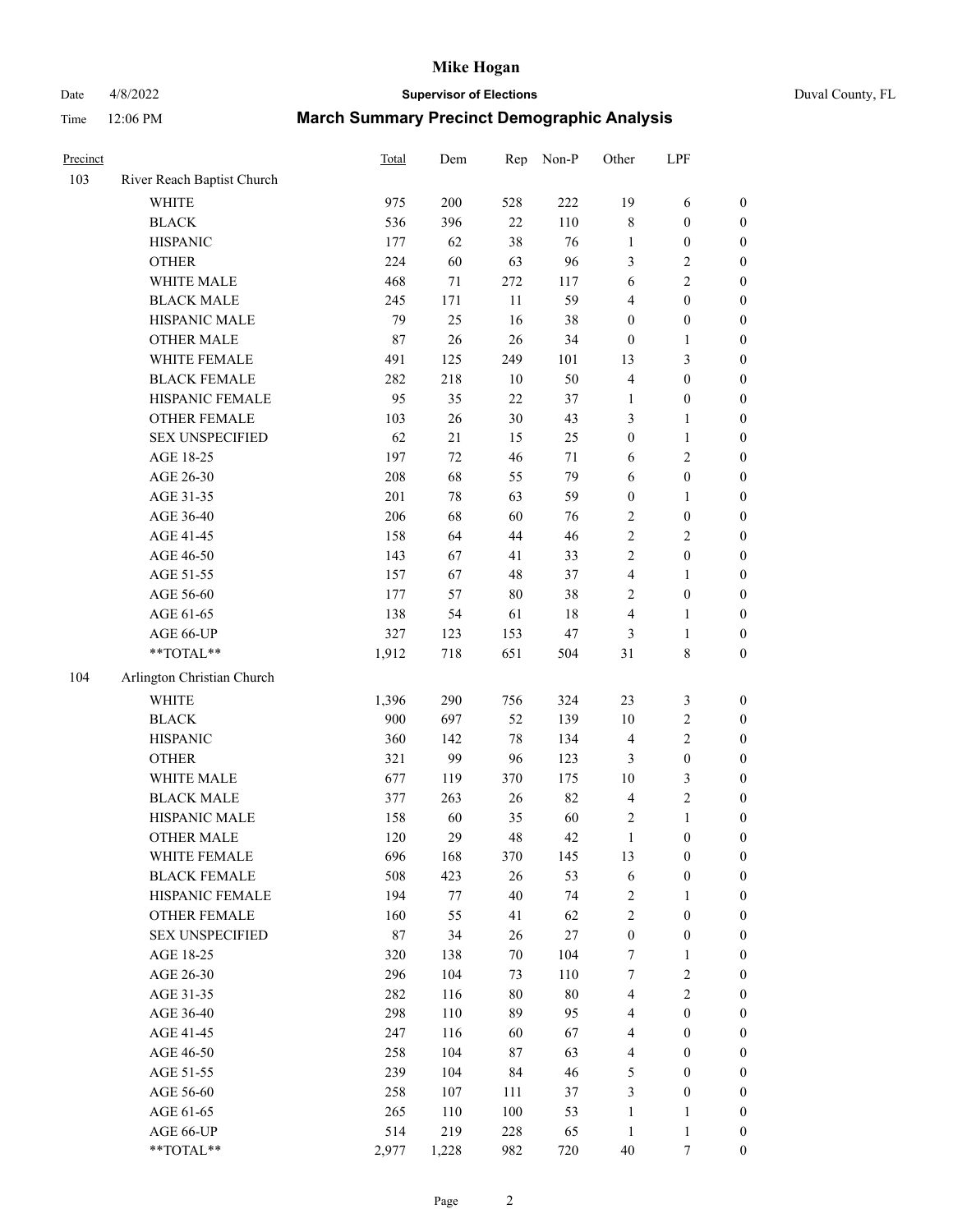# Mike Hogan

Date 4/8/2022 **Supervisor of Elections** Duval County, FL

Time 12:06 PM **March Summary Precinct Demographic Analysis**

| Precinct | | Total | Dem | Rep | Non-P | Other | LPF | |
|---|---|---|---|---|---|---|---|---|
| 103 | River Reach Baptist Church | | | | | | | |
| | WHITE | 975 | 200 | 528 | 222 | 19 | 6 | 0 |
| | BLACK | 536 | 396 | 22 | 110 | 8 | 0 | 0 |
| | HISPANIC | 177 | 62 | 38 | 76 | 1 | 0 | 0 |
| | OTHER | 224 | 60 | 63 | 96 | 3 | 2 | 0 |
| | WHITE MALE | 468 | 71 | 272 | 117 | 6 | 2 | 0 |
| | BLACK MALE | 245 | 171 | 11 | 59 | 4 | 0 | 0 |
| | HISPANIC MALE | 79 | 25 | 16 | 38 | 0 | 0 | 0 |
| | OTHER MALE | 87 | 26 | 26 | 34 | 0 | 1 | 0 |
| | WHITE FEMALE | 491 | 125 | 249 | 101 | 13 | 3 | 0 |
| | BLACK FEMALE | 282 | 218 | 10 | 50 | 4 | 0 | 0 |
| | HISPANIC FEMALE | 95 | 35 | 22 | 37 | 1 | 0 | 0 |
| | OTHER FEMALE | 103 | 26 | 30 | 43 | 3 | 1 | 0 |
| | SEX UNSPECIFIED | 62 | 21 | 15 | 25 | 0 | 1 | 0 |
| | AGE 18-25 | 197 | 72 | 46 | 71 | 6 | 2 | 0 |
| | AGE 26-30 | 208 | 68 | 55 | 79 | 6 | 0 | 0 |
| | AGE 31-35 | 201 | 78 | 63 | 59 | 0 | 1 | 0 |
| | AGE 36-40 | 206 | 68 | 60 | 76 | 2 | 0 | 0 |
| | AGE 41-45 | 158 | 64 | 44 | 46 | 2 | 2 | 0 |
| | AGE 46-50 | 143 | 67 | 41 | 33 | 2 | 0 | 0 |
| | AGE 51-55 | 157 | 67 | 48 | 37 | 4 | 1 | 0 |
| | AGE 56-60 | 177 | 57 | 80 | 38 | 2 | 0 | 0 |
| | AGE 61-65 | 138 | 54 | 61 | 18 | 4 | 1 | 0 |
| | AGE 66-UP | 327 | 123 | 153 | 47 | 3 | 1 | 0 |
| | **TOTAL** | 1,912 | 718 | 651 | 504 | 31 | 8 | 0 |
| 104 | Arlington Christian Church | | | | | | | |
| | WHITE | 1,396 | 290 | 756 | 324 | 23 | 3 | 0 |
| | BLACK | 900 | 697 | 52 | 139 | 10 | 2 | 0 |
| | HISPANIC | 360 | 142 | 78 | 134 | 4 | 2 | 0 |
| | OTHER | 321 | 99 | 96 | 123 | 3 | 0 | 0 |
| | WHITE MALE | 677 | 119 | 370 | 175 | 10 | 3 | 0 |
| | BLACK MALE | 377 | 263 | 26 | 82 | 4 | 2 | 0 |
| | HISPANIC MALE | 158 | 60 | 35 | 60 | 2 | 1 | 0 |
| | OTHER MALE | 120 | 29 | 48 | 42 | 1 | 0 | 0 |
| | WHITE FEMALE | 696 | 168 | 370 | 145 | 13 | 0 | 0 |
| | BLACK FEMALE | 508 | 423 | 26 | 53 | 6 | 0 | 0 |
| | HISPANIC FEMALE | 194 | 77 | 40 | 74 | 2 | 1 | 0 |
| | OTHER FEMALE | 160 | 55 | 41 | 62 | 2 | 0 | 0 |
| | SEX UNSPECIFIED | 87 | 34 | 26 | 27 | 0 | 0 | 0 |
| | AGE 18-25 | 320 | 138 | 70 | 104 | 7 | 1 | 0 |
| | AGE 26-30 | 296 | 104 | 73 | 110 | 7 | 2 | 0 |
| | AGE 31-35 | 282 | 116 | 80 | 80 | 4 | 2 | 0 |
| | AGE 36-40 | 298 | 110 | 89 | 95 | 4 | 0 | 0 |
| | AGE 41-45 | 247 | 116 | 60 | 67 | 4 | 0 | 0 |
| | AGE 46-50 | 258 | 104 | 87 | 63 | 4 | 0 | 0 |
| | AGE 51-55 | 239 | 104 | 84 | 46 | 5 | 0 | 0 |
| | AGE 56-60 | 258 | 107 | 111 | 37 | 3 | 0 | 0 |
| | AGE 61-65 | 265 | 110 | 100 | 53 | 1 | 1 | 0 |
| | AGE 66-UP | 514 | 219 | 228 | 65 | 1 | 1 | 0 |
| | **TOTAL** | 2,977 | 1,228 | 982 | 720 | 40 | 7 | 0 |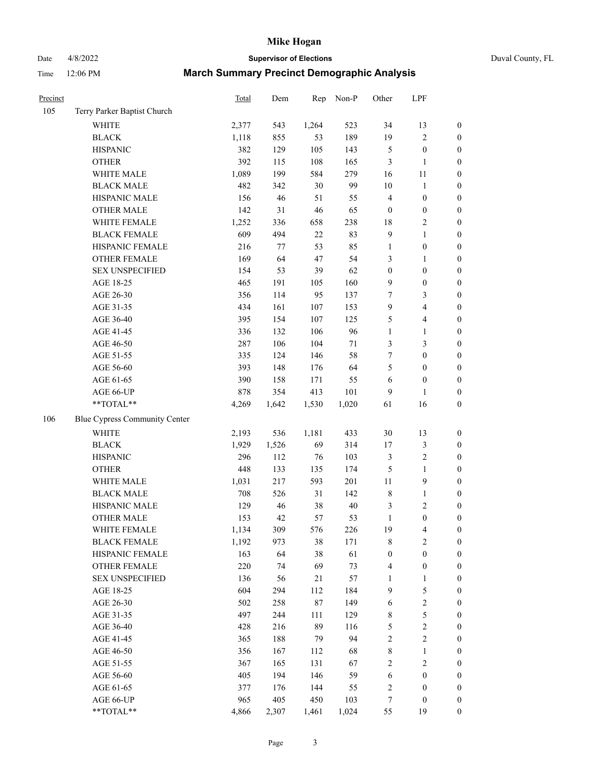# Mike Hogan

Date 4/8/2022 **Supervisor of Elections** Duval County, FL

Time 12:06 PM **March Summary Precinct Demographic Analysis**

| Precinct | | Total | Dem | Rep | Non-P | Other | LPF | |
|---|---|---|---|---|---|---|---|---|
| 105 | Terry Parker Baptist Church | | | | | | | |
| | WHITE | 2,377 | 543 | 1,264 | 523 | 34 | 13 | 0 |
| | BLACK | 1,118 | 855 | 53 | 189 | 19 | 2 | 0 |
| | HISPANIC | 382 | 129 | 105 | 143 | 5 | 0 | 0 |
| | OTHER | 392 | 115 | 108 | 165 | 3 | 1 | 0 |
| | WHITE MALE | 1,089 | 199 | 584 | 279 | 16 | 11 | 0 |
| | BLACK MALE | 482 | 342 | 30 | 99 | 10 | 1 | 0 |
| | HISPANIC MALE | 156 | 46 | 51 | 55 | 4 | 0 | 0 |
| | OTHER MALE | 142 | 31 | 46 | 65 | 0 | 0 | 0 |
| | WHITE FEMALE | 1,252 | 336 | 658 | 238 | 18 | 2 | 0 |
| | BLACK FEMALE | 609 | 494 | 22 | 83 | 9 | 1 | 0 |
| | HISPANIC FEMALE | 216 | 77 | 53 | 85 | 1 | 0 | 0 |
| | OTHER FEMALE | 169 | 64 | 47 | 54 | 3 | 1 | 0 |
| | SEX UNSPECIFIED | 154 | 53 | 39 | 62 | 0 | 0 | 0 |
| | AGE 18-25 | 465 | 191 | 105 | 160 | 9 | 0 | 0 |
| | AGE 26-30 | 356 | 114 | 95 | 137 | 7 | 3 | 0 |
| | AGE 31-35 | 434 | 161 | 107 | 153 | 9 | 4 | 0 |
| | AGE 36-40 | 395 | 154 | 107 | 125 | 5 | 4 | 0 |
| | AGE 41-45 | 336 | 132 | 106 | 96 | 1 | 1 | 0 |
| | AGE 46-50 | 287 | 106 | 104 | 71 | 3 | 3 | 0 |
| | AGE 51-55 | 335 | 124 | 146 | 58 | 7 | 0 | 0 |
| | AGE 56-60 | 393 | 148 | 176 | 64 | 5 | 0 | 0 |
| | AGE 61-65 | 390 | 158 | 171 | 55 | 6 | 0 | 0 |
| | AGE 66-UP | 878 | 354 | 413 | 101 | 9 | 1 | 0 |
| | **TOTAL** | 4,269 | 1,642 | 1,530 | 1,020 | 61 | 16 | 0 |
| 106 | Blue Cypress Community Center | | | | | | | |
| | WHITE | 2,193 | 536 | 1,181 | 433 | 30 | 13 | 0 |
| | BLACK | 1,929 | 1,526 | 69 | 314 | 17 | 3 | 0 |
| | HISPANIC | 296 | 112 | 76 | 103 | 3 | 2 | 0 |
| | OTHER | 448 | 133 | 135 | 174 | 5 | 1 | 0 |
| | WHITE MALE | 1,031 | 217 | 593 | 201 | 11 | 9 | 0 |
| | BLACK MALE | 708 | 526 | 31 | 142 | 8 | 1 | 0 |
| | HISPANIC MALE | 129 | 46 | 38 | 40 | 3 | 2 | 0 |
| | OTHER MALE | 153 | 42 | 57 | 53 | 1 | 0 | 0 |
| | WHITE FEMALE | 1,134 | 309 | 576 | 226 | 19 | 4 | 0 |
| | BLACK FEMALE | 1,192 | 973 | 38 | 171 | 8 | 2 | 0 |
| | HISPANIC FEMALE | 163 | 64 | 38 | 61 | 0 | 0 | 0 |
| | OTHER FEMALE | 220 | 74 | 69 | 73 | 4 | 0 | 0 |
| | SEX UNSPECIFIED | 136 | 56 | 21 | 57 | 1 | 1 | 0 |
| | AGE 18-25 | 604 | 294 | 112 | 184 | 9 | 5 | 0 |
| | AGE 26-30 | 502 | 258 | 87 | 149 | 6 | 2 | 0 |
| | AGE 31-35 | 497 | 244 | 111 | 129 | 8 | 5 | 0 |
| | AGE 36-40 | 428 | 216 | 89 | 116 | 5 | 2 | 0 |
| | AGE 41-45 | 365 | 188 | 79 | 94 | 2 | 2 | 0 |
| | AGE 46-50 | 356 | 167 | 112 | 68 | 8 | 1 | 0 |
| | AGE 51-55 | 367 | 165 | 131 | 67 | 2 | 2 | 0 |
| | AGE 56-60 | 405 | 194 | 146 | 59 | 6 | 0 | 0 |
| | AGE 61-65 | 377 | 176 | 144 | 55 | 2 | 0 | 0 |
| | AGE 66-UP | 965 | 405 | 450 | 103 | 7 | 0 | 0 |
| | **TOTAL** | 4,866 | 2,307 | 1,461 | 1,024 | 55 | 19 | 0 |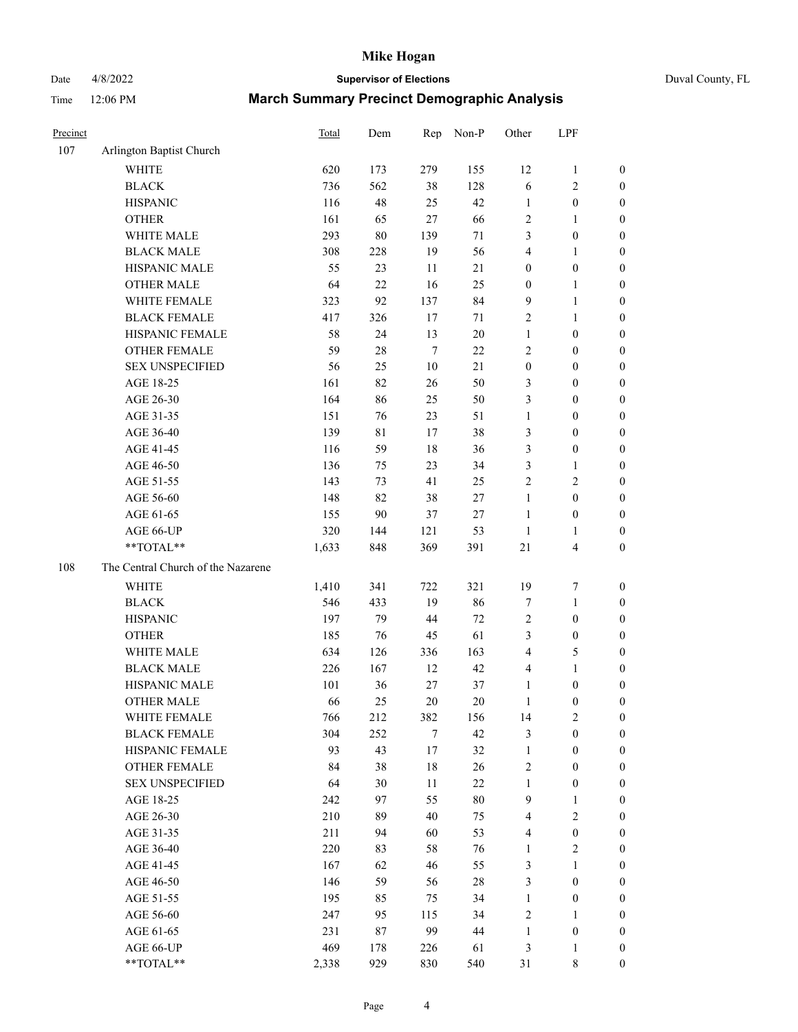# Mike Hogan

Date 4/8/2022 **Supervisor of Elections** Duval County, FL

Time 12:06 PM **March Summary Precinct Demographic Analysis**

| Precinct | | Total | Dem | Rep | Non-P | Other | LPF | |
|---|---|---|---|---|---|---|---|---|
| 107 | Arlington Baptist Church | | | | | | | |
| | WHITE | 620 | 173 | 279 | 155 | 12 | 1 | 0 |
| | BLACK | 736 | 562 | 38 | 128 | 6 | 2 | 0 |
| | HISPANIC | 116 | 48 | 25 | 42 | 1 | 0 | 0 |
| | OTHER | 161 | 65 | 27 | 66 | 2 | 1 | 0 |
| | WHITE MALE | 293 | 80 | 139 | 71 | 3 | 0 | 0 |
| | BLACK MALE | 308 | 228 | 19 | 56 | 4 | 1 | 0 |
| | HISPANIC MALE | 55 | 23 | 11 | 21 | 0 | 0 | 0 |
| | OTHER MALE | 64 | 22 | 16 | 25 | 0 | 1 | 0 |
| | WHITE FEMALE | 323 | 92 | 137 | 84 | 9 | 1 | 0 |
| | BLACK FEMALE | 417 | 326 | 17 | 71 | 2 | 1 | 0 |
| | HISPANIC FEMALE | 58 | 24 | 13 | 20 | 1 | 0 | 0 |
| | OTHER FEMALE | 59 | 28 | 7 | 22 | 2 | 0 | 0 |
| | SEX UNSPECIFIED | 56 | 25 | 10 | 21 | 0 | 0 | 0 |
| | AGE 18-25 | 161 | 82 | 26 | 50 | 3 | 0 | 0 |
| | AGE 26-30 | 164 | 86 | 25 | 50 | 3 | 0 | 0 |
| | AGE 31-35 | 151 | 76 | 23 | 51 | 1 | 0 | 0 |
| | AGE 36-40 | 139 | 81 | 17 | 38 | 3 | 0 | 0 |
| | AGE 41-45 | 116 | 59 | 18 | 36 | 3 | 0 | 0 |
| | AGE 46-50 | 136 | 75 | 23 | 34 | 3 | 1 | 0 |
| | AGE 51-55 | 143 | 73 | 41 | 25 | 2 | 2 | 0 |
| | AGE 56-60 | 148 | 82 | 38 | 27 | 1 | 0 | 0 |
| | AGE 61-65 | 155 | 90 | 37 | 27 | 1 | 0 | 0 |
| | AGE 66-UP | 320 | 144 | 121 | 53 | 1 | 1 | 0 |
| | **TOTAL** | 1,633 | 848 | 369 | 391 | 21 | 4 | 0 |
| 108 | The Central Church of the Nazarene | | | | | | | |
| | WHITE | 1,410 | 341 | 722 | 321 | 19 | 7 | 0 |
| | BLACK | 546 | 433 | 19 | 86 | 7 | 1 | 0 |
| | HISPANIC | 197 | 79 | 44 | 72 | 2 | 0 | 0 |
| | OTHER | 185 | 76 | 45 | 61 | 3 | 0 | 0 |
| | WHITE MALE | 634 | 126 | 336 | 163 | 4 | 5 | 0 |
| | BLACK MALE | 226 | 167 | 12 | 42 | 4 | 1 | 0 |
| | HISPANIC MALE | 101 | 36 | 27 | 37 | 1 | 0 | 0 |
| | OTHER MALE | 66 | 25 | 20 | 20 | 1 | 0 | 0 |
| | WHITE FEMALE | 766 | 212 | 382 | 156 | 14 | 2 | 0 |
| | BLACK FEMALE | 304 | 252 | 7 | 42 | 3 | 0 | 0 |
| | HISPANIC FEMALE | 93 | 43 | 17 | 32 | 1 | 0 | 0 |
| | OTHER FEMALE | 84 | 38 | 18 | 26 | 2 | 0 | 0 |
| | SEX UNSPECIFIED | 64 | 30 | 11 | 22 | 1 | 0 | 0 |
| | AGE 18-25 | 242 | 97 | 55 | 80 | 9 | 1 | 0 |
| | AGE 26-30 | 210 | 89 | 40 | 75 | 4 | 2 | 0 |
| | AGE 31-35 | 211 | 94 | 60 | 53 | 4 | 0 | 0 |
| | AGE 36-40 | 220 | 83 | 58 | 76 | 1 | 2 | 0 |
| | AGE 41-45 | 167 | 62 | 46 | 55 | 3 | 1 | 0 |
| | AGE 46-50 | 146 | 59 | 56 | 28 | 3 | 0 | 0 |
| | AGE 51-55 | 195 | 85 | 75 | 34 | 1 | 0 | 0 |
| | AGE 56-60 | 247 | 95 | 115 | 34 | 2 | 1 | 0 |
| | AGE 61-65 | 231 | 87 | 99 | 44 | 1 | 0 | 0 |
| | AGE 66-UP | 469 | 178 | 226 | 61 | 3 | 1 | 0 |
| | **TOTAL** | 2,338 | 929 | 830 | 540 | 31 | 8 | 0 |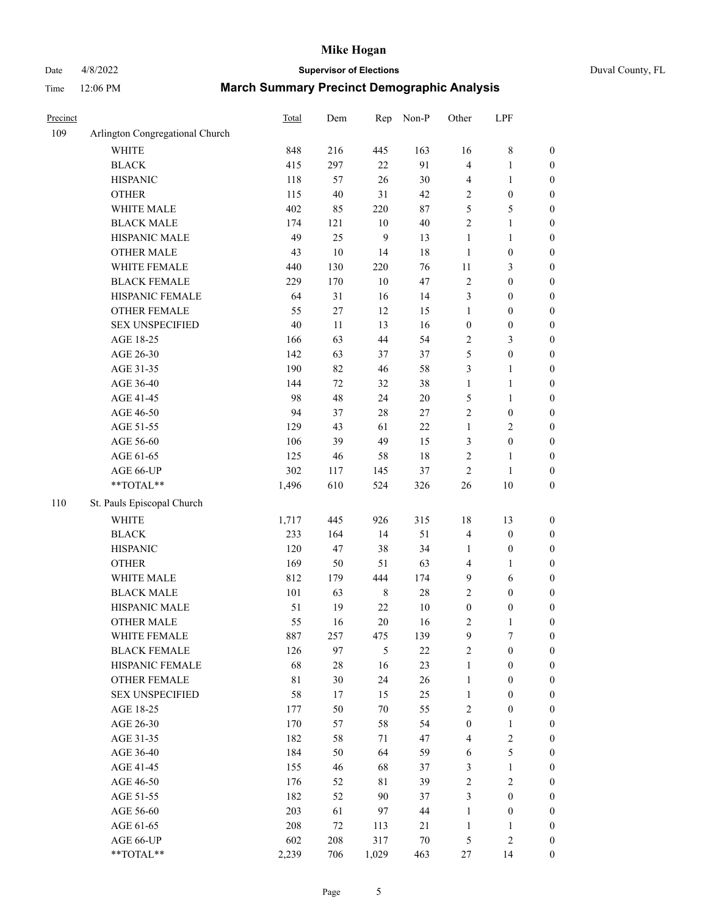# Mike Hogan

Date 4/8/2022 **Supervisor of Elections** Duval County, FL

Time 12:06 PM **March Summary Precinct Demographic Analysis**

| Precinct | | Total | Dem | Rep | Non-P | Other | LPF | |
|---|---|---|---|---|---|---|---|---|
| 109 | Arlington Congregational Church | | | | | | | |
| | WHITE | 848 | 216 | 445 | 163 | 16 | 8 | 0 |
| | BLACK | 415 | 297 | 22 | 91 | 4 | 1 | 0 |
| | HISPANIC | 118 | 57 | 26 | 30 | 4 | 1 | 0 |
| | OTHER | 115 | 40 | 31 | 42 | 2 | 0 | 0 |
| | WHITE MALE | 402 | 85 | 220 | 87 | 5 | 5 | 0 |
| | BLACK MALE | 174 | 121 | 10 | 40 | 2 | 1 | 0 |
| | HISPANIC MALE | 49 | 25 | 9 | 13 | 1 | 1 | 0 |
| | OTHER MALE | 43 | 10 | 14 | 18 | 1 | 0 | 0 |
| | WHITE FEMALE | 440 | 130 | 220 | 76 | 11 | 3 | 0 |
| | BLACK FEMALE | 229 | 170 | 10 | 47 | 2 | 0 | 0 |
| | HISPANIC FEMALE | 64 | 31 | 16 | 14 | 3 | 0 | 0 |
| | OTHER FEMALE | 55 | 27 | 12 | 15 | 1 | 0 | 0 |
| | SEX UNSPECIFIED | 40 | 11 | 13 | 16 | 0 | 0 | 0 |
| | AGE 18-25 | 166 | 63 | 44 | 54 | 2 | 3 | 0 |
| | AGE 26-30 | 142 | 63 | 37 | 37 | 5 | 0 | 0 |
| | AGE 31-35 | 190 | 82 | 46 | 58 | 3 | 1 | 0 |
| | AGE 36-40 | 144 | 72 | 32 | 38 | 1 | 1 | 0 |
| | AGE 41-45 | 98 | 48 | 24 | 20 | 5 | 1 | 0 |
| | AGE 46-50 | 94 | 37 | 28 | 27 | 2 | 0 | 0 |
| | AGE 51-55 | 129 | 43 | 61 | 22 | 1 | 2 | 0 |
| | AGE 56-60 | 106 | 39 | 49 | 15 | 3 | 0 | 0 |
| | AGE 61-65 | 125 | 46 | 58 | 18 | 2 | 1 | 0 |
| | AGE 66-UP | 302 | 117 | 145 | 37 | 2 | 1 | 0 |
| | **TOTAL** | 1,496 | 610 | 524 | 326 | 26 | 10 | 0 |
| 110 | St. Pauls Episcopal Church | | | | | | | |
| | WHITE | 1,717 | 445 | 926 | 315 | 18 | 13 | 0 |
| | BLACK | 233 | 164 | 14 | 51 | 4 | 0 | 0 |
| | HISPANIC | 120 | 47 | 38 | 34 | 1 | 0 | 0 |
| | OTHER | 169 | 50 | 51 | 63 | 4 | 1 | 0 |
| | WHITE MALE | 812 | 179 | 444 | 174 | 9 | 6 | 0 |
| | BLACK MALE | 101 | 63 | 8 | 28 | 2 | 0 | 0 |
| | HISPANIC MALE | 51 | 19 | 22 | 10 | 0 | 0 | 0 |
| | OTHER MALE | 55 | 16 | 20 | 16 | 2 | 1 | 0 |
| | WHITE FEMALE | 887 | 257 | 475 | 139 | 9 | 7 | 0 |
| | BLACK FEMALE | 126 | 97 | 5 | 22 | 2 | 0 | 0 |
| | HISPANIC FEMALE | 68 | 28 | 16 | 23 | 1 | 0 | 0 |
| | OTHER FEMALE | 81 | 30 | 24 | 26 | 1 | 0 | 0 |
| | SEX UNSPECIFIED | 58 | 17 | 15 | 25 | 1 | 0 | 0 |
| | AGE 18-25 | 177 | 50 | 70 | 55 | 2 | 0 | 0 |
| | AGE 26-30 | 170 | 57 | 58 | 54 | 0 | 1 | 0 |
| | AGE 31-35 | 182 | 58 | 71 | 47 | 4 | 2 | 0 |
| | AGE 36-40 | 184 | 50 | 64 | 59 | 6 | 5 | 0 |
| | AGE 41-45 | 155 | 46 | 68 | 37 | 3 | 1 | 0 |
| | AGE 46-50 | 176 | 52 | 81 | 39 | 2 | 2 | 0 |
| | AGE 51-55 | 182 | 52 | 90 | 37 | 3 | 0 | 0 |
| | AGE 56-60 | 203 | 61 | 97 | 44 | 1 | 0 | 0 |
| | AGE 61-65 | 208 | 72 | 113 | 21 | 1 | 1 | 0 |
| | AGE 66-UP | 602 | 208 | 317 | 70 | 5 | 2 | 0 |
| | **TOTAL** | 2,239 | 706 | 1,029 | 463 | 27 | 14 | 0 |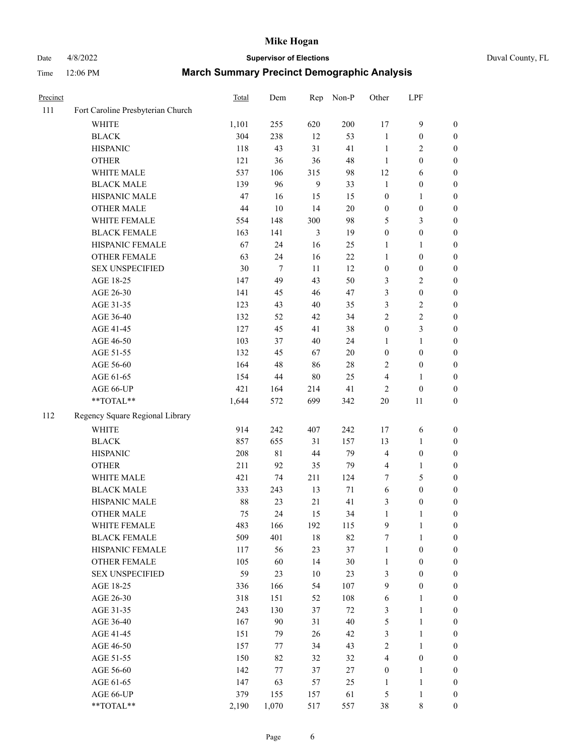# Mike Hogan

Date 4/8/2022 **Supervisor of Elections** Duval County, FL

Time 12:06 PM **March Summary Precinct Demographic Analysis**

| Precinct | | Total | Dem | Rep | Non-P | Other | LPF | |
|---|---|---|---|---|---|---|---|---|
| 111 | Fort Caroline Presbyterian Church | | | | | | | |
| | WHITE | 1,101 | 255 | 620 | 200 | 17 | 9 | 0 |
| | BLACK | 304 | 238 | 12 | 53 | 1 | 0 | 0 |
| | HISPANIC | 118 | 43 | 31 | 41 | 1 | 2 | 0 |
| | OTHER | 121 | 36 | 36 | 48 | 1 | 0 | 0 |
| | WHITE MALE | 537 | 106 | 315 | 98 | 12 | 6 | 0 |
| | BLACK MALE | 139 | 96 | 9 | 33 | 1 | 0 | 0 |
| | HISPANIC MALE | 47 | 16 | 15 | 15 | 0 | 1 | 0 |
| | OTHER MALE | 44 | 10 | 14 | 20 | 0 | 0 | 0 |
| | WHITE FEMALE | 554 | 148 | 300 | 98 | 5 | 3 | 0 |
| | BLACK FEMALE | 163 | 141 | 3 | 19 | 0 | 0 | 0 |
| | HISPANIC FEMALE | 67 | 24 | 16 | 25 | 1 | 1 | 0 |
| | OTHER FEMALE | 63 | 24 | 16 | 22 | 1 | 0 | 0 |
| | SEX UNSPECIFIED | 30 | 7 | 11 | 12 | 0 | 0 | 0 |
| | AGE 18-25 | 147 | 49 | 43 | 50 | 3 | 2 | 0 |
| | AGE 26-30 | 141 | 45 | 46 | 47 | 3 | 0 | 0 |
| | AGE 31-35 | 123 | 43 | 40 | 35 | 3 | 2 | 0 |
| | AGE 36-40 | 132 | 52 | 42 | 34 | 2 | 2 | 0 |
| | AGE 41-45 | 127 | 45 | 41 | 38 | 0 | 3 | 0 |
| | AGE 46-50 | 103 | 37 | 40 | 24 | 1 | 1 | 0 |
| | AGE 51-55 | 132 | 45 | 67 | 20 | 0 | 0 | 0 |
| | AGE 56-60 | 164 | 48 | 86 | 28 | 2 | 0 | 0 |
| | AGE 61-65 | 154 | 44 | 80 | 25 | 4 | 1 | 0 |
| | AGE 66-UP | 421 | 164 | 214 | 41 | 2 | 0 | 0 |
| | **TOTAL** | 1,644 | 572 | 699 | 342 | 20 | 11 | 0 |
| 112 | Regency Square Regional Library | | | | | | | |
| | WHITE | 914 | 242 | 407 | 242 | 17 | 6 | 0 |
| | BLACK | 857 | 655 | 31 | 157 | 13 | 1 | 0 |
| | HISPANIC | 208 | 81 | 44 | 79 | 4 | 0 | 0 |
| | OTHER | 211 | 92 | 35 | 79 | 4 | 1 | 0 |
| | WHITE MALE | 421 | 74 | 211 | 124 | 7 | 5 | 0 |
| | BLACK MALE | 333 | 243 | 13 | 71 | 6 | 0 | 0 |
| | HISPANIC MALE | 88 | 23 | 21 | 41 | 3 | 0 | 0 |
| | OTHER MALE | 75 | 24 | 15 | 34 | 1 | 1 | 0 |
| | WHITE FEMALE | 483 | 166 | 192 | 115 | 9 | 1 | 0 |
| | BLACK FEMALE | 509 | 401 | 18 | 82 | 7 | 1 | 0 |
| | HISPANIC FEMALE | 117 | 56 | 23 | 37 | 1 | 0 | 0 |
| | OTHER FEMALE | 105 | 60 | 14 | 30 | 1 | 0 | 0 |
| | SEX UNSPECIFIED | 59 | 23 | 10 | 23 | 3 | 0 | 0 |
| | AGE 18-25 | 336 | 166 | 54 | 107 | 9 | 0 | 0 |
| | AGE 26-30 | 318 | 151 | 52 | 108 | 6 | 1 | 0 |
| | AGE 31-35 | 243 | 130 | 37 | 72 | 3 | 1 | 0 |
| | AGE 36-40 | 167 | 90 | 31 | 40 | 5 | 1 | 0 |
| | AGE 41-45 | 151 | 79 | 26 | 42 | 3 | 1 | 0 |
| | AGE 46-50 | 157 | 77 | 34 | 43 | 2 | 1 | 0 |
| | AGE 51-55 | 150 | 82 | 32 | 32 | 4 | 0 | 0 |
| | AGE 56-60 | 142 | 77 | 37 | 27 | 0 | 1 | 0 |
| | AGE 61-65 | 147 | 63 | 57 | 25 | 1 | 1 | 0 |
| | AGE 66-UP | 379 | 155 | 157 | 61 | 5 | 1 | 0 |
| | **TOTAL** | 2,190 | 1,070 | 517 | 557 | 38 | 8 | 0 |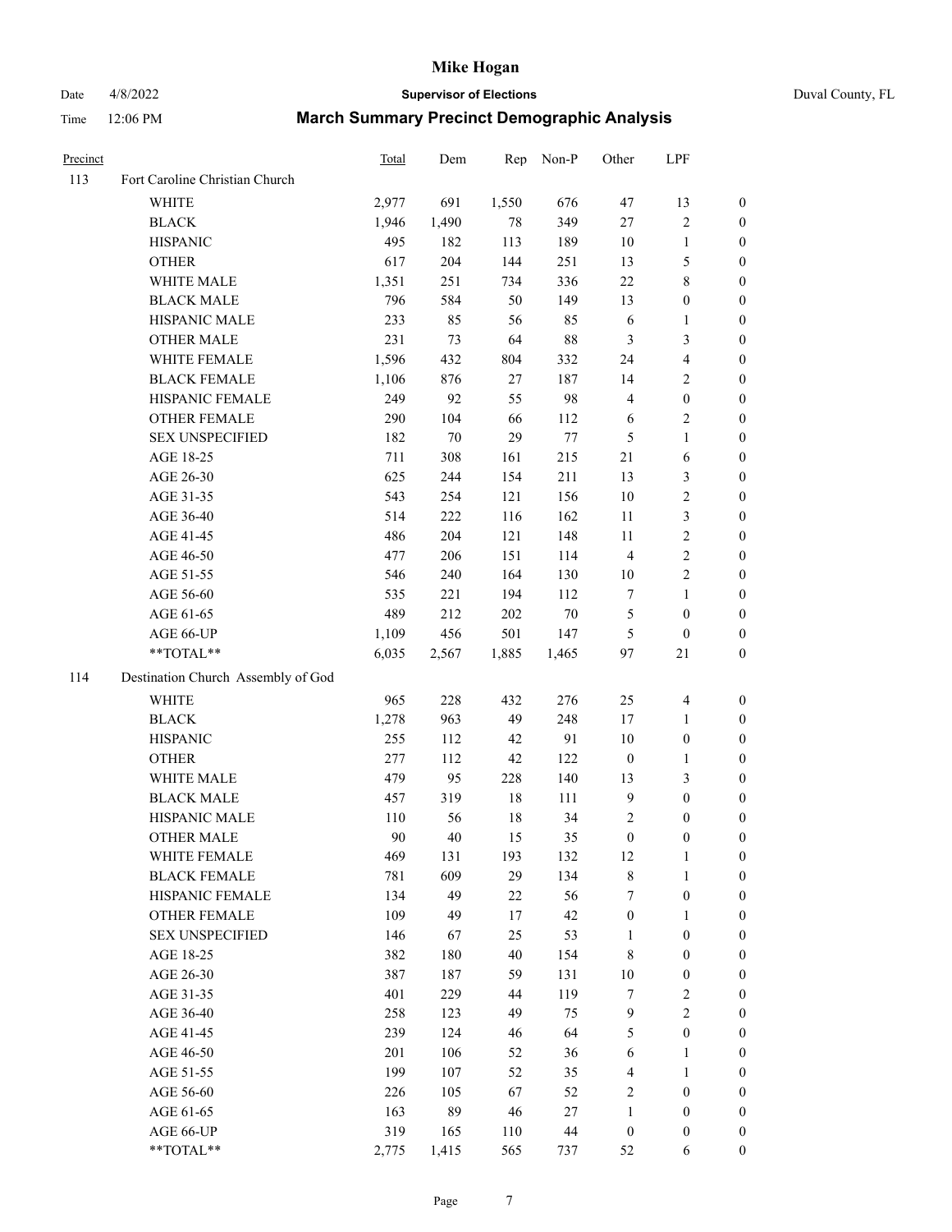# Mike Hogan

Date 4/8/2022 **Supervisor of Elections** Duval County, FL

Time 12:06 PM **March Summary Precinct Demographic Analysis**

| Precinct | | Total | Dem | Rep | Non-P | Other | LPF | |
|---|---|---|---|---|---|---|---|---|
| 113 | Fort Caroline Christian Church | | | | | | | |
| | WHITE | 2,977 | 691 | 1,550 | 676 | 47 | 13 | 0 |
| | BLACK | 1,946 | 1,490 | 78 | 349 | 27 | 2 | 0 |
| | HISPANIC | 495 | 182 | 113 | 189 | 10 | 1 | 0 |
| | OTHER | 617 | 204 | 144 | 251 | 13 | 5 | 0 |
| | WHITE MALE | 1,351 | 251 | 734 | 336 | 22 | 8 | 0 |
| | BLACK MALE | 796 | 584 | 50 | 149 | 13 | 0 | 0 |
| | HISPANIC MALE | 233 | 85 | 56 | 85 | 6 | 1 | 0 |
| | OTHER MALE | 231 | 73 | 64 | 88 | 3 | 3 | 0 |
| | WHITE FEMALE | 1,596 | 432 | 804 | 332 | 24 | 4 | 0 |
| | BLACK FEMALE | 1,106 | 876 | 27 | 187 | 14 | 2 | 0 |
| | HISPANIC FEMALE | 249 | 92 | 55 | 98 | 4 | 0 | 0 |
| | OTHER FEMALE | 290 | 104 | 66 | 112 | 6 | 2 | 0 |
| | SEX UNSPECIFIED | 182 | 70 | 29 | 77 | 5 | 1 | 0 |
| | AGE 18-25 | 711 | 308 | 161 | 215 | 21 | 6 | 0 |
| | AGE 26-30 | 625 | 244 | 154 | 211 | 13 | 3 | 0 |
| | AGE 31-35 | 543 | 254 | 121 | 156 | 10 | 2 | 0 |
| | AGE 36-40 | 514 | 222 | 116 | 162 | 11 | 3 | 0 |
| | AGE 41-45 | 486 | 204 | 121 | 148 | 11 | 2 | 0 |
| | AGE 46-50 | 477 | 206 | 151 | 114 | 4 | 2 | 0 |
| | AGE 51-55 | 546 | 240 | 164 | 130 | 10 | 2 | 0 |
| | AGE 56-60 | 535 | 221 | 194 | 112 | 7 | 1 | 0 |
| | AGE 61-65 | 489 | 212 | 202 | 70 | 5 | 0 | 0 |
| | AGE 66-UP | 1,109 | 456 | 501 | 147 | 5 | 0 | 0 |
| | **TOTAL** | 6,035 | 2,567 | 1,885 | 1,465 | 97 | 21 | 0 |
| 114 | Destination Church Assembly of God | | | | | | | |
| | WHITE | 965 | 228 | 432 | 276 | 25 | 4 | 0 |
| | BLACK | 1,278 | 963 | 49 | 248 | 17 | 1 | 0 |
| | HISPANIC | 255 | 112 | 42 | 91 | 10 | 0 | 0 |
| | OTHER | 277 | 112 | 42 | 122 | 0 | 1 | 0 |
| | WHITE MALE | 479 | 95 | 228 | 140 | 13 | 3 | 0 |
| | BLACK MALE | 457 | 319 | 18 | 111 | 9 | 0 | 0 |
| | HISPANIC MALE | 110 | 56 | 18 | 34 | 2 | 0 | 0 |
| | OTHER MALE | 90 | 40 | 15 | 35 | 0 | 0 | 0 |
| | WHITE FEMALE | 469 | 131 | 193 | 132 | 12 | 1 | 0 |
| | BLACK FEMALE | 781 | 609 | 29 | 134 | 8 | 1 | 0 |
| | HISPANIC FEMALE | 134 | 49 | 22 | 56 | 7 | 0 | 0 |
| | OTHER FEMALE | 109 | 49 | 17 | 42 | 0 | 1 | 0 |
| | SEX UNSPECIFIED | 146 | 67 | 25 | 53 | 1 | 0 | 0 |
| | AGE 18-25 | 382 | 180 | 40 | 154 | 8 | 0 | 0 |
| | AGE 26-30 | 387 | 187 | 59 | 131 | 10 | 0 | 0 |
| | AGE 31-35 | 401 | 229 | 44 | 119 | 7 | 2 | 0 |
| | AGE 36-40 | 258 | 123 | 49 | 75 | 9 | 2 | 0 |
| | AGE 41-45 | 239 | 124 | 46 | 64 | 5 | 0 | 0 |
| | AGE 46-50 | 201 | 106 | 52 | 36 | 6 | 1 | 0 |
| | AGE 51-55 | 199 | 107 | 52 | 35 | 4 | 1 | 0 |
| | AGE 56-60 | 226 | 105 | 67 | 52 | 2 | 0 | 0 |
| | AGE 61-65 | 163 | 89 | 46 | 27 | 1 | 0 | 0 |
| | AGE 66-UP | 319 | 165 | 110 | 44 | 0 | 0 | 0 |
| | **TOTAL** | 2,775 | 1,415 | 565 | 737 | 52 | 6 | 0 |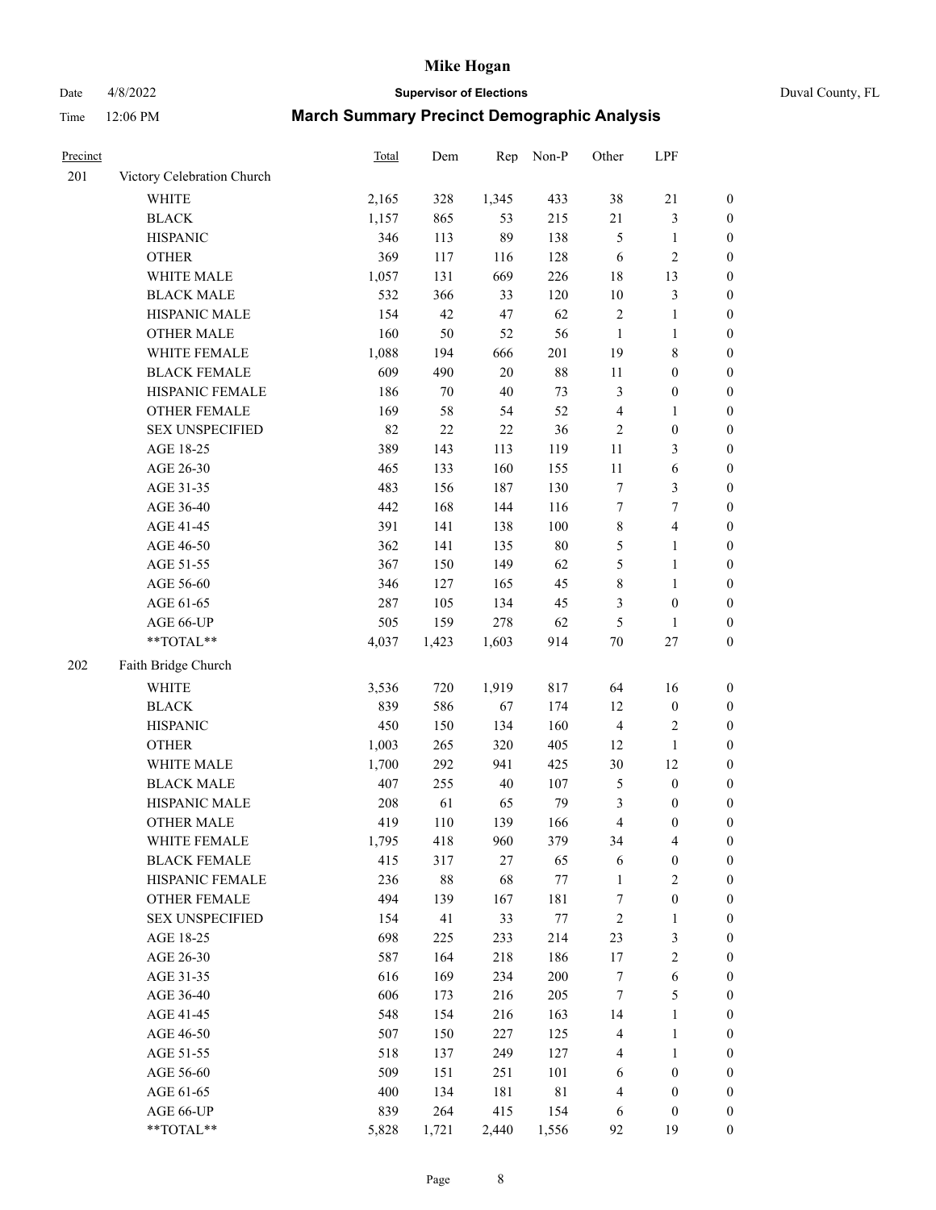# Mike Hogan

Date 4/8/2022 **Supervisor of Elections** Duval County, FL

Time 12:06 PM **March Summary Precinct Demographic Analysis**

| Precinct | | Total | Dem | Rep | Non-P | Other | LPF | |
|---|---|---|---|---|---|---|---|---|
| 201 | Victory Celebration Church | | | | | | | |
| | WHITE | 2,165 | 328 | 1,345 | 433 | 38 | 21 | 0 |
| | BLACK | 1,157 | 865 | 53 | 215 | 21 | 3 | 0 |
| | HISPANIC | 346 | 113 | 89 | 138 | 5 | 1 | 0 |
| | OTHER | 369 | 117 | 116 | 128 | 6 | 2 | 0 |
| | WHITE MALE | 1,057 | 131 | 669 | 226 | 18 | 13 | 0 |
| | BLACK MALE | 532 | 366 | 33 | 120 | 10 | 3 | 0 |
| | HISPANIC MALE | 154 | 42 | 47 | 62 | 2 | 1 | 0 |
| | OTHER MALE | 160 | 50 | 52 | 56 | 1 | 1 | 0 |
| | WHITE FEMALE | 1,088 | 194 | 666 | 201 | 19 | 8 | 0 |
| | BLACK FEMALE | 609 | 490 | 20 | 88 | 11 | 0 | 0 |
| | HISPANIC FEMALE | 186 | 70 | 40 | 73 | 3 | 0 | 0 |
| | OTHER FEMALE | 169 | 58 | 54 | 52 | 4 | 1 | 0 |
| | SEX UNSPECIFIED | 82 | 22 | 22 | 36 | 2 | 0 | 0 |
| | AGE 18-25 | 389 | 143 | 113 | 119 | 11 | 3 | 0 |
| | AGE 26-30 | 465 | 133 | 160 | 155 | 11 | 6 | 0 |
| | AGE 31-35 | 483 | 156 | 187 | 130 | 7 | 3 | 0 |
| | AGE 36-40 | 442 | 168 | 144 | 116 | 7 | 7 | 0 |
| | AGE 41-45 | 391 | 141 | 138 | 100 | 8 | 4 | 0 |
| | AGE 46-50 | 362 | 141 | 135 | 80 | 5 | 1 | 0 |
| | AGE 51-55 | 367 | 150 | 149 | 62 | 5 | 1 | 0 |
| | AGE 56-60 | 346 | 127 | 165 | 45 | 8 | 1 | 0 |
| | AGE 61-65 | 287 | 105 | 134 | 45 | 3 | 0 | 0 |
| | AGE 66-UP | 505 | 159 | 278 | 62 | 5 | 1 | 0 |
| | **TOTAL** | 4,037 | 1,423 | 1,603 | 914 | 70 | 27 | 0 |
| 202 | Faith Bridge Church | | | | | | | |
| | WHITE | 3,536 | 720 | 1,919 | 817 | 64 | 16 | 0 |
| | BLACK | 839 | 586 | 67 | 174 | 12 | 0 | 0 |
| | HISPANIC | 450 | 150 | 134 | 160 | 4 | 2 | 0 |
| | OTHER | 1,003 | 265 | 320 | 405 | 12 | 1 | 0 |
| | WHITE MALE | 1,700 | 292 | 941 | 425 | 30 | 12 | 0 |
| | BLACK MALE | 407 | 255 | 40 | 107 | 5 | 0 | 0 |
| | HISPANIC MALE | 208 | 61 | 65 | 79 | 3 | 0 | 0 |
| | OTHER MALE | 419 | 110 | 139 | 166 | 4 | 0 | 0 |
| | WHITE FEMALE | 1,795 | 418 | 960 | 379 | 34 | 4 | 0 |
| | BLACK FEMALE | 415 | 317 | 27 | 65 | 6 | 0 | 0 |
| | HISPANIC FEMALE | 236 | 88 | 68 | 77 | 1 | 2 | 0 |
| | OTHER FEMALE | 494 | 139 | 167 | 181 | 7 | 0 | 0 |
| | SEX UNSPECIFIED | 154 | 41 | 33 | 77 | 2 | 1 | 0 |
| | AGE 18-25 | 698 | 225 | 233 | 214 | 23 | 3 | 0 |
| | AGE 26-30 | 587 | 164 | 218 | 186 | 17 | 2 | 0 |
| | AGE 31-35 | 616 | 169 | 234 | 200 | 7 | 6 | 0 |
| | AGE 36-40 | 606 | 173 | 216 | 205 | 7 | 5 | 0 |
| | AGE 41-45 | 548 | 154 | 216 | 163 | 14 | 1 | 0 |
| | AGE 46-50 | 507 | 150 | 227 | 125 | 4 | 1 | 0 |
| | AGE 51-55 | 518 | 137 | 249 | 127 | 4 | 1 | 0 |
| | AGE 56-60 | 509 | 151 | 251 | 101 | 6 | 0 | 0 |
| | AGE 61-65 | 400 | 134 | 181 | 81 | 4 | 0 | 0 |
| | AGE 66-UP | 839 | 264 | 415 | 154 | 6 | 0 | 0 |
| | **TOTAL** | 5,828 | 1,721 | 2,440 | 1,556 | 92 | 19 | 0 |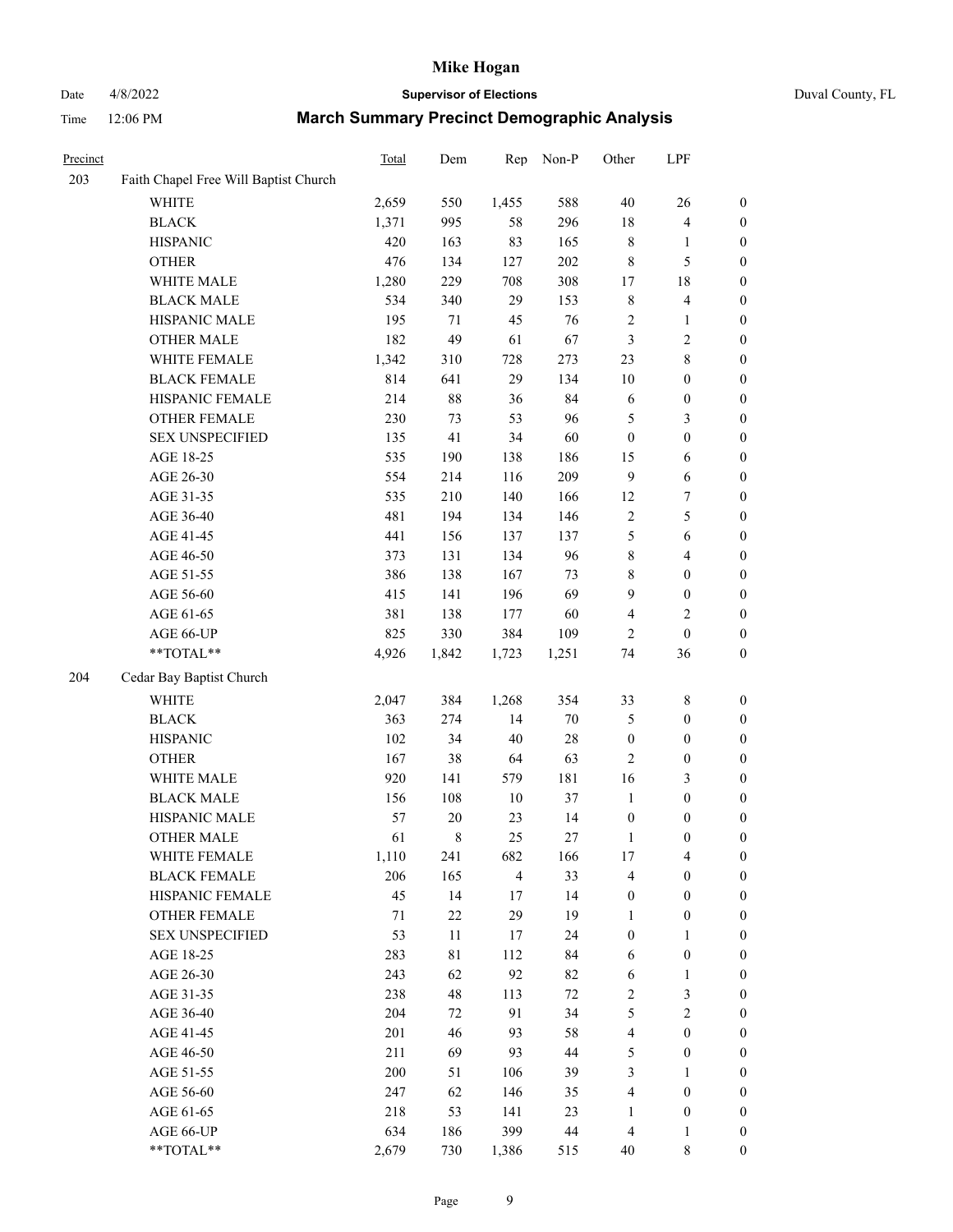# Mike Hogan

Date 4/8/2022 **Supervisor of Elections** Duval County, FL

Time 12:06 PM **March Summary Precinct Demographic Analysis**

| Precinct | | Total | Dem | Rep | Non-P | Other | LPF | |
|---|---|---|---|---|---|---|---|---|
| 203 | Faith Chapel Free Will Baptist Church | | | | | | | |
| | WHITE | 2,659 | 550 | 1,455 | 588 | 40 | 26 | 0 |
| | BLACK | 1,371 | 995 | 58 | 296 | 18 | 4 | 0 |
| | HISPANIC | 420 | 163 | 83 | 165 | 8 | 1 | 0 |
| | OTHER | 476 | 134 | 127 | 202 | 8 | 5 | 0 |
| | WHITE MALE | 1,280 | 229 | 708 | 308 | 17 | 18 | 0 |
| | BLACK MALE | 534 | 340 | 29 | 153 | 8 | 4 | 0 |
| | HISPANIC MALE | 195 | 71 | 45 | 76 | 2 | 1 | 0 |
| | OTHER MALE | 182 | 49 | 61 | 67 | 3 | 2 | 0 |
| | WHITE FEMALE | 1,342 | 310 | 728 | 273 | 23 | 8 | 0 |
| | BLACK FEMALE | 814 | 641 | 29 | 134 | 10 | 0 | 0 |
| | HISPANIC FEMALE | 214 | 88 | 36 | 84 | 6 | 0 | 0 |
| | OTHER FEMALE | 230 | 73 | 53 | 96 | 5 | 3 | 0 |
| | SEX UNSPECIFIED | 135 | 41 | 34 | 60 | 0 | 0 | 0 |
| | AGE 18-25 | 535 | 190 | 138 | 186 | 15 | 6 | 0 |
| | AGE 26-30 | 554 | 214 | 116 | 209 | 9 | 6 | 0 |
| | AGE 31-35 | 535 | 210 | 140 | 166 | 12 | 7 | 0 |
| | AGE 36-40 | 481 | 194 | 134 | 146 | 2 | 5 | 0 |
| | AGE 41-45 | 441 | 156 | 137 | 137 | 5 | 6 | 0 |
| | AGE 46-50 | 373 | 131 | 134 | 96 | 8 | 4 | 0 |
| | AGE 51-55 | 386 | 138 | 167 | 73 | 8 | 0 | 0 |
| | AGE 56-60 | 415 | 141 | 196 | 69 | 9 | 0 | 0 |
| | AGE 61-65 | 381 | 138 | 177 | 60 | 4 | 2 | 0 |
| | AGE 66-UP | 825 | 330 | 384 | 109 | 2 | 0 | 0 |
| | **TOTAL** | 4,926 | 1,842 | 1,723 | 1,251 | 74 | 36 | 0 |
| 204 | Cedar Bay Baptist Church | | | | | | | |
| | WHITE | 2,047 | 384 | 1,268 | 354 | 33 | 8 | 0 |
| | BLACK | 363 | 274 | 14 | 70 | 5 | 0 | 0 |
| | HISPANIC | 102 | 34 | 40 | 28 | 0 | 0 | 0 |
| | OTHER | 167 | 38 | 64 | 63 | 2 | 0 | 0 |
| | WHITE MALE | 920 | 141 | 579 | 181 | 16 | 3 | 0 |
| | BLACK MALE | 156 | 108 | 10 | 37 | 1 | 0 | 0 |
| | HISPANIC MALE | 57 | 20 | 23 | 14 | 0 | 0 | 0 |
| | OTHER MALE | 61 | 8 | 25 | 27 | 1 | 0 | 0 |
| | WHITE FEMALE | 1,110 | 241 | 682 | 166 | 17 | 4 | 0 |
| | BLACK FEMALE | 206 | 165 | 4 | 33 | 4 | 0 | 0 |
| | HISPANIC FEMALE | 45 | 14 | 17 | 14 | 0 | 0 | 0 |
| | OTHER FEMALE | 71 | 22 | 29 | 19 | 1 | 0 | 0 |
| | SEX UNSPECIFIED | 53 | 11 | 17 | 24 | 0 | 1 | 0 |
| | AGE 18-25 | 283 | 81 | 112 | 84 | 6 | 0 | 0 |
| | AGE 26-30 | 243 | 62 | 92 | 82 | 6 | 1 | 0 |
| | AGE 31-35 | 238 | 48 | 113 | 72 | 2 | 3 | 0 |
| | AGE 36-40 | 204 | 72 | 91 | 34 | 5 | 2 | 0 |
| | AGE 41-45 | 201 | 46 | 93 | 58 | 4 | 0 | 0 |
| | AGE 46-50 | 211 | 69 | 93 | 44 | 5 | 0 | 0 |
| | AGE 51-55 | 200 | 51 | 106 | 39 | 3 | 1 | 0 |
| | AGE 56-60 | 247 | 62 | 146 | 35 | 4 | 0 | 0 |
| | AGE 61-65 | 218 | 53 | 141 | 23 | 1 | 0 | 0 |
| | AGE 66-UP | 634 | 186 | 399 | 44 | 4 | 1 | 0 |
| | **TOTAL** | 2,679 | 730 | 1,386 | 515 | 40 | 8 | 0 |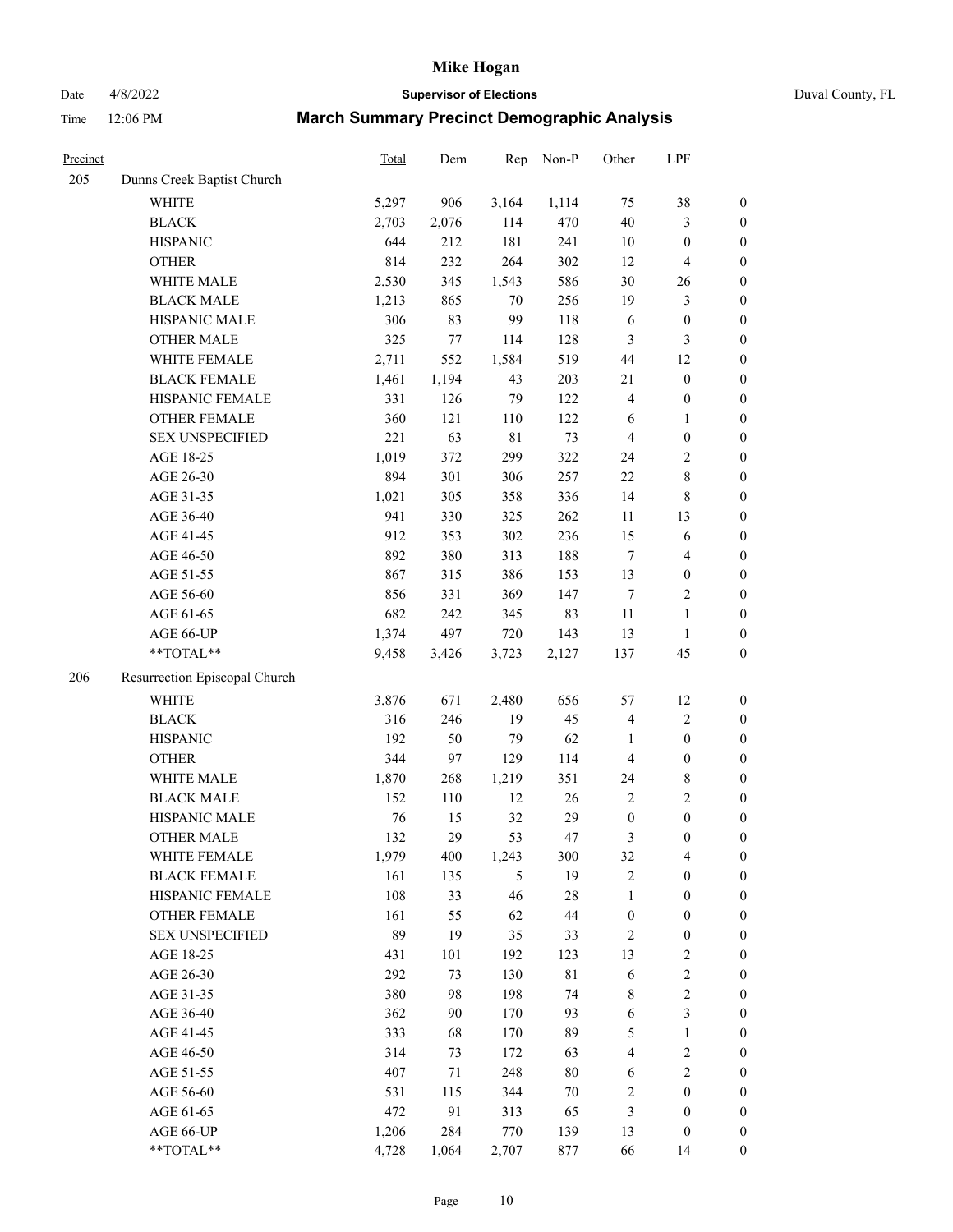# Mike Hogan

Date 4/8/2022 **Supervisor of Elections** Duval County, FL

Time 12:06 PM **March Summary Precinct Demographic Analysis**

| Precinct | | Total | Dem | Rep | Non-P | Other | LPF | |
|---|---|---|---|---|---|---|---|---|
| 205 | Dunns Creek Baptist Church | | | | | | | |
| | WHITE | 5,297 | 906 | 3,164 | 1,114 | 75 | 38 | 0 |
| | BLACK | 2,703 | 2,076 | 114 | 470 | 40 | 3 | 0 |
| | HISPANIC | 644 | 212 | 181 | 241 | 10 | 0 | 0 |
| | OTHER | 814 | 232 | 264 | 302 | 12 | 4 | 0 |
| | WHITE MALE | 2,530 | 345 | 1,543 | 586 | 30 | 26 | 0 |
| | BLACK MALE | 1,213 | 865 | 70 | 256 | 19 | 3 | 0 |
| | HISPANIC MALE | 306 | 83 | 99 | 118 | 6 | 0 | 0 |
| | OTHER MALE | 325 | 77 | 114 | 128 | 3 | 3 | 0 |
| | WHITE FEMALE | 2,711 | 552 | 1,584 | 519 | 44 | 12 | 0 |
| | BLACK FEMALE | 1,461 | 1,194 | 43 | 203 | 21 | 0 | 0 |
| | HISPANIC FEMALE | 331 | 126 | 79 | 122 | 4 | 0 | 0 |
| | OTHER FEMALE | 360 | 121 | 110 | 122 | 6 | 1 | 0 |
| | SEX UNSPECIFIED | 221 | 63 | 81 | 73 | 4 | 0 | 0 |
| | AGE 18-25 | 1,019 | 372 | 299 | 322 | 24 | 2 | 0 |
| | AGE 26-30 | 894 | 301 | 306 | 257 | 22 | 8 | 0 |
| | AGE 31-35 | 1,021 | 305 | 358 | 336 | 14 | 8 | 0 |
| | AGE 36-40 | 941 | 330 | 325 | 262 | 11 | 13 | 0 |
| | AGE 41-45 | 912 | 353 | 302 | 236 | 15 | 6 | 0 |
| | AGE 46-50 | 892 | 380 | 313 | 188 | 7 | 4 | 0 |
| | AGE 51-55 | 867 | 315 | 386 | 153 | 13 | 0 | 0 |
| | AGE 56-60 | 856 | 331 | 369 | 147 | 7 | 2 | 0 |
| | AGE 61-65 | 682 | 242 | 345 | 83 | 11 | 1 | 0 |
| | AGE 66-UP | 1,374 | 497 | 720 | 143 | 13 | 1 | 0 |
| | **TOTAL** | 9,458 | 3,426 | 3,723 | 2,127 | 137 | 45 | 0 |
| 206 | Resurrection Episcopal Church | | | | | | | |
| | WHITE | 3,876 | 671 | 2,480 | 656 | 57 | 12 | 0 |
| | BLACK | 316 | 246 | 19 | 45 | 4 | 2 | 0 |
| | HISPANIC | 192 | 50 | 79 | 62 | 1 | 0 | 0 |
| | OTHER | 344 | 97 | 129 | 114 | 4 | 0 | 0 |
| | WHITE MALE | 1,870 | 268 | 1,219 | 351 | 24 | 8 | 0 |
| | BLACK MALE | 152 | 110 | 12 | 26 | 2 | 2 | 0 |
| | HISPANIC MALE | 76 | 15 | 32 | 29 | 0 | 0 | 0 |
| | OTHER MALE | 132 | 29 | 53 | 47 | 3 | 0 | 0 |
| | WHITE FEMALE | 1,979 | 400 | 1,243 | 300 | 32 | 4 | 0 |
| | BLACK FEMALE | 161 | 135 | 5 | 19 | 2 | 0 | 0 |
| | HISPANIC FEMALE | 108 | 33 | 46 | 28 | 1 | 0 | 0 |
| | OTHER FEMALE | 161 | 55 | 62 | 44 | 0 | 0 | 0 |
| | SEX UNSPECIFIED | 89 | 19 | 35 | 33 | 2 | 0 | 0 |
| | AGE 18-25 | 431 | 101 | 192 | 123 | 13 | 2 | 0 |
| | AGE 26-30 | 292 | 73 | 130 | 81 | 6 | 2 | 0 |
| | AGE 31-35 | 380 | 98 | 198 | 74 | 8 | 2 | 0 |
| | AGE 36-40 | 362 | 90 | 170 | 93 | 6 | 3 | 0 |
| | AGE 41-45 | 333 | 68 | 170 | 89 | 5 | 1 | 0 |
| | AGE 46-50 | 314 | 73 | 172 | 63 | 4 | 2 | 0 |
| | AGE 51-55 | 407 | 71 | 248 | 80 | 6 | 2 | 0 |
| | AGE 56-60 | 531 | 115 | 344 | 70 | 2 | 0 | 0 |
| | AGE 61-65 | 472 | 91 | 313 | 65 | 3 | 0 | 0 |
| | AGE 66-UP | 1,206 | 284 | 770 | 139 | 13 | 0 | 0 |
| | **TOTAL** | 4,728 | 1,064 | 2,707 | 877 | 66 | 14 | 0 |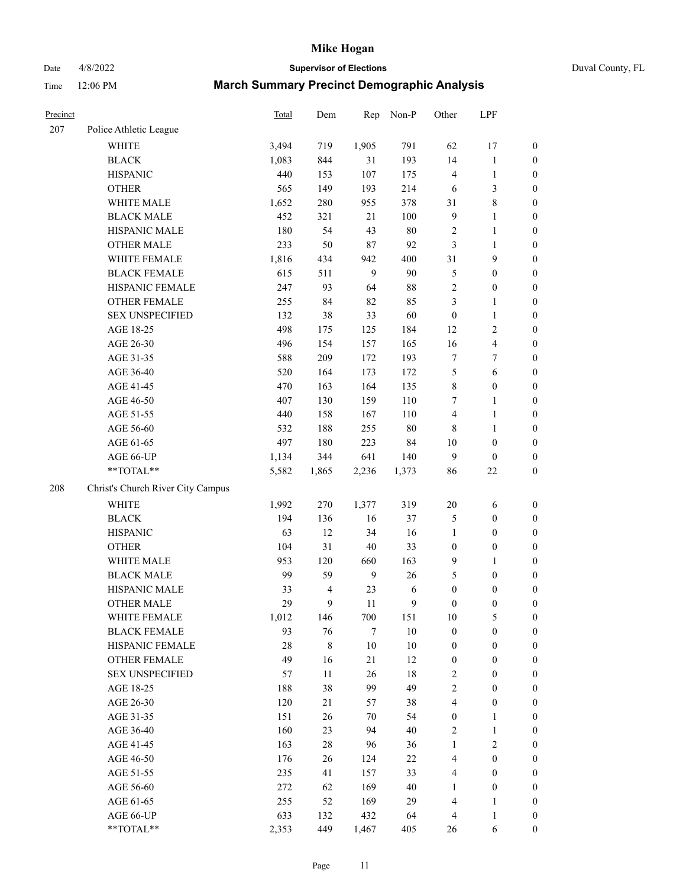# Mike Hogan

Date 4/8/2022 **Supervisor of Elections** Duval County, FL

Time 12:06 PM **March Summary Precinct Demographic Analysis**

| Precinct | | Total | Dem | Rep | Non-P | Other | LPF | |
|---|---|---|---|---|---|---|---|---|
| 207 | Police Athletic League | | | | | | | |
| | WHITE | 3,494 | 719 | 1,905 | 791 | 62 | 17 | 0 |
| | BLACK | 1,083 | 844 | 31 | 193 | 14 | 1 | 0 |
| | HISPANIC | 440 | 153 | 107 | 175 | 4 | 1 | 0 |
| | OTHER | 565 | 149 | 193 | 214 | 6 | 3 | 0 |
| | WHITE MALE | 1,652 | 280 | 955 | 378 | 31 | 8 | 0 |
| | BLACK MALE | 452 | 321 | 21 | 100 | 9 | 1 | 0 |
| | HISPANIC MALE | 180 | 54 | 43 | 80 | 2 | 1 | 0 |
| | OTHER MALE | 233 | 50 | 87 | 92 | 3 | 1 | 0 |
| | WHITE FEMALE | 1,816 | 434 | 942 | 400 | 31 | 9 | 0 |
| | BLACK FEMALE | 615 | 511 | 9 | 90 | 5 | 0 | 0 |
| | HISPANIC FEMALE | 247 | 93 | 64 | 88 | 2 | 0 | 0 |
| | OTHER FEMALE | 255 | 84 | 82 | 85 | 3 | 1 | 0 |
| | SEX UNSPECIFIED | 132 | 38 | 33 | 60 | 0 | 1 | 0 |
| | AGE 18-25 | 498 | 175 | 125 | 184 | 12 | 2 | 0 |
| | AGE 26-30 | 496 | 154 | 157 | 165 | 16 | 4 | 0 |
| | AGE 31-35 | 588 | 209 | 172 | 193 | 7 | 7 | 0 |
| | AGE 36-40 | 520 | 164 | 173 | 172 | 5 | 6 | 0 |
| | AGE 41-45 | 470 | 163 | 164 | 135 | 8 | 0 | 0 |
| | AGE 46-50 | 407 | 130 | 159 | 110 | 7 | 1 | 0 |
| | AGE 51-55 | 440 | 158 | 167 | 110 | 4 | 1 | 0 |
| | AGE 56-60 | 532 | 188 | 255 | 80 | 8 | 1 | 0 |
| | AGE 61-65 | 497 | 180 | 223 | 84 | 10 | 0 | 0 |
| | AGE 66-UP | 1,134 | 344 | 641 | 140 | 9 | 0 | 0 |
| | **TOTAL** | 5,582 | 1,865 | 2,236 | 1,373 | 86 | 22 | 0 |
| 208 | Christ's Church River City Campus | | | | | | | |
| | WHITE | 1,992 | 270 | 1,377 | 319 | 20 | 6 | 0 |
| | BLACK | 194 | 136 | 16 | 37 | 5 | 0 | 0 |
| | HISPANIC | 63 | 12 | 34 | 16 | 1 | 0 | 0 |
| | OTHER | 104 | 31 | 40 | 33 | 0 | 0 | 0 |
| | WHITE MALE | 953 | 120 | 660 | 163 | 9 | 1 | 0 |
| | BLACK MALE | 99 | 59 | 9 | 26 | 5 | 0 | 0 |
| | HISPANIC MALE | 33 | 4 | 23 | 6 | 0 | 0 | 0 |
| | OTHER MALE | 29 | 9 | 11 | 9 | 0 | 0 | 0 |
| | WHITE FEMALE | 1,012 | 146 | 700 | 151 | 10 | 5 | 0 |
| | BLACK FEMALE | 93 | 76 | 7 | 10 | 0 | 0 | 0 |
| | HISPANIC FEMALE | 28 | 8 | 10 | 10 | 0 | 0 | 0 |
| | OTHER FEMALE | 49 | 16 | 21 | 12 | 0 | 0 | 0 |
| | SEX UNSPECIFIED | 57 | 11 | 26 | 18 | 2 | 0 | 0 |
| | AGE 18-25 | 188 | 38 | 99 | 49 | 2 | 0 | 0 |
| | AGE 26-30 | 120 | 21 | 57 | 38 | 4 | 0 | 0 |
| | AGE 31-35 | 151 | 26 | 70 | 54 | 0 | 1 | 0 |
| | AGE 36-40 | 160 | 23 | 94 | 40 | 2 | 1 | 0 |
| | AGE 41-45 | 163 | 28 | 96 | 36 | 1 | 2 | 0 |
| | AGE 46-50 | 176 | 26 | 124 | 22 | 4 | 0 | 0 |
| | AGE 51-55 | 235 | 41 | 157 | 33 | 4 | 0 | 0 |
| | AGE 56-60 | 272 | 62 | 169 | 40 | 1 | 0 | 0 |
| | AGE 61-65 | 255 | 52 | 169 | 29 | 4 | 1 | 0 |
| | AGE 66-UP | 633 | 132 | 432 | 64 | 4 | 1 | 0 |
| | **TOTAL** | 2,353 | 449 | 1,467 | 405 | 26 | 6 | 0 |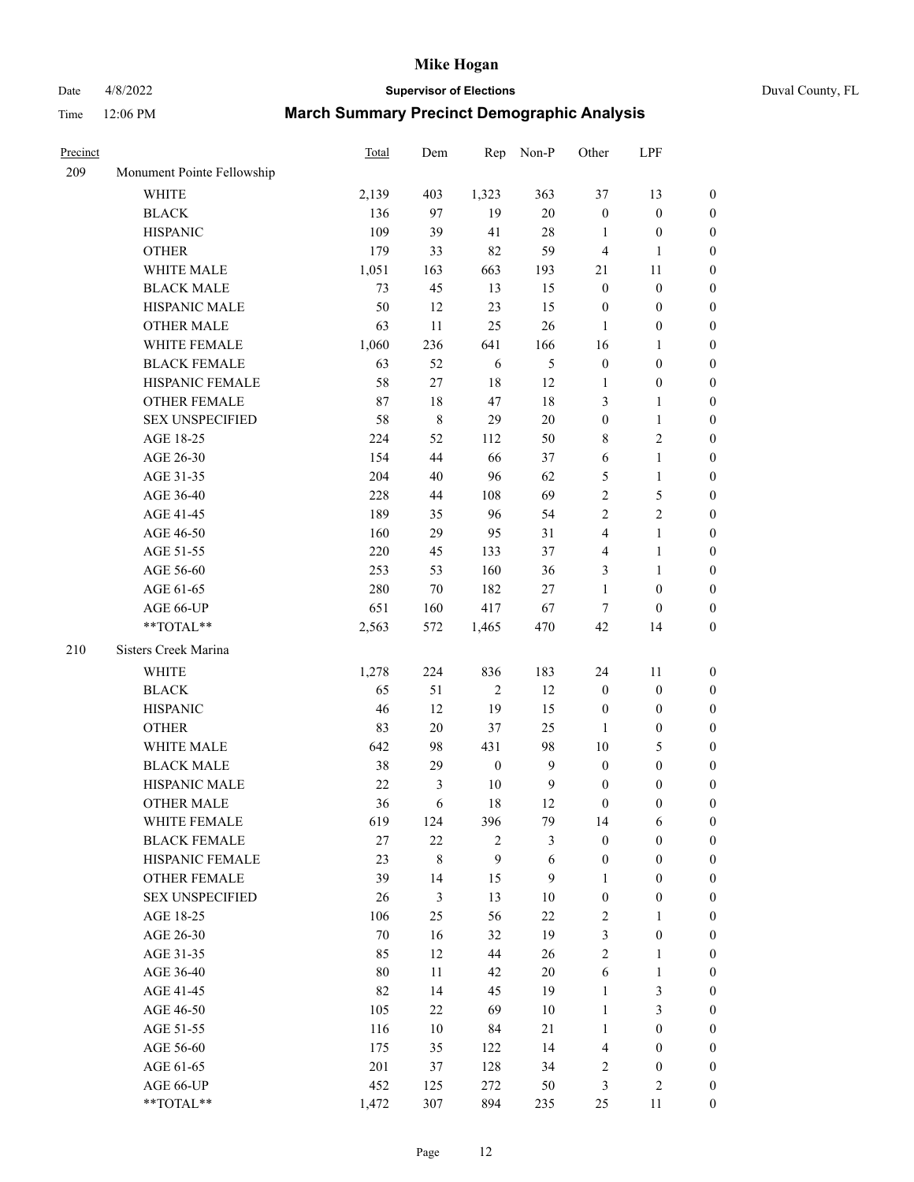# Mike Hogan

Date 4/8/2022 **Supervisor of Elections** Duval County, FL

Time 12:06 PM **March Summary Precinct Demographic Analysis**

| Precinct | | Total | Dem | Rep | Non-P | Other | LPF | |
|---|---|---|---|---|---|---|---|---|
| 209 | Monument Pointe Fellowship | | | | | | | |
| | WHITE | 2,139 | 403 | 1,323 | 363 | 37 | 13 | 0 |
| | BLACK | 136 | 97 | 19 | 20 | 0 | 0 | 0 |
| | HISPANIC | 109 | 39 | 41 | 28 | 1 | 0 | 0 |
| | OTHER | 179 | 33 | 82 | 59 | 4 | 1 | 0 |
| | WHITE MALE | 1,051 | 163 | 663 | 193 | 21 | 11 | 0 |
| | BLACK MALE | 73 | 45 | 13 | 15 | 0 | 0 | 0 |
| | HISPANIC MALE | 50 | 12 | 23 | 15 | 0 | 0 | 0 |
| | OTHER MALE | 63 | 11 | 25 | 26 | 1 | 0 | 0 |
| | WHITE FEMALE | 1,060 | 236 | 641 | 166 | 16 | 1 | 0 |
| | BLACK FEMALE | 63 | 52 | 6 | 5 | 0 | 0 | 0 |
| | HISPANIC FEMALE | 58 | 27 | 18 | 12 | 1 | 0 | 0 |
| | OTHER FEMALE | 87 | 18 | 47 | 18 | 3 | 1 | 0 |
| | SEX UNSPECIFIED | 58 | 8 | 29 | 20 | 0 | 1 | 0 |
| | AGE 18-25 | 224 | 52 | 112 | 50 | 8 | 2 | 0 |
| | AGE 26-30 | 154 | 44 | 66 | 37 | 6 | 1 | 0 |
| | AGE 31-35 | 204 | 40 | 96 | 62 | 5 | 1 | 0 |
| | AGE 36-40 | 228 | 44 | 108 | 69 | 2 | 5 | 0 |
| | AGE 41-45 | 189 | 35 | 96 | 54 | 2 | 2 | 0 |
| | AGE 46-50 | 160 | 29 | 95 | 31 | 4 | 1 | 0 |
| | AGE 51-55 | 220 | 45 | 133 | 37 | 4 | 1 | 0 |
| | AGE 56-60 | 253 | 53 | 160 | 36 | 3 | 1 | 0 |
| | AGE 61-65 | 280 | 70 | 182 | 27 | 1 | 0 | 0 |
| | AGE 66-UP | 651 | 160 | 417 | 67 | 7 | 0 | 0 |
| | **TOTAL** | 2,563 | 572 | 1,465 | 470 | 42 | 14 | 0 |
| 210 | Sisters Creek Marina | | | | | | | |
| | WHITE | 1,278 | 224 | 836 | 183 | 24 | 11 | 0 |
| | BLACK | 65 | 51 | 2 | 12 | 0 | 0 | 0 |
| | HISPANIC | 46 | 12 | 19 | 15 | 0 | 0 | 0 |
| | OTHER | 83 | 20 | 37 | 25 | 1 | 0 | 0 |
| | WHITE MALE | 642 | 98 | 431 | 98 | 10 | 5 | 0 |
| | BLACK MALE | 38 | 29 | 0 | 9 | 0 | 0 | 0 |
| | HISPANIC MALE | 22 | 3 | 10 | 9 | 0 | 0 | 0 |
| | OTHER MALE | 36 | 6 | 18 | 12 | 0 | 0 | 0 |
| | WHITE FEMALE | 619 | 124 | 396 | 79 | 14 | 6 | 0 |
| | BLACK FEMALE | 27 | 22 | 2 | 3 | 0 | 0 | 0 |
| | HISPANIC FEMALE | 23 | 8 | 9 | 6 | 0 | 0 | 0 |
| | OTHER FEMALE | 39 | 14 | 15 | 9 | 1 | 0 | 0 |
| | SEX UNSPECIFIED | 26 | 3 | 13 | 10 | 0 | 0 | 0 |
| | AGE 18-25 | 106 | 25 | 56 | 22 | 2 | 1 | 0 |
| | AGE 26-30 | 70 | 16 | 32 | 19 | 3 | 0 | 0 |
| | AGE 31-35 | 85 | 12 | 44 | 26 | 2 | 1 | 0 |
| | AGE 36-40 | 80 | 11 | 42 | 20 | 6 | 1 | 0 |
| | AGE 41-45 | 82 | 14 | 45 | 19 | 1 | 3 | 0 |
| | AGE 46-50 | 105 | 22 | 69 | 10 | 1 | 3 | 0 |
| | AGE 51-55 | 116 | 10 | 84 | 21 | 1 | 0 | 0 |
| | AGE 56-60 | 175 | 35 | 122 | 14 | 4 | 0 | 0 |
| | AGE 61-65 | 201 | 37 | 128 | 34 | 2 | 0 | 0 |
| | AGE 66-UP | 452 | 125 | 272 | 50 | 3 | 2 | 0 |
| | **TOTAL** | 1,472 | 307 | 894 | 235 | 25 | 11 | 0 |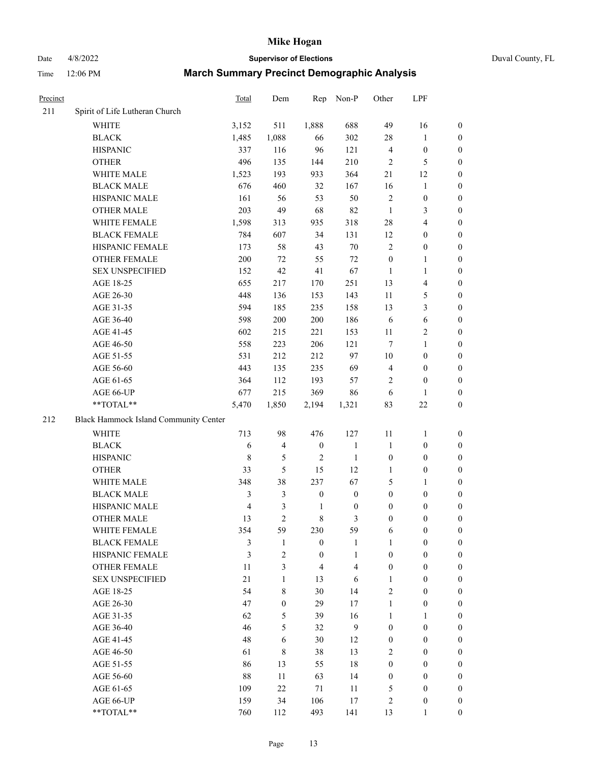# Mike Hogan

Date 4/8/2022 **Supervisor of Elections** Duval County, FL

Time 12:06 PM **March Summary Precinct Demographic Analysis**

| Precinct | | Total | Dem | Rep | Non-P | Other | LPF | |
|---|---|---|---|---|---|---|---|---|
| 211 | Spirit of Life Lutheran Church | | | | | | | |
| | WHITE | 3,152 | 511 | 1,888 | 688 | 49 | 16 | 0 |
| | BLACK | 1,485 | 1,088 | 66 | 302 | 28 | 1 | 0 |
| | HISPANIC | 337 | 116 | 96 | 121 | 4 | 0 | 0 |
| | OTHER | 496 | 135 | 144 | 210 | 2 | 5 | 0 |
| | WHITE MALE | 1,523 | 193 | 933 | 364 | 21 | 12 | 0 |
| | BLACK MALE | 676 | 460 | 32 | 167 | 16 | 1 | 0 |
| | HISPANIC MALE | 161 | 56 | 53 | 50 | 2 | 0 | 0 |
| | OTHER MALE | 203 | 49 | 68 | 82 | 1 | 3 | 0 |
| | WHITE FEMALE | 1,598 | 313 | 935 | 318 | 28 | 4 | 0 |
| | BLACK FEMALE | 784 | 607 | 34 | 131 | 12 | 0 | 0 |
| | HISPANIC FEMALE | 173 | 58 | 43 | 70 | 2 | 0 | 0 |
| | OTHER FEMALE | 200 | 72 | 55 | 72 | 0 | 1 | 0 |
| | SEX UNSPECIFIED | 152 | 42 | 41 | 67 | 1 | 1 | 0 |
| | AGE 18-25 | 655 | 217 | 170 | 251 | 13 | 4 | 0 |
| | AGE 26-30 | 448 | 136 | 153 | 143 | 11 | 5 | 0 |
| | AGE 31-35 | 594 | 185 | 235 | 158 | 13 | 3 | 0 |
| | AGE 36-40 | 598 | 200 | 200 | 186 | 6 | 6 | 0 |
| | AGE 41-45 | 602 | 215 | 221 | 153 | 11 | 2 | 0 |
| | AGE 46-50 | 558 | 223 | 206 | 121 | 7 | 1 | 0 |
| | AGE 51-55 | 531 | 212 | 212 | 97 | 10 | 0 | 0 |
| | AGE 56-60 | 443 | 135 | 235 | 69 | 4 | 0 | 0 |
| | AGE 61-65 | 364 | 112 | 193 | 57 | 2 | 0 | 0 |
| | AGE 66-UP | 677 | 215 | 369 | 86 | 6 | 1 | 0 |
| | **TOTAL** | 5,470 | 1,850 | 2,194 | 1,321 | 83 | 22 | 0 |
| 212 | Black Hammock Island Community Center | | | | | | | |
| | WHITE | 713 | 98 | 476 | 127 | 11 | 1 | 0 |
| | BLACK | 6 | 4 | 0 | 1 | 1 | 0 | 0 |
| | HISPANIC | 8 | 5 | 2 | 1 | 0 | 0 | 0 |
| | OTHER | 33 | 5 | 15 | 12 | 1 | 0 | 0 |
| | WHITE MALE | 348 | 38 | 237 | 67 | 5 | 1 | 0 |
| | BLACK MALE | 3 | 3 | 0 | 0 | 0 | 0 | 0 |
| | HISPANIC MALE | 4 | 3 | 1 | 0 | 0 | 0 | 0 |
| | OTHER MALE | 13 | 2 | 8 | 3 | 0 | 0 | 0 |
| | WHITE FEMALE | 354 | 59 | 230 | 59 | 6 | 0 | 0 |
| | BLACK FEMALE | 3 | 1 | 0 | 1 | 1 | 0 | 0 |
| | HISPANIC FEMALE | 3 | 2 | 0 | 1 | 0 | 0 | 0 |
| | OTHER FEMALE | 11 | 3 | 4 | 4 | 0 | 0 | 0 |
| | SEX UNSPECIFIED | 21 | 1 | 13 | 6 | 1 | 0 | 0 |
| | AGE 18-25 | 54 | 8 | 30 | 14 | 2 | 0 | 0 |
| | AGE 26-30 | 47 | 0 | 29 | 17 | 1 | 0 | 0 |
| | AGE 31-35 | 62 | 5 | 39 | 16 | 1 | 1 | 0 |
| | AGE 36-40 | 46 | 5 | 32 | 9 | 0 | 0 | 0 |
| | AGE 41-45 | 48 | 6 | 30 | 12 | 0 | 0 | 0 |
| | AGE 46-50 | 61 | 8 | 38 | 13 | 2 | 0 | 0 |
| | AGE 51-55 | 86 | 13 | 55 | 18 | 0 | 0 | 0 |
| | AGE 56-60 | 88 | 11 | 63 | 14 | 0 | 0 | 0 |
| | AGE 61-65 | 109 | 22 | 71 | 11 | 5 | 0 | 0 |
| | AGE 66-UP | 159 | 34 | 106 | 17 | 2 | 0 | 0 |
| | **TOTAL** | 760 | 112 | 493 | 141 | 13 | 1 | 0 |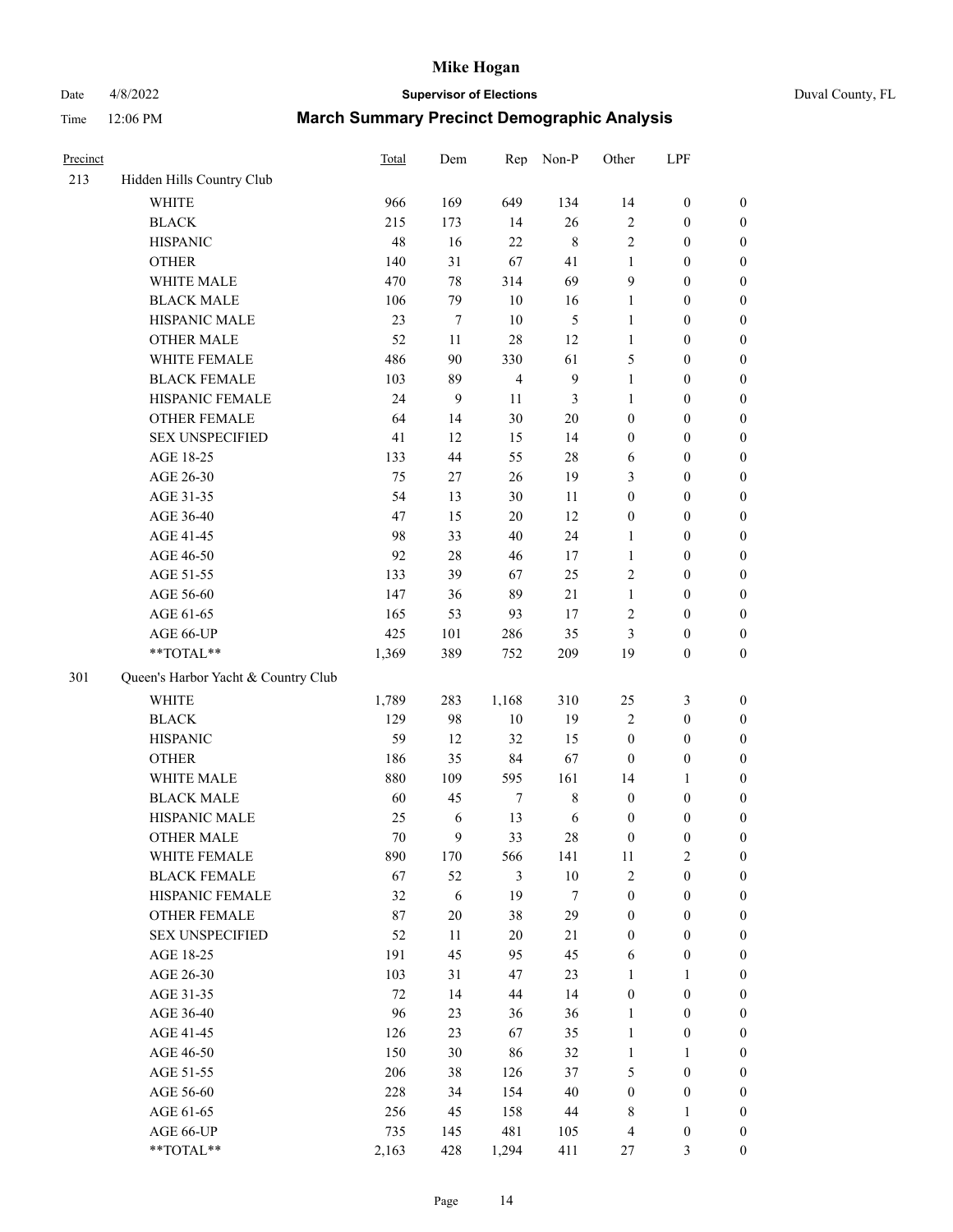# Mike Hogan

Date 4/8/2022 **Supervisor of Elections** Duval County, FL

Time 12:06 PM **March Summary Precinct Demographic Analysis**

| Precinct | | Total | Dem | Rep | Non-P | Other | LPF | |
|---|---|---|---|---|---|---|---|---|
| 213 | Hidden Hills Country Club | | | | | | | |
| | WHITE | 966 | 169 | 649 | 134 | 14 | 0 | 0 |
| | BLACK | 215 | 173 | 14 | 26 | 2 | 0 | 0 |
| | HISPANIC | 48 | 16 | 22 | 8 | 2 | 0 | 0 |
| | OTHER | 140 | 31 | 67 | 41 | 1 | 0 | 0 |
| | WHITE MALE | 470 | 78 | 314 | 69 | 9 | 0 | 0 |
| | BLACK MALE | 106 | 79 | 10 | 16 | 1 | 0 | 0 |
| | HISPANIC MALE | 23 | 7 | 10 | 5 | 1 | 0 | 0 |
| | OTHER MALE | 52 | 11 | 28 | 12 | 1 | 0 | 0 |
| | WHITE FEMALE | 486 | 90 | 330 | 61 | 5 | 0 | 0 |
| | BLACK FEMALE | 103 | 89 | 4 | 9 | 1 | 0 | 0 |
| | HISPANIC FEMALE | 24 | 9 | 11 | 3 | 1 | 0 | 0 |
| | OTHER FEMALE | 64 | 14 | 30 | 20 | 0 | 0 | 0 |
| | SEX UNSPECIFIED | 41 | 12 | 15 | 14 | 0 | 0 | 0 |
| | AGE 18-25 | 133 | 44 | 55 | 28 | 6 | 0 | 0 |
| | AGE 26-30 | 75 | 27 | 26 | 19 | 3 | 0 | 0 |
| | AGE 31-35 | 54 | 13 | 30 | 11 | 0 | 0 | 0 |
| | AGE 36-40 | 47 | 15 | 20 | 12 | 0 | 0 | 0 |
| | AGE 41-45 | 98 | 33 | 40 | 24 | 1 | 0 | 0 |
| | AGE 46-50 | 92 | 28 | 46 | 17 | 1 | 0 | 0 |
| | AGE 51-55 | 133 | 39 | 67 | 25 | 2 | 0 | 0 |
| | AGE 56-60 | 147 | 36 | 89 | 21 | 1 | 0 | 0 |
| | AGE 61-65 | 165 | 53 | 93 | 17 | 2 | 0 | 0 |
| | AGE 66-UP | 425 | 101 | 286 | 35 | 3 | 0 | 0 |
| | **TOTAL** | 1,369 | 389 | 752 | 209 | 19 | 0 | 0 |
| 301 | Queen's Harbor Yacht & Country Club | | | | | | | |
| | WHITE | 1,789 | 283 | 1,168 | 310 | 25 | 3 | 0 |
| | BLACK | 129 | 98 | 10 | 19 | 2 | 0 | 0 |
| | HISPANIC | 59 | 12 | 32 | 15 | 0 | 0 | 0 |
| | OTHER | 186 | 35 | 84 | 67 | 0 | 0 | 0 |
| | WHITE MALE | 880 | 109 | 595 | 161 | 14 | 1 | 0 |
| | BLACK MALE | 60 | 45 | 7 | 8 | 0 | 0 | 0 |
| | HISPANIC MALE | 25 | 6 | 13 | 6 | 0 | 0 | 0 |
| | OTHER MALE | 70 | 9 | 33 | 28 | 0 | 0 | 0 |
| | WHITE FEMALE | 890 | 170 | 566 | 141 | 11 | 2 | 0 |
| | BLACK FEMALE | 67 | 52 | 3 | 10 | 2 | 0 | 0 |
| | HISPANIC FEMALE | 32 | 6 | 19 | 7 | 0 | 0 | 0 |
| | OTHER FEMALE | 87 | 20 | 38 | 29 | 0 | 0 | 0 |
| | SEX UNSPECIFIED | 52 | 11 | 20 | 21 | 0 | 0 | 0 |
| | AGE 18-25 | 191 | 45 | 95 | 45 | 6 | 0 | 0 |
| | AGE 26-30 | 103 | 31 | 47 | 23 | 1 | 1 | 0 |
| | AGE 31-35 | 72 | 14 | 44 | 14 | 0 | 0 | 0 |
| | AGE 36-40 | 96 | 23 | 36 | 36 | 1 | 0 | 0 |
| | AGE 41-45 | 126 | 23 | 67 | 35 | 1 | 0 | 0 |
| | AGE 46-50 | 150 | 30 | 86 | 32 | 1 | 1 | 0 |
| | AGE 51-55 | 206 | 38 | 126 | 37 | 5 | 0 | 0 |
| | AGE 56-60 | 228 | 34 | 154 | 40 | 0 | 0 | 0 |
| | AGE 61-65 | 256 | 45 | 158 | 44 | 8 | 1 | 0 |
| | AGE 66-UP | 735 | 145 | 481 | 105 | 4 | 0 | 0 |
| | **TOTAL** | 2,163 | 428 | 1,294 | 411 | 27 | 3 | 0 |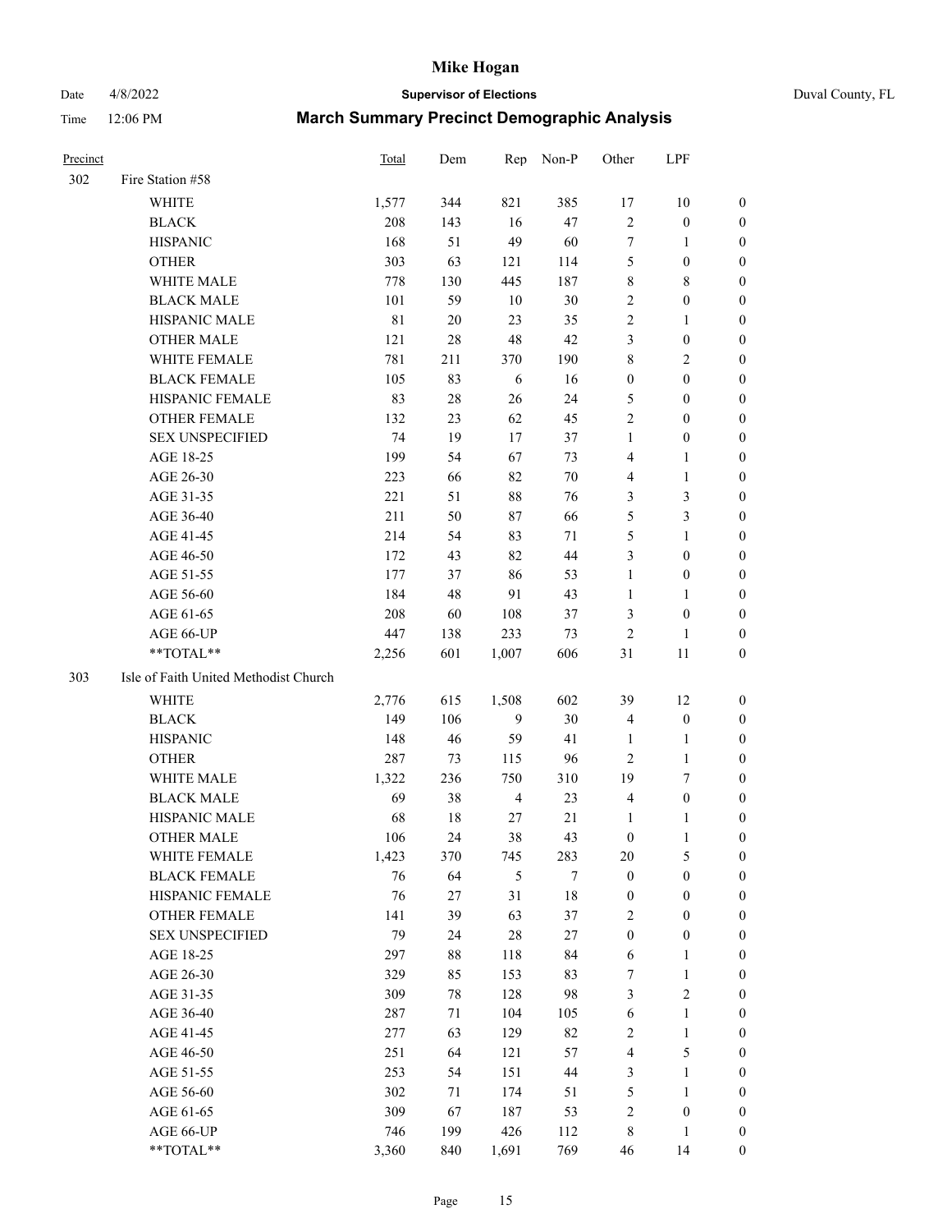# Mike Hogan

Date 4/8/2022 **Supervisor of Elections** Duval County, FL

Time 12:06 PM **March Summary Precinct Demographic Analysis**

| Precinct | | Total | Dem | Rep | Non-P | Other | LPF | |
|---|---|---|---|---|---|---|---|---|
| 302 | Fire Station #58 | | | | | | | |
| | WHITE | 1,577 | 344 | 821 | 385 | 17 | 10 | 0 |
| | BLACK | 208 | 143 | 16 | 47 | 2 | 0 | 0 |
| | HISPANIC | 168 | 51 | 49 | 60 | 7 | 1 | 0 |
| | OTHER | 303 | 63 | 121 | 114 | 5 | 0 | 0 |
| | WHITE MALE | 778 | 130 | 445 | 187 | 8 | 8 | 0 |
| | BLACK MALE | 101 | 59 | 10 | 30 | 2 | 0 | 0 |
| | HISPANIC MALE | 81 | 20 | 23 | 35 | 2 | 1 | 0 |
| | OTHER MALE | 121 | 28 | 48 | 42 | 3 | 0 | 0 |
| | WHITE FEMALE | 781 | 211 | 370 | 190 | 8 | 2 | 0 |
| | BLACK FEMALE | 105 | 83 | 6 | 16 | 0 | 0 | 0 |
| | HISPANIC FEMALE | 83 | 28 | 26 | 24 | 5 | 0 | 0 |
| | OTHER FEMALE | 132 | 23 | 62 | 45 | 2 | 0 | 0 |
| | SEX UNSPECIFIED | 74 | 19 | 17 | 37 | 1 | 0 | 0 |
| | AGE 18-25 | 199 | 54 | 67 | 73 | 4 | 1 | 0 |
| | AGE 26-30 | 223 | 66 | 82 | 70 | 4 | 1 | 0 |
| | AGE 31-35 | 221 | 51 | 88 | 76 | 3 | 3 | 0 |
| | AGE 36-40 | 211 | 50 | 87 | 66 | 5 | 3 | 0 |
| | AGE 41-45 | 214 | 54 | 83 | 71 | 5 | 1 | 0 |
| | AGE 46-50 | 172 | 43 | 82 | 44 | 3 | 0 | 0 |
| | AGE 51-55 | 177 | 37 | 86 | 53 | 1 | 0 | 0 |
| | AGE 56-60 | 184 | 48 | 91 | 43 | 1 | 1 | 0 |
| | AGE 61-65 | 208 | 60 | 108 | 37 | 3 | 0 | 0 |
| | AGE 66-UP | 447 | 138 | 233 | 73 | 2 | 1 | 0 |
| | **TOTAL** | 2,256 | 601 | 1,007 | 606 | 31 | 11 | 0 |
| 303 | Isle of Faith United Methodist Church | | | | | | | |
| | WHITE | 2,776 | 615 | 1,508 | 602 | 39 | 12 | 0 |
| | BLACK | 149 | 106 | 9 | 30 | 4 | 0 | 0 |
| | HISPANIC | 148 | 46 | 59 | 41 | 1 | 1 | 0 |
| | OTHER | 287 | 73 | 115 | 96 | 2 | 1 | 0 |
| | WHITE MALE | 1,322 | 236 | 750 | 310 | 19 | 7 | 0 |
| | BLACK MALE | 69 | 38 | 4 | 23 | 4 | 0 | 0 |
| | HISPANIC MALE | 68 | 18 | 27 | 21 | 1 | 1 | 0 |
| | OTHER MALE | 106 | 24 | 38 | 43 | 0 | 1 | 0 |
| | WHITE FEMALE | 1,423 | 370 | 745 | 283 | 20 | 5 | 0 |
| | BLACK FEMALE | 76 | 64 | 5 | 7 | 0 | 0 | 0 |
| | HISPANIC FEMALE | 76 | 27 | 31 | 18 | 0 | 0 | 0 |
| | OTHER FEMALE | 141 | 39 | 63 | 37 | 2 | 0 | 0 |
| | SEX UNSPECIFIED | 79 | 24 | 28 | 27 | 0 | 0 | 0 |
| | AGE 18-25 | 297 | 88 | 118 | 84 | 6 | 1 | 0 |
| | AGE 26-30 | 329 | 85 | 153 | 83 | 7 | 1 | 0 |
| | AGE 31-35 | 309 | 78 | 128 | 98 | 3 | 2 | 0 |
| | AGE 36-40 | 287 | 71 | 104 | 105 | 6 | 1 | 0 |
| | AGE 41-45 | 277 | 63 | 129 | 82 | 2 | 1 | 0 |
| | AGE 46-50 | 251 | 64 | 121 | 57 | 4 | 5 | 0 |
| | AGE 51-55 | 253 | 54 | 151 | 44 | 3 | 1 | 0 |
| | AGE 56-60 | 302 | 71 | 174 | 51 | 5 | 1 | 0 |
| | AGE 61-65 | 309 | 67 | 187 | 53 | 2 | 0 | 0 |
| | AGE 66-UP | 746 | 199 | 426 | 112 | 8 | 1 | 0 |
| | **TOTAL** | 3,360 | 840 | 1,691 | 769 | 46 | 14 | 0 |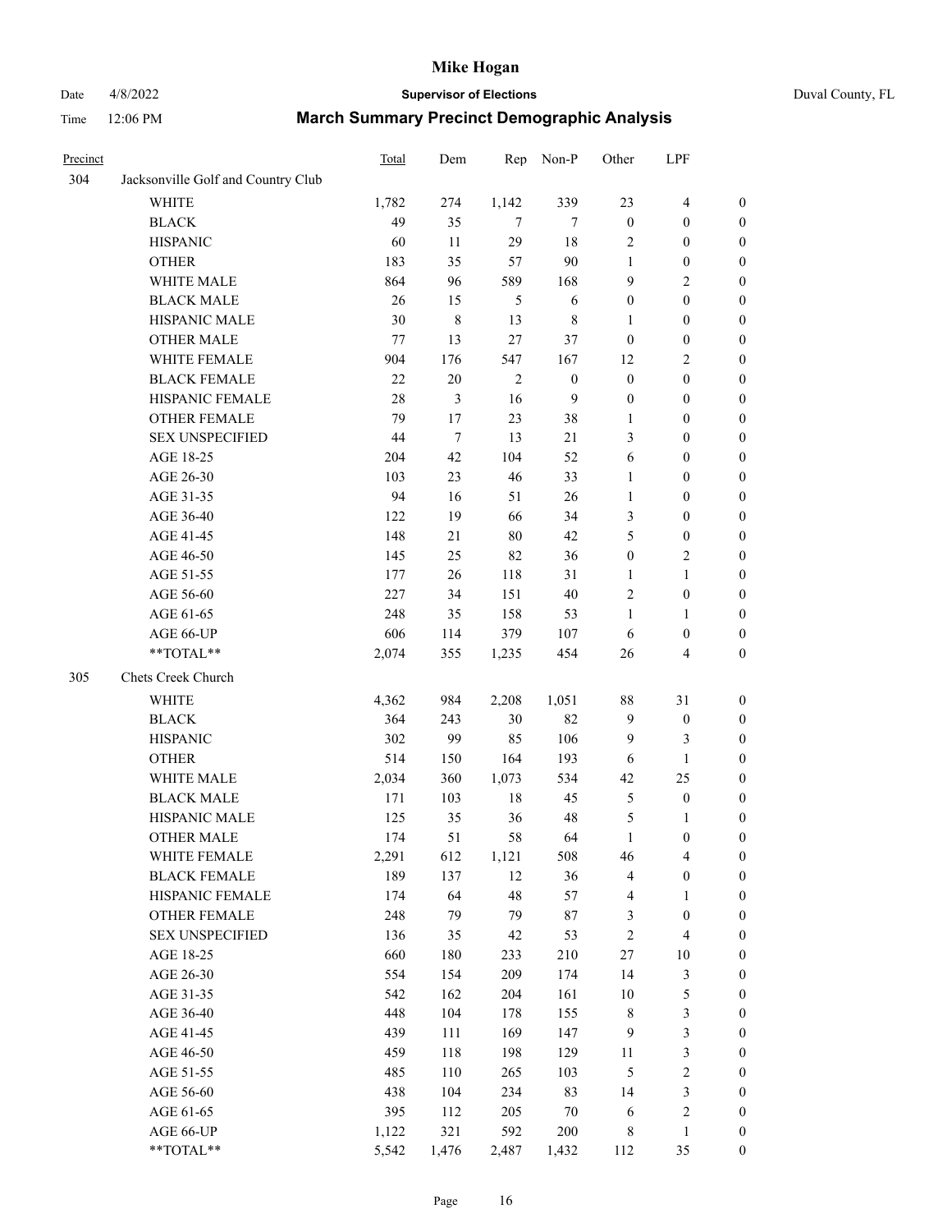| Precinct | | Total | Dem | Rep | Non-P | Other | LPF | |
|---|---|---|---|---|---|---|---|---|
| 304 | Jacksonville Golf and Country Club | | | | | | | |
| | WHITE | 1,782 | 274 | 1,142 | 339 | 23 | 4 | 0 |
| | BLACK | 49 | 35 | 7 | 7 | 0 | 0 | 0 |
| | HISPANIC | 60 | 11 | 29 | 18 | 2 | 0 | 0 |
| | OTHER | 183 | 35 | 57 | 90 | 1 | 0 | 0 |
| | WHITE MALE | 864 | 96 | 589 | 168 | 9 | 2 | 0 |
| | BLACK MALE | 26 | 15 | 5 | 6 | 0 | 0 | 0 |
| | HISPANIC MALE | 30 | 8 | 13 | 8 | 1 | 0 | 0 |
| | OTHER MALE | 77 | 13 | 27 | 37 | 0 | 0 | 0 |
| | WHITE FEMALE | 904 | 176 | 547 | 167 | 12 | 2 | 0 |
| | BLACK FEMALE | 22 | 20 | 2 | 0 | 0 | 0 | 0 |
| | HISPANIC FEMALE | 28 | 3 | 16 | 9 | 0 | 0 | 0 |
| | OTHER FEMALE | 79 | 17 | 23 | 38 | 1 | 0 | 0 |
| | SEX UNSPECIFIED | 44 | 7 | 13 | 21 | 3 | 0 | 0 |
| | AGE 18-25 | 204 | 42 | 104 | 52 | 6 | 0 | 0 |
| | AGE 26-30 | 103 | 23 | 46 | 33 | 1 | 0 | 0 |
| | AGE 31-35 | 94 | 16 | 51 | 26 | 1 | 0 | 0 |
| | AGE 36-40 | 122 | 19 | 66 | 34 | 3 | 0 | 0 |
| | AGE 41-45 | 148 | 21 | 80 | 42 | 5 | 0 | 0 |
| | AGE 46-50 | 145 | 25 | 82 | 36 | 0 | 2 | 0 |
| | AGE 51-55 | 177 | 26 | 118 | 31 | 1 | 1 | 0 |
| | AGE 56-60 | 227 | 34 | 151 | 40 | 2 | 0 | 0 |
| | AGE 61-65 | 248 | 35 | 158 | 53 | 1 | 1 | 0 |
| | AGE 66-UP | 606 | 114 | 379 | 107 | 6 | 0 | 0 |
| | **TOTAL** | 2,074 | 355 | 1,235 | 454 | 26 | 4 | 0 |
| 305 | Chets Creek Church | | | | | | | |
| | WHITE | 4,362 | 984 | 2,208 | 1,051 | 88 | 31 | 0 |
| | BLACK | 364 | 243 | 30 | 82 | 9 | 0 | 0 |
| | HISPANIC | 302 | 99 | 85 | 106 | 9 | 3 | 0 |
| | OTHER | 514 | 150 | 164 | 193 | 6 | 1 | 0 |
| | WHITE MALE | 2,034 | 360 | 1,073 | 534 | 42 | 25 | 0 |
| | BLACK MALE | 171 | 103 | 18 | 45 | 5 | 0 | 0 |
| | HISPANIC MALE | 125 | 35 | 36 | 48 | 5 | 1 | 0 |
| | OTHER MALE | 174 | 51 | 58 | 64 | 1 | 0 | 0 |
| | WHITE FEMALE | 2,291 | 612 | 1,121 | 508 | 46 | 4 | 0 |
| | BLACK FEMALE | 189 | 137 | 12 | 36 | 4 | 0 | 0 |
| | HISPANIC FEMALE | 174 | 64 | 48 | 57 | 4 | 1 | 0 |
| | OTHER FEMALE | 248 | 79 | 79 | 87 | 3 | 0 | 0 |
| | SEX UNSPECIFIED | 136 | 35 | 42 | 53 | 2 | 4 | 0 |
| | AGE 18-25 | 660 | 180 | 233 | 210 | 27 | 10 | 0 |
| | AGE 26-30 | 554 | 154 | 209 | 174 | 14 | 3 | 0 |
| | AGE 31-35 | 542 | 162 | 204 | 161 | 10 | 5 | 0 |
| | AGE 36-40 | 448 | 104 | 178 | 155 | 8 | 3 | 0 |
| | AGE 41-45 | 439 | 111 | 169 | 147 | 9 | 3 | 0 |
| | AGE 46-50 | 459 | 118 | 198 | 129 | 11 | 3 | 0 |
| | AGE 51-55 | 485 | 110 | 265 | 103 | 5 | 2 | 0 |
| | AGE 56-60 | 438 | 104 | 234 | 83 | 14 | 3 | 0 |
| | AGE 61-65 | 395 | 112 | 205 | 70 | 6 | 2 | 0 |
| | AGE 66-UP | 1,122 | 321 | 592 | 200 | 8 | 1 | 0 |
| | **TOTAL** | 5,542 | 1,476 | 2,487 | 1,432 | 112 | 35 | 0 |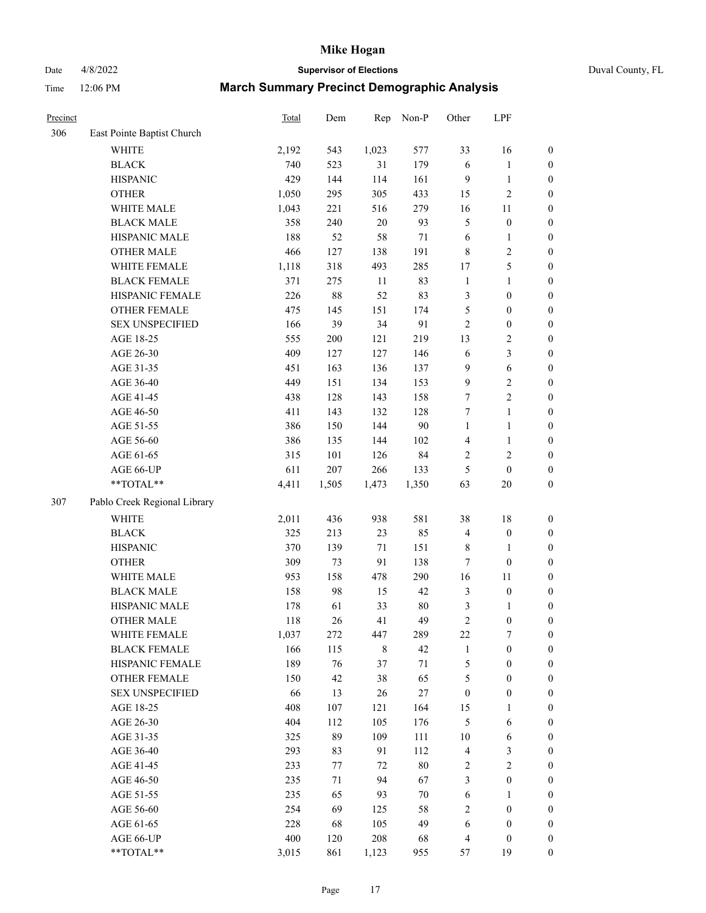# Mike Hogan

Date 4/8/2022 **Supervisor of Elections** Duval County, FL

Time 12:06 PM **March Summary Precinct Demographic Analysis**

| Precinct | | Total | Dem | Rep | Non-P | Other | LPF | |
|---|---|---|---|---|---|---|---|---|
| 306 | East Pointe Baptist Church | | | | | | | |
| | WHITE | 2,192 | 543 | 1,023 | 577 | 33 | 16 | 0 |
| | BLACK | 740 | 523 | 31 | 179 | 6 | 1 | 0 |
| | HISPANIC | 429 | 144 | 114 | 161 | 9 | 1 | 0 |
| | OTHER | 1,050 | 295 | 305 | 433 | 15 | 2 | 0 |
| | WHITE MALE | 1,043 | 221 | 516 | 279 | 16 | 11 | 0 |
| | BLACK MALE | 358 | 240 | 20 | 93 | 5 | 0 | 0 |
| | HISPANIC MALE | 188 | 52 | 58 | 71 | 6 | 1 | 0 |
| | OTHER MALE | 466 | 127 | 138 | 191 | 8 | 2 | 0 |
| | WHITE FEMALE | 1,118 | 318 | 493 | 285 | 17 | 5 | 0 |
| | BLACK FEMALE | 371 | 275 | 11 | 83 | 1 | 1 | 0 |
| | HISPANIC FEMALE | 226 | 88 | 52 | 83 | 3 | 0 | 0 |
| | OTHER FEMALE | 475 | 145 | 151 | 174 | 5 | 0 | 0 |
| | SEX UNSPECIFIED | 166 | 39 | 34 | 91 | 2 | 0 | 0 |
| | AGE 18-25 | 555 | 200 | 121 | 219 | 13 | 2 | 0 |
| | AGE 26-30 | 409 | 127 | 127 | 146 | 6 | 3 | 0 |
| | AGE 31-35 | 451 | 163 | 136 | 137 | 9 | 6 | 0 |
| | AGE 36-40 | 449 | 151 | 134 | 153 | 9 | 2 | 0 |
| | AGE 41-45 | 438 | 128 | 143 | 158 | 7 | 2 | 0 |
| | AGE 46-50 | 411 | 143 | 132 | 128 | 7 | 1 | 0 |
| | AGE 51-55 | 386 | 150 | 144 | 90 | 1 | 1 | 0 |
| | AGE 56-60 | 386 | 135 | 144 | 102 | 4 | 1 | 0 |
| | AGE 61-65 | 315 | 101 | 126 | 84 | 2 | 2 | 0 |
| | AGE 66-UP | 611 | 207 | 266 | 133 | 5 | 0 | 0 |
| | **TOTAL** | 4,411 | 1,505 | 1,473 | 1,350 | 63 | 20 | 0 |
| 307 | Pablo Creek Regional Library | | | | | | | |
| | WHITE | 2,011 | 436 | 938 | 581 | 38 | 18 | 0 |
| | BLACK | 325 | 213 | 23 | 85 | 4 | 0 | 0 |
| | HISPANIC | 370 | 139 | 71 | 151 | 8 | 1 | 0 |
| | OTHER | 309 | 73 | 91 | 138 | 7 | 0 | 0 |
| | WHITE MALE | 953 | 158 | 478 | 290 | 16 | 11 | 0 |
| | BLACK MALE | 158 | 98 | 15 | 42 | 3 | 0 | 0 |
| | HISPANIC MALE | 178 | 61 | 33 | 80 | 3 | 1 | 0 |
| | OTHER MALE | 118 | 26 | 41 | 49 | 2 | 0 | 0 |
| | WHITE FEMALE | 1,037 | 272 | 447 | 289 | 22 | 7 | 0 |
| | BLACK FEMALE | 166 | 115 | 8 | 42 | 1 | 0 | 0 |
| | HISPANIC FEMALE | 189 | 76 | 37 | 71 | 5 | 0 | 0 |
| | OTHER FEMALE | 150 | 42 | 38 | 65 | 5 | 0 | 0 |
| | SEX UNSPECIFIED | 66 | 13 | 26 | 27 | 0 | 0 | 0 |
| | AGE 18-25 | 408 | 107 | 121 | 164 | 15 | 1 | 0 |
| | AGE 26-30 | 404 | 112 | 105 | 176 | 5 | 6 | 0 |
| | AGE 31-35 | 325 | 89 | 109 | 111 | 10 | 6 | 0 |
| | AGE 36-40 | 293 | 83 | 91 | 112 | 4 | 3 | 0 |
| | AGE 41-45 | 233 | 77 | 72 | 80 | 2 | 2 | 0 |
| | AGE 46-50 | 235 | 71 | 94 | 67 | 3 | 0 | 0 |
| | AGE 51-55 | 235 | 65 | 93 | 70 | 6 | 1 | 0 |
| | AGE 56-60 | 254 | 69 | 125 | 58 | 2 | 0 | 0 |
| | AGE 61-65 | 228 | 68 | 105 | 49 | 6 | 0 | 0 |
| | AGE 66-UP | 400 | 120 | 208 | 68 | 4 | 0 | 0 |
| | **TOTAL** | 3,015 | 861 | 1,123 | 955 | 57 | 19 | 0 |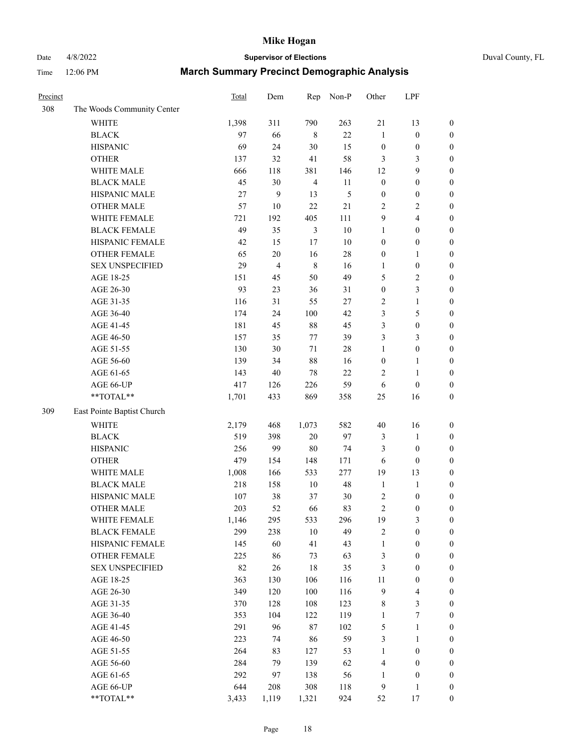| Precinct | | Total | Dem | Rep | Non-P | Other | LPF | |
|---|---|---|---|---|---|---|---|---|
| 308 | The Woods Community Center | | | | | | | |
| | WHITE | 1,398 | 311 | 790 | 263 | 21 | 13 | 0 |
| | BLACK | 97 | 66 | 8 | 22 | 1 | 0 | 0 |
| | HISPANIC | 69 | 24 | 30 | 15 | 0 | 0 | 0 |
| | OTHER | 137 | 32 | 41 | 58 | 3 | 3 | 0 |
| | WHITE MALE | 666 | 118 | 381 | 146 | 12 | 9 | 0 |
| | BLACK MALE | 45 | 30 | 4 | 11 | 0 | 0 | 0 |
| | HISPANIC MALE | 27 | 9 | 13 | 5 | 0 | 0 | 0 |
| | OTHER MALE | 57 | 10 | 22 | 21 | 2 | 2 | 0 |
| | WHITE FEMALE | 721 | 192 | 405 | 111 | 9 | 4 | 0 |
| | BLACK FEMALE | 49 | 35 | 3 | 10 | 1 | 0 | 0 |
| | HISPANIC FEMALE | 42 | 15 | 17 | 10 | 0 | 0 | 0 |
| | OTHER FEMALE | 65 | 20 | 16 | 28 | 0 | 1 | 0 |
| | SEX UNSPECIFIED | 29 | 4 | 8 | 16 | 1 | 0 | 0 |
| | AGE 18-25 | 151 | 45 | 50 | 49 | 5 | 2 | 0 |
| | AGE 26-30 | 93 | 23 | 36 | 31 | 0 | 3 | 0 |
| | AGE 31-35 | 116 | 31 | 55 | 27 | 2 | 1 | 0 |
| | AGE 36-40 | 174 | 24 | 100 | 42 | 3 | 5 | 0 |
| | AGE 41-45 | 181 | 45 | 88 | 45 | 3 | 0 | 0 |
| | AGE 46-50 | 157 | 35 | 77 | 39 | 3 | 3 | 0 |
| | AGE 51-55 | 130 | 30 | 71 | 28 | 1 | 0 | 0 |
| | AGE 56-60 | 139 | 34 | 88 | 16 | 0 | 1 | 0 |
| | AGE 61-65 | 143 | 40 | 78 | 22 | 2 | 1 | 0 |
| | AGE 66-UP | 417 | 126 | 226 | 59 | 6 | 0 | 0 |
| | **TOTAL** | 1,701 | 433 | 869 | 358 | 25 | 16 | 0 |
| 309 | East Pointe Baptist Church | | | | | | | |
| | WHITE | 2,179 | 468 | 1,073 | 582 | 40 | 16 | 0 |
| | BLACK | 519 | 398 | 20 | 97 | 3 | 1 | 0 |
| | HISPANIC | 256 | 99 | 80 | 74 | 3 | 0 | 0 |
| | OTHER | 479 | 154 | 148 | 171 | 6 | 0 | 0 |
| | WHITE MALE | 1,008 | 166 | 533 | 277 | 19 | 13 | 0 |
| | BLACK MALE | 218 | 158 | 10 | 48 | 1 | 1 | 0 |
| | HISPANIC MALE | 107 | 38 | 37 | 30 | 2 | 0 | 0 |
| | OTHER MALE | 203 | 52 | 66 | 83 | 2 | 0 | 0 |
| | WHITE FEMALE | 1,146 | 295 | 533 | 296 | 19 | 3 | 0 |
| | BLACK FEMALE | 299 | 238 | 10 | 49 | 2 | 0 | 0 |
| | HISPANIC FEMALE | 145 | 60 | 41 | 43 | 1 | 0 | 0 |
| | OTHER FEMALE | 225 | 86 | 73 | 63 | 3 | 0 | 0 |
| | SEX UNSPECIFIED | 82 | 26 | 18 | 35 | 3 | 0 | 0 |
| | AGE 18-25 | 363 | 130 | 106 | 116 | 11 | 0 | 0 |
| | AGE 26-30 | 349 | 120 | 100 | 116 | 9 | 4 | 0 |
| | AGE 31-35 | 370 | 128 | 108 | 123 | 8 | 3 | 0 |
| | AGE 36-40 | 353 | 104 | 122 | 119 | 1 | 7 | 0 |
| | AGE 41-45 | 291 | 96 | 87 | 102 | 5 | 1 | 0 |
| | AGE 46-50 | 223 | 74 | 86 | 59 | 3 | 1 | 0 |
| | AGE 51-55 | 264 | 83 | 127 | 53 | 1 | 0 | 0 |
| | AGE 56-60 | 284 | 79 | 139 | 62 | 4 | 0 | 0 |
| | AGE 61-65 | 292 | 97 | 138 | 56 | 1 | 0 | 0 |
| | AGE 66-UP | 644 | 208 | 308 | 118 | 9 | 1 | 0 |
| | **TOTAL** | 3,433 | 1,119 | 1,321 | 924 | 52 | 17 | 0 |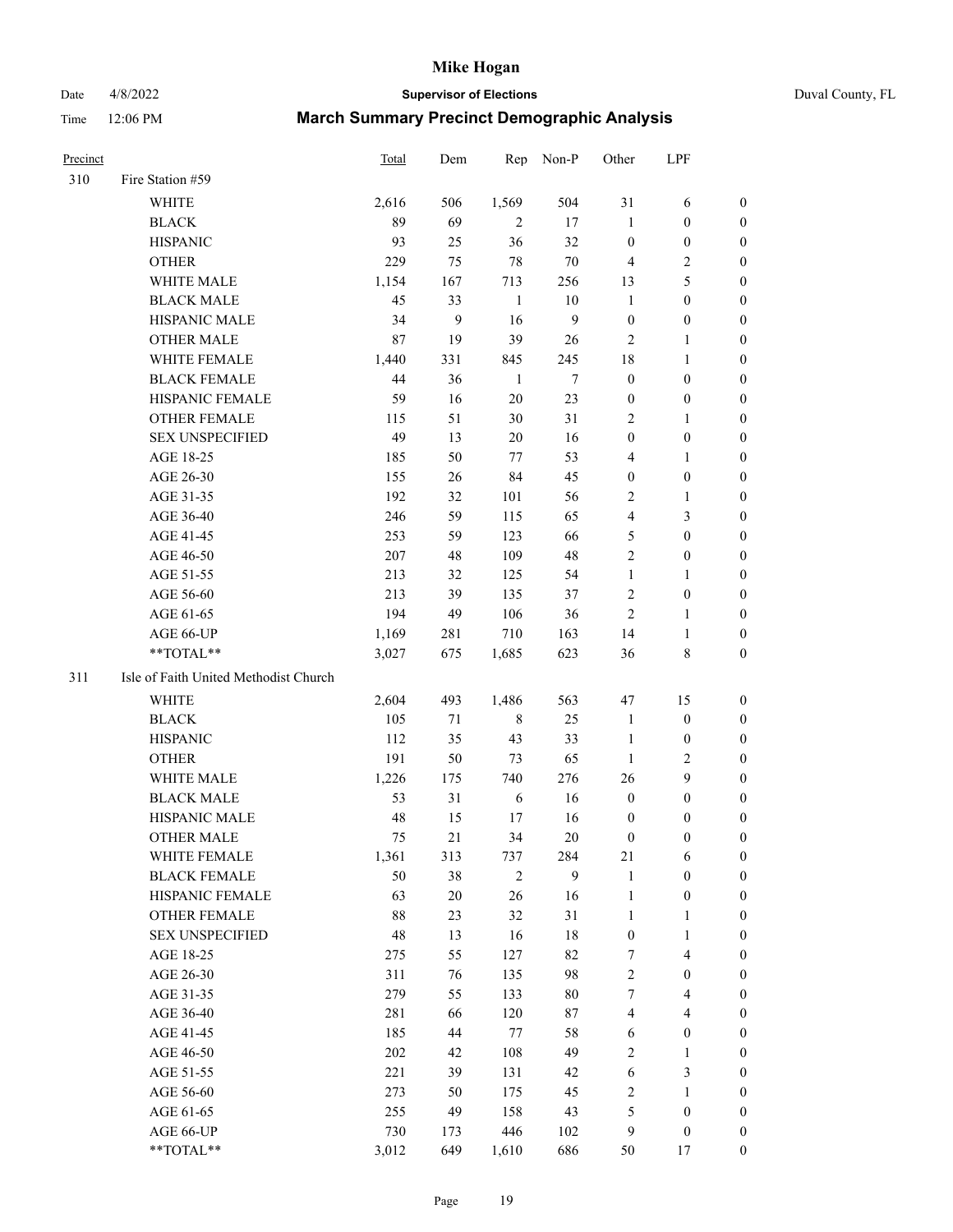| Precinct | | Total | Dem | Rep | Non-P | Other | LPF | |
|---|---|---|---|---|---|---|---|---|
| 310 | Fire Station #59 | | | | | | | |
| | WHITE | 2,616 | 506 | 1,569 | 504 | 31 | 6 | 0 |
| | BLACK | 89 | 69 | 2 | 17 | 1 | 0 | 0 |
| | HISPANIC | 93 | 25 | 36 | 32 | 0 | 0 | 0 |
| | OTHER | 229 | 75 | 78 | 70 | 4 | 2 | 0 |
| | WHITE MALE | 1,154 | 167 | 713 | 256 | 13 | 5 | 0 |
| | BLACK MALE | 45 | 33 | 1 | 10 | 1 | 0 | 0 |
| | HISPANIC MALE | 34 | 9 | 16 | 9 | 0 | 0 | 0 |
| | OTHER MALE | 87 | 19 | 39 | 26 | 2 | 1 | 0 |
| | WHITE FEMALE | 1,440 | 331 | 845 | 245 | 18 | 1 | 0 |
| | BLACK FEMALE | 44 | 36 | 1 | 7 | 0 | 0 | 0 |
| | HISPANIC FEMALE | 59 | 16 | 20 | 23 | 0 | 0 | 0 |
| | OTHER FEMALE | 115 | 51 | 30 | 31 | 2 | 1 | 0 |
| | SEX UNSPECIFIED | 49 | 13 | 20 | 16 | 0 | 0 | 0 |
| | AGE 18-25 | 185 | 50 | 77 | 53 | 4 | 1 | 0 |
| | AGE 26-30 | 155 | 26 | 84 | 45 | 0 | 0 | 0 |
| | AGE 31-35 | 192 | 32 | 101 | 56 | 2 | 1 | 0 |
| | AGE 36-40 | 246 | 59 | 115 | 65 | 4 | 3 | 0 |
| | AGE 41-45 | 253 | 59 | 123 | 66 | 5 | 0 | 0 |
| | AGE 46-50 | 207 | 48 | 109 | 48 | 2 | 0 | 0 |
| | AGE 51-55 | 213 | 32 | 125 | 54 | 1 | 1 | 0 |
| | AGE 56-60 | 213 | 39 | 135 | 37 | 2 | 0 | 0 |
| | AGE 61-65 | 194 | 49 | 106 | 36 | 2 | 1 | 0 |
| | AGE 66-UP | 1,169 | 281 | 710 | 163 | 14 | 1 | 0 |
| | **TOTAL** | 3,027 | 675 | 1,685 | 623 | 36 | 8 | 0 |
| 311 | Isle of Faith United Methodist Church | | | | | | | |
| | WHITE | 2,604 | 493 | 1,486 | 563 | 47 | 15 | 0 |
| | BLACK | 105 | 71 | 8 | 25 | 1 | 0 | 0 |
| | HISPANIC | 112 | 35 | 43 | 33 | 1 | 0 | 0 |
| | OTHER | 191 | 50 | 73 | 65 | 1 | 2 | 0 |
| | WHITE MALE | 1,226 | 175 | 740 | 276 | 26 | 9 | 0 |
| | BLACK MALE | 53 | 31 | 6 | 16 | 0 | 0 | 0 |
| | HISPANIC MALE | 48 | 15 | 17 | 16 | 0 | 0 | 0 |
| | OTHER MALE | 75 | 21 | 34 | 20 | 0 | 0 | 0 |
| | WHITE FEMALE | 1,361 | 313 | 737 | 284 | 21 | 6 | 0 |
| | BLACK FEMALE | 50 | 38 | 2 | 9 | 1 | 0 | 0 |
| | HISPANIC FEMALE | 63 | 20 | 26 | 16 | 1 | 0 | 0 |
| | OTHER FEMALE | 88 | 23 | 32 | 31 | 1 | 1 | 0 |
| | SEX UNSPECIFIED | 48 | 13 | 16 | 18 | 0 | 1 | 0 |
| | AGE 18-25 | 275 | 55 | 127 | 82 | 7 | 4 | 0 |
| | AGE 26-30 | 311 | 76 | 135 | 98 | 2 | 0 | 0 |
| | AGE 31-35 | 279 | 55 | 133 | 80 | 7 | 4 | 0 |
| | AGE 36-40 | 281 | 66 | 120 | 87 | 4 | 4 | 0 |
| | AGE 41-45 | 185 | 44 | 77 | 58 | 6 | 0 | 0 |
| | AGE 46-50 | 202 | 42 | 108 | 49 | 2 | 1 | 0 |
| | AGE 51-55 | 221 | 39 | 131 | 42 | 6 | 3 | 0 |
| | AGE 56-60 | 273 | 50 | 175 | 45 | 2 | 1 | 0 |
| | AGE 61-65 | 255 | 49 | 158 | 43 | 5 | 0 | 0 |
| | AGE 66-UP | 730 | 173 | 446 | 102 | 9 | 0 | 0 |
| | **TOTAL** | 3,012 | 649 | 1,610 | 686 | 50 | 17 | 0 |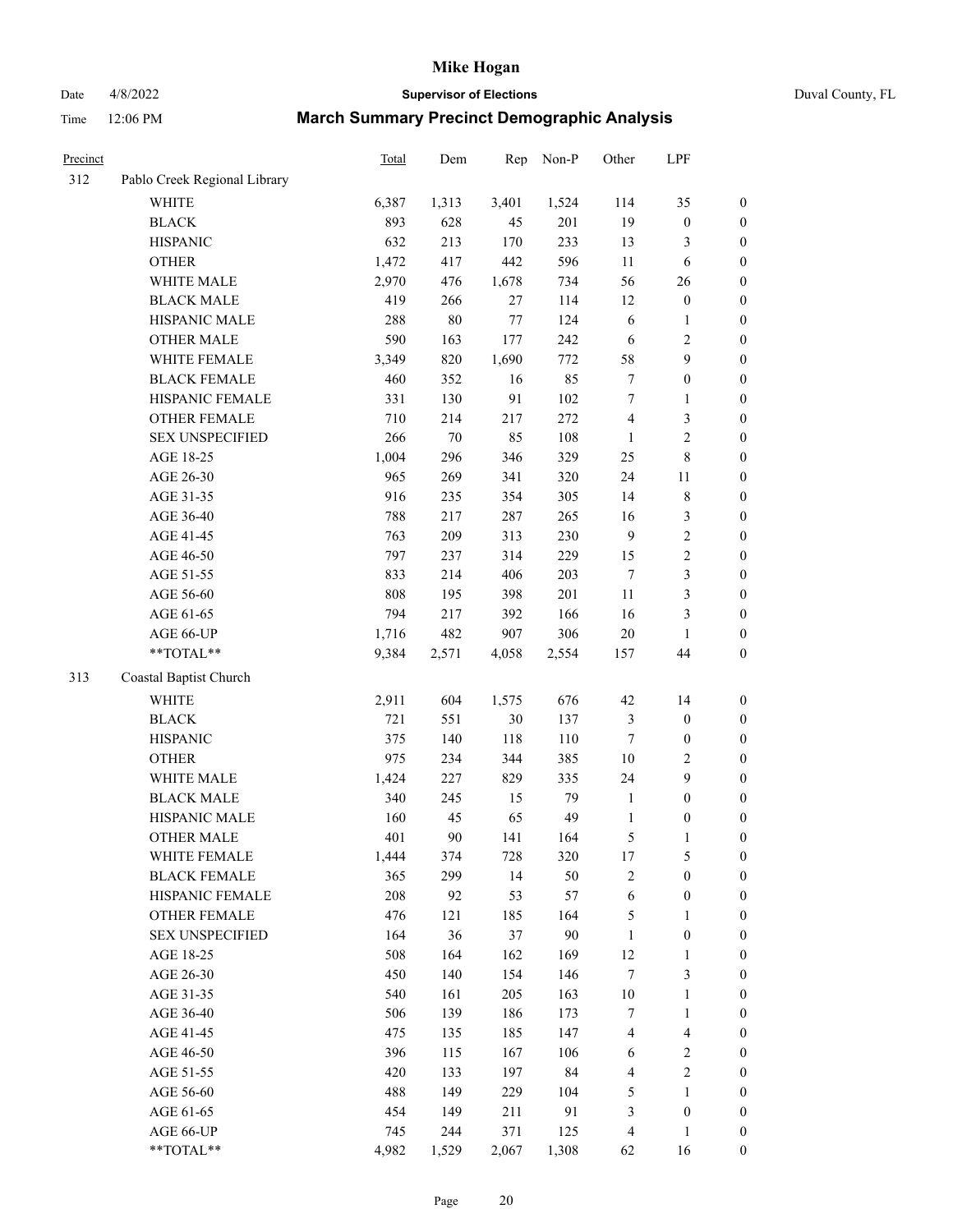# Mike Hogan

Date 4/8/2022 **Supervisor of Elections** Duval County, FL

Time 12:06 PM **March Summary Precinct Demographic Analysis**

| Precinct | | Total | Dem | Rep | Non-P | Other | LPF | |
|---|---|---|---|---|---|---|---|---|
| 312 | Pablo Creek Regional Library | | | | | | | |
| | WHITE | 6,387 | 1,313 | 3,401 | 1,524 | 114 | 35 | 0 |
| | BLACK | 893 | 628 | 45 | 201 | 19 | 0 | 0 |
| | HISPANIC | 632 | 213 | 170 | 233 | 13 | 3 | 0 |
| | OTHER | 1,472 | 417 | 442 | 596 | 11 | 6 | 0 |
| | WHITE MALE | 2,970 | 476 | 1,678 | 734 | 56 | 26 | 0 |
| | BLACK MALE | 419 | 266 | 27 | 114 | 12 | 0 | 0 |
| | HISPANIC MALE | 288 | 80 | 77 | 124 | 6 | 1 | 0 |
| | OTHER MALE | 590 | 163 | 177 | 242 | 6 | 2 | 0 |
| | WHITE FEMALE | 3,349 | 820 | 1,690 | 772 | 58 | 9 | 0 |
| | BLACK FEMALE | 460 | 352 | 16 | 85 | 7 | 0 | 0 |
| | HISPANIC FEMALE | 331 | 130 | 91 | 102 | 7 | 1 | 0 |
| | OTHER FEMALE | 710 | 214 | 217 | 272 | 4 | 3 | 0 |
| | SEX UNSPECIFIED | 266 | 70 | 85 | 108 | 1 | 2 | 0 |
| | AGE 18-25 | 1,004 | 296 | 346 | 329 | 25 | 8 | 0 |
| | AGE 26-30 | 965 | 269 | 341 | 320 | 24 | 11 | 0 |
| | AGE 31-35 | 916 | 235 | 354 | 305 | 14 | 8 | 0 |
| | AGE 36-40 | 788 | 217 | 287 | 265 | 16 | 3 | 0 |
| | AGE 41-45 | 763 | 209 | 313 | 230 | 9 | 2 | 0 |
| | AGE 46-50 | 797 | 237 | 314 | 229 | 15 | 2 | 0 |
| | AGE 51-55 | 833 | 214 | 406 | 203 | 7 | 3 | 0 |
| | AGE 56-60 | 808 | 195 | 398 | 201 | 11 | 3 | 0 |
| | AGE 61-65 | 794 | 217 | 392 | 166 | 16 | 3 | 0 |
| | AGE 66-UP | 1,716 | 482 | 907 | 306 | 20 | 1 | 0 |
| | **TOTAL** | 9,384 | 2,571 | 4,058 | 2,554 | 157 | 44 | 0 |
| 313 | Coastal Baptist Church | | | | | | | |
| | WHITE | 2,911 | 604 | 1,575 | 676 | 42 | 14 | 0 |
| | BLACK | 721 | 551 | 30 | 137 | 3 | 0 | 0 |
| | HISPANIC | 375 | 140 | 118 | 110 | 7 | 0 | 0 |
| | OTHER | 975 | 234 | 344 | 385 | 10 | 2 | 0 |
| | WHITE MALE | 1,424 | 227 | 829 | 335 | 24 | 9 | 0 |
| | BLACK MALE | 340 | 245 | 15 | 79 | 1 | 0 | 0 |
| | HISPANIC MALE | 160 | 45 | 65 | 49 | 1 | 0 | 0 |
| | OTHER MALE | 401 | 90 | 141 | 164 | 5 | 1 | 0 |
| | WHITE FEMALE | 1,444 | 374 | 728 | 320 | 17 | 5 | 0 |
| | BLACK FEMALE | 365 | 299 | 14 | 50 | 2 | 0 | 0 |
| | HISPANIC FEMALE | 208 | 92 | 53 | 57 | 6 | 0 | 0 |
| | OTHER FEMALE | 476 | 121 | 185 | 164 | 5 | 1 | 0 |
| | SEX UNSPECIFIED | 164 | 36 | 37 | 90 | 1 | 0 | 0 |
| | AGE 18-25 | 508 | 164 | 162 | 169 | 12 | 1 | 0 |
| | AGE 26-30 | 450 | 140 | 154 | 146 | 7 | 3 | 0 |
| | AGE 31-35 | 540 | 161 | 205 | 163 | 10 | 1 | 0 |
| | AGE 36-40 | 506 | 139 | 186 | 173 | 7 | 1 | 0 |
| | AGE 41-45 | 475 | 135 | 185 | 147 | 4 | 4 | 0 |
| | AGE 46-50 | 396 | 115 | 167 | 106 | 6 | 2 | 0 |
| | AGE 51-55 | 420 | 133 | 197 | 84 | 4 | 2 | 0 |
| | AGE 56-60 | 488 | 149 | 229 | 104 | 5 | 1 | 0 |
| | AGE 61-65 | 454 | 149 | 211 | 91 | 3 | 0 | 0 |
| | AGE 66-UP | 745 | 244 | 371 | 125 | 4 | 1 | 0 |
| | **TOTAL** | 4,982 | 1,529 | 2,067 | 1,308 | 62 | 16 | 0 |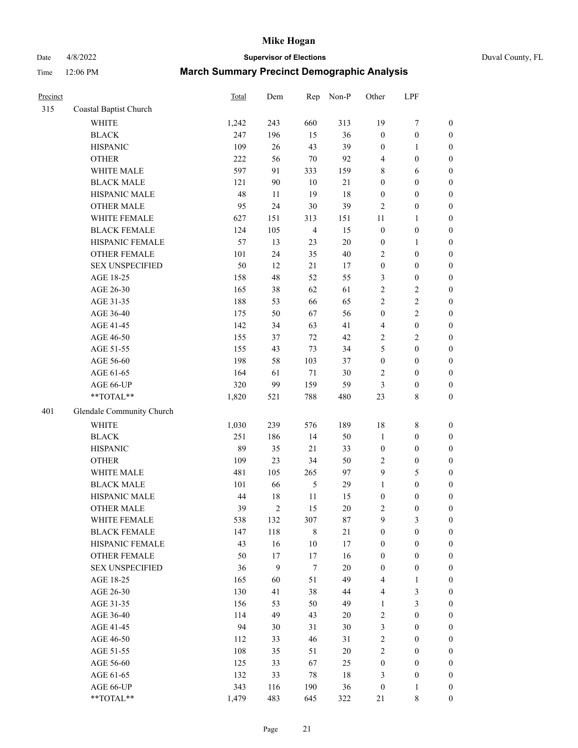# Mike Hogan

Date 4/8/2022 | **Supervisor of Elections** | Duval County, FL

Time 12:06 PM | **March Summary Precinct Demographic Analysis**

| Precinct | | Total | Dem | Rep | Non-P | Other | LPF | |
|---|---|---|---|---|---|---|---|---|
| 315 | Coastal Baptist Church | | | | | | | |
| | WHITE | 1,242 | 243 | 660 | 313 | 19 | 7 | 0 |
| | BLACK | 247 | 196 | 15 | 36 | 0 | 0 | 0 |
| | HISPANIC | 109 | 26 | 43 | 39 | 0 | 1 | 0 |
| | OTHER | 222 | 56 | 70 | 92 | 4 | 0 | 0 |
| | WHITE MALE | 597 | 91 | 333 | 159 | 8 | 6 | 0 |
| | BLACK MALE | 121 | 90 | 10 | 21 | 0 | 0 | 0 |
| | HISPANIC MALE | 48 | 11 | 19 | 18 | 0 | 0 | 0 |
| | OTHER MALE | 95 | 24 | 30 | 39 | 2 | 0 | 0 |
| | WHITE FEMALE | 627 | 151 | 313 | 151 | 11 | 1 | 0 |
| | BLACK FEMALE | 124 | 105 | 4 | 15 | 0 | 0 | 0 |
| | HISPANIC FEMALE | 57 | 13 | 23 | 20 | 0 | 1 | 0 |
| | OTHER FEMALE | 101 | 24 | 35 | 40 | 2 | 0 | 0 |
| | SEX UNSPECIFIED | 50 | 12 | 21 | 17 | 0 | 0 | 0 |
| | AGE 18-25 | 158 | 48 | 52 | 55 | 3 | 0 | 0 |
| | AGE 26-30 | 165 | 38 | 62 | 61 | 2 | 2 | 0 |
| | AGE 31-35 | 188 | 53 | 66 | 65 | 2 | 2 | 0 |
| | AGE 36-40 | 175 | 50 | 67 | 56 | 0 | 2 | 0 |
| | AGE 41-45 | 142 | 34 | 63 | 41 | 4 | 0 | 0 |
| | AGE 46-50 | 155 | 37 | 72 | 42 | 2 | 2 | 0 |
| | AGE 51-55 | 155 | 43 | 73 | 34 | 5 | 0 | 0 |
| | AGE 56-60 | 198 | 58 | 103 | 37 | 0 | 0 | 0 |
| | AGE 61-65 | 164 | 61 | 71 | 30 | 2 | 0 | 0 |
| | AGE 66-UP | 320 | 99 | 159 | 59 | 3 | 0 | 0 |
| | **TOTAL** | 1,820 | 521 | 788 | 480 | 23 | 8 | 0 |
| 401 | Glendale Community Church | | | | | | | |
| | WHITE | 1,030 | 239 | 576 | 189 | 18 | 8 | 0 |
| | BLACK | 251 | 186 | 14 | 50 | 1 | 0 | 0 |
| | HISPANIC | 89 | 35 | 21 | 33 | 0 | 0 | 0 |
| | OTHER | 109 | 23 | 34 | 50 | 2 | 0 | 0 |
| | WHITE MALE | 481 | 105 | 265 | 97 | 9 | 5 | 0 |
| | BLACK MALE | 101 | 66 | 5 | 29 | 1 | 0 | 0 |
| | HISPANIC MALE | 44 | 18 | 11 | 15 | 0 | 0 | 0 |
| | OTHER MALE | 39 | 2 | 15 | 20 | 2 | 0 | 0 |
| | WHITE FEMALE | 538 | 132 | 307 | 87 | 9 | 3 | 0 |
| | BLACK FEMALE | 147 | 118 | 8 | 21 | 0 | 0 | 0 |
| | HISPANIC FEMALE | 43 | 16 | 10 | 17 | 0 | 0 | 0 |
| | OTHER FEMALE | 50 | 17 | 17 | 16 | 0 | 0 | 0 |
| | SEX UNSPECIFIED | 36 | 9 | 7 | 20 | 0 | 0 | 0 |
| | AGE 18-25 | 165 | 60 | 51 | 49 | 4 | 1 | 0 |
| | AGE 26-30 | 130 | 41 | 38 | 44 | 4 | 3 | 0 |
| | AGE 31-35 | 156 | 53 | 50 | 49 | 1 | 3 | 0 |
| | AGE 36-40 | 114 | 49 | 43 | 20 | 2 | 0 | 0 |
| | AGE 41-45 | 94 | 30 | 31 | 30 | 3 | 0 | 0 |
| | AGE 46-50 | 112 | 33 | 46 | 31 | 2 | 0 | 0 |
| | AGE 51-55 | 108 | 35 | 51 | 20 | 2 | 0 | 0 |
| | AGE 56-60 | 125 | 33 | 67 | 25 | 0 | 0 | 0 |
| | AGE 61-65 | 132 | 33 | 78 | 18 | 3 | 0 | 0 |
| | AGE 66-UP | 343 | 116 | 190 | 36 | 0 | 1 | 0 |
| | **TOTAL** | 1,479 | 483 | 645 | 322 | 21 | 8 | 0 |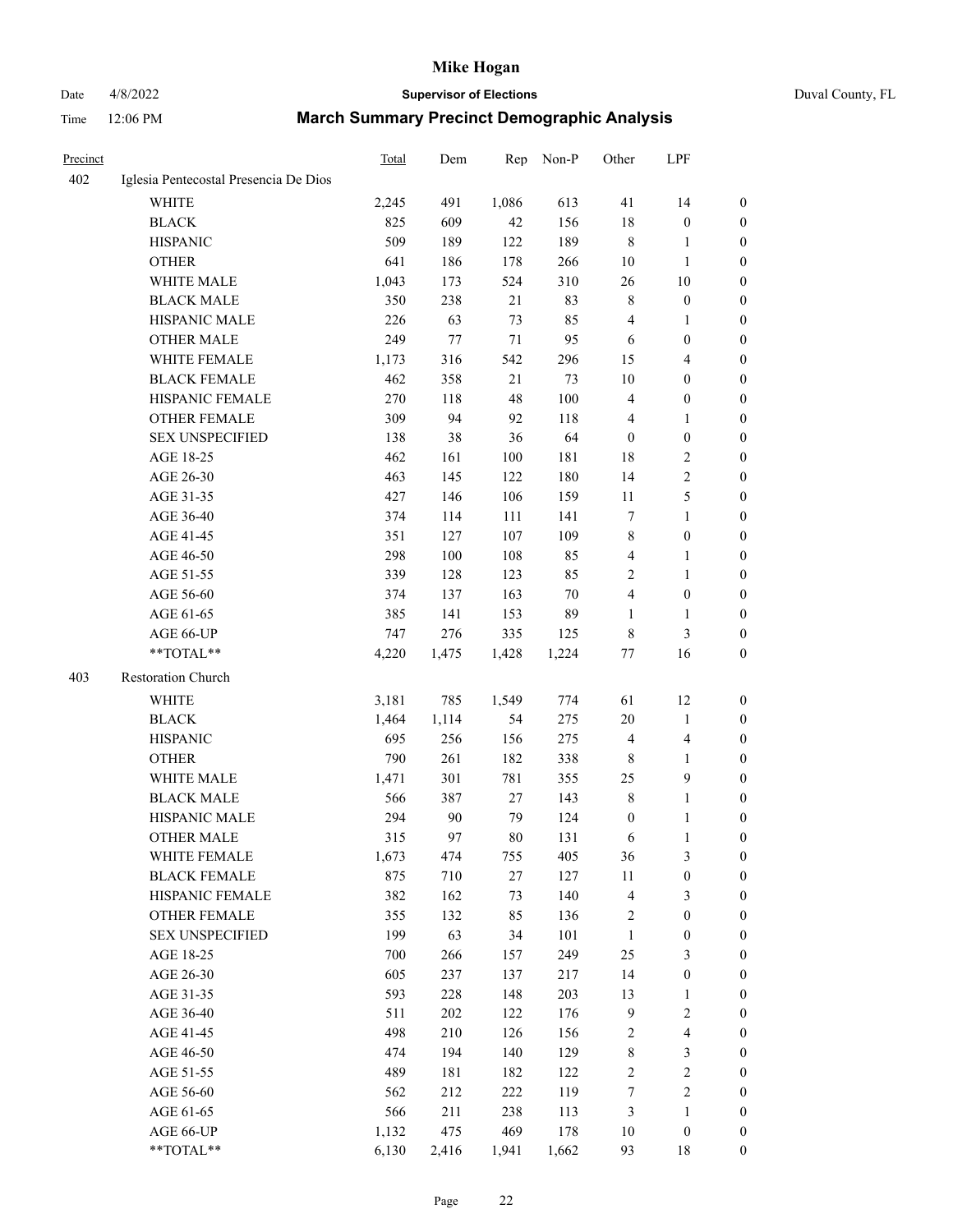| Precinct | | Total | Dem | Rep | Non-P | Other | LPF | |
|---|---|---|---|---|---|---|---|---|
| 402 | Iglesia Pentecostal Presencia De Dios | | | | | | | |
| | WHITE | 2,245 | 491 | 1,086 | 613 | 41 | 14 | 0 |
| | BLACK | 825 | 609 | 42 | 156 | 18 | 0 | 0 |
| | HISPANIC | 509 | 189 | 122 | 189 | 8 | 1 | 0 |
| | OTHER | 641 | 186 | 178 | 266 | 10 | 1 | 0 |
| | WHITE MALE | 1,043 | 173 | 524 | 310 | 26 | 10 | 0 |
| | BLACK MALE | 350 | 238 | 21 | 83 | 8 | 0 | 0 |
| | HISPANIC MALE | 226 | 63 | 73 | 85 | 4 | 1 | 0 |
| | OTHER MALE | 249 | 77 | 71 | 95 | 6 | 0 | 0 |
| | WHITE FEMALE | 1,173 | 316 | 542 | 296 | 15 | 4 | 0 |
| | BLACK FEMALE | 462 | 358 | 21 | 73 | 10 | 0 | 0 |
| | HISPANIC FEMALE | 270 | 118 | 48 | 100 | 4 | 0 | 0 |
| | OTHER FEMALE | 309 | 94 | 92 | 118 | 4 | 1 | 0 |
| | SEX UNSPECIFIED | 138 | 38 | 36 | 64 | 0 | 0 | 0 |
| | AGE 18-25 | 462 | 161 | 100 | 181 | 18 | 2 | 0 |
| | AGE 26-30 | 463 | 145 | 122 | 180 | 14 | 2 | 0 |
| | AGE 31-35 | 427 | 146 | 106 | 159 | 11 | 5 | 0 |
| | AGE 36-40 | 374 | 114 | 111 | 141 | 7 | 1 | 0 |
| | AGE 41-45 | 351 | 127 | 107 | 109 | 8 | 0 | 0 |
| | AGE 46-50 | 298 | 100 | 108 | 85 | 4 | 1 | 0 |
| | AGE 51-55 | 339 | 128 | 123 | 85 | 2 | 1 | 0 |
| | AGE 56-60 | 374 | 137 | 163 | 70 | 4 | 0 | 0 |
| | AGE 61-65 | 385 | 141 | 153 | 89 | 1 | 1 | 0 |
| | AGE 66-UP | 747 | 276 | 335 | 125 | 8 | 3 | 0 |
| | **TOTAL** | 4,220 | 1,475 | 1,428 | 1,224 | 77 | 16 | 0 |
| 403 | Restoration Church | | | | | | | |
| | WHITE | 3,181 | 785 | 1,549 | 774 | 61 | 12 | 0 |
| | BLACK | 1,464 | 1,114 | 54 | 275 | 20 | 1 | 0 |
| | HISPANIC | 695 | 256 | 156 | 275 | 4 | 4 | 0 |
| | OTHER | 790 | 261 | 182 | 338 | 8 | 1 | 0 |
| | WHITE MALE | 1,471 | 301 | 781 | 355 | 25 | 9 | 0 |
| | BLACK MALE | 566 | 387 | 27 | 143 | 8 | 1 | 0 |
| | HISPANIC MALE | 294 | 90 | 79 | 124 | 0 | 1 | 0 |
| | OTHER MALE | 315 | 97 | 80 | 131 | 6 | 1 | 0 |
| | WHITE FEMALE | 1,673 | 474 | 755 | 405 | 36 | 3 | 0 |
| | BLACK FEMALE | 875 | 710 | 27 | 127 | 11 | 0 | 0 |
| | HISPANIC FEMALE | 382 | 162 | 73 | 140 | 4 | 3 | 0 |
| | OTHER FEMALE | 355 | 132 | 85 | 136 | 2 | 0 | 0 |
| | SEX UNSPECIFIED | 199 | 63 | 34 | 101 | 1 | 0 | 0 |
| | AGE 18-25 | 700 | 266 | 157 | 249 | 25 | 3 | 0 |
| | AGE 26-30 | 605 | 237 | 137 | 217 | 14 | 0 | 0 |
| | AGE 31-35 | 593 | 228 | 148 | 203 | 13 | 1 | 0 |
| | AGE 36-40 | 511 | 202 | 122 | 176 | 9 | 2 | 0 |
| | AGE 41-45 | 498 | 210 | 126 | 156 | 2 | 4 | 0 |
| | AGE 46-50 | 474 | 194 | 140 | 129 | 8 | 3 | 0 |
| | AGE 51-55 | 489 | 181 | 182 | 122 | 2 | 2 | 0 |
| | AGE 56-60 | 562 | 212 | 222 | 119 | 7 | 2 | 0 |
| | AGE 61-65 | 566 | 211 | 238 | 113 | 3 | 1 | 0 |
| | AGE 66-UP | 1,132 | 475 | 469 | 178 | 10 | 0 | 0 |
| | **TOTAL** | 6,130 | 2,416 | 1,941 | 1,662 | 93 | 18 | 0 |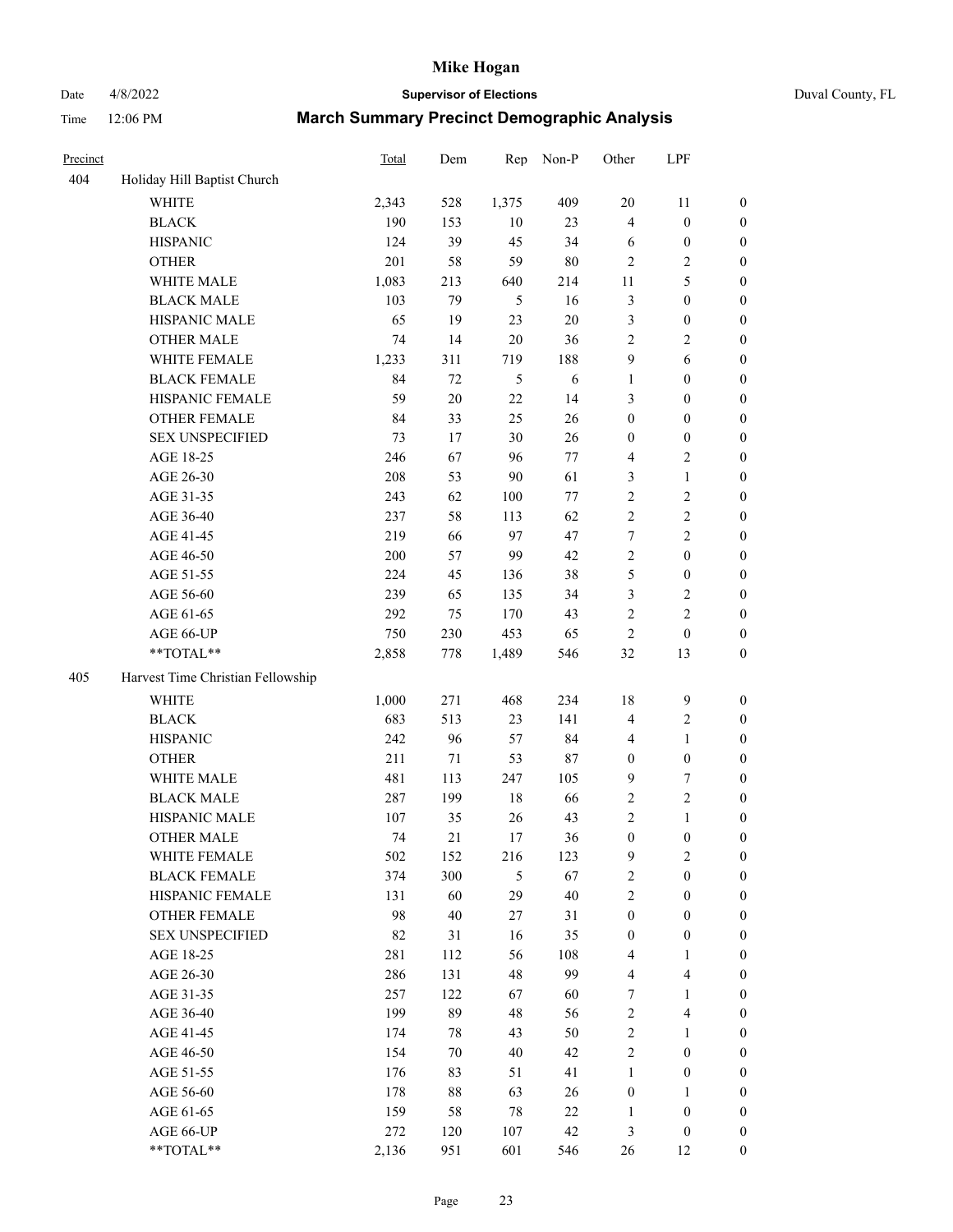# Mike Hogan

Date 4/8/2022 **Supervisor of Elections** Duval County, FL

Time 12:06 PM **March Summary Precinct Demographic Analysis**

| Precinct | | Total | Dem | Rep | Non-P | Other | LPF | |
|---|---|---|---|---|---|---|---|---|
| 404 | Holiday Hill Baptist Church | | | | | | | |
| | WHITE | 2,343 | 528 | 1,375 | 409 | 20 | 11 | 0 |
| | BLACK | 190 | 153 | 10 | 23 | 4 | 0 | 0 |
| | HISPANIC | 124 | 39 | 45 | 34 | 6 | 0 | 0 |
| | OTHER | 201 | 58 | 59 | 80 | 2 | 2 | 0 |
| | WHITE MALE | 1,083 | 213 | 640 | 214 | 11 | 5 | 0 |
| | BLACK MALE | 103 | 79 | 5 | 16 | 3 | 0 | 0 |
| | HISPANIC MALE | 65 | 19 | 23 | 20 | 3 | 0 | 0 |
| | OTHER MALE | 74 | 14 | 20 | 36 | 2 | 2 | 0 |
| | WHITE FEMALE | 1,233 | 311 | 719 | 188 | 9 | 6 | 0 |
| | BLACK FEMALE | 84 | 72 | 5 | 6 | 1 | 0 | 0 |
| | HISPANIC FEMALE | 59 | 20 | 22 | 14 | 3 | 0 | 0 |
| | OTHER FEMALE | 84 | 33 | 25 | 26 | 0 | 0 | 0 |
| | SEX UNSPECIFIED | 73 | 17 | 30 | 26 | 0 | 0 | 0 |
| | AGE 18-25 | 246 | 67 | 96 | 77 | 4 | 2 | 0 |
| | AGE 26-30 | 208 | 53 | 90 | 61 | 3 | 1 | 0 |
| | AGE 31-35 | 243 | 62 | 100 | 77 | 2 | 2 | 0 |
| | AGE 36-40 | 237 | 58 | 113 | 62 | 2 | 2 | 0 |
| | AGE 41-45 | 219 | 66 | 97 | 47 | 7 | 2 | 0 |
| | AGE 46-50 | 200 | 57 | 99 | 42 | 2 | 0 | 0 |
| | AGE 51-55 | 224 | 45 | 136 | 38 | 5 | 0 | 0 |
| | AGE 56-60 | 239 | 65 | 135 | 34 | 3 | 2 | 0 |
| | AGE 61-65 | 292 | 75 | 170 | 43 | 2 | 2 | 0 |
| | AGE 66-UP | 750 | 230 | 453 | 65 | 2 | 0 | 0 |
| | **TOTAL** | 2,858 | 778 | 1,489 | 546 | 32 | 13 | 0 |
| 405 | Harvest Time Christian Fellowship | | | | | | | |
| | WHITE | 1,000 | 271 | 468 | 234 | 18 | 9 | 0 |
| | BLACK | 683 | 513 | 23 | 141 | 4 | 2 | 0 |
| | HISPANIC | 242 | 96 | 57 | 84 | 4 | 1 | 0 |
| | OTHER | 211 | 71 | 53 | 87 | 0 | 0 | 0 |
| | WHITE MALE | 481 | 113 | 247 | 105 | 9 | 7 | 0 |
| | BLACK MALE | 287 | 199 | 18 | 66 | 2 | 2 | 0 |
| | HISPANIC MALE | 107 | 35 | 26 | 43 | 2 | 1 | 0 |
| | OTHER MALE | 74 | 21 | 17 | 36 | 0 | 0 | 0 |
| | WHITE FEMALE | 502 | 152 | 216 | 123 | 9 | 2 | 0 |
| | BLACK FEMALE | 374 | 300 | 5 | 67 | 2 | 0 | 0 |
| | HISPANIC FEMALE | 131 | 60 | 29 | 40 | 2 | 0 | 0 |
| | OTHER FEMALE | 98 | 40 | 27 | 31 | 0 | 0 | 0 |
| | SEX UNSPECIFIED | 82 | 31 | 16 | 35 | 0 | 0 | 0 |
| | AGE 18-25 | 281 | 112 | 56 | 108 | 4 | 1 | 0 |
| | AGE 26-30 | 286 | 131 | 48 | 99 | 4 | 4 | 0 |
| | AGE 31-35 | 257 | 122 | 67 | 60 | 7 | 1 | 0 |
| | AGE 36-40 | 199 | 89 | 48 | 56 | 2 | 4 | 0 |
| | AGE 41-45 | 174 | 78 | 43 | 50 | 2 | 1 | 0 |
| | AGE 46-50 | 154 | 70 | 40 | 42 | 2 | 0 | 0 |
| | AGE 51-55 | 176 | 83 | 51 | 41 | 1 | 0 | 0 |
| | AGE 56-60 | 178 | 88 | 63 | 26 | 0 | 1 | 0 |
| | AGE 61-65 | 159 | 58 | 78 | 22 | 1 | 0 | 0 |
| | AGE 66-UP | 272 | 120 | 107 | 42 | 3 | 0 | 0 |
| | **TOTAL** | 2,136 | 951 | 601 | 546 | 26 | 12 | 0 |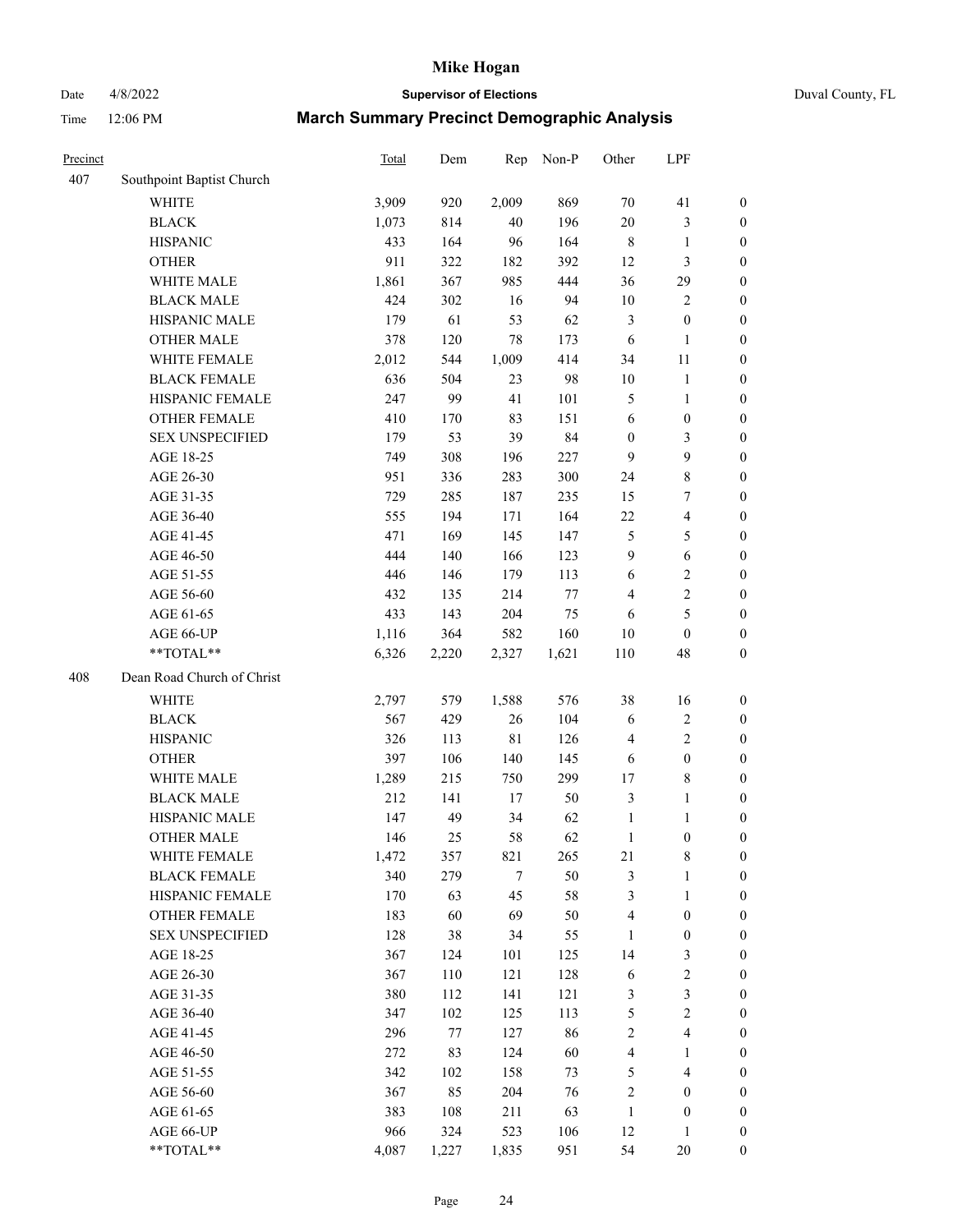# Mike Hogan

Date 4/8/2022 **Supervisor of Elections** Duval County, FL

Time 12:06 PM **March Summary Precinct Demographic Analysis**

| Precinct | | Total | Dem | Rep | Non-P | Other | LPF | |
|---|---|---|---|---|---|---|---|---|
| 407 | Southpoint Baptist Church | | | | | | | |
| | WHITE | 3,909 | 920 | 2,009 | 869 | 70 | 41 | 0 |
| | BLACK | 1,073 | 814 | 40 | 196 | 20 | 3 | 0 |
| | HISPANIC | 433 | 164 | 96 | 164 | 8 | 1 | 0 |
| | OTHER | 911 | 322 | 182 | 392 | 12 | 3 | 0 |
| | WHITE MALE | 1,861 | 367 | 985 | 444 | 36 | 29 | 0 |
| | BLACK MALE | 424 | 302 | 16 | 94 | 10 | 2 | 0 |
| | HISPANIC MALE | 179 | 61 | 53 | 62 | 3 | 0 | 0 |
| | OTHER MALE | 378 | 120 | 78 | 173 | 6 | 1 | 0 |
| | WHITE FEMALE | 2,012 | 544 | 1,009 | 414 | 34 | 11 | 0 |
| | BLACK FEMALE | 636 | 504 | 23 | 98 | 10 | 1 | 0 |
| | HISPANIC FEMALE | 247 | 99 | 41 | 101 | 5 | 1 | 0 |
| | OTHER FEMALE | 410 | 170 | 83 | 151 | 6 | 0 | 0 |
| | SEX UNSPECIFIED | 179 | 53 | 39 | 84 | 0 | 3 | 0 |
| | AGE 18-25 | 749 | 308 | 196 | 227 | 9 | 9 | 0 |
| | AGE 26-30 | 951 | 336 | 283 | 300 | 24 | 8 | 0 |
| | AGE 31-35 | 729 | 285 | 187 | 235 | 15 | 7 | 0 |
| | AGE 36-40 | 555 | 194 | 171 | 164 | 22 | 4 | 0 |
| | AGE 41-45 | 471 | 169 | 145 | 147 | 5 | 5 | 0 |
| | AGE 46-50 | 444 | 140 | 166 | 123 | 9 | 6 | 0 |
| | AGE 51-55 | 446 | 146 | 179 | 113 | 6 | 2 | 0 |
| | AGE 56-60 | 432 | 135 | 214 | 77 | 4 | 2 | 0 |
| | AGE 61-65 | 433 | 143 | 204 | 75 | 6 | 5 | 0 |
| | AGE 66-UP | 1,116 | 364 | 582 | 160 | 10 | 0 | 0 |
| | **TOTAL** | 6,326 | 2,220 | 2,327 | 1,621 | 110 | 48 | 0 |
| 408 | Dean Road Church of Christ | | | | | | | |
| | WHITE | 2,797 | 579 | 1,588 | 576 | 38 | 16 | 0 |
| | BLACK | 567 | 429 | 26 | 104 | 6 | 2 | 0 |
| | HISPANIC | 326 | 113 | 81 | 126 | 4 | 2 | 0 |
| | OTHER | 397 | 106 | 140 | 145 | 6 | 0 | 0 |
| | WHITE MALE | 1,289 | 215 | 750 | 299 | 17 | 8 | 0 |
| | BLACK MALE | 212 | 141 | 17 | 50 | 3 | 1 | 0 |
| | HISPANIC MALE | 147 | 49 | 34 | 62 | 1 | 1 | 0 |
| | OTHER MALE | 146 | 25 | 58 | 62 | 1 | 0 | 0 |
| | WHITE FEMALE | 1,472 | 357 | 821 | 265 | 21 | 8 | 0 |
| | BLACK FEMALE | 340 | 279 | 7 | 50 | 3 | 1 | 0 |
| | HISPANIC FEMALE | 170 | 63 | 45 | 58 | 3 | 1 | 0 |
| | OTHER FEMALE | 183 | 60 | 69 | 50 | 4 | 0 | 0 |
| | SEX UNSPECIFIED | 128 | 38 | 34 | 55 | 1 | 0 | 0 |
| | AGE 18-25 | 367 | 124 | 101 | 125 | 14 | 3 | 0 |
| | AGE 26-30 | 367 | 110 | 121 | 128 | 6 | 2 | 0 |
| | AGE 31-35 | 380 | 112 | 141 | 121 | 3 | 3 | 0 |
| | AGE 36-40 | 347 | 102 | 125 | 113 | 5 | 2 | 0 |
| | AGE 41-45 | 296 | 77 | 127 | 86 | 2 | 4 | 0 |
| | AGE 46-50 | 272 | 83 | 124 | 60 | 4 | 1 | 0 |
| | AGE 51-55 | 342 | 102 | 158 | 73 | 5 | 4 | 0 |
| | AGE 56-60 | 367 | 85 | 204 | 76 | 2 | 0 | 0 |
| | AGE 61-65 | 383 | 108 | 211 | 63 | 1 | 0 | 0 |
| | AGE 66-UP | 966 | 324 | 523 | 106 | 12 | 1 | 0 |
| | **TOTAL** | 4,087 | 1,227 | 1,835 | 951 | 54 | 20 | 0 |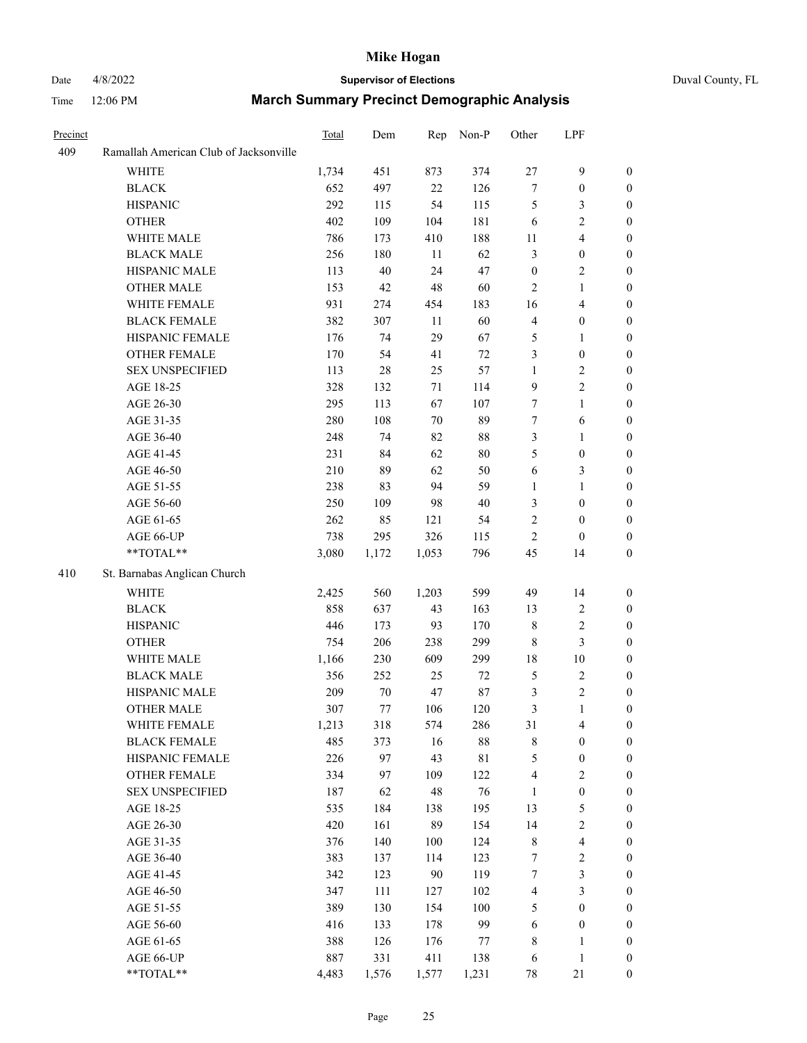# Mike Hogan

Date 4/8/2022 **Supervisor of Elections** Duval County, FL

Time 12:06 PM **March Summary Precinct Demographic Analysis**

| Precinct | | Total | Dem | Rep | Non-P | Other | LPF | |
|---|---|---|---|---|---|---|---|---|
| 409 | Ramallah American Club of Jacksonville | | | | | | | |
| | WHITE | 1,734 | 451 | 873 | 374 | 27 | 9 | 0 |
| | BLACK | 652 | 497 | 22 | 126 | 7 | 0 | 0 |
| | HISPANIC | 292 | 115 | 54 | 115 | 5 | 3 | 0 |
| | OTHER | 402 | 109 | 104 | 181 | 6 | 2 | 0 |
| | WHITE MALE | 786 | 173 | 410 | 188 | 11 | 4 | 0 |
| | BLACK MALE | 256 | 180 | 11 | 62 | 3 | 0 | 0 |
| | HISPANIC MALE | 113 | 40 | 24 | 47 | 0 | 2 | 0 |
| | OTHER MALE | 153 | 42 | 48 | 60 | 2 | 1 | 0 |
| | WHITE FEMALE | 931 | 274 | 454 | 183 | 16 | 4 | 0 |
| | BLACK FEMALE | 382 | 307 | 11 | 60 | 4 | 0 | 0 |
| | HISPANIC FEMALE | 176 | 74 | 29 | 67 | 5 | 1 | 0 |
| | OTHER FEMALE | 170 | 54 | 41 | 72 | 3 | 0 | 0 |
| | SEX UNSPECIFIED | 113 | 28 | 25 | 57 | 1 | 2 | 0 |
| | AGE 18-25 | 328 | 132 | 71 | 114 | 9 | 2 | 0 |
| | AGE 26-30 | 295 | 113 | 67 | 107 | 7 | 1 | 0 |
| | AGE 31-35 | 280 | 108 | 70 | 89 | 7 | 6 | 0 |
| | AGE 36-40 | 248 | 74 | 82 | 88 | 3 | 1 | 0 |
| | AGE 41-45 | 231 | 84 | 62 | 80 | 5 | 0 | 0 |
| | AGE 46-50 | 210 | 89 | 62 | 50 | 6 | 3 | 0 |
| | AGE 51-55 | 238 | 83 | 94 | 59 | 1 | 1 | 0 |
| | AGE 56-60 | 250 | 109 | 98 | 40 | 3 | 0 | 0 |
| | AGE 61-65 | 262 | 85 | 121 | 54 | 2 | 0 | 0 |
| | AGE 66-UP | 738 | 295 | 326 | 115 | 2 | 0 | 0 |
| | **TOTAL** | 3,080 | 1,172 | 1,053 | 796 | 45 | 14 | 0 |
| 410 | St. Barnabas Anglican Church | | | | | | | |
| | WHITE | 2,425 | 560 | 1,203 | 599 | 49 | 14 | 0 |
| | BLACK | 858 | 637 | 43 | 163 | 13 | 2 | 0 |
| | HISPANIC | 446 | 173 | 93 | 170 | 8 | 2 | 0 |
| | OTHER | 754 | 206 | 238 | 299 | 8 | 3 | 0 |
| | WHITE MALE | 1,166 | 230 | 609 | 299 | 18 | 10 | 0 |
| | BLACK MALE | 356 | 252 | 25 | 72 | 5 | 2 | 0 |
| | HISPANIC MALE | 209 | 70 | 47 | 87 | 3 | 2 | 0 |
| | OTHER MALE | 307 | 77 | 106 | 120 | 3 | 1 | 0 |
| | WHITE FEMALE | 1,213 | 318 | 574 | 286 | 31 | 4 | 0 |
| | BLACK FEMALE | 485 | 373 | 16 | 88 | 8 | 0 | 0 |
| | HISPANIC FEMALE | 226 | 97 | 43 | 81 | 5 | 0 | 0 |
| | OTHER FEMALE | 334 | 97 | 109 | 122 | 4 | 2 | 0 |
| | SEX UNSPECIFIED | 187 | 62 | 48 | 76 | 1 | 0 | 0 |
| | AGE 18-25 | 535 | 184 | 138 | 195 | 13 | 5 | 0 |
| | AGE 26-30 | 420 | 161 | 89 | 154 | 14 | 2 | 0 |
| | AGE 31-35 | 376 | 140 | 100 | 124 | 8 | 4 | 0 |
| | AGE 36-40 | 383 | 137 | 114 | 123 | 7 | 2 | 0 |
| | AGE 41-45 | 342 | 123 | 90 | 119 | 7 | 3 | 0 |
| | AGE 46-50 | 347 | 111 | 127 | 102 | 4 | 3 | 0 |
| | AGE 51-55 | 389 | 130 | 154 | 100 | 5 | 0 | 0 |
| | AGE 56-60 | 416 | 133 | 178 | 99 | 6 | 0 | 0 |
| | AGE 61-65 | 388 | 126 | 176 | 77 | 8 | 1 | 0 |
| | AGE 66-UP | 887 | 331 | 411 | 138 | 6 | 1 | 0 |
| | **TOTAL** | 4,483 | 1,576 | 1,577 | 1,231 | 78 | 21 | 0 |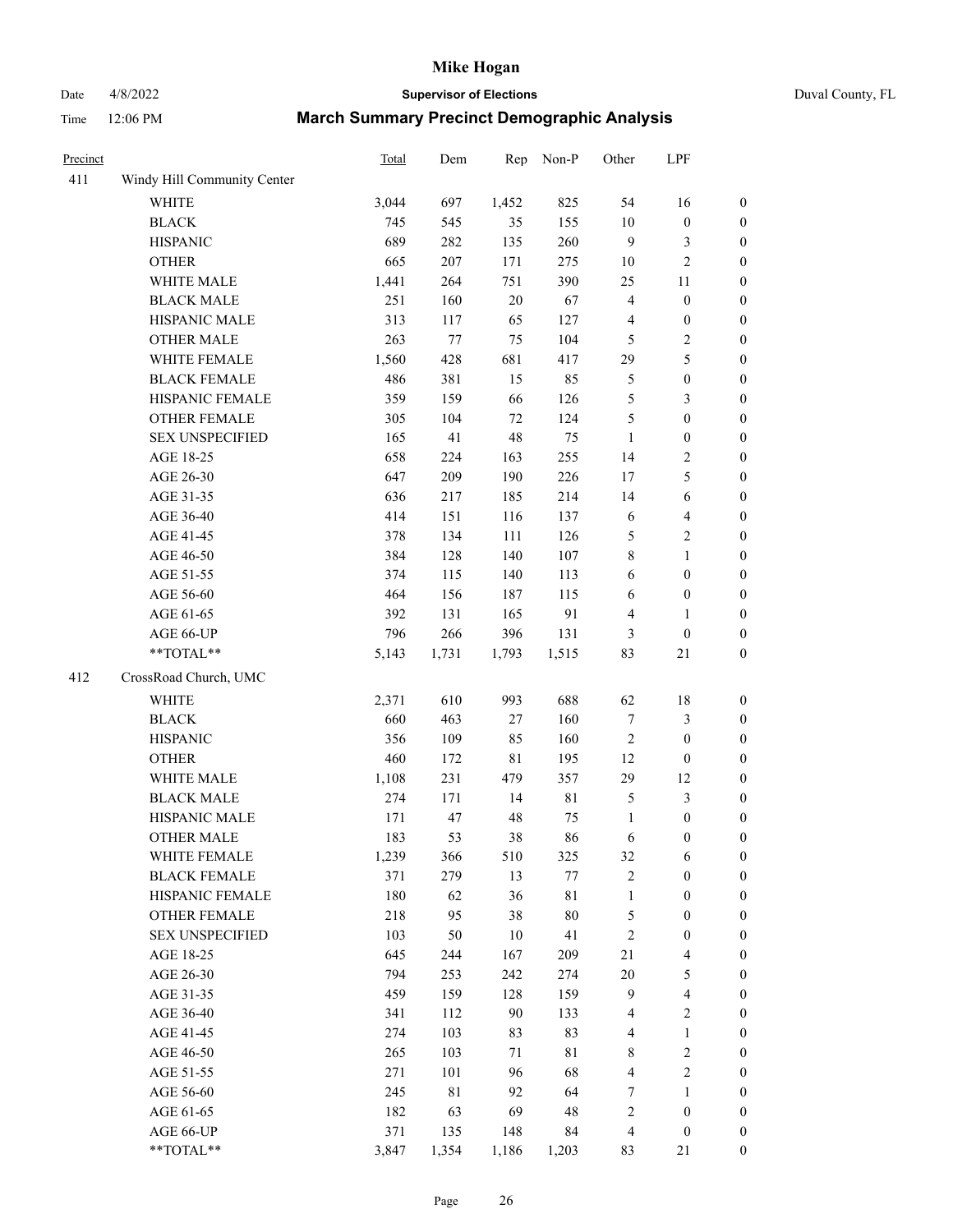| Precinct | | Total | Dem | Rep | Non-P | Other | LPF | |
|---|---|---|---|---|---|---|---|---|
| 411 | Windy Hill Community Center | | | | | | | |
| | WHITE | 3,044 | 697 | 1,452 | 825 | 54 | 16 | 0 |
| | BLACK | 745 | 545 | 35 | 155 | 10 | 0 | 0 |
| | HISPANIC | 689 | 282 | 135 | 260 | 9 | 3 | 0 |
| | OTHER | 665 | 207 | 171 | 275 | 10 | 2 | 0 |
| | WHITE MALE | 1,441 | 264 | 751 | 390 | 25 | 11 | 0 |
| | BLACK MALE | 251 | 160 | 20 | 67 | 4 | 0 | 0 |
| | HISPANIC MALE | 313 | 117 | 65 | 127 | 4 | 0 | 0 |
| | OTHER MALE | 263 | 77 | 75 | 104 | 5 | 2 | 0 |
| | WHITE FEMALE | 1,560 | 428 | 681 | 417 | 29 | 5 | 0 |
| | BLACK FEMALE | 486 | 381 | 15 | 85 | 5 | 0 | 0 |
| | HISPANIC FEMALE | 359 | 159 | 66 | 126 | 5 | 3 | 0 |
| | OTHER FEMALE | 305 | 104 | 72 | 124 | 5 | 0 | 0 |
| | SEX UNSPECIFIED | 165 | 41 | 48 | 75 | 1 | 0 | 0 |
| | AGE 18-25 | 658 | 224 | 163 | 255 | 14 | 2 | 0 |
| | AGE 26-30 | 647 | 209 | 190 | 226 | 17 | 5 | 0 |
| | AGE 31-35 | 636 | 217 | 185 | 214 | 14 | 6 | 0 |
| | AGE 36-40 | 414 | 151 | 116 | 137 | 6 | 4 | 0 |
| | AGE 41-45 | 378 | 134 | 111 | 126 | 5 | 2 | 0 |
| | AGE 46-50 | 384 | 128 | 140 | 107 | 8 | 1 | 0 |
| | AGE 51-55 | 374 | 115 | 140 | 113 | 6 | 0 | 0 |
| | AGE 56-60 | 464 | 156 | 187 | 115 | 6 | 0 | 0 |
| | AGE 61-65 | 392 | 131 | 165 | 91 | 4 | 1 | 0 |
| | AGE 66-UP | 796 | 266 | 396 | 131 | 3 | 0 | 0 |
| | **TOTAL** | 5,143 | 1,731 | 1,793 | 1,515 | 83 | 21 | 0 |
| 412 | CrossRoad Church, UMC | | | | | | | |
| | WHITE | 2,371 | 610 | 993 | 688 | 62 | 18 | 0 |
| | BLACK | 660 | 463 | 27 | 160 | 7 | 3 | 0 |
| | HISPANIC | 356 | 109 | 85 | 160 | 2 | 0 | 0 |
| | OTHER | 460 | 172 | 81 | 195 | 12 | 0 | 0 |
| | WHITE MALE | 1,108 | 231 | 479 | 357 | 29 | 12 | 0 |
| | BLACK MALE | 274 | 171 | 14 | 81 | 5 | 3 | 0 |
| | HISPANIC MALE | 171 | 47 | 48 | 75 | 1 | 0 | 0 |
| | OTHER MALE | 183 | 53 | 38 | 86 | 6 | 0 | 0 |
| | WHITE FEMALE | 1,239 | 366 | 510 | 325 | 32 | 6 | 0 |
| | BLACK FEMALE | 371 | 279 | 13 | 77 | 2 | 0 | 0 |
| | HISPANIC FEMALE | 180 | 62 | 36 | 81 | 1 | 0 | 0 |
| | OTHER FEMALE | 218 | 95 | 38 | 80 | 5 | 0 | 0 |
| | SEX UNSPECIFIED | 103 | 50 | 10 | 41 | 2 | 0 | 0 |
| | AGE 18-25 | 645 | 244 | 167 | 209 | 21 | 4 | 0 |
| | AGE 26-30 | 794 | 253 | 242 | 274 | 20 | 5 | 0 |
| | AGE 31-35 | 459 | 159 | 128 | 159 | 9 | 4 | 0 |
| | AGE 36-40 | 341 | 112 | 90 | 133 | 4 | 2 | 0 |
| | AGE 41-45 | 274 | 103 | 83 | 83 | 4 | 1 | 0 |
| | AGE 46-50 | 265 | 103 | 71 | 81 | 8 | 2 | 0 |
| | AGE 51-55 | 271 | 101 | 96 | 68 | 4 | 2 | 0 |
| | AGE 56-60 | 245 | 81 | 92 | 64 | 7 | 1 | 0 |
| | AGE 61-65 | 182 | 63 | 69 | 48 | 2 | 0 | 0 |
| | AGE 66-UP | 371 | 135 | 148 | 84 | 4 | 0 | 0 |
| | **TOTAL** | 3,847 | 1,354 | 1,186 | 1,203 | 83 | 21 | 0 |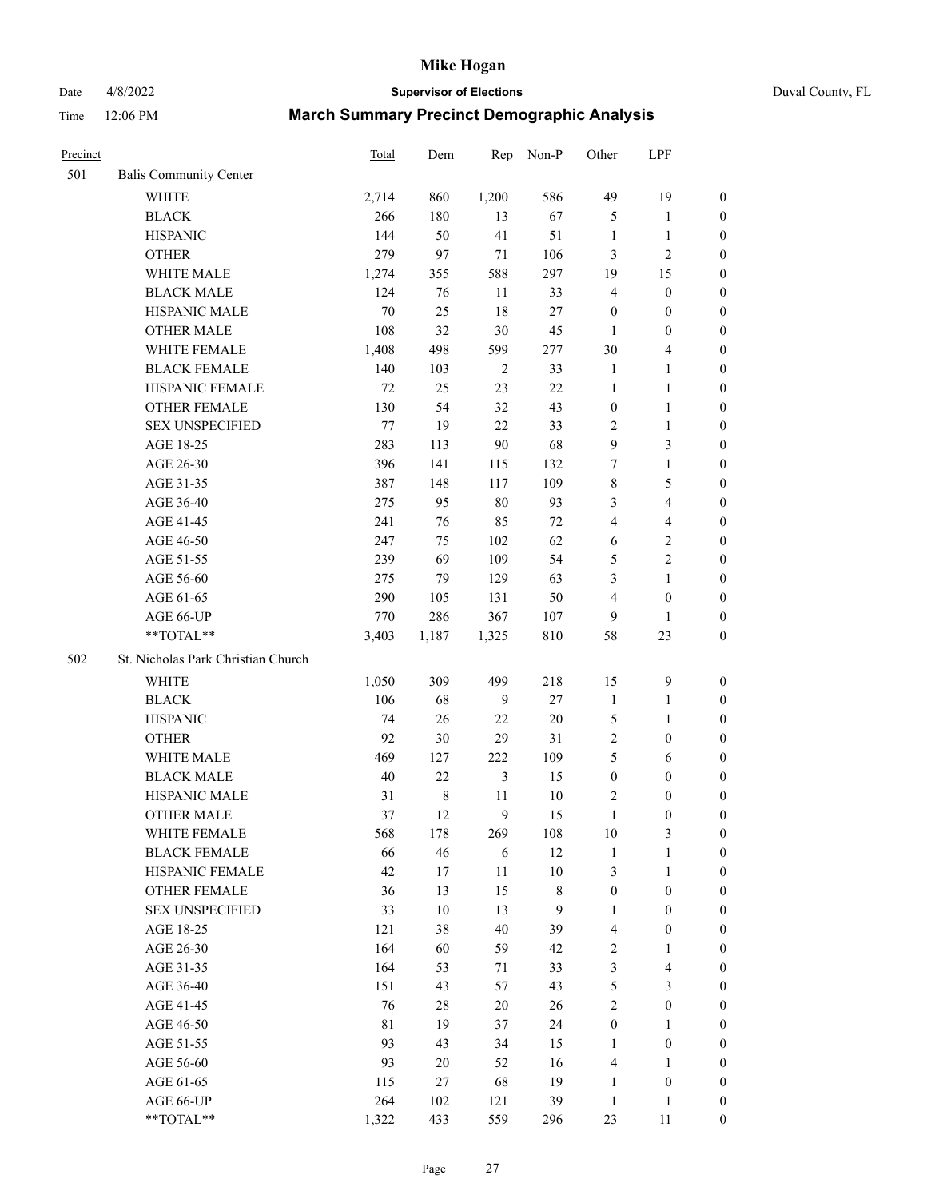# Mike Hogan

Date 4/8/2022 **Supervisor of Elections** Duval County, FL

Time 12:06 PM **March Summary Precinct Demographic Analysis**

| Precinct | | Total | Dem | Rep | Non-P | Other | LPF | |
|---|---|---|---|---|---|---|---|---|
| 501 | Balis Community Center | | | | | | | |
| | WHITE | 2,714 | 860 | 1,200 | 586 | 49 | 19 | 0 |
| | BLACK | 266 | 180 | 13 | 67 | 5 | 1 | 0 |
| | HISPANIC | 144 | 50 | 41 | 51 | 1 | 1 | 0 |
| | OTHER | 279 | 97 | 71 | 106 | 3 | 2 | 0 |
| | WHITE MALE | 1,274 | 355 | 588 | 297 | 19 | 15 | 0 |
| | BLACK MALE | 124 | 76 | 11 | 33 | 4 | 0 | 0 |
| | HISPANIC MALE | 70 | 25 | 18 | 27 | 0 | 0 | 0 |
| | OTHER MALE | 108 | 32 | 30 | 45 | 1 | 0 | 0 |
| | WHITE FEMALE | 1,408 | 498 | 599 | 277 | 30 | 4 | 0 |
| | BLACK FEMALE | 140 | 103 | 2 | 33 | 1 | 1 | 0 |
| | HISPANIC FEMALE | 72 | 25 | 23 | 22 | 1 | 1 | 0 |
| | OTHER FEMALE | 130 | 54 | 32 | 43 | 0 | 1 | 0 |
| | SEX UNSPECIFIED | 77 | 19 | 22 | 33 | 2 | 1 | 0 |
| | AGE 18-25 | 283 | 113 | 90 | 68 | 9 | 3 | 0 |
| | AGE 26-30 | 396 | 141 | 115 | 132 | 7 | 1 | 0 |
| | AGE 31-35 | 387 | 148 | 117 | 109 | 8 | 5 | 0 |
| | AGE 36-40 | 275 | 95 | 80 | 93 | 3 | 4 | 0 |
| | AGE 41-45 | 241 | 76 | 85 | 72 | 4 | 4 | 0 |
| | AGE 46-50 | 247 | 75 | 102 | 62 | 6 | 2 | 0 |
| | AGE 51-55 | 239 | 69 | 109 | 54 | 5 | 2 | 0 |
| | AGE 56-60 | 275 | 79 | 129 | 63 | 3 | 1 | 0 |
| | AGE 61-65 | 290 | 105 | 131 | 50 | 4 | 0 | 0 |
| | AGE 66-UP | 770 | 286 | 367 | 107 | 9 | 1 | 0 |
| | **TOTAL** | 3,403 | 1,187 | 1,325 | 810 | 58 | 23 | 0 |
| 502 | St. Nicholas Park Christian Church | | | | | | | |
| | WHITE | 1,050 | 309 | 499 | 218 | 15 | 9 | 0 |
| | BLACK | 106 | 68 | 9 | 27 | 1 | 1 | 0 |
| | HISPANIC | 74 | 26 | 22 | 20 | 5 | 1 | 0 |
| | OTHER | 92 | 30 | 29 | 31 | 2 | 0 | 0 |
| | WHITE MALE | 469 | 127 | 222 | 109 | 5 | 6 | 0 |
| | BLACK MALE | 40 | 22 | 3 | 15 | 0 | 0 | 0 |
| | HISPANIC MALE | 31 | 8 | 11 | 10 | 2 | 0 | 0 |
| | OTHER MALE | 37 | 12 | 9 | 15 | 1 | 0 | 0 |
| | WHITE FEMALE | 568 | 178 | 269 | 108 | 10 | 3 | 0 |
| | BLACK FEMALE | 66 | 46 | 6 | 12 | 1 | 1 | 0 |
| | HISPANIC FEMALE | 42 | 17 | 11 | 10 | 3 | 1 | 0 |
| | OTHER FEMALE | 36 | 13 | 15 | 8 | 0 | 0 | 0 |
| | SEX UNSPECIFIED | 33 | 10 | 13 | 9 | 1 | 0 | 0 |
| | AGE 18-25 | 121 | 38 | 40 | 39 | 4 | 0 | 0 |
| | AGE 26-30 | 164 | 60 | 59 | 42 | 2 | 1 | 0 |
| | AGE 31-35 | 164 | 53 | 71 | 33 | 3 | 4 | 0 |
| | AGE 36-40 | 151 | 43 | 57 | 43 | 5 | 3 | 0 |
| | AGE 41-45 | 76 | 28 | 20 | 26 | 2 | 0 | 0 |
| | AGE 46-50 | 81 | 19 | 37 | 24 | 0 | 1 | 0 |
| | AGE 51-55 | 93 | 43 | 34 | 15 | 1 | 0 | 0 |
| | AGE 56-60 | 93 | 20 | 52 | 16 | 4 | 1 | 0 |
| | AGE 61-65 | 115 | 27 | 68 | 19 | 1 | 0 | 0 |
| | AGE 66-UP | 264 | 102 | 121 | 39 | 1 | 1 | 0 |
| | **TOTAL** | 1,322 | 433 | 559 | 296 | 23 | 11 | 0 |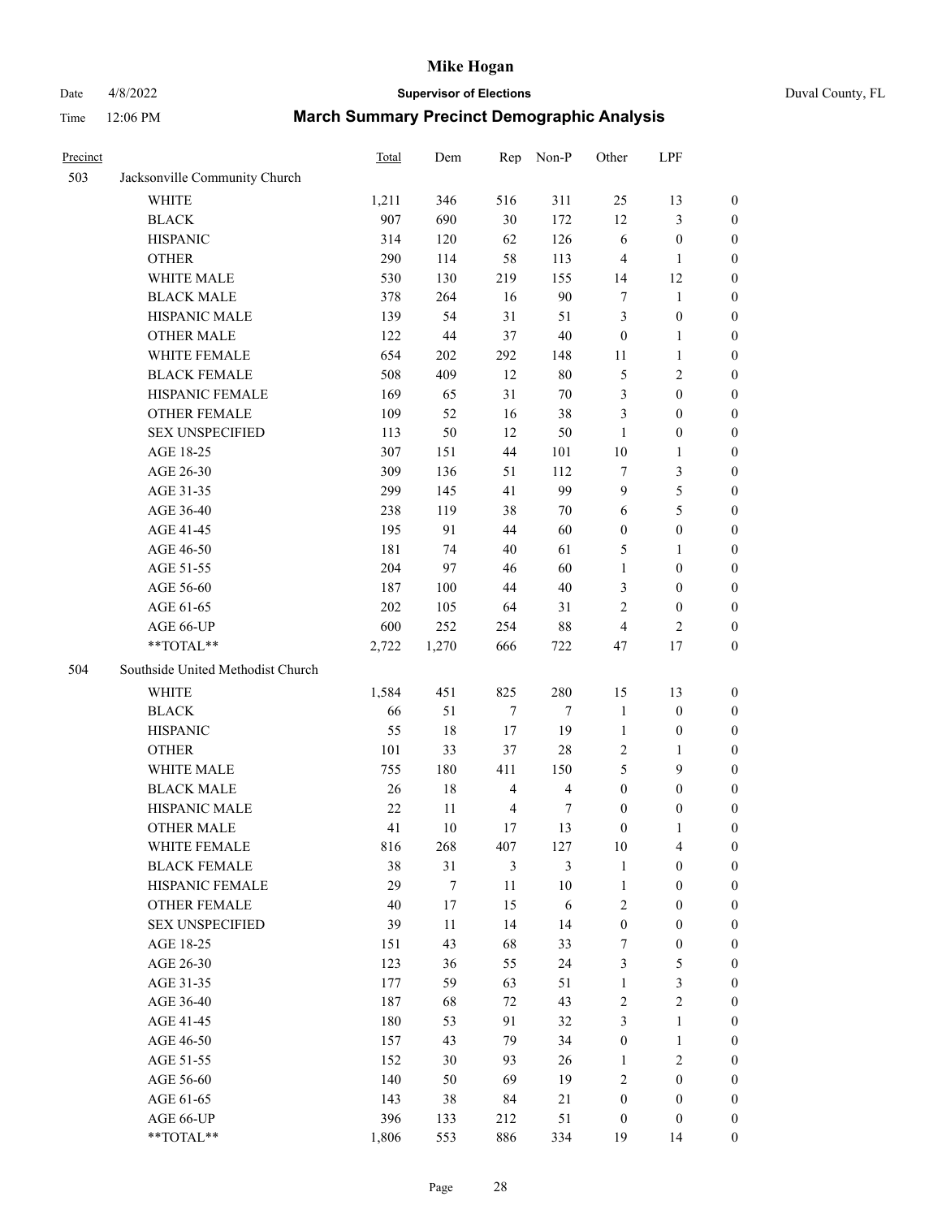| Precinct | | Total | Dem | Rep | Non-P | Other | LPF | |
|---|---|---|---|---|---|---|---|---|
| 503 | Jacksonville Community Church | | | | | | | |
| | WHITE | 1,211 | 346 | 516 | 311 | 25 | 13 | 0 |
| | BLACK | 907 | 690 | 30 | 172 | 12 | 3 | 0 |
| | HISPANIC | 314 | 120 | 62 | 126 | 6 | 0 | 0 |
| | OTHER | 290 | 114 | 58 | 113 | 4 | 1 | 0 |
| | WHITE MALE | 530 | 130 | 219 | 155 | 14 | 12 | 0 |
| | BLACK MALE | 378 | 264 | 16 | 90 | 7 | 1 | 0 |
| | HISPANIC MALE | 139 | 54 | 31 | 51 | 3 | 0 | 0 |
| | OTHER MALE | 122 | 44 | 37 | 40 | 0 | 1 | 0 |
| | WHITE FEMALE | 654 | 202 | 292 | 148 | 11 | 1 | 0 |
| | BLACK FEMALE | 508 | 409 | 12 | 80 | 5 | 2 | 0 |
| | HISPANIC FEMALE | 169 | 65 | 31 | 70 | 3 | 0 | 0 |
| | OTHER FEMALE | 109 | 52 | 16 | 38 | 3 | 0 | 0 |
| | SEX UNSPECIFIED | 113 | 50 | 12 | 50 | 1 | 0 | 0 |
| | AGE 18-25 | 307 | 151 | 44 | 101 | 10 | 1 | 0 |
| | AGE 26-30 | 309 | 136 | 51 | 112 | 7 | 3 | 0 |
| | AGE 31-35 | 299 | 145 | 41 | 99 | 9 | 5 | 0 |
| | AGE 36-40 | 238 | 119 | 38 | 70 | 6 | 5 | 0 |
| | AGE 41-45 | 195 | 91 | 44 | 60 | 0 | 0 | 0 |
| | AGE 46-50 | 181 | 74 | 40 | 61 | 5 | 1 | 0 |
| | AGE 51-55 | 204 | 97 | 46 | 60 | 1 | 0 | 0 |
| | AGE 56-60 | 187 | 100 | 44 | 40 | 3 | 0 | 0 |
| | AGE 61-65 | 202 | 105 | 64 | 31 | 2 | 0 | 0 |
| | AGE 66-UP | 600 | 252 | 254 | 88 | 4 | 2 | 0 |
| | **TOTAL** | 2,722 | 1,270 | 666 | 722 | 47 | 17 | 0 |
| 504 | Southside United Methodist Church | | | | | | | |
| | WHITE | 1,584 | 451 | 825 | 280 | 15 | 13 | 0 |
| | BLACK | 66 | 51 | 7 | 7 | 1 | 0 | 0 |
| | HISPANIC | 55 | 18 | 17 | 19 | 1 | 0 | 0 |
| | OTHER | 101 | 33 | 37 | 28 | 2 | 1 | 0 |
| | WHITE MALE | 755 | 180 | 411 | 150 | 5 | 9 | 0 |
| | BLACK MALE | 26 | 18 | 4 | 4 | 0 | 0 | 0 |
| | HISPANIC MALE | 22 | 11 | 4 | 7 | 0 | 0 | 0 |
| | OTHER MALE | 41 | 10 | 17 | 13 | 0 | 1 | 0 |
| | WHITE FEMALE | 816 | 268 | 407 | 127 | 10 | 4 | 0 |
| | BLACK FEMALE | 38 | 31 | 3 | 3 | 1 | 0 | 0 |
| | HISPANIC FEMALE | 29 | 7 | 11 | 10 | 1 | 0 | 0 |
| | OTHER FEMALE | 40 | 17 | 15 | 6 | 2 | 0 | 0 |
| | SEX UNSPECIFIED | 39 | 11 | 14 | 14 | 0 | 0 | 0 |
| | AGE 18-25 | 151 | 43 | 68 | 33 | 7 | 0 | 0 |
| | AGE 26-30 | 123 | 36 | 55 | 24 | 3 | 5 | 0 |
| | AGE 31-35 | 177 | 59 | 63 | 51 | 1 | 3 | 0 |
| | AGE 36-40 | 187 | 68 | 72 | 43 | 2 | 2 | 0 |
| | AGE 41-45 | 180 | 53 | 91 | 32 | 3 | 1 | 0 |
| | AGE 46-50 | 157 | 43 | 79 | 34 | 0 | 1 | 0 |
| | AGE 51-55 | 152 | 30 | 93 | 26 | 1 | 2 | 0 |
| | AGE 56-60 | 140 | 50 | 69 | 19 | 2 | 0 | 0 |
| | AGE 61-65 | 143 | 38 | 84 | 21 | 0 | 0 | 0 |
| | AGE 66-UP | 396 | 133 | 212 | 51 | 0 | 0 | 0 |
| | **TOTAL** | 1,806 | 553 | 886 | 334 | 19 | 14 | 0 |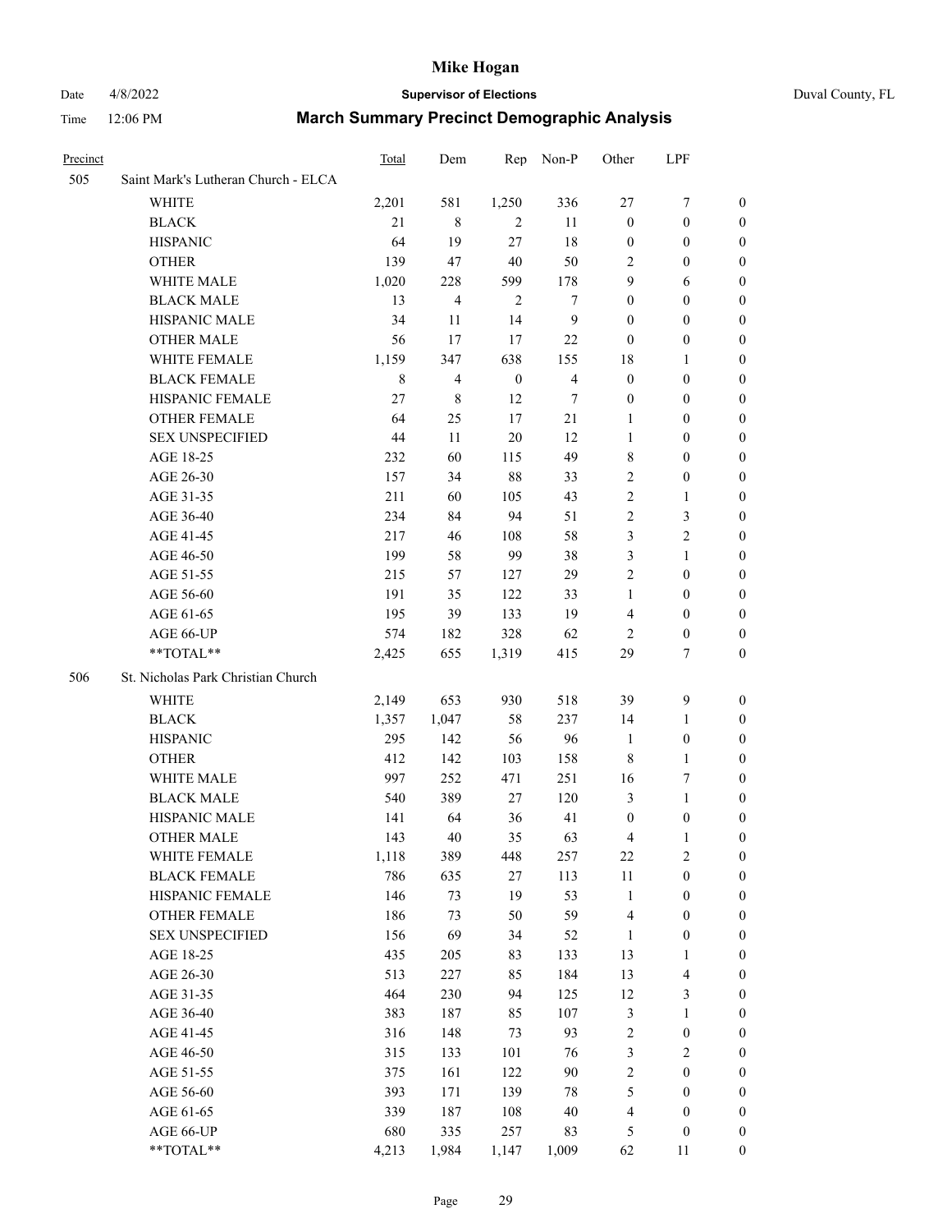# Mike Hogan

Date 4/8/2022 **Supervisor of Elections** Duval County, FL

Time 12:06 PM **March Summary Precinct Demographic Analysis**

| Precinct | | Total | Dem | Rep | Non-P | Other | LPF | |
|---|---|---|---|---|---|---|---|---|
| 505 | Saint Mark's Lutheran Church - ELCA | | | | | | | |
| | WHITE | 2,201 | 581 | 1,250 | 336 | 27 | 7 | 0 |
| | BLACK | 21 | 8 | 2 | 11 | 0 | 0 | 0 |
| | HISPANIC | 64 | 19 | 27 | 18 | 0 | 0 | 0 |
| | OTHER | 139 | 47 | 40 | 50 | 2 | 0 | 0 |
| | WHITE MALE | 1,020 | 228 | 599 | 178 | 9 | 6 | 0 |
| | BLACK MALE | 13 | 4 | 2 | 7 | 0 | 0 | 0 |
| | HISPANIC MALE | 34 | 11 | 14 | 9 | 0 | 0 | 0 |
| | OTHER MALE | 56 | 17 | 17 | 22 | 0 | 0 | 0 |
| | WHITE FEMALE | 1,159 | 347 | 638 | 155 | 18 | 1 | 0 |
| | BLACK FEMALE | 8 | 4 | 0 | 4 | 0 | 0 | 0 |
| | HISPANIC FEMALE | 27 | 8 | 12 | 7 | 0 | 0 | 0 |
| | OTHER FEMALE | 64 | 25 | 17 | 21 | 1 | 0 | 0 |
| | SEX UNSPECIFIED | 44 | 11 | 20 | 12 | 1 | 0 | 0 |
| | AGE 18-25 | 232 | 60 | 115 | 49 | 8 | 0 | 0 |
| | AGE 26-30 | 157 | 34 | 88 | 33 | 2 | 0 | 0 |
| | AGE 31-35 | 211 | 60 | 105 | 43 | 2 | 1 | 0 |
| | AGE 36-40 | 234 | 84 | 94 | 51 | 2 | 3 | 0 |
| | AGE 41-45 | 217 | 46 | 108 | 58 | 3 | 2 | 0 |
| | AGE 46-50 | 199 | 58 | 99 | 38 | 3 | 1 | 0 |
| | AGE 51-55 | 215 | 57 | 127 | 29 | 2 | 0 | 0 |
| | AGE 56-60 | 191 | 35 | 122 | 33 | 1 | 0 | 0 |
| | AGE 61-65 | 195 | 39 | 133 | 19 | 4 | 0 | 0 |
| | AGE 66-UP | 574 | 182 | 328 | 62 | 2 | 0 | 0 |
| | **TOTAL** | 2,425 | 655 | 1,319 | 415 | 29 | 7 | 0 |
| 506 | St. Nicholas Park Christian Church | | | | | | | |
| | WHITE | 2,149 | 653 | 930 | 518 | 39 | 9 | 0 |
| | BLACK | 1,357 | 1,047 | 58 | 237 | 14 | 1 | 0 |
| | HISPANIC | 295 | 142 | 56 | 96 | 1 | 0 | 0 |
| | OTHER | 412 | 142 | 103 | 158 | 8 | 1 | 0 |
| | WHITE MALE | 997 | 252 | 471 | 251 | 16 | 7 | 0 |
| | BLACK MALE | 540 | 389 | 27 | 120 | 3 | 1 | 0 |
| | HISPANIC MALE | 141 | 64 | 36 | 41 | 0 | 0 | 0 |
| | OTHER MALE | 143 | 40 | 35 | 63 | 4 | 1 | 0 |
| | WHITE FEMALE | 1,118 | 389 | 448 | 257 | 22 | 2 | 0 |
| | BLACK FEMALE | 786 | 635 | 27 | 113 | 11 | 0 | 0 |
| | HISPANIC FEMALE | 146 | 73 | 19 | 53 | 1 | 0 | 0 |
| | OTHER FEMALE | 186 | 73 | 50 | 59 | 4 | 0 | 0 |
| | SEX UNSPECIFIED | 156 | 69 | 34 | 52 | 1 | 0 | 0 |
| | AGE 18-25 | 435 | 205 | 83 | 133 | 13 | 1 | 0 |
| | AGE 26-30 | 513 | 227 | 85 | 184 | 13 | 4 | 0 |
| | AGE 31-35 | 464 | 230 | 94 | 125 | 12 | 3 | 0 |
| | AGE 36-40 | 383 | 187 | 85 | 107 | 3 | 1 | 0 |
| | AGE 41-45 | 316 | 148 | 73 | 93 | 2 | 0 | 0 |
| | AGE 46-50 | 315 | 133 | 101 | 76 | 3 | 2 | 0 |
| | AGE 51-55 | 375 | 161 | 122 | 90 | 2 | 0 | 0 |
| | AGE 56-60 | 393 | 171 | 139 | 78 | 5 | 0 | 0 |
| | AGE 61-65 | 339 | 187 | 108 | 40 | 4 | 0 | 0 |
| | AGE 66-UP | 680 | 335 | 257 | 83 | 5 | 0 | 0 |
| | **TOTAL** | 4,213 | 1,984 | 1,147 | 1,009 | 62 | 11 | 0 |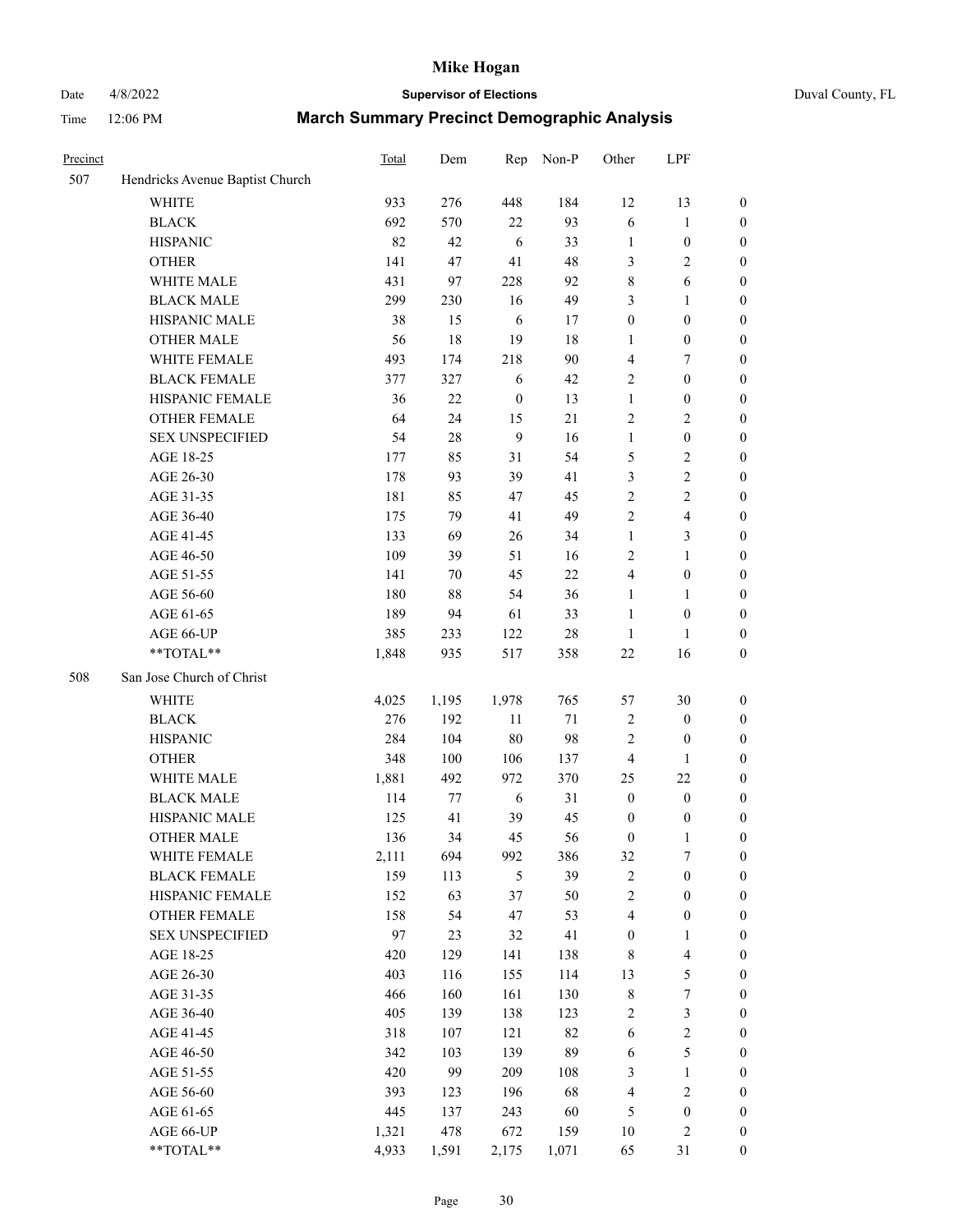# Mike Hogan

Date 4/8/2022 **Supervisor of Elections** Duval County, FL

Time 12:06 PM **March Summary Precinct Demographic Analysis**

| Precinct | | Total | Dem | Rep | Non-P | Other | LPF | |
|---|---|---|---|---|---|---|---|---|
| 507 | Hendricks Avenue Baptist Church | | | | | | | |
| | WHITE | 933 | 276 | 448 | 184 | 12 | 13 | 0 |
| | BLACK | 692 | 570 | 22 | 93 | 6 | 1 | 0 |
| | HISPANIC | 82 | 42 | 6 | 33 | 1 | 0 | 0 |
| | OTHER | 141 | 47 | 41 | 48 | 3 | 2 | 0 |
| | WHITE MALE | 431 | 97 | 228 | 92 | 8 | 6 | 0 |
| | BLACK MALE | 299 | 230 | 16 | 49 | 3 | 1 | 0 |
| | HISPANIC MALE | 38 | 15 | 6 | 17 | 0 | 0 | 0 |
| | OTHER MALE | 56 | 18 | 19 | 18 | 1 | 0 | 0 |
| | WHITE FEMALE | 493 | 174 | 218 | 90 | 4 | 7 | 0 |
| | BLACK FEMALE | 377 | 327 | 6 | 42 | 2 | 0 | 0 |
| | HISPANIC FEMALE | 36 | 22 | 0 | 13 | 1 | 0 | 0 |
| | OTHER FEMALE | 64 | 24 | 15 | 21 | 2 | 2 | 0 |
| | SEX UNSPECIFIED | 54 | 28 | 9 | 16 | 1 | 0 | 0 |
| | AGE 18-25 | 177 | 85 | 31 | 54 | 5 | 2 | 0 |
| | AGE 26-30 | 178 | 93 | 39 | 41 | 3 | 2 | 0 |
| | AGE 31-35 | 181 | 85 | 47 | 45 | 2 | 2 | 0 |
| | AGE 36-40 | 175 | 79 | 41 | 49 | 2 | 4 | 0 |
| | AGE 41-45 | 133 | 69 | 26 | 34 | 1 | 3 | 0 |
| | AGE 46-50 | 109 | 39 | 51 | 16 | 2 | 1 | 0 |
| | AGE 51-55 | 141 | 70 | 45 | 22 | 4 | 0 | 0 |
| | AGE 56-60 | 180 | 88 | 54 | 36 | 1 | 1 | 0 |
| | AGE 61-65 | 189 | 94 | 61 | 33 | 1 | 0 | 0 |
| | AGE 66-UP | 385 | 233 | 122 | 28 | 1 | 1 | 0 |
| | **TOTAL** | 1,848 | 935 | 517 | 358 | 22 | 16 | 0 |
| 508 | San Jose Church of Christ | | | | | | | |
| | WHITE | 4,025 | 1,195 | 1,978 | 765 | 57 | 30 | 0 |
| | BLACK | 276 | 192 | 11 | 71 | 2 | 0 | 0 |
| | HISPANIC | 284 | 104 | 80 | 98 | 2 | 0 | 0 |
| | OTHER | 348 | 100 | 106 | 137 | 4 | 1 | 0 |
| | WHITE MALE | 1,881 | 492 | 972 | 370 | 25 | 22 | 0 |
| | BLACK MALE | 114 | 77 | 6 | 31 | 0 | 0 | 0 |
| | HISPANIC MALE | 125 | 41 | 39 | 45 | 0 | 0 | 0 |
| | OTHER MALE | 136 | 34 | 45 | 56 | 0 | 1 | 0 |
| | WHITE FEMALE | 2,111 | 694 | 992 | 386 | 32 | 7 | 0 |
| | BLACK FEMALE | 159 | 113 | 5 | 39 | 2 | 0 | 0 |
| | HISPANIC FEMALE | 152 | 63 | 37 | 50 | 2 | 0 | 0 |
| | OTHER FEMALE | 158 | 54 | 47 | 53 | 4 | 0 | 0 |
| | SEX UNSPECIFIED | 97 | 23 | 32 | 41 | 0 | 1 | 0 |
| | AGE 18-25 | 420 | 129 | 141 | 138 | 8 | 4 | 0 |
| | AGE 26-30 | 403 | 116 | 155 | 114 | 13 | 5 | 0 |
| | AGE 31-35 | 466 | 160 | 161 | 130 | 8 | 7 | 0 |
| | AGE 36-40 | 405 | 139 | 138 | 123 | 2 | 3 | 0 |
| | AGE 41-45 | 318 | 107 | 121 | 82 | 6 | 2 | 0 |
| | AGE 46-50 | 342 | 103 | 139 | 89 | 6 | 5 | 0 |
| | AGE 51-55 | 420 | 99 | 209 | 108 | 3 | 1 | 0 |
| | AGE 56-60 | 393 | 123 | 196 | 68 | 4 | 2 | 0 |
| | AGE 61-65 | 445 | 137 | 243 | 60 | 5 | 0 | 0 |
| | AGE 66-UP | 1,321 | 478 | 672 | 159 | 10 | 2 | 0 |
| | **TOTAL** | 4,933 | 1,591 | 2,175 | 1,071 | 65 | 31 | 0 |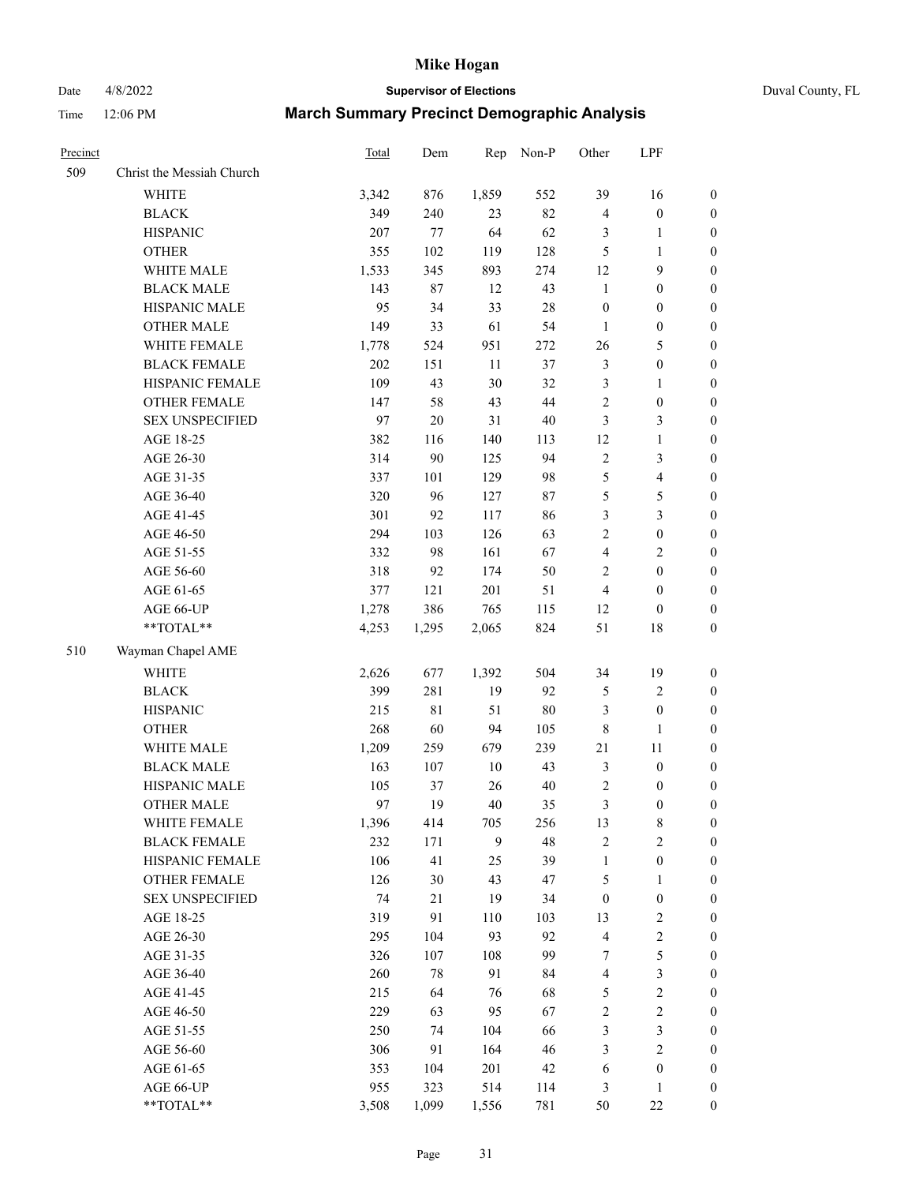| Precinct | | Total | Dem | Rep | Non-P | Other | LPF | |
|---|---|---|---|---|---|---|---|---|
| 509 | Christ the Messiah Church | | | | | | | |
| | WHITE | 3,342 | 876 | 1,859 | 552 | 39 | 16 | 0 |
| | BLACK | 349 | 240 | 23 | 82 | 4 | 0 | 0 |
| | HISPANIC | 207 | 77 | 64 | 62 | 3 | 1 | 0 |
| | OTHER | 355 | 102 | 119 | 128 | 5 | 1 | 0 |
| | WHITE MALE | 1,533 | 345 | 893 | 274 | 12 | 9 | 0 |
| | BLACK MALE | 143 | 87 | 12 | 43 | 1 | 0 | 0 |
| | HISPANIC MALE | 95 | 34 | 33 | 28 | 0 | 0 | 0 |
| | OTHER MALE | 149 | 33 | 61 | 54 | 1 | 0 | 0 |
| | WHITE FEMALE | 1,778 | 524 | 951 | 272 | 26 | 5 | 0 |
| | BLACK FEMALE | 202 | 151 | 11 | 37 | 3 | 0 | 0 |
| | HISPANIC FEMALE | 109 | 43 | 30 | 32 | 3 | 1 | 0 |
| | OTHER FEMALE | 147 | 58 | 43 | 44 | 2 | 0 | 0 |
| | SEX UNSPECIFIED | 97 | 20 | 31 | 40 | 3 | 3 | 0 |
| | AGE 18-25 | 382 | 116 | 140 | 113 | 12 | 1 | 0 |
| | AGE 26-30 | 314 | 90 | 125 | 94 | 2 | 3 | 0 |
| | AGE 31-35 | 337 | 101 | 129 | 98 | 5 | 4 | 0 |
| | AGE 36-40 | 320 | 96 | 127 | 87 | 5 | 5 | 0 |
| | AGE 41-45 | 301 | 92 | 117 | 86 | 3 | 3 | 0 |
| | AGE 46-50 | 294 | 103 | 126 | 63 | 2 | 0 | 0 |
| | AGE 51-55 | 332 | 98 | 161 | 67 | 4 | 2 | 0 |
| | AGE 56-60 | 318 | 92 | 174 | 50 | 2 | 0 | 0 |
| | AGE 61-65 | 377 | 121 | 201 | 51 | 4 | 0 | 0 |
| | AGE 66-UP | 1,278 | 386 | 765 | 115 | 12 | 0 | 0 |
| | **TOTAL** | 4,253 | 1,295 | 2,065 | 824 | 51 | 18 | 0 |
| 510 | Wayman Chapel AME | | | | | | | |
| | WHITE | 2,626 | 677 | 1,392 | 504 | 34 | 19 | 0 |
| | BLACK | 399 | 281 | 19 | 92 | 5 | 2 | 0 |
| | HISPANIC | 215 | 81 | 51 | 80 | 3 | 0 | 0 |
| | OTHER | 268 | 60 | 94 | 105 | 8 | 1 | 0 |
| | WHITE MALE | 1,209 | 259 | 679 | 239 | 21 | 11 | 0 |
| | BLACK MALE | 163 | 107 | 10 | 43 | 3 | 0 | 0 |
| | HISPANIC MALE | 105 | 37 | 26 | 40 | 2 | 0 | 0 |
| | OTHER MALE | 97 | 19 | 40 | 35 | 3 | 0 | 0 |
| | WHITE FEMALE | 1,396 | 414 | 705 | 256 | 13 | 8 | 0 |
| | BLACK FEMALE | 232 | 171 | 9 | 48 | 2 | 2 | 0 |
| | HISPANIC FEMALE | 106 | 41 | 25 | 39 | 1 | 0 | 0 |
| | OTHER FEMALE | 126 | 30 | 43 | 47 | 5 | 1 | 0 |
| | SEX UNSPECIFIED | 74 | 21 | 19 | 34 | 0 | 0 | 0 |
| | AGE 18-25 | 319 | 91 | 110 | 103 | 13 | 2 | 0 |
| | AGE 26-30 | 295 | 104 | 93 | 92 | 4 | 2 | 0 |
| | AGE 31-35 | 326 | 107 | 108 | 99 | 7 | 5 | 0 |
| | AGE 36-40 | 260 | 78 | 91 | 84 | 4 | 3 | 0 |
| | AGE 41-45 | 215 | 64 | 76 | 68 | 5 | 2 | 0 |
| | AGE 46-50 | 229 | 63 | 95 | 67 | 2 | 2 | 0 |
| | AGE 51-55 | 250 | 74 | 104 | 66 | 3 | 3 | 0 |
| | AGE 56-60 | 306 | 91 | 164 | 46 | 3 | 2 | 0 |
| | AGE 61-65 | 353 | 104 | 201 | 42 | 6 | 0 | 0 |
| | AGE 66-UP | 955 | 323 | 514 | 114 | 3 | 1 | 0 |
| | **TOTAL** | 3,508 | 1,099 | 1,556 | 781 | 50 | 22 | 0 |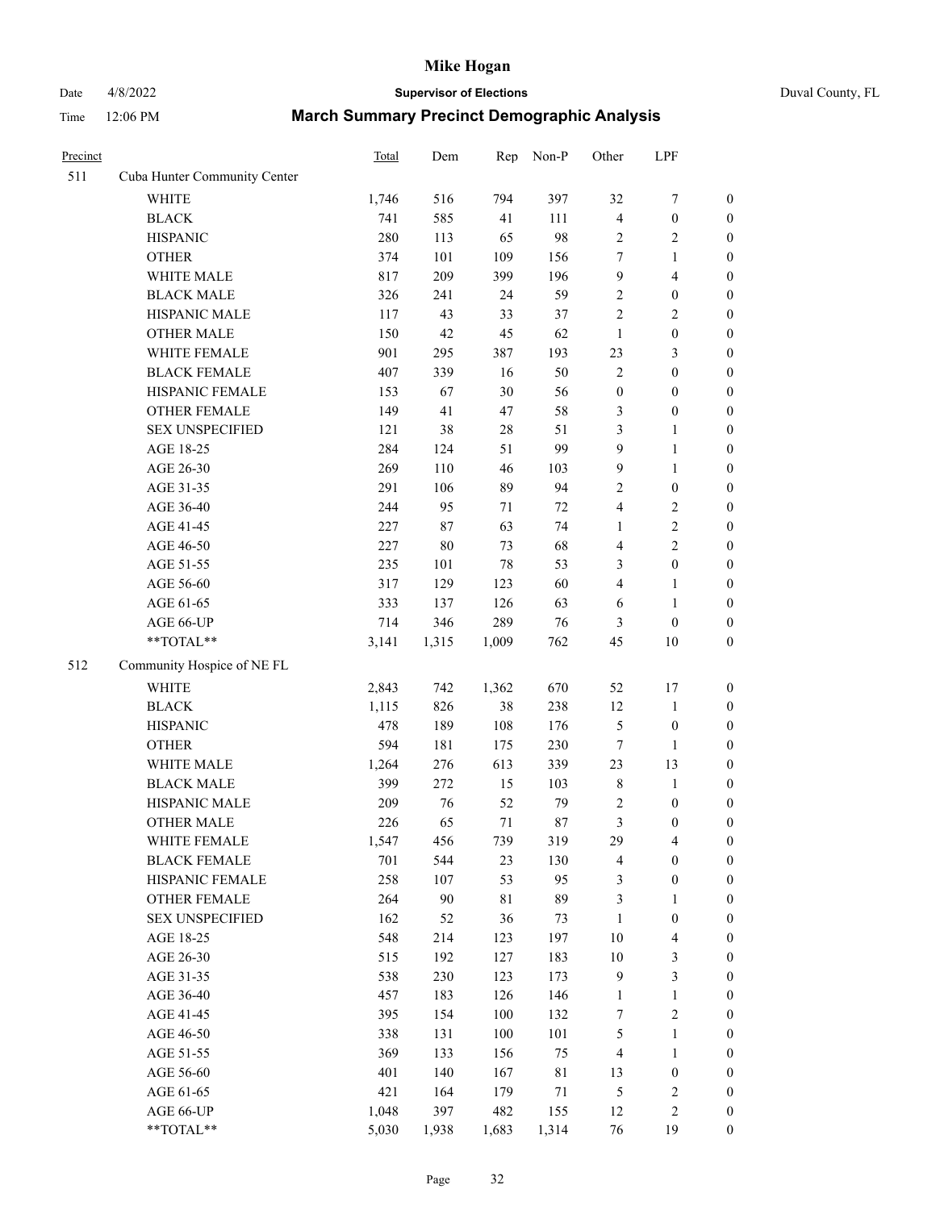# Mike Hogan

Date 4/8/2022 **Supervisor of Elections** Duval County, FL

Time 12:06 PM **March Summary Precinct Demographic Analysis**

| Precinct | | Total | Dem | Rep | Non-P | Other | LPF | |
|---|---|---|---|---|---|---|---|---|
| 511 | Cuba Hunter Community Center | | | | | | | |
| | WHITE | 1,746 | 516 | 794 | 397 | 32 | 7 | 0 |
| | BLACK | 741 | 585 | 41 | 111 | 4 | 0 | 0 |
| | HISPANIC | 280 | 113 | 65 | 98 | 2 | 2 | 0 |
| | OTHER | 374 | 101 | 109 | 156 | 7 | 1 | 0 |
| | WHITE MALE | 817 | 209 | 399 | 196 | 9 | 4 | 0 |
| | BLACK MALE | 326 | 241 | 24 | 59 | 2 | 0 | 0 |
| | HISPANIC MALE | 117 | 43 | 33 | 37 | 2 | 2 | 0 |
| | OTHER MALE | 150 | 42 | 45 | 62 | 1 | 0 | 0 |
| | WHITE FEMALE | 901 | 295 | 387 | 193 | 23 | 3 | 0 |
| | BLACK FEMALE | 407 | 339 | 16 | 50 | 2 | 0 | 0 |
| | HISPANIC FEMALE | 153 | 67 | 30 | 56 | 0 | 0 | 0 |
| | OTHER FEMALE | 149 | 41 | 47 | 58 | 3 | 0 | 0 |
| | SEX UNSPECIFIED | 121 | 38 | 28 | 51 | 3 | 1 | 0 |
| | AGE 18-25 | 284 | 124 | 51 | 99 | 9 | 1 | 0 |
| | AGE 26-30 | 269 | 110 | 46 | 103 | 9 | 1 | 0 |
| | AGE 31-35 | 291 | 106 | 89 | 94 | 2 | 0 | 0 |
| | AGE 36-40 | 244 | 95 | 71 | 72 | 4 | 2 | 0 |
| | AGE 41-45 | 227 | 87 | 63 | 74 | 1 | 2 | 0 |
| | AGE 46-50 | 227 | 80 | 73 | 68 | 4 | 2 | 0 |
| | AGE 51-55 | 235 | 101 | 78 | 53 | 3 | 0 | 0 |
| | AGE 56-60 | 317 | 129 | 123 | 60 | 4 | 1 | 0 |
| | AGE 61-65 | 333 | 137 | 126 | 63 | 6 | 1 | 0 |
| | AGE 66-UP | 714 | 346 | 289 | 76 | 3 | 0 | 0 |
| | **TOTAL** | 3,141 | 1,315 | 1,009 | 762 | 45 | 10 | 0 |
| 512 | Community Hospice of NE FL | | | | | | | |
| | WHITE | 2,843 | 742 | 1,362 | 670 | 52 | 17 | 0 |
| | BLACK | 1,115 | 826 | 38 | 238 | 12 | 1 | 0 |
| | HISPANIC | 478 | 189 | 108 | 176 | 5 | 0 | 0 |
| | OTHER | 594 | 181 | 175 | 230 | 7 | 1 | 0 |
| | WHITE MALE | 1,264 | 276 | 613 | 339 | 23 | 13 | 0 |
| | BLACK MALE | 399 | 272 | 15 | 103 | 8 | 1 | 0 |
| | HISPANIC MALE | 209 | 76 | 52 | 79 | 2 | 0 | 0 |
| | OTHER MALE | 226 | 65 | 71 | 87 | 3 | 0 | 0 |
| | WHITE FEMALE | 1,547 | 456 | 739 | 319 | 29 | 4 | 0 |
| | BLACK FEMALE | 701 | 544 | 23 | 130 | 4 | 0 | 0 |
| | HISPANIC FEMALE | 258 | 107 | 53 | 95 | 3 | 0 | 0 |
| | OTHER FEMALE | 264 | 90 | 81 | 89 | 3 | 1 | 0 |
| | SEX UNSPECIFIED | 162 | 52 | 36 | 73 | 1 | 0 | 0 |
| | AGE 18-25 | 548 | 214 | 123 | 197 | 10 | 4 | 0 |
| | AGE 26-30 | 515 | 192 | 127 | 183 | 10 | 3 | 0 |
| | AGE 31-35 | 538 | 230 | 123 | 173 | 9 | 3 | 0 |
| | AGE 36-40 | 457 | 183 | 126 | 146 | 1 | 1 | 0 |
| | AGE 41-45 | 395 | 154 | 100 | 132 | 7 | 2 | 0 |
| | AGE 46-50 | 338 | 131 | 100 | 101 | 5 | 1 | 0 |
| | AGE 51-55 | 369 | 133 | 156 | 75 | 4 | 1 | 0 |
| | AGE 56-60 | 401 | 140 | 167 | 81 | 13 | 0 | 0 |
| | AGE 61-65 | 421 | 164 | 179 | 71 | 5 | 2 | 0 |
| | AGE 66-UP | 1,048 | 397 | 482 | 155 | 12 | 2 | 0 |
| | **TOTAL** | 5,030 | 1,938 | 1,683 | 1,314 | 76 | 19 | 0 |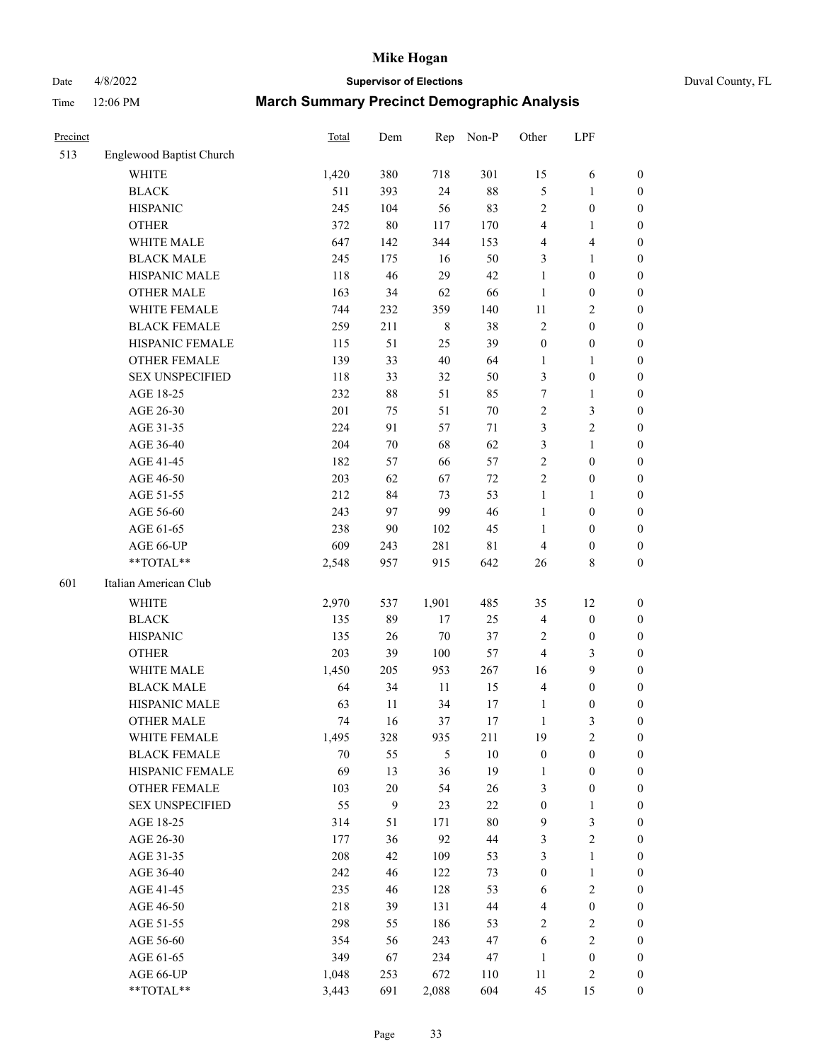| Precinct | | Total | Dem | Rep | Non-P | Other | LPF | |
|---|---|---|---|---|---|---|---|---|
| 513 | Englewood Baptist Church | | | | | | | |
| | WHITE | 1,420 | 380 | 718 | 301 | 15 | 6 | 0 |
| | BLACK | 511 | 393 | 24 | 88 | 5 | 1 | 0 |
| | HISPANIC | 245 | 104 | 56 | 83 | 2 | 0 | 0 |
| | OTHER | 372 | 80 | 117 | 170 | 4 | 1 | 0 |
| | WHITE MALE | 647 | 142 | 344 | 153 | 4 | 4 | 0 |
| | BLACK MALE | 245 | 175 | 16 | 50 | 3 | 1 | 0 |
| | HISPANIC MALE | 118 | 46 | 29 | 42 | 1 | 0 | 0 |
| | OTHER MALE | 163 | 34 | 62 | 66 | 1 | 0 | 0 |
| | WHITE FEMALE | 744 | 232 | 359 | 140 | 11 | 2 | 0 |
| | BLACK FEMALE | 259 | 211 | 8 | 38 | 2 | 0 | 0 |
| | HISPANIC FEMALE | 115 | 51 | 25 | 39 | 0 | 0 | 0 |
| | OTHER FEMALE | 139 | 33 | 40 | 64 | 1 | 1 | 0 |
| | SEX UNSPECIFIED | 118 | 33 | 32 | 50 | 3 | 0 | 0 |
| | AGE 18-25 | 232 | 88 | 51 | 85 | 7 | 1 | 0 |
| | AGE 26-30 | 201 | 75 | 51 | 70 | 2 | 3 | 0 |
| | AGE 31-35 | 224 | 91 | 57 | 71 | 3 | 2 | 0 |
| | AGE 36-40 | 204 | 70 | 68 | 62 | 3 | 1 | 0 |
| | AGE 41-45 | 182 | 57 | 66 | 57 | 2 | 0 | 0 |
| | AGE 46-50 | 203 | 62 | 67 | 72 | 2 | 0 | 0 |
| | AGE 51-55 | 212 | 84 | 73 | 53 | 1 | 1 | 0 |
| | AGE 56-60 | 243 | 97 | 99 | 46 | 1 | 0 | 0 |
| | AGE 61-65 | 238 | 90 | 102 | 45 | 1 | 0 | 0 |
| | AGE 66-UP | 609 | 243 | 281 | 81 | 4 | 0 | 0 |
| | **TOTAL** | 2,548 | 957 | 915 | 642 | 26 | 8 | 0 |
| 601 | Italian American Club | | | | | | | |
| | WHITE | 2,970 | 537 | 1,901 | 485 | 35 | 12 | 0 |
| | BLACK | 135 | 89 | 17 | 25 | 4 | 0 | 0 |
| | HISPANIC | 135 | 26 | 70 | 37 | 2 | 0 | 0 |
| | OTHER | 203 | 39 | 100 | 57 | 4 | 3 | 0 |
| | WHITE MALE | 1,450 | 205 | 953 | 267 | 16 | 9 | 0 |
| | BLACK MALE | 64 | 34 | 11 | 15 | 4 | 0 | 0 |
| | HISPANIC MALE | 63 | 11 | 34 | 17 | 1 | 0 | 0 |
| | OTHER MALE | 74 | 16 | 37 | 17 | 1 | 3 | 0 |
| | WHITE FEMALE | 1,495 | 328 | 935 | 211 | 19 | 2 | 0 |
| | BLACK FEMALE | 70 | 55 | 5 | 10 | 0 | 0 | 0 |
| | HISPANIC FEMALE | 69 | 13 | 36 | 19 | 1 | 0 | 0 |
| | OTHER FEMALE | 103 | 20 | 54 | 26 | 3 | 0 | 0 |
| | SEX UNSPECIFIED | 55 | 9 | 23 | 22 | 0 | 1 | 0 |
| | AGE 18-25 | 314 | 51 | 171 | 80 | 9 | 3 | 0 |
| | AGE 26-30 | 177 | 36 | 92 | 44 | 3 | 2 | 0 |
| | AGE 31-35 | 208 | 42 | 109 | 53 | 3 | 1 | 0 |
| | AGE 36-40 | 242 | 46 | 122 | 73 | 0 | 1 | 0 |
| | AGE 41-45 | 235 | 46 | 128 | 53 | 6 | 2 | 0 |
| | AGE 46-50 | 218 | 39 | 131 | 44 | 4 | 0 | 0 |
| | AGE 51-55 | 298 | 55 | 186 | 53 | 2 | 2 | 0 |
| | AGE 56-60 | 354 | 56 | 243 | 47 | 6 | 2 | 0 |
| | AGE 61-65 | 349 | 67 | 234 | 47 | 1 | 0 | 0 |
| | AGE 66-UP | 1,048 | 253 | 672 | 110 | 11 | 2 | 0 |
| | **TOTAL** | 3,443 | 691 | 2,088 | 604 | 45 | 15 | 0 |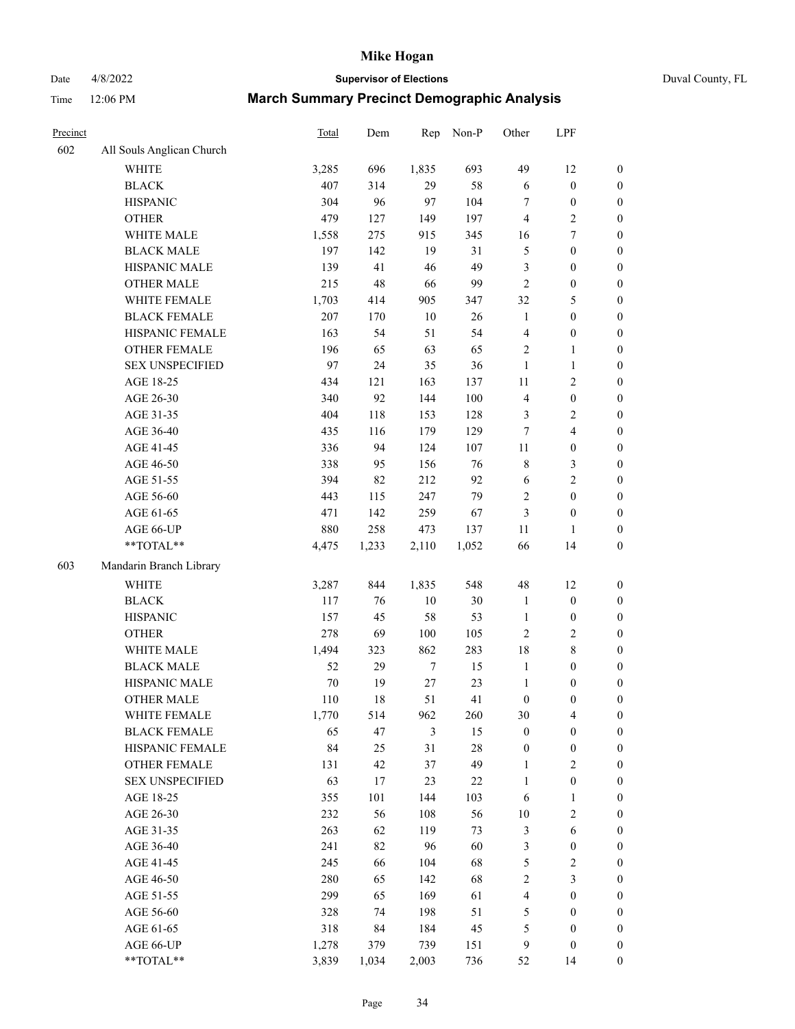# Mike Hogan

Date 4/8/2022 **Supervisor of Elections** Duval County, FL

Time 12:06 PM **March Summary Precinct Demographic Analysis**

| Precinct | | Total | Dem | Rep | Non-P | Other | LPF | |
|---|---|---|---|---|---|---|---|---|
| 602 | All Souls Anglican Church | | | | | | | |
| | WHITE | 3,285 | 696 | 1,835 | 693 | 49 | 12 | 0 |
| | BLACK | 407 | 314 | 29 | 58 | 6 | 0 | 0 |
| | HISPANIC | 304 | 96 | 97 | 104 | 7 | 0 | 0 |
| | OTHER | 479 | 127 | 149 | 197 | 4 | 2 | 0 |
| | WHITE MALE | 1,558 | 275 | 915 | 345 | 16 | 7 | 0 |
| | BLACK MALE | 197 | 142 | 19 | 31 | 5 | 0 | 0 |
| | HISPANIC MALE | 139 | 41 | 46 | 49 | 3 | 0 | 0 |
| | OTHER MALE | 215 | 48 | 66 | 99 | 2 | 0 | 0 |
| | WHITE FEMALE | 1,703 | 414 | 905 | 347 | 32 | 5 | 0 |
| | BLACK FEMALE | 207 | 170 | 10 | 26 | 1 | 0 | 0 |
| | HISPANIC FEMALE | 163 | 54 | 51 | 54 | 4 | 0 | 0 |
| | OTHER FEMALE | 196 | 65 | 63 | 65 | 2 | 1 | 0 |
| | SEX UNSPECIFIED | 97 | 24 | 35 | 36 | 1 | 1 | 0 |
| | AGE 18-25 | 434 | 121 | 163 | 137 | 11 | 2 | 0 |
| | AGE 26-30 | 340 | 92 | 144 | 100 | 4 | 0 | 0 |
| | AGE 31-35 | 404 | 118 | 153 | 128 | 3 | 2 | 0 |
| | AGE 36-40 | 435 | 116 | 179 | 129 | 7 | 4 | 0 |
| | AGE 41-45 | 336 | 94 | 124 | 107 | 11 | 0 | 0 |
| | AGE 46-50 | 338 | 95 | 156 | 76 | 8 | 3 | 0 |
| | AGE 51-55 | 394 | 82 | 212 | 92 | 6 | 2 | 0 |
| | AGE 56-60 | 443 | 115 | 247 | 79 | 2 | 0 | 0 |
| | AGE 61-65 | 471 | 142 | 259 | 67 | 3 | 0 | 0 |
| | AGE 66-UP | 880 | 258 | 473 | 137 | 11 | 1 | 0 |
| | **TOTAL** | 4,475 | 1,233 | 2,110 | 1,052 | 66 | 14 | 0 |
| 603 | Mandarin Branch Library | | | | | | | |
| | WHITE | 3,287 | 844 | 1,835 | 548 | 48 | 12 | 0 |
| | BLACK | 117 | 76 | 10 | 30 | 1 | 0 | 0 |
| | HISPANIC | 157 | 45 | 58 | 53 | 1 | 0 | 0 |
| | OTHER | 278 | 69 | 100 | 105 | 2 | 2 | 0 |
| | WHITE MALE | 1,494 | 323 | 862 | 283 | 18 | 8 | 0 |
| | BLACK MALE | 52 | 29 | 7 | 15 | 1 | 0 | 0 |
| | HISPANIC MALE | 70 | 19 | 27 | 23 | 1 | 0 | 0 |
| | OTHER MALE | 110 | 18 | 51 | 41 | 0 | 0 | 0 |
| | WHITE FEMALE | 1,770 | 514 | 962 | 260 | 30 | 4 | 0 |
| | BLACK FEMALE | 65 | 47 | 3 | 15 | 0 | 0 | 0 |
| | HISPANIC FEMALE | 84 | 25 | 31 | 28 | 0 | 0 | 0 |
| | OTHER FEMALE | 131 | 42 | 37 | 49 | 1 | 2 | 0 |
| | SEX UNSPECIFIED | 63 | 17 | 23 | 22 | 1 | 0 | 0 |
| | AGE 18-25 | 355 | 101 | 144 | 103 | 6 | 1 | 0 |
| | AGE 26-30 | 232 | 56 | 108 | 56 | 10 | 2 | 0 |
| | AGE 31-35 | 263 | 62 | 119 | 73 | 3 | 6 | 0 |
| | AGE 36-40 | 241 | 82 | 96 | 60 | 3 | 0 | 0 |
| | AGE 41-45 | 245 | 66 | 104 | 68 | 5 | 2 | 0 |
| | AGE 46-50 | 280 | 65 | 142 | 68 | 2 | 3 | 0 |
| | AGE 51-55 | 299 | 65 | 169 | 61 | 4 | 0 | 0 |
| | AGE 56-60 | 328 | 74 | 198 | 51 | 5 | 0 | 0 |
| | AGE 61-65 | 318 | 84 | 184 | 45 | 5 | 0 | 0 |
| | AGE 66-UP | 1,278 | 379 | 739 | 151 | 9 | 0 | 0 |
| | **TOTAL** | 3,839 | 1,034 | 2,003 | 736 | 52 | 14 | 0 |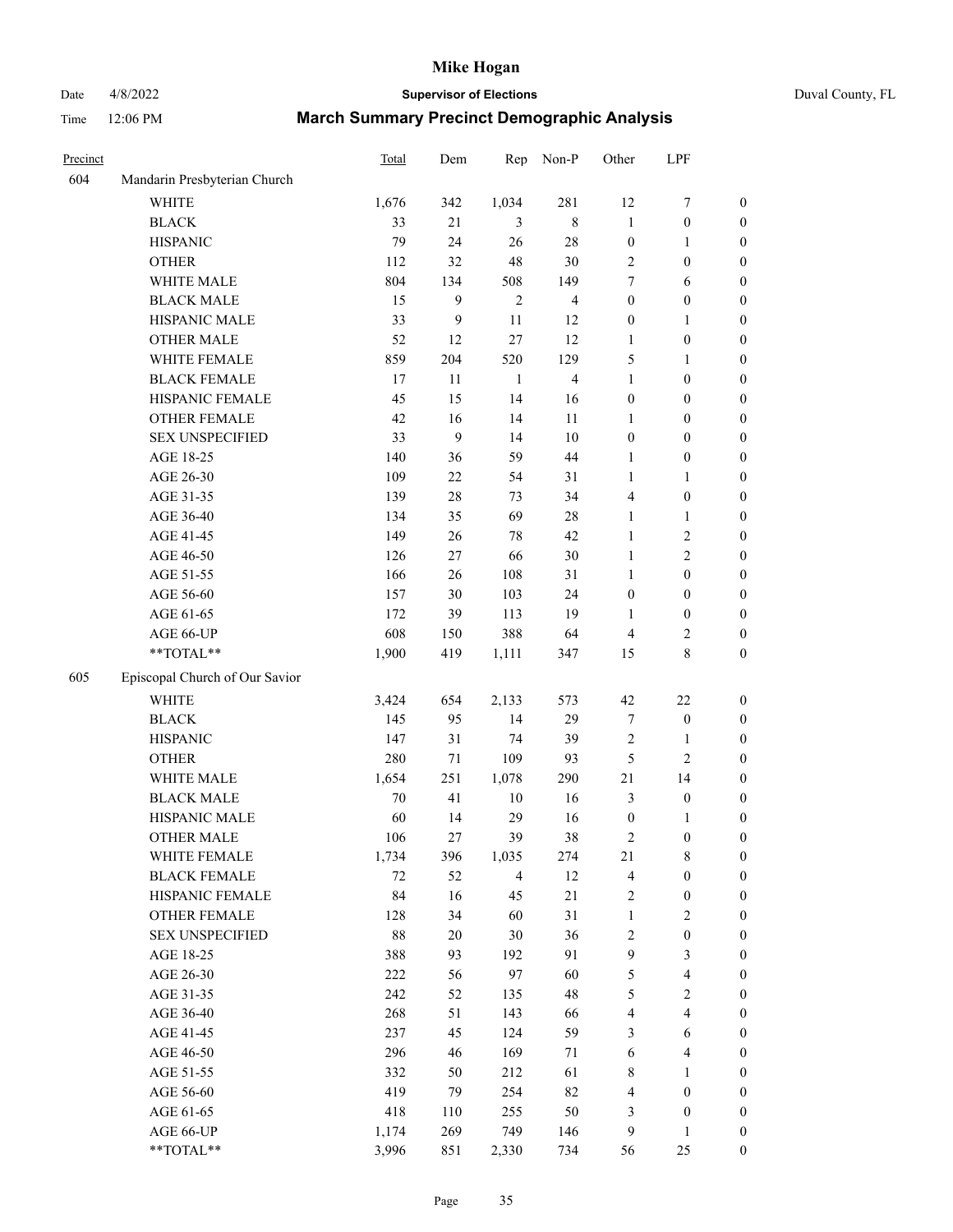# Mike Hogan

**Supervisor of Elections**

Duval County, FL

Date 4/8/2022

Time 12:06 PM

## March Summary Precinct Demographic Analysis

| Precinct | | Total | Dem | Rep | Non-P | Other | LPF | |
|---|---|---|---|---|---|---|---|---|
| 604 | Mandarin Presbyterian Church | | | | | | | |
| | WHITE | 1,676 | 342 | 1,034 | 281 | 12 | 7 | 0 |
| | BLACK | 33 | 21 | 3 | 8 | 1 | 0 | 0 |
| | HISPANIC | 79 | 24 | 26 | 28 | 0 | 1 | 0 |
| | OTHER | 112 | 32 | 48 | 30 | 2 | 0 | 0 |
| | WHITE MALE | 804 | 134 | 508 | 149 | 7 | 6 | 0 |
| | BLACK MALE | 15 | 9 | 2 | 4 | 0 | 0 | 0 |
| | HISPANIC MALE | 33 | 9 | 11 | 12 | 0 | 1 | 0 |
| | OTHER MALE | 52 | 12 | 27 | 12 | 1 | 0 | 0 |
| | WHITE FEMALE | 859 | 204 | 520 | 129 | 5 | 1 | 0 |
| | BLACK FEMALE | 17 | 11 | 1 | 4 | 1 | 0 | 0 |
| | HISPANIC FEMALE | 45 | 15 | 14 | 16 | 0 | 0 | 0 |
| | OTHER FEMALE | 42 | 16 | 14 | 11 | 1 | 0 | 0 |
| | SEX UNSPECIFIED | 33 | 9 | 14 | 10 | 0 | 0 | 0 |
| | AGE 18-25 | 140 | 36 | 59 | 44 | 1 | 0 | 0 |
| | AGE 26-30 | 109 | 22 | 54 | 31 | 1 | 1 | 0 |
| | AGE 31-35 | 139 | 28 | 73 | 34 | 4 | 0 | 0 |
| | AGE 36-40 | 134 | 35 | 69 | 28 | 1 | 1 | 0 |
| | AGE 41-45 | 149 | 26 | 78 | 42 | 1 | 2 | 0 |
| | AGE 46-50 | 126 | 27 | 66 | 30 | 1 | 2 | 0 |
| | AGE 51-55 | 166 | 26 | 108 | 31 | 1 | 0 | 0 |
| | AGE 56-60 | 157 | 30 | 103 | 24 | 0 | 0 | 0 |
| | AGE 61-65 | 172 | 39 | 113 | 19 | 1 | 0 | 0 |
| | AGE 66-UP | 608 | 150 | 388 | 64 | 4 | 2 | 0 |
| | **TOTAL** | 1,900 | 419 | 1,111 | 347 | 15 | 8 | 0 |
| 605 | Episcopal Church of Our Savior | | | | | | | |
| | WHITE | 3,424 | 654 | 2,133 | 573 | 42 | 22 | 0 |
| | BLACK | 145 | 95 | 14 | 29 | 7 | 0 | 0 |
| | HISPANIC | 147 | 31 | 74 | 39 | 2 | 1 | 0 |
| | OTHER | 280 | 71 | 109 | 93 | 5 | 2 | 0 |
| | WHITE MALE | 1,654 | 251 | 1,078 | 290 | 21 | 14 | 0 |
| | BLACK MALE | 70 | 41 | 10 | 16 | 3 | 0 | 0 |
| | HISPANIC MALE | 60 | 14 | 29 | 16 | 0 | 1 | 0 |
| | OTHER MALE | 106 | 27 | 39 | 38 | 2 | 0 | 0 |
| | WHITE FEMALE | 1,734 | 396 | 1,035 | 274 | 21 | 8 | 0 |
| | BLACK FEMALE | 72 | 52 | 4 | 12 | 4 | 0 | 0 |
| | HISPANIC FEMALE | 84 | 16 | 45 | 21 | 2 | 0 | 0 |
| | OTHER FEMALE | 128 | 34 | 60 | 31 | 1 | 2 | 0 |
| | SEX UNSPECIFIED | 88 | 20 | 30 | 36 | 2 | 0 | 0 |
| | AGE 18-25 | 388 | 93 | 192 | 91 | 9 | 3 | 0 |
| | AGE 26-30 | 222 | 56 | 97 | 60 | 5 | 4 | 0 |
| | AGE 31-35 | 242 | 52 | 135 | 48 | 5 | 2 | 0 |
| | AGE 36-40 | 268 | 51 | 143 | 66 | 4 | 4 | 0 |
| | AGE 41-45 | 237 | 45 | 124 | 59 | 3 | 6 | 0 |
| | AGE 46-50 | 296 | 46 | 169 | 71 | 6 | 4 | 0 |
| | AGE 51-55 | 332 | 50 | 212 | 61 | 8 | 1 | 0 |
| | AGE 56-60 | 419 | 79 | 254 | 82 | 4 | 0 | 0 |
| | AGE 61-65 | 418 | 110 | 255 | 50 | 3 | 0 | 0 |
| | AGE 66-UP | 1,174 | 269 | 749 | 146 | 9 | 1 | 0 |
| | **TOTAL** | 3,996 | 851 | 2,330 | 734 | 56 | 25 | 0 |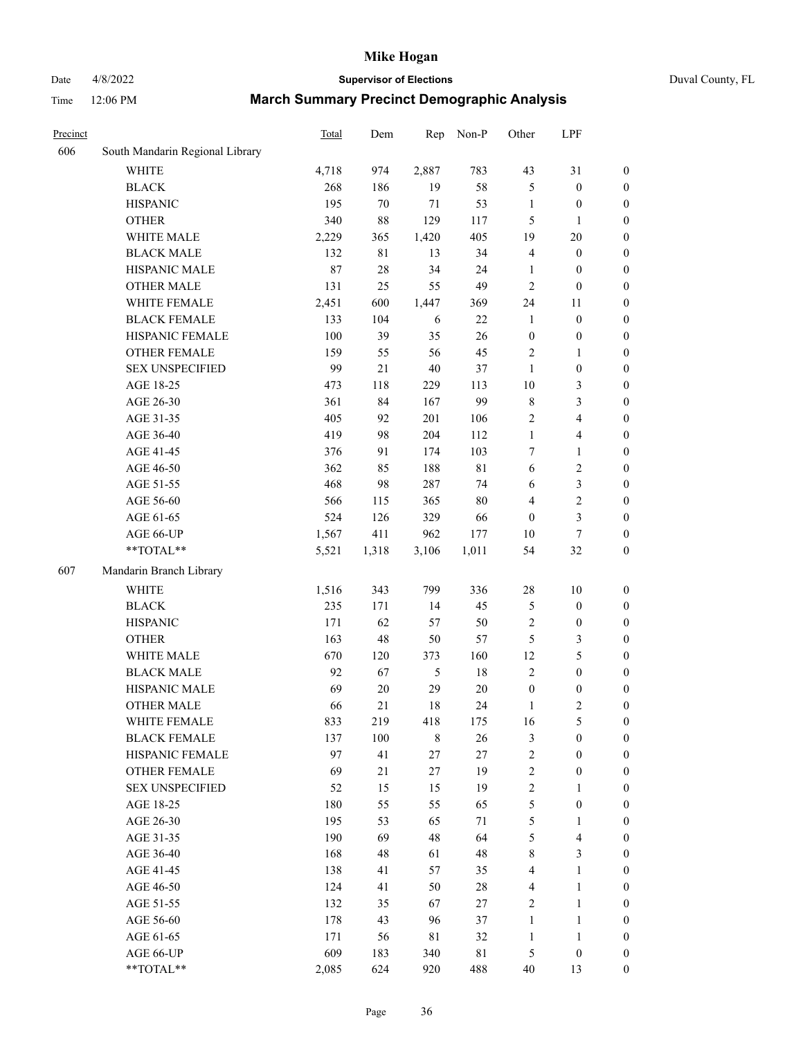# Mike Hogan

Date 4/8/2022 **Supervisor of Elections** Duval County, FL

Time 12:06 PM **March Summary Precinct Demographic Analysis**

| Precinct | | Total | Dem | Rep | Non-P | Other | LPF | |
|---|---|---|---|---|---|---|---|---|
| 606 | South Mandarin Regional Library | | | | | | | |
| | WHITE | 4,718 | 974 | 2,887 | 783 | 43 | 31 | 0 |
| | BLACK | 268 | 186 | 19 | 58 | 5 | 0 | 0 |
| | HISPANIC | 195 | 70 | 71 | 53 | 1 | 0 | 0 |
| | OTHER | 340 | 88 | 129 | 117 | 5 | 1 | 0 |
| | WHITE MALE | 2,229 | 365 | 1,420 | 405 | 19 | 20 | 0 |
| | BLACK MALE | 132 | 81 | 13 | 34 | 4 | 0 | 0 |
| | HISPANIC MALE | 87 | 28 | 34 | 24 | 1 | 0 | 0 |
| | OTHER MALE | 131 | 25 | 55 | 49 | 2 | 0 | 0 |
| | WHITE FEMALE | 2,451 | 600 | 1,447 | 369 | 24 | 11 | 0 |
| | BLACK FEMALE | 133 | 104 | 6 | 22 | 1 | 0 | 0 |
| | HISPANIC FEMALE | 100 | 39 | 35 | 26 | 0 | 0 | 0 |
| | OTHER FEMALE | 159 | 55 | 56 | 45 | 2 | 1 | 0 |
| | SEX UNSPECIFIED | 99 | 21 | 40 | 37 | 1 | 0 | 0 |
| | AGE 18-25 | 473 | 118 | 229 | 113 | 10 | 3 | 0 |
| | AGE 26-30 | 361 | 84 | 167 | 99 | 8 | 3 | 0 |
| | AGE 31-35 | 405 | 92 | 201 | 106 | 2 | 4 | 0 |
| | AGE 36-40 | 419 | 98 | 204 | 112 | 1 | 4 | 0 |
| | AGE 41-45 | 376 | 91 | 174 | 103 | 7 | 1 | 0 |
| | AGE 46-50 | 362 | 85 | 188 | 81 | 6 | 2 | 0 |
| | AGE 51-55 | 468 | 98 | 287 | 74 | 6 | 3 | 0 |
| | AGE 56-60 | 566 | 115 | 365 | 80 | 4 | 2 | 0 |
| | AGE 61-65 | 524 | 126 | 329 | 66 | 0 | 3 | 0 |
| | AGE 66-UP | 1,567 | 411 | 962 | 177 | 10 | 7 | 0 |
| | **TOTAL** | 5,521 | 1,318 | 3,106 | 1,011 | 54 | 32 | 0 |
| 607 | Mandarin Branch Library | | | | | | | |
| | WHITE | 1,516 | 343 | 799 | 336 | 28 | 10 | 0 |
| | BLACK | 235 | 171 | 14 | 45 | 5 | 0 | 0 |
| | HISPANIC | 171 | 62 | 57 | 50 | 2 | 0 | 0 |
| | OTHER | 163 | 48 | 50 | 57 | 5 | 3 | 0 |
| | WHITE MALE | 670 | 120 | 373 | 160 | 12 | 5 | 0 |
| | BLACK MALE | 92 | 67 | 5 | 18 | 2 | 0 | 0 |
| | HISPANIC MALE | 69 | 20 | 29 | 20 | 0 | 0 | 0 |
| | OTHER MALE | 66 | 21 | 18 | 24 | 1 | 2 | 0 |
| | WHITE FEMALE | 833 | 219 | 418 | 175 | 16 | 5 | 0 |
| | BLACK FEMALE | 137 | 100 | 8 | 26 | 3 | 0 | 0 |
| | HISPANIC FEMALE | 97 | 41 | 27 | 27 | 2 | 0 | 0 |
| | OTHER FEMALE | 69 | 21 | 27 | 19 | 2 | 0 | 0 |
| | SEX UNSPECIFIED | 52 | 15 | 15 | 19 | 2 | 1 | 0 |
| | AGE 18-25 | 180 | 55 | 55 | 65 | 5 | 0 | 0 |
| | AGE 26-30 | 195 | 53 | 65 | 71 | 5 | 1 | 0 |
| | AGE 31-35 | 190 | 69 | 48 | 64 | 5 | 4 | 0 |
| | AGE 36-40 | 168 | 48 | 61 | 48 | 8 | 3 | 0 |
| | AGE 41-45 | 138 | 41 | 57 | 35 | 4 | 1 | 0 |
| | AGE 46-50 | 124 | 41 | 50 | 28 | 4 | 1 | 0 |
| | AGE 51-55 | 132 | 35 | 67 | 27 | 2 | 1 | 0 |
| | AGE 56-60 | 178 | 43 | 96 | 37 | 1 | 1 | 0 |
| | AGE 61-65 | 171 | 56 | 81 | 32 | 1 | 1 | 0 |
| | AGE 66-UP | 609 | 183 | 340 | 81 | 5 | 0 | 0 |
| | **TOTAL** | 2,085 | 624 | 920 | 488 | 40 | 13 | 0 |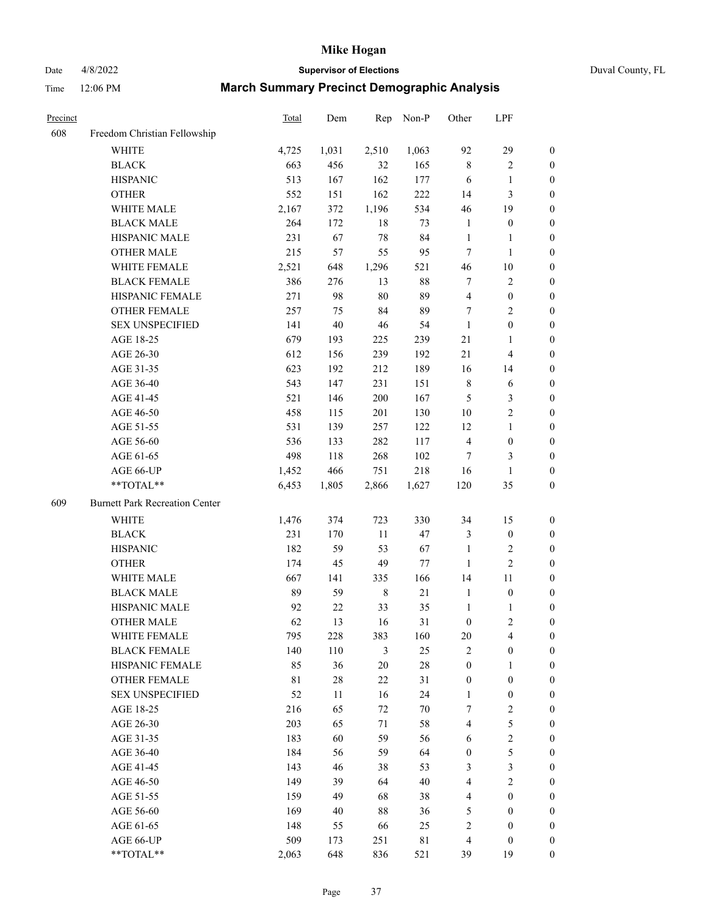# Mike Hogan

Date 4/8/2022 **Supervisor of Elections** Duval County, FL

Time 12:06 PM **March Summary Precinct Demographic Analysis**

| Precinct | | Total | Dem | Rep | Non-P | Other | LPF | |
|---|---|---|---|---|---|---|---|---|
| 608 | Freedom Christian Fellowship | | | | | | | |
| | WHITE | 4,725 | 1,031 | 2,510 | 1,063 | 92 | 29 | 0 |
| | BLACK | 663 | 456 | 32 | 165 | 8 | 2 | 0 |
| | HISPANIC | 513 | 167 | 162 | 177 | 6 | 1 | 0 |
| | OTHER | 552 | 151 | 162 | 222 | 14 | 3 | 0 |
| | WHITE MALE | 2,167 | 372 | 1,196 | 534 | 46 | 19 | 0 |
| | BLACK MALE | 264 | 172 | 18 | 73 | 1 | 0 | 0 |
| | HISPANIC MALE | 231 | 67 | 78 | 84 | 1 | 1 | 0 |
| | OTHER MALE | 215 | 57 | 55 | 95 | 7 | 1 | 0 |
| | WHITE FEMALE | 2,521 | 648 | 1,296 | 521 | 46 | 10 | 0 |
| | BLACK FEMALE | 386 | 276 | 13 | 88 | 7 | 2 | 0 |
| | HISPANIC FEMALE | 271 | 98 | 80 | 89 | 4 | 0 | 0 |
| | OTHER FEMALE | 257 | 75 | 84 | 89 | 7 | 2 | 0 |
| | SEX UNSPECIFIED | 141 | 40 | 46 | 54 | 1 | 0 | 0 |
| | AGE 18-25 | 679 | 193 | 225 | 239 | 21 | 1 | 0 |
| | AGE 26-30 | 612 | 156 | 239 | 192 | 21 | 4 | 0 |
| | AGE 31-35 | 623 | 192 | 212 | 189 | 16 | 14 | 0 |
| | AGE 36-40 | 543 | 147 | 231 | 151 | 8 | 6 | 0 |
| | AGE 41-45 | 521 | 146 | 200 | 167 | 5 | 3 | 0 |
| | AGE 46-50 | 458 | 115 | 201 | 130 | 10 | 2 | 0 |
| | AGE 51-55 | 531 | 139 | 257 | 122 | 12 | 1 | 0 |
| | AGE 56-60 | 536 | 133 | 282 | 117 | 4 | 0 | 0 |
| | AGE 61-65 | 498 | 118 | 268 | 102 | 7 | 3 | 0 |
| | AGE 66-UP | 1,452 | 466 | 751 | 218 | 16 | 1 | 0 |
| | **TOTAL** | 6,453 | 1,805 | 2,866 | 1,627 | 120 | 35 | 0 |
| 609 | Burnett Park Recreation Center | | | | | | | |
| | WHITE | 1,476 | 374 | 723 | 330 | 34 | 15 | 0 |
| | BLACK | 231 | 170 | 11 | 47 | 3 | 0 | 0 |
| | HISPANIC | 182 | 59 | 53 | 67 | 1 | 2 | 0 |
| | OTHER | 174 | 45 | 49 | 77 | 1 | 2 | 0 |
| | WHITE MALE | 667 | 141 | 335 | 166 | 14 | 11 | 0 |
| | BLACK MALE | 89 | 59 | 8 | 21 | 1 | 0 | 0 |
| | HISPANIC MALE | 92 | 22 | 33 | 35 | 1 | 1 | 0 |
| | OTHER MALE | 62 | 13 | 16 | 31 | 0 | 2 | 0 |
| | WHITE FEMALE | 795 | 228 | 383 | 160 | 20 | 4 | 0 |
| | BLACK FEMALE | 140 | 110 | 3 | 25 | 2 | 0 | 0 |
| | HISPANIC FEMALE | 85 | 36 | 20 | 28 | 0 | 1 | 0 |
| | OTHER FEMALE | 81 | 28 | 22 | 31 | 0 | 0 | 0 |
| | SEX UNSPECIFIED | 52 | 11 | 16 | 24 | 1 | 0 | 0 |
| | AGE 18-25 | 216 | 65 | 72 | 70 | 7 | 2 | 0 |
| | AGE 26-30 | 203 | 65 | 71 | 58 | 4 | 5 | 0 |
| | AGE 31-35 | 183 | 60 | 59 | 56 | 6 | 2 | 0 |
| | AGE 36-40 | 184 | 56 | 59 | 64 | 0 | 5 | 0 |
| | AGE 41-45 | 143 | 46 | 38 | 53 | 3 | 3 | 0 |
| | AGE 46-50 | 149 | 39 | 64 | 40 | 4 | 2 | 0 |
| | AGE 51-55 | 159 | 49 | 68 | 38 | 4 | 0 | 0 |
| | AGE 56-60 | 169 | 40 | 88 | 36 | 5 | 0 | 0 |
| | AGE 61-65 | 148 | 55 | 66 | 25 | 2 | 0 | 0 |
| | AGE 66-UP | 509 | 173 | 251 | 81 | 4 | 0 | 0 |
| | **TOTAL** | 2,063 | 648 | 836 | 521 | 39 | 19 | 0 |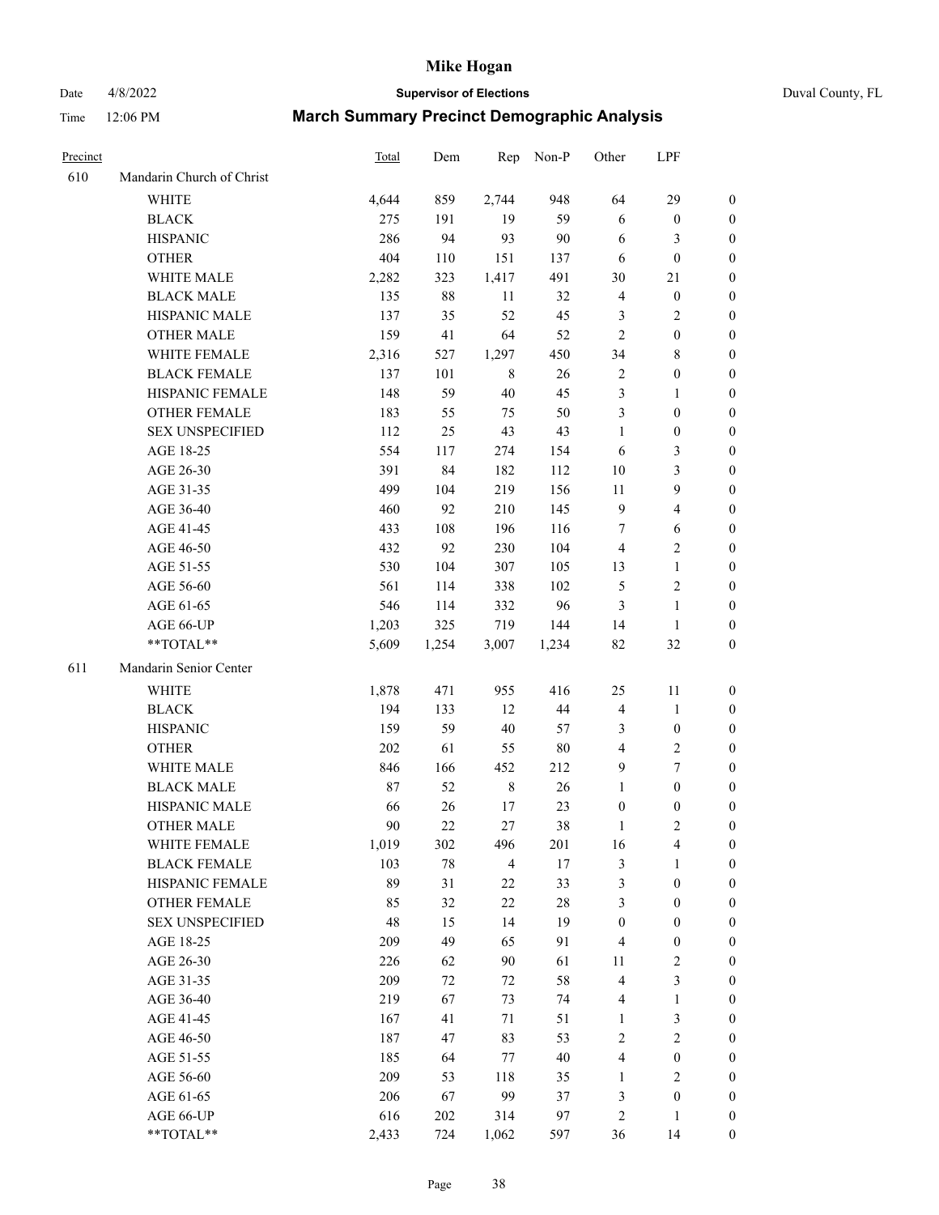# Mike Hogan

Date 4/8/2022 **Supervisor of Elections** Duval County, FL

Time 12:06 PM **March Summary Precinct Demographic Analysis**

| Precinct | | Total | Dem | Rep | Non-P | Other | LPF | |
|---|---|---|---|---|---|---|---|---|
| 610 | Mandarin Church of Christ | | | | | | | |
| | WHITE | 4,644 | 859 | 2,744 | 948 | 64 | 29 | 0 |
| | BLACK | 275 | 191 | 19 | 59 | 6 | 0 | 0 |
| | HISPANIC | 286 | 94 | 93 | 90 | 6 | 3 | 0 |
| | OTHER | 404 | 110 | 151 | 137 | 6 | 0 | 0 |
| | WHITE MALE | 2,282 | 323 | 1,417 | 491 | 30 | 21 | 0 |
| | BLACK MALE | 135 | 88 | 11 | 32 | 4 | 0 | 0 |
| | HISPANIC MALE | 137 | 35 | 52 | 45 | 3 | 2 | 0 |
| | OTHER MALE | 159 | 41 | 64 | 52 | 2 | 0 | 0 |
| | WHITE FEMALE | 2,316 | 527 | 1,297 | 450 | 34 | 8 | 0 |
| | BLACK FEMALE | 137 | 101 | 8 | 26 | 2 | 0 | 0 |
| | HISPANIC FEMALE | 148 | 59 | 40 | 45 | 3 | 1 | 0 |
| | OTHER FEMALE | 183 | 55 | 75 | 50 | 3 | 0 | 0 |
| | SEX UNSPECIFIED | 112 | 25 | 43 | 43 | 1 | 0 | 0 |
| | AGE 18-25 | 554 | 117 | 274 | 154 | 6 | 3 | 0 |
| | AGE 26-30 | 391 | 84 | 182 | 112 | 10 | 3 | 0 |
| | AGE 31-35 | 499 | 104 | 219 | 156 | 11 | 9 | 0 |
| | AGE 36-40 | 460 | 92 | 210 | 145 | 9 | 4 | 0 |
| | AGE 41-45 | 433 | 108 | 196 | 116 | 7 | 6 | 0 |
| | AGE 46-50 | 432 | 92 | 230 | 104 | 4 | 2 | 0 |
| | AGE 51-55 | 530 | 104 | 307 | 105 | 13 | 1 | 0 |
| | AGE 56-60 | 561 | 114 | 338 | 102 | 5 | 2 | 0 |
| | AGE 61-65 | 546 | 114 | 332 | 96 | 3 | 1 | 0 |
| | AGE 66-UP | 1,203 | 325 | 719 | 144 | 14 | 1 | 0 |
| | **TOTAL** | 5,609 | 1,254 | 3,007 | 1,234 | 82 | 32 | 0 |
| 611 | Mandarin Senior Center | | | | | | | |
| | WHITE | 1,878 | 471 | 955 | 416 | 25 | 11 | 0 |
| | BLACK | 194 | 133 | 12 | 44 | 4 | 1 | 0 |
| | HISPANIC | 159 | 59 | 40 | 57 | 3 | 0 | 0 |
| | OTHER | 202 | 61 | 55 | 80 | 4 | 2 | 0 |
| | WHITE MALE | 846 | 166 | 452 | 212 | 9 | 7 | 0 |
| | BLACK MALE | 87 | 52 | 8 | 26 | 1 | 0 | 0 |
| | HISPANIC MALE | 66 | 26 | 17 | 23 | 0 | 0 | 0 |
| | OTHER MALE | 90 | 22 | 27 | 38 | 1 | 2 | 0 |
| | WHITE FEMALE | 1,019 | 302 | 496 | 201 | 16 | 4 | 0 |
| | BLACK FEMALE | 103 | 78 | 4 | 17 | 3 | 1 | 0 |
| | HISPANIC FEMALE | 89 | 31 | 22 | 33 | 3 | 0 | 0 |
| | OTHER FEMALE | 85 | 32 | 22 | 28 | 3 | 0 | 0 |
| | SEX UNSPECIFIED | 48 | 15 | 14 | 19 | 0 | 0 | 0 |
| | AGE 18-25 | 209 | 49 | 65 | 91 | 4 | 0 | 0 |
| | AGE 26-30 | 226 | 62 | 90 | 61 | 11 | 2 | 0 |
| | AGE 31-35 | 209 | 72 | 72 | 58 | 4 | 3 | 0 |
| | AGE 36-40 | 219 | 67 | 73 | 74 | 4 | 1 | 0 |
| | AGE 41-45 | 167 | 41 | 71 | 51 | 1 | 3 | 0 |
| | AGE 46-50 | 187 | 47 | 83 | 53 | 2 | 2 | 0 |
| | AGE 51-55 | 185 | 64 | 77 | 40 | 4 | 0 | 0 |
| | AGE 56-60 | 209 | 53 | 118 | 35 | 1 | 2 | 0 |
| | AGE 61-65 | 206 | 67 | 99 | 37 | 3 | 0 | 0 |
| | AGE 66-UP | 616 | 202 | 314 | 97 | 2 | 1 | 0 |
| | **TOTAL** | 2,433 | 724 | 1,062 | 597 | 36 | 14 | 0 |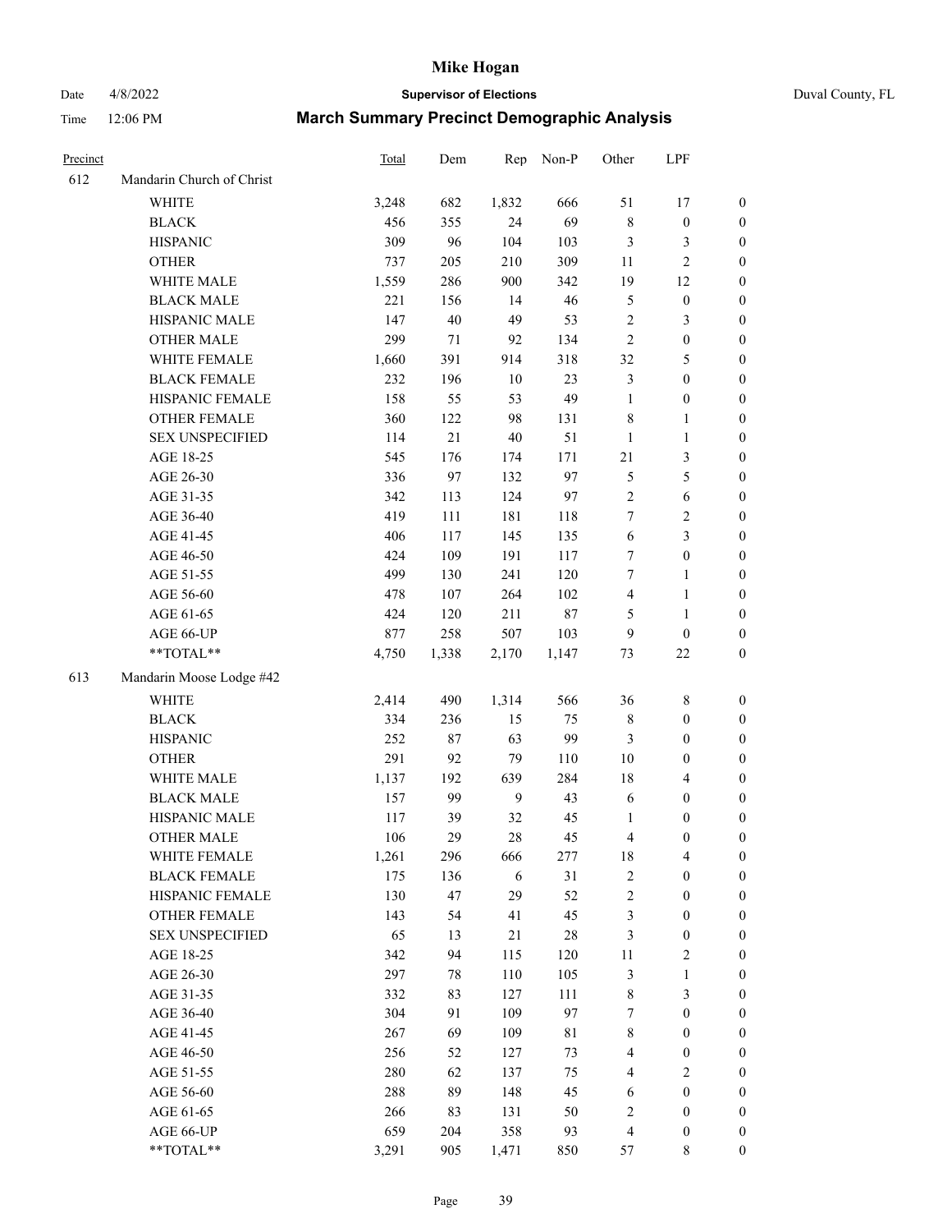# Mike Hogan

Date 4/8/2022 **Supervisor of Elections** Duval County, FL

Time 12:06 PM **March Summary Precinct Demographic Analysis**

| Precinct | | Total | Dem | Rep | Non-P | Other | LPF | |
|---|---|---|---|---|---|---|---|---|
| 612 | Mandarin Church of Christ | | | | | | | |
| | WHITE | 3,248 | 682 | 1,832 | 666 | 51 | 17 | 0 |
| | BLACK | 456 | 355 | 24 | 69 | 8 | 0 | 0 |
| | HISPANIC | 309 | 96 | 104 | 103 | 3 | 3 | 0 |
| | OTHER | 737 | 205 | 210 | 309 | 11 | 2 | 0 |
| | WHITE MALE | 1,559 | 286 | 900 | 342 | 19 | 12 | 0 |
| | BLACK MALE | 221 | 156 | 14 | 46 | 5 | 0 | 0 |
| | HISPANIC MALE | 147 | 40 | 49 | 53 | 2 | 3 | 0 |
| | OTHER MALE | 299 | 71 | 92 | 134 | 2 | 0 | 0 |
| | WHITE FEMALE | 1,660 | 391 | 914 | 318 | 32 | 5 | 0 |
| | BLACK FEMALE | 232 | 196 | 10 | 23 | 3 | 0 | 0 |
| | HISPANIC FEMALE | 158 | 55 | 53 | 49 | 1 | 0 | 0 |
| | OTHER FEMALE | 360 | 122 | 98 | 131 | 8 | 1 | 0 |
| | SEX UNSPECIFIED | 114 | 21 | 40 | 51 | 1 | 1 | 0 |
| | AGE 18-25 | 545 | 176 | 174 | 171 | 21 | 3 | 0 |
| | AGE 26-30 | 336 | 97 | 132 | 97 | 5 | 5 | 0 |
| | AGE 31-35 | 342 | 113 | 124 | 97 | 2 | 6 | 0 |
| | AGE 36-40 | 419 | 111 | 181 | 118 | 7 | 2 | 0 |
| | AGE 41-45 | 406 | 117 | 145 | 135 | 6 | 3 | 0 |
| | AGE 46-50 | 424 | 109 | 191 | 117 | 7 | 0 | 0 |
| | AGE 51-55 | 499 | 130 | 241 | 120 | 7 | 1 | 0 |
| | AGE 56-60 | 478 | 107 | 264 | 102 | 4 | 1 | 0 |
| | AGE 61-65 | 424 | 120 | 211 | 87 | 5 | 1 | 0 |
| | AGE 66-UP | 877 | 258 | 507 | 103 | 9 | 0 | 0 |
| | **TOTAL** | 4,750 | 1,338 | 2,170 | 1,147 | 73 | 22 | 0 |
| 613 | Mandarin Moose Lodge #42 | | | | | | | |
| | WHITE | 2,414 | 490 | 1,314 | 566 | 36 | 8 | 0 |
| | BLACK | 334 | 236 | 15 | 75 | 8 | 0 | 0 |
| | HISPANIC | 252 | 87 | 63 | 99 | 3 | 0 | 0 |
| | OTHER | 291 | 92 | 79 | 110 | 10 | 0 | 0 |
| | WHITE MALE | 1,137 | 192 | 639 | 284 | 18 | 4 | 0 |
| | BLACK MALE | 157 | 99 | 9 | 43 | 6 | 0 | 0 |
| | HISPANIC MALE | 117 | 39 | 32 | 45 | 1 | 0 | 0 |
| | OTHER MALE | 106 | 29 | 28 | 45 | 4 | 0 | 0 |
| | WHITE FEMALE | 1,261 | 296 | 666 | 277 | 18 | 4 | 0 |
| | BLACK FEMALE | 175 | 136 | 6 | 31 | 2 | 0 | 0 |
| | HISPANIC FEMALE | 130 | 47 | 29 | 52 | 2 | 0 | 0 |
| | OTHER FEMALE | 143 | 54 | 41 | 45 | 3 | 0 | 0 |
| | SEX UNSPECIFIED | 65 | 13 | 21 | 28 | 3 | 0 | 0 |
| | AGE 18-25 | 342 | 94 | 115 | 120 | 11 | 2 | 0 |
| | AGE 26-30 | 297 | 78 | 110 | 105 | 3 | 1 | 0 |
| | AGE 31-35 | 332 | 83 | 127 | 111 | 8 | 3 | 0 |
| | AGE 36-40 | 304 | 91 | 109 | 97 | 7 | 0 | 0 |
| | AGE 41-45 | 267 | 69 | 109 | 81 | 8 | 0 | 0 |
| | AGE 46-50 | 256 | 52 | 127 | 73 | 4 | 0 | 0 |
| | AGE 51-55 | 280 | 62 | 137 | 75 | 4 | 2 | 0 |
| | AGE 56-60 | 288 | 89 | 148 | 45 | 6 | 0 | 0 |
| | AGE 61-65 | 266 | 83 | 131 | 50 | 2 | 0 | 0 |
| | AGE 66-UP | 659 | 204 | 358 | 93 | 4 | 0 | 0 |
| | **TOTAL** | 3,291 | 905 | 1,471 | 850 | 57 | 8 | 0 |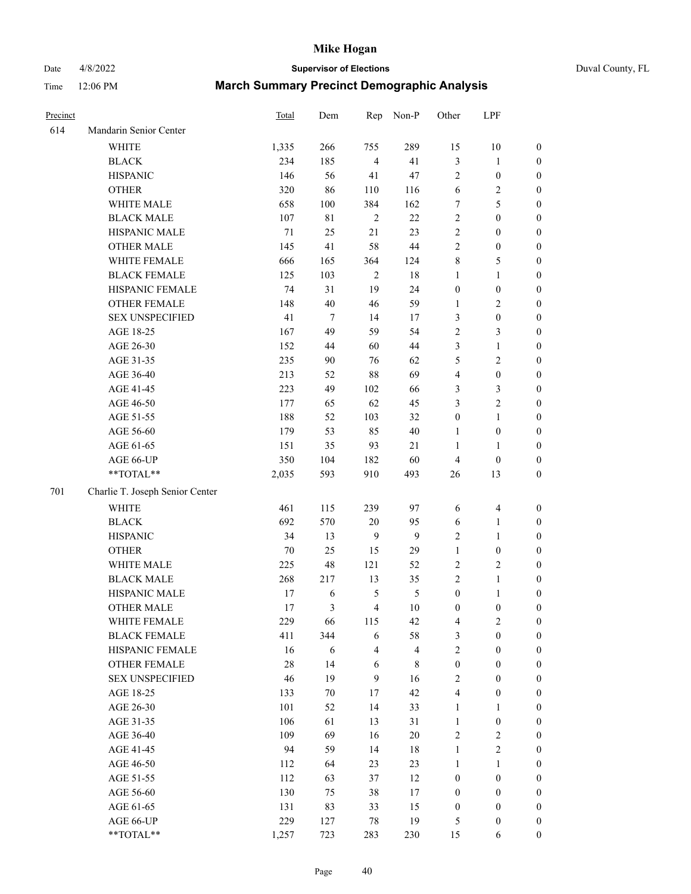# Mike Hogan

Date 4/8/2022 **Supervisor of Elections** Duval County, FL

Time 12:06 PM **March Summary Precinct Demographic Analysis**

| Precinct | | Total | Dem | Rep | Non-P | Other | LPF | |
|---|---|---|---|---|---|---|---|---|
| 614 | Mandarin Senior Center | | | | | | | |
| | WHITE | 1,335 | 266 | 755 | 289 | 15 | 10 | 0 |
| | BLACK | 234 | 185 | 4 | 41 | 3 | 1 | 0 |
| | HISPANIC | 146 | 56 | 41 | 47 | 2 | 0 | 0 |
| | OTHER | 320 | 86 | 110 | 116 | 6 | 2 | 0 |
| | WHITE MALE | 658 | 100 | 384 | 162 | 7 | 5 | 0 |
| | BLACK MALE | 107 | 81 | 2 | 22 | 2 | 0 | 0 |
| | HISPANIC MALE | 71 | 25 | 21 | 23 | 2 | 0 | 0 |
| | OTHER MALE | 145 | 41 | 58 | 44 | 2 | 0 | 0 |
| | WHITE FEMALE | 666 | 165 | 364 | 124 | 8 | 5 | 0 |
| | BLACK FEMALE | 125 | 103 | 2 | 18 | 1 | 1 | 0 |
| | HISPANIC FEMALE | 74 | 31 | 19 | 24 | 0 | 0 | 0 |
| | OTHER FEMALE | 148 | 40 | 46 | 59 | 1 | 2 | 0 |
| | SEX UNSPECIFIED | 41 | 7 | 14 | 17 | 3 | 0 | 0 |
| | AGE 18-25 | 167 | 49 | 59 | 54 | 2 | 3 | 0 |
| | AGE 26-30 | 152 | 44 | 60 | 44 | 3 | 1 | 0 |
| | AGE 31-35 | 235 | 90 | 76 | 62 | 5 | 2 | 0 |
| | AGE 36-40 | 213 | 52 | 88 | 69 | 4 | 0 | 0 |
| | AGE 41-45 | 223 | 49 | 102 | 66 | 3 | 3 | 0 |
| | AGE 46-50 | 177 | 65 | 62 | 45 | 3 | 2 | 0 |
| | AGE 51-55 | 188 | 52 | 103 | 32 | 0 | 1 | 0 |
| | AGE 56-60 | 179 | 53 | 85 | 40 | 1 | 0 | 0 |
| | AGE 61-65 | 151 | 35 | 93 | 21 | 1 | 1 | 0 |
| | AGE 66-UP | 350 | 104 | 182 | 60 | 4 | 0 | 0 |
| | **TOTAL** | 2,035 | 593 | 910 | 493 | 26 | 13 | 0 |
| 701 | Charlie T. Joseph Senior Center | | | | | | | |
| | WHITE | 461 | 115 | 239 | 97 | 6 | 4 | 0 |
| | BLACK | 692 | 570 | 20 | 95 | 6 | 1 | 0 |
| | HISPANIC | 34 | 13 | 9 | 9 | 2 | 1 | 0 |
| | OTHER | 70 | 25 | 15 | 29 | 1 | 0 | 0 |
| | WHITE MALE | 225 | 48 | 121 | 52 | 2 | 2 | 0 |
| | BLACK MALE | 268 | 217 | 13 | 35 | 2 | 1 | 0 |
| | HISPANIC MALE | 17 | 6 | 5 | 5 | 0 | 1 | 0 |
| | OTHER MALE | 17 | 3 | 4 | 10 | 0 | 0 | 0 |
| | WHITE FEMALE | 229 | 66 | 115 | 42 | 4 | 2 | 0 |
| | BLACK FEMALE | 411 | 344 | 6 | 58 | 3 | 0 | 0 |
| | HISPANIC FEMALE | 16 | 6 | 4 | 4 | 2 | 0 | 0 |
| | OTHER FEMALE | 28 | 14 | 6 | 8 | 0 | 0 | 0 |
| | SEX UNSPECIFIED | 46 | 19 | 9 | 16 | 2 | 0 | 0 |
| | AGE 18-25 | 133 | 70 | 17 | 42 | 4 | 0 | 0 |
| | AGE 26-30 | 101 | 52 | 14 | 33 | 1 | 1 | 0 |
| | AGE 31-35 | 106 | 61 | 13 | 31 | 1 | 0 | 0 |
| | AGE 36-40 | 109 | 69 | 16 | 20 | 2 | 2 | 0 |
| | AGE 41-45 | 94 | 59 | 14 | 18 | 1 | 2 | 0 |
| | AGE 46-50 | 112 | 64 | 23 | 23 | 1 | 1 | 0 |
| | AGE 51-55 | 112 | 63 | 37 | 12 | 0 | 0 | 0 |
| | AGE 56-60 | 130 | 75 | 38 | 17 | 0 | 0 | 0 |
| | AGE 61-65 | 131 | 83 | 33 | 15 | 0 | 0 | 0 |
| | AGE 66-UP | 229 | 127 | 78 | 19 | 5 | 0 | 0 |
| | **TOTAL** | 1,257 | 723 | 283 | 230 | 15 | 6 | 0 |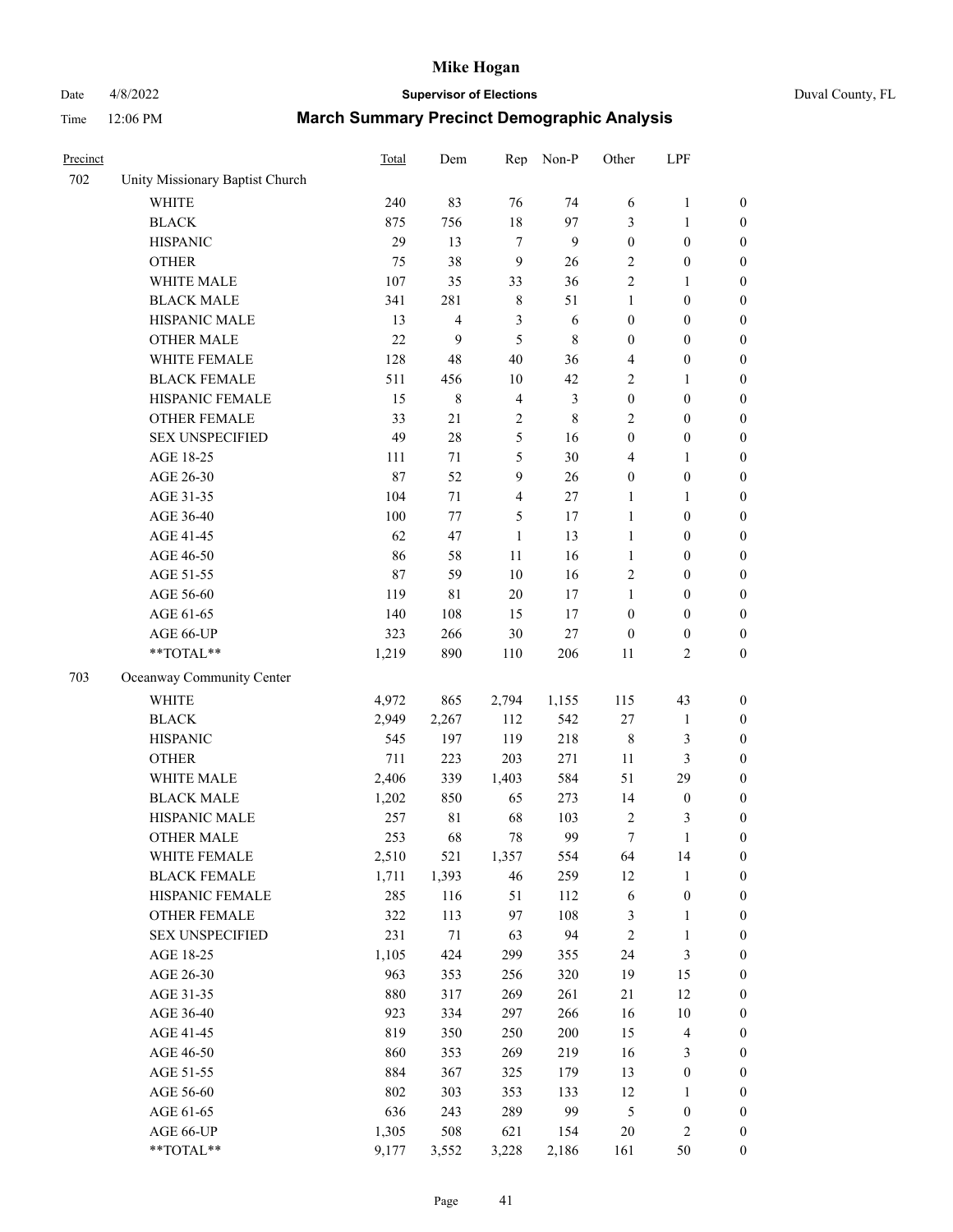# Mike Hogan

Date 4/8/2022 | **Supervisor of Elections** | Duval County, FL

Time 12:06 PM | **March Summary Precinct Demographic Analysis**

| Precinct | | Total | Dem | Rep | Non-P | Other | LPF | |
|---|---|---|---|---|---|---|---|---|
| 702 | Unity Missionary Baptist Church | | | | | | | |
| | WHITE | 240 | 83 | 76 | 74 | 6 | 1 | 0 |
| | BLACK | 875 | 756 | 18 | 97 | 3 | 1 | 0 |
| | HISPANIC | 29 | 13 | 7 | 9 | 0 | 0 | 0 |
| | OTHER | 75 | 38 | 9 | 26 | 2 | 0 | 0 |
| | WHITE MALE | 107 | 35 | 33 | 36 | 2 | 1 | 0 |
| | BLACK MALE | 341 | 281 | 8 | 51 | 1 | 0 | 0 |
| | HISPANIC MALE | 13 | 4 | 3 | 6 | 0 | 0 | 0 |
| | OTHER MALE | 22 | 9 | 5 | 8 | 0 | 0 | 0 |
| | WHITE FEMALE | 128 | 48 | 40 | 36 | 4 | 0 | 0 |
| | BLACK FEMALE | 511 | 456 | 10 | 42 | 2 | 1 | 0 |
| | HISPANIC FEMALE | 15 | 8 | 4 | 3 | 0 | 0 | 0 |
| | OTHER FEMALE | 33 | 21 | 2 | 8 | 2 | 0 | 0 |
| | SEX UNSPECIFIED | 49 | 28 | 5 | 16 | 0 | 0 | 0 |
| | AGE 18-25 | 111 | 71 | 5 | 30 | 4 | 1 | 0 |
| | AGE 26-30 | 87 | 52 | 9 | 26 | 0 | 0 | 0 |
| | AGE 31-35 | 104 | 71 | 4 | 27 | 1 | 1 | 0 |
| | AGE 36-40 | 100 | 77 | 5 | 17 | 1 | 0 | 0 |
| | AGE 41-45 | 62 | 47 | 1 | 13 | 1 | 0 | 0 |
| | AGE 46-50 | 86 | 58 | 11 | 16 | 1 | 0 | 0 |
| | AGE 51-55 | 87 | 59 | 10 | 16 | 2 | 0 | 0 |
| | AGE 56-60 | 119 | 81 | 20 | 17 | 1 | 0 | 0 |
| | AGE 61-65 | 140 | 108 | 15 | 17 | 0 | 0 | 0 |
| | AGE 66-UP | 323 | 266 | 30 | 27 | 0 | 0 | 0 |
| | **TOTAL** | 1,219 | 890 | 110 | 206 | 11 | 2 | 0 |
| 703 | Oceanway Community Center | | | | | | | |
| | WHITE | 4,972 | 865 | 2,794 | 1,155 | 115 | 43 | 0 |
| | BLACK | 2,949 | 2,267 | 112 | 542 | 27 | 1 | 0 |
| | HISPANIC | 545 | 197 | 119 | 218 | 8 | 3 | 0 |
| | OTHER | 711 | 223 | 203 | 271 | 11 | 3 | 0 |
| | WHITE MALE | 2,406 | 339 | 1,403 | 584 | 51 | 29 | 0 |
| | BLACK MALE | 1,202 | 850 | 65 | 273 | 14 | 0 | 0 |
| | HISPANIC MALE | 257 | 81 | 68 | 103 | 2 | 3 | 0 |
| | OTHER MALE | 253 | 68 | 78 | 99 | 7 | 1 | 0 |
| | WHITE FEMALE | 2,510 | 521 | 1,357 | 554 | 64 | 14 | 0 |
| | BLACK FEMALE | 1,711 | 1,393 | 46 | 259 | 12 | 1 | 0 |
| | HISPANIC FEMALE | 285 | 116 | 51 | 112 | 6 | 0 | 0 |
| | OTHER FEMALE | 322 | 113 | 97 | 108 | 3 | 1 | 0 |
| | SEX UNSPECIFIED | 231 | 71 | 63 | 94 | 2 | 1 | 0 |
| | AGE 18-25 | 1,105 | 424 | 299 | 355 | 24 | 3 | 0 |
| | AGE 26-30 | 963 | 353 | 256 | 320 | 19 | 15 | 0 |
| | AGE 31-35 | 880 | 317 | 269 | 261 | 21 | 12 | 0 |
| | AGE 36-40 | 923 | 334 | 297 | 266 | 16 | 10 | 0 |
| | AGE 41-45 | 819 | 350 | 250 | 200 | 15 | 4 | 0 |
| | AGE 46-50 | 860 | 353 | 269 | 219 | 16 | 3 | 0 |
| | AGE 51-55 | 884 | 367 | 325 | 179 | 13 | 0 | 0 |
| | AGE 56-60 | 802 | 303 | 353 | 133 | 12 | 1 | 0 |
| | AGE 61-65 | 636 | 243 | 289 | 99 | 5 | 0 | 0 |
| | AGE 66-UP | 1,305 | 508 | 621 | 154 | 20 | 2 | 0 |
| | **TOTAL** | 9,177 | 3,552 | 3,228 | 2,186 | 161 | 50 | 0 |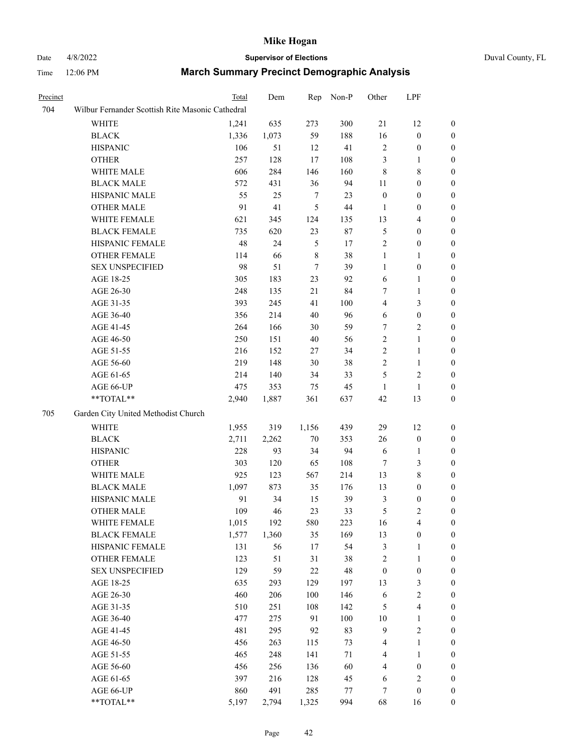# Mike Hogan

Date 4/8/2022 **Supervisor of Elections** Duval County, FL

Time 12:06 PM **March Summary Precinct Demographic Analysis**

| Precinct | | Total | Dem | Rep | Non-P | Other | LPF | |
|---|---|---|---|---|---|---|---|---|
| 704 | Wilbur Fernander Scottish Rite Masonic Cathedral | | | | | | | |
| | WHITE | 1,241 | 635 | 273 | 300 | 21 | 12 | 0 |
| | BLACK | 1,336 | 1,073 | 59 | 188 | 16 | 0 | 0 |
| | HISPANIC | 106 | 51 | 12 | 41 | 2 | 0 | 0 |
| | OTHER | 257 | 128 | 17 | 108 | 3 | 1 | 0 |
| | WHITE MALE | 606 | 284 | 146 | 160 | 8 | 8 | 0 |
| | BLACK MALE | 572 | 431 | 36 | 94 | 11 | 0 | 0 |
| | HISPANIC MALE | 55 | 25 | 7 | 23 | 0 | 0 | 0 |
| | OTHER MALE | 91 | 41 | 5 | 44 | 1 | 0 | 0 |
| | WHITE FEMALE | 621 | 345 | 124 | 135 | 13 | 4 | 0 |
| | BLACK FEMALE | 735 | 620 | 23 | 87 | 5 | 0 | 0 |
| | HISPANIC FEMALE | 48 | 24 | 5 | 17 | 2 | 0 | 0 |
| | OTHER FEMALE | 114 | 66 | 8 | 38 | 1 | 1 | 0 |
| | SEX UNSPECIFIED | 98 | 51 | 7 | 39 | 1 | 0 | 0 |
| | AGE 18-25 | 305 | 183 | 23 | 92 | 6 | 1 | 0 |
| | AGE 26-30 | 248 | 135 | 21 | 84 | 7 | 1 | 0 |
| | AGE 31-35 | 393 | 245 | 41 | 100 | 4 | 3 | 0 |
| | AGE 36-40 | 356 | 214 | 40 | 96 | 6 | 0 | 0 |
| | AGE 41-45 | 264 | 166 | 30 | 59 | 7 | 2 | 0 |
| | AGE 46-50 | 250 | 151 | 40 | 56 | 2 | 1 | 0 |
| | AGE 51-55 | 216 | 152 | 27 | 34 | 2 | 1 | 0 |
| | AGE 56-60 | 219 | 148 | 30 | 38 | 2 | 1 | 0 |
| | AGE 61-65 | 214 | 140 | 34 | 33 | 5 | 2 | 0 |
| | AGE 66-UP | 475 | 353 | 75 | 45 | 1 | 1 | 0 |
| | **TOTAL** | 2,940 | 1,887 | 361 | 637 | 42 | 13 | 0 |
| 705 | Garden City United Methodist Church | | | | | | | |
| | WHITE | 1,955 | 319 | 1,156 | 439 | 29 | 12 | 0 |
| | BLACK | 2,711 | 2,262 | 70 | 353 | 26 | 0 | 0 |
| | HISPANIC | 228 | 93 | 34 | 94 | 6 | 1 | 0 |
| | OTHER | 303 | 120 | 65 | 108 | 7 | 3 | 0 |
| | WHITE MALE | 925 | 123 | 567 | 214 | 13 | 8 | 0 |
| | BLACK MALE | 1,097 | 873 | 35 | 176 | 13 | 0 | 0 |
| | HISPANIC MALE | 91 | 34 | 15 | 39 | 3 | 0 | 0 |
| | OTHER MALE | 109 | 46 | 23 | 33 | 5 | 2 | 0 |
| | WHITE FEMALE | 1,015 | 192 | 580 | 223 | 16 | 4 | 0 |
| | BLACK FEMALE | 1,577 | 1,360 | 35 | 169 | 13 | 0 | 0 |
| | HISPANIC FEMALE | 131 | 56 | 17 | 54 | 3 | 1 | 0 |
| | OTHER FEMALE | 123 | 51 | 31 | 38 | 2 | 1 | 0 |
| | SEX UNSPECIFIED | 129 | 59 | 22 | 48 | 0 | 0 | 0 |
| | AGE 18-25 | 635 | 293 | 129 | 197 | 13 | 3 | 0 |
| | AGE 26-30 | 460 | 206 | 100 | 146 | 6 | 2 | 0 |
| | AGE 31-35 | 510 | 251 | 108 | 142 | 5 | 4 | 0 |
| | AGE 36-40 | 477 | 275 | 91 | 100 | 10 | 1 | 0 |
| | AGE 41-45 | 481 | 295 | 92 | 83 | 9 | 2 | 0 |
| | AGE 46-50 | 456 | 263 | 115 | 73 | 4 | 1 | 0 |
| | AGE 51-55 | 465 | 248 | 141 | 71 | 4 | 1 | 0 |
| | AGE 56-60 | 456 | 256 | 136 | 60 | 4 | 0 | 0 |
| | AGE 61-65 | 397 | 216 | 128 | 45 | 6 | 2 | 0 |
| | AGE 66-UP | 860 | 491 | 285 | 77 | 7 | 0 | 0 |
| | **TOTAL** | 5,197 | 2,794 | 1,325 | 994 | 68 | 16 | 0 |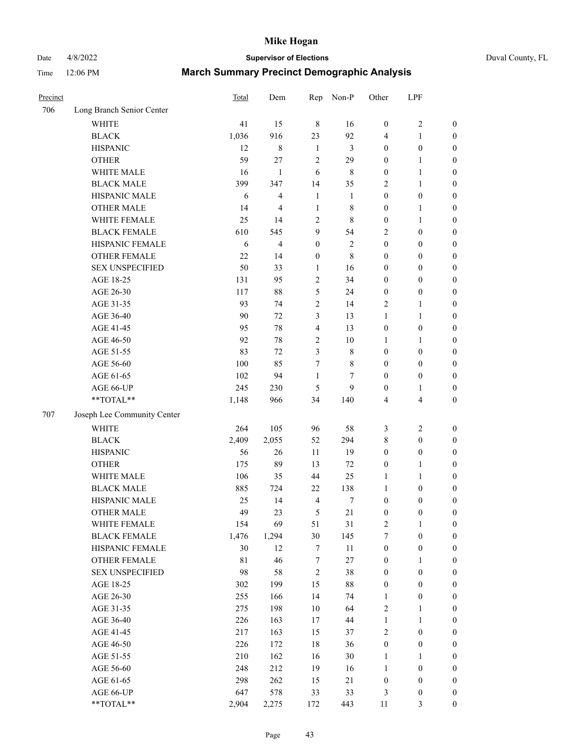| Precinct | | Total | Dem | Rep | Non-P | Other | LPF | |
|---|---|---|---|---|---|---|---|---|
| 706 | Long Branch Senior Center | | | | | | | |
| | WHITE | 41 | 15 | 8 | 16 | 0 | 2 | 0 |
| | BLACK | 1,036 | 916 | 23 | 92 | 4 | 1 | 0 |
| | HISPANIC | 12 | 8 | 1 | 3 | 0 | 0 | 0 |
| | OTHER | 59 | 27 | 2 | 29 | 0 | 1 | 0 |
| | WHITE MALE | 16 | 1 | 6 | 8 | 0 | 1 | 0 |
| | BLACK MALE | 399 | 347 | 14 | 35 | 2 | 1 | 0 |
| | HISPANIC MALE | 6 | 4 | 1 | 1 | 0 | 0 | 0 |
| | OTHER MALE | 14 | 4 | 1 | 8 | 0 | 1 | 0 |
| | WHITE FEMALE | 25 | 14 | 2 | 8 | 0 | 1 | 0 |
| | BLACK FEMALE | 610 | 545 | 9 | 54 | 2 | 0 | 0 |
| | HISPANIC FEMALE | 6 | 4 | 0 | 2 | 0 | 0 | 0 |
| | OTHER FEMALE | 22 | 14 | 0 | 8 | 0 | 0 | 0 |
| | SEX UNSPECIFIED | 50 | 33 | 1 | 16 | 0 | 0 | 0 |
| | AGE 18-25 | 131 | 95 | 2 | 34 | 0 | 0 | 0 |
| | AGE 26-30 | 117 | 88 | 5 | 24 | 0 | 0 | 0 |
| | AGE 31-35 | 93 | 74 | 2 | 14 | 2 | 1 | 0 |
| | AGE 36-40 | 90 | 72 | 3 | 13 | 1 | 1 | 0 |
| | AGE 41-45 | 95 | 78 | 4 | 13 | 0 | 0 | 0 |
| | AGE 46-50 | 92 | 78 | 2 | 10 | 1 | 1 | 0 |
| | AGE 51-55 | 83 | 72 | 3 | 8 | 0 | 0 | 0 |
| | AGE 56-60 | 100 | 85 | 7 | 8 | 0 | 0 | 0 |
| | AGE 61-65 | 102 | 94 | 1 | 7 | 0 | 0 | 0 |
| | AGE 66-UP | 245 | 230 | 5 | 9 | 0 | 1 | 0 |
| | **TOTAL** | 1,148 | 966 | 34 | 140 | 4 | 4 | 0 |
| 707 | Joseph Lee Community Center | | | | | | | |
| | WHITE | 264 | 105 | 96 | 58 | 3 | 2 | 0 |
| | BLACK | 2,409 | 2,055 | 52 | 294 | 8 | 0 | 0 |
| | HISPANIC | 56 | 26 | 11 | 19 | 0 | 0 | 0 |
| | OTHER | 175 | 89 | 13 | 72 | 0 | 1 | 0 |
| | WHITE MALE | 106 | 35 | 44 | 25 | 1 | 1 | 0 |
| | BLACK MALE | 885 | 724 | 22 | 138 | 1 | 0 | 0 |
| | HISPANIC MALE | 25 | 14 | 4 | 7 | 0 | 0 | 0 |
| | OTHER MALE | 49 | 23 | 5 | 21 | 0 | 0 | 0 |
| | WHITE FEMALE | 154 | 69 | 51 | 31 | 2 | 1 | 0 |
| | BLACK FEMALE | 1,476 | 1,294 | 30 | 145 | 7 | 0 | 0 |
| | HISPANIC FEMALE | 30 | 12 | 7 | 11 | 0 | 0 | 0 |
| | OTHER FEMALE | 81 | 46 | 7 | 27 | 0 | 1 | 0 |
| | SEX UNSPECIFIED | 98 | 58 | 2 | 38 | 0 | 0 | 0 |
| | AGE 18-25 | 302 | 199 | 15 | 88 | 0 | 0 | 0 |
| | AGE 26-30 | 255 | 166 | 14 | 74 | 1 | 0 | 0 |
| | AGE 31-35 | 275 | 198 | 10 | 64 | 2 | 1 | 0 |
| | AGE 36-40 | 226 | 163 | 17 | 44 | 1 | 1 | 0 |
| | AGE 41-45 | 217 | 163 | 15 | 37 | 2 | 0 | 0 |
| | AGE 46-50 | 226 | 172 | 18 | 36 | 0 | 0 | 0 |
| | AGE 51-55 | 210 | 162 | 16 | 30 | 1 | 1 | 0 |
| | AGE 56-60 | 248 | 212 | 19 | 16 | 1 | 0 | 0 |
| | AGE 61-65 | 298 | 262 | 15 | 21 | 0 | 0 | 0 |
| | AGE 66-UP | 647 | 578 | 33 | 33 | 3 | 0 | 0 |
| | **TOTAL** | 2,904 | 2,275 | 172 | 443 | 11 | 3 | 0 |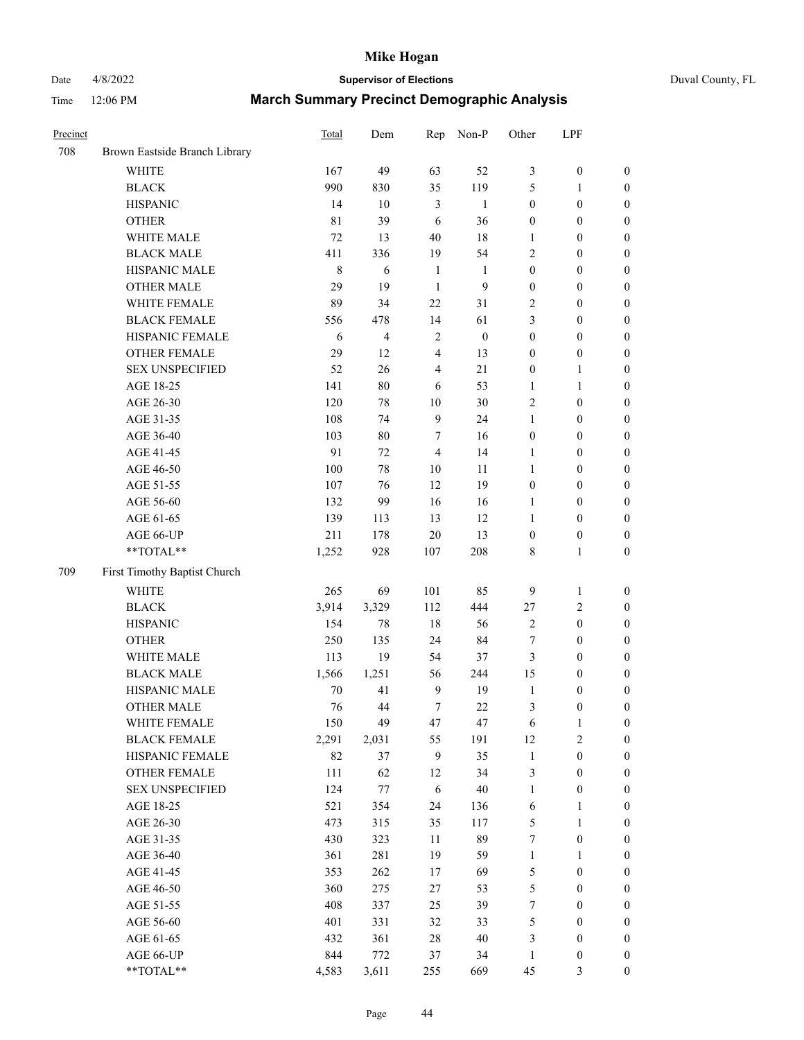# Mike Hogan

Date 4/8/2022 **Supervisor of Elections** Duval County, FL

Time 12:06 PM **March Summary Precinct Demographic Analysis**

| Precinct | | Total | Dem | Rep | Non-P | Other | LPF | |
|---|---|---|---|---|---|---|---|---|
| 708 | Brown Eastside Branch Library | | | | | | | |
| | WHITE | 167 | 49 | 63 | 52 | 3 | 0 | 0 |
| | BLACK | 990 | 830 | 35 | 119 | 5 | 1 | 0 |
| | HISPANIC | 14 | 10 | 3 | 1 | 0 | 0 | 0 |
| | OTHER | 81 | 39 | 6 | 36 | 0 | 0 | 0 |
| | WHITE MALE | 72 | 13 | 40 | 18 | 1 | 0 | 0 |
| | BLACK MALE | 411 | 336 | 19 | 54 | 2 | 0 | 0 |
| | HISPANIC MALE | 8 | 6 | 1 | 1 | 0 | 0 | 0 |
| | OTHER MALE | 29 | 19 | 1 | 9 | 0 | 0 | 0 |
| | WHITE FEMALE | 89 | 34 | 22 | 31 | 2 | 0 | 0 |
| | BLACK FEMALE | 556 | 478 | 14 | 61 | 3 | 0 | 0 |
| | HISPANIC FEMALE | 6 | 4 | 2 | 0 | 0 | 0 | 0 |
| | OTHER FEMALE | 29 | 12 | 4 | 13 | 0 | 0 | 0 |
| | SEX UNSPECIFIED | 52 | 26 | 4 | 21 | 0 | 1 | 0 |
| | AGE 18-25 | 141 | 80 | 6 | 53 | 1 | 1 | 0 |
| | AGE 26-30 | 120 | 78 | 10 | 30 | 2 | 0 | 0 |
| | AGE 31-35 | 108 | 74 | 9 | 24 | 1 | 0 | 0 |
| | AGE 36-40 | 103 | 80 | 7 | 16 | 0 | 0 | 0 |
| | AGE 41-45 | 91 | 72 | 4 | 14 | 1 | 0 | 0 |
| | AGE 46-50 | 100 | 78 | 10 | 11 | 1 | 0 | 0 |
| | AGE 51-55 | 107 | 76 | 12 | 19 | 0 | 0 | 0 |
| | AGE 56-60 | 132 | 99 | 16 | 16 | 1 | 0 | 0 |
| | AGE 61-65 | 139 | 113 | 13 | 12 | 1 | 0 | 0 |
| | AGE 66-UP | 211 | 178 | 20 | 13 | 0 | 0 | 0 |
| | **TOTAL** | 1,252 | 928 | 107 | 208 | 8 | 1 | 0 |
| 709 | First Timothy Baptist Church | | | | | | | |
| | WHITE | 265 | 69 | 101 | 85 | 9 | 1 | 0 |
| | BLACK | 3,914 | 3,329 | 112 | 444 | 27 | 2 | 0 |
| | HISPANIC | 154 | 78 | 18 | 56 | 2 | 0 | 0 |
| | OTHER | 250 | 135 | 24 | 84 | 7 | 0 | 0 |
| | WHITE MALE | 113 | 19 | 54 | 37 | 3 | 0 | 0 |
| | BLACK MALE | 1,566 | 1,251 | 56 | 244 | 15 | 0 | 0 |
| | HISPANIC MALE | 70 | 41 | 9 | 19 | 1 | 0 | 0 |
| | OTHER MALE | 76 | 44 | 7 | 22 | 3 | 0 | 0 |
| | WHITE FEMALE | 150 | 49 | 47 | 47 | 6 | 1 | 0 |
| | BLACK FEMALE | 2,291 | 2,031 | 55 | 191 | 12 | 2 | 0 |
| | HISPANIC FEMALE | 82 | 37 | 9 | 35 | 1 | 0 | 0 |
| | OTHER FEMALE | 111 | 62 | 12 | 34 | 3 | 0 | 0 |
| | SEX UNSPECIFIED | 124 | 77 | 6 | 40 | 1 | 0 | 0 |
| | AGE 18-25 | 521 | 354 | 24 | 136 | 6 | 1 | 0 |
| | AGE 26-30 | 473 | 315 | 35 | 117 | 5 | 1 | 0 |
| | AGE 31-35 | 430 | 323 | 11 | 89 | 7 | 0 | 0 |
| | AGE 36-40 | 361 | 281 | 19 | 59 | 1 | 1 | 0 |
| | AGE 41-45 | 353 | 262 | 17 | 69 | 5 | 0 | 0 |
| | AGE 46-50 | 360 | 275 | 27 | 53 | 5 | 0 | 0 |
| | AGE 51-55 | 408 | 337 | 25 | 39 | 7 | 0 | 0 |
| | AGE 56-60 | 401 | 331 | 32 | 33 | 5 | 0 | 0 |
| | AGE 61-65 | 432 | 361 | 28 | 40 | 3 | 0 | 0 |
| | AGE 66-UP | 844 | 772 | 37 | 34 | 1 | 0 | 0 |
| | **TOTAL** | 4,583 | 3,611 | 255 | 669 | 45 | 3 | 0 |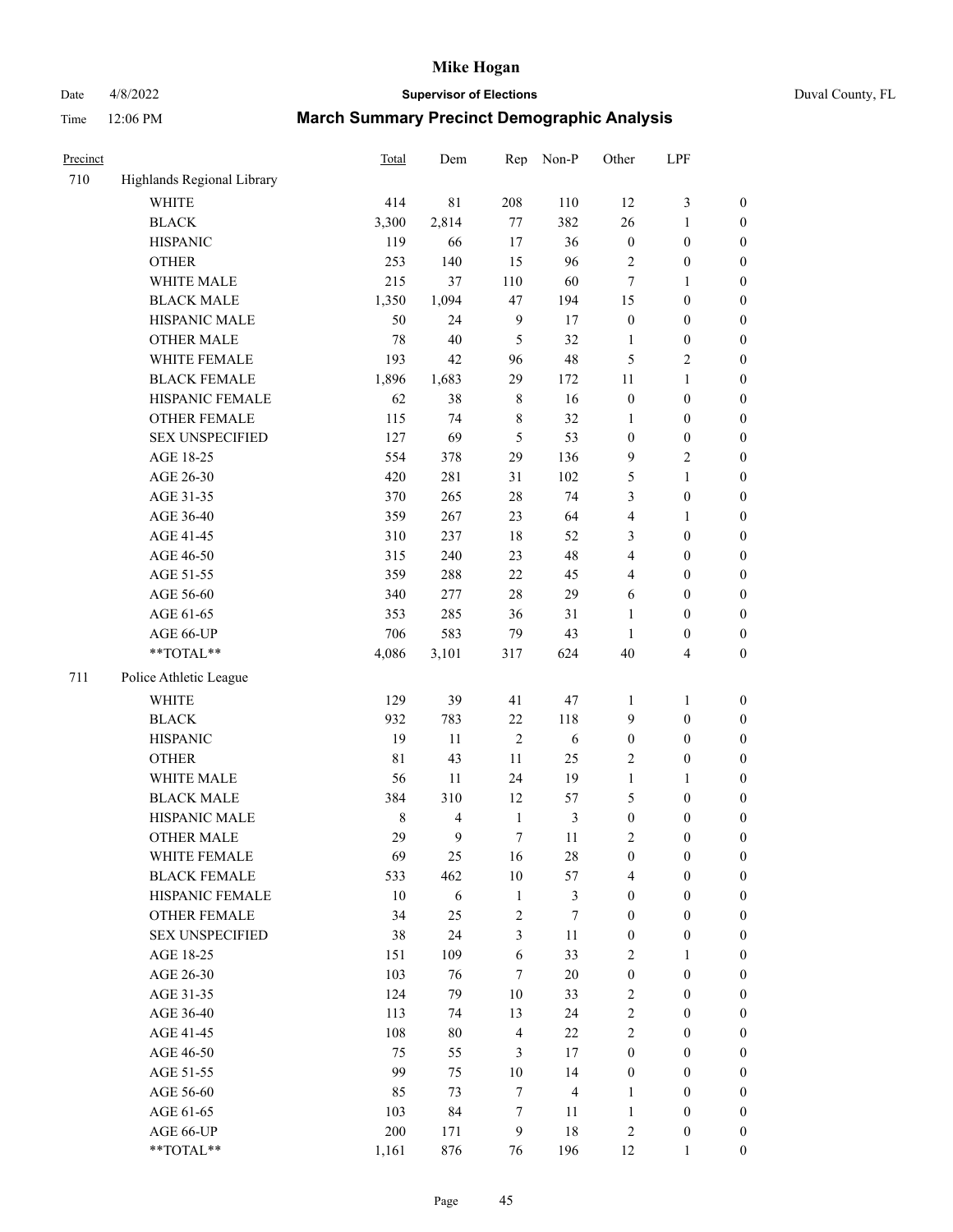# March Summary Precinct Demographic Analysis

| Precinct | | Total | Dem | Rep | Non-P | Other | LPF | |
|---|---|---|---|---|---|---|---|---|
| 710 | Highlands Regional Library | | | | | | | |
| | WHITE | 414 | 81 | 208 | 110 | 12 | 3 | 0 |
| | BLACK | 3,300 | 2,814 | 77 | 382 | 26 | 1 | 0 |
| | HISPANIC | 119 | 66 | 17 | 36 | 0 | 0 | 0 |
| | OTHER | 253 | 140 | 15 | 96 | 2 | 0 | 0 |
| | WHITE MALE | 215 | 37 | 110 | 60 | 7 | 1 | 0 |
| | BLACK MALE | 1,350 | 1,094 | 47 | 194 | 15 | 0 | 0 |
| | HISPANIC MALE | 50 | 24 | 9 | 17 | 0 | 0 | 0 |
| | OTHER MALE | 78 | 40 | 5 | 32 | 1 | 0 | 0 |
| | WHITE FEMALE | 193 | 42 | 96 | 48 | 5 | 2 | 0 |
| | BLACK FEMALE | 1,896 | 1,683 | 29 | 172 | 11 | 1 | 0 |
| | HISPANIC FEMALE | 62 | 38 | 8 | 16 | 0 | 0 | 0 |
| | OTHER FEMALE | 115 | 74 | 8 | 32 | 1 | 0 | 0 |
| | SEX UNSPECIFIED | 127 | 69 | 5 | 53 | 0 | 0 | 0 |
| | AGE 18-25 | 554 | 378 | 29 | 136 | 9 | 2 | 0 |
| | AGE 26-30 | 420 | 281 | 31 | 102 | 5 | 1 | 0 |
| | AGE 31-35 | 370 | 265 | 28 | 74 | 3 | 0 | 0 |
| | AGE 36-40 | 359 | 267 | 23 | 64 | 4 | 1 | 0 |
| | AGE 41-45 | 310 | 237 | 18 | 52 | 3 | 0 | 0 |
| | AGE 46-50 | 315 | 240 | 23 | 48 | 4 | 0 | 0 |
| | AGE 51-55 | 359 | 288 | 22 | 45 | 4 | 0 | 0 |
| | AGE 56-60 | 340 | 277 | 28 | 29 | 6 | 0 | 0 |
| | AGE 61-65 | 353 | 285 | 36 | 31 | 1 | 0 | 0 |
| | AGE 66-UP | 706 | 583 | 79 | 43 | 1 | 0 | 0 |
| | **TOTAL** | 4,086 | 3,101 | 317 | 624 | 40 | 4 | 0 |
| 711 | Police Athletic League | | | | | | | |
| | WHITE | 129 | 39 | 41 | 47 | 1 | 1 | 0 |
| | BLACK | 932 | 783 | 22 | 118 | 9 | 0 | 0 |
| | HISPANIC | 19 | 11 | 2 | 6 | 0 | 0 | 0 |
| | OTHER | 81 | 43 | 11 | 25 | 2 | 0 | 0 |
| | WHITE MALE | 56 | 11 | 24 | 19 | 1 | 1 | 0 |
| | BLACK MALE | 384 | 310 | 12 | 57 | 5 | 0 | 0 |
| | HISPANIC MALE | 8 | 4 | 1 | 3 | 0 | 0 | 0 |
| | OTHER MALE | 29 | 9 | 7 | 11 | 2 | 0 | 0 |
| | WHITE FEMALE | 69 | 25 | 16 | 28 | 0 | 0 | 0 |
| | BLACK FEMALE | 533 | 462 | 10 | 57 | 4 | 0 | 0 |
| | HISPANIC FEMALE | 10 | 6 | 1 | 3 | 0 | 0 | 0 |
| | OTHER FEMALE | 34 | 25 | 2 | 7 | 0 | 0 | 0 |
| | SEX UNSPECIFIED | 38 | 24 | 3 | 11 | 0 | 0 | 0 |
| | AGE 18-25 | 151 | 109 | 6 | 33 | 2 | 1 | 0 |
| | AGE 26-30 | 103 | 76 | 7 | 20 | 0 | 0 | 0 |
| | AGE 31-35 | 124 | 79 | 10 | 33 | 2 | 0 | 0 |
| | AGE 36-40 | 113 | 74 | 13 | 24 | 2 | 0 | 0 |
| | AGE 41-45 | 108 | 80 | 4 | 22 | 2 | 0 | 0 |
| | AGE 46-50 | 75 | 55 | 3 | 17 | 0 | 0 | 0 |
| | AGE 51-55 | 99 | 75 | 10 | 14 | 0 | 0 | 0 |
| | AGE 56-60 | 85 | 73 | 7 | 4 | 1 | 0 | 0 |
| | AGE 61-65 | 103 | 84 | 7 | 11 | 1 | 0 | 0 |
| | AGE 66-UP | 200 | 171 | 9 | 18 | 2 | 0 | 0 |
| | **TOTAL** | 1,161 | 876 | 76 | 196 | 12 | 1 | 0 |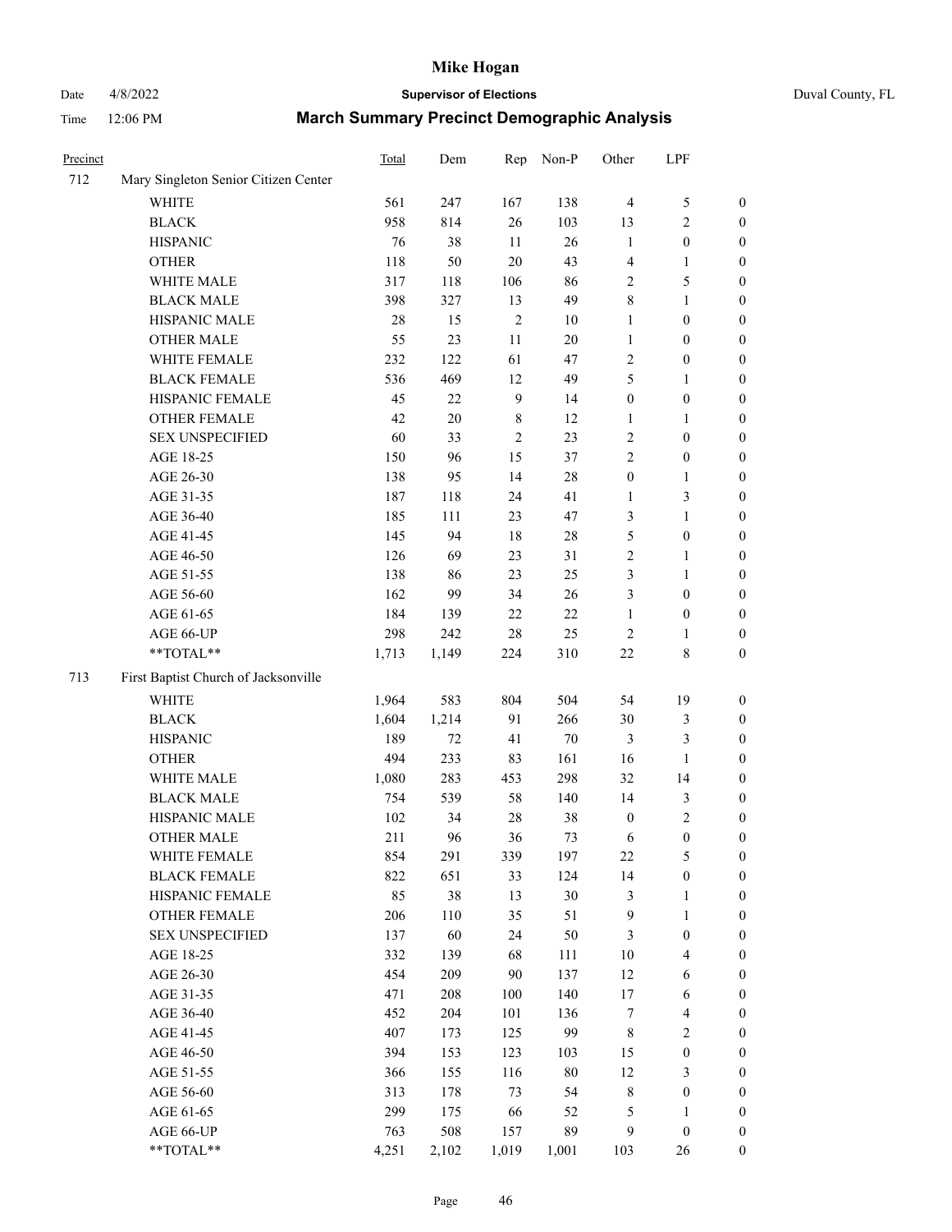# Mike Hogan

Date 4/8/2022 **Supervisor of Elections** Duval County, FL

Time 12:06 PM **March Summary Precinct Demographic Analysis**

| Precinct | | Total | Dem | Rep | Non-P | Other | LPF | |
|---|---|---|---|---|---|---|---|---|
| 712 | Mary Singleton Senior Citizen Center | | | | | | | |
| | WHITE | 561 | 247 | 167 | 138 | 4 | 5 | 0 |
| | BLACK | 958 | 814 | 26 | 103 | 13 | 2 | 0 |
| | HISPANIC | 76 | 38 | 11 | 26 | 1 | 0 | 0 |
| | OTHER | 118 | 50 | 20 | 43 | 4 | 1 | 0 |
| | WHITE MALE | 317 | 118 | 106 | 86 | 2 | 5 | 0 |
| | BLACK MALE | 398 | 327 | 13 | 49 | 8 | 1 | 0 |
| | HISPANIC MALE | 28 | 15 | 2 | 10 | 1 | 0 | 0 |
| | OTHER MALE | 55 | 23 | 11 | 20 | 1 | 0 | 0 |
| | WHITE FEMALE | 232 | 122 | 61 | 47 | 2 | 0 | 0 |
| | BLACK FEMALE | 536 | 469 | 12 | 49 | 5 | 1 | 0 |
| | HISPANIC FEMALE | 45 | 22 | 9 | 14 | 0 | 0 | 0 |
| | OTHER FEMALE | 42 | 20 | 8 | 12 | 1 | 1 | 0 |
| | SEX UNSPECIFIED | 60 | 33 | 2 | 23 | 2 | 0 | 0 |
| | AGE 18-25 | 150 | 96 | 15 | 37 | 2 | 0 | 0 |
| | AGE 26-30 | 138 | 95 | 14 | 28 | 0 | 1 | 0 |
| | AGE 31-35 | 187 | 118 | 24 | 41 | 1 | 3 | 0 |
| | AGE 36-40 | 185 | 111 | 23 | 47 | 3 | 1 | 0 |
| | AGE 41-45 | 145 | 94 | 18 | 28 | 5 | 0 | 0 |
| | AGE 46-50 | 126 | 69 | 23 | 31 | 2 | 1 | 0 |
| | AGE 51-55 | 138 | 86 | 23 | 25 | 3 | 1 | 0 |
| | AGE 56-60 | 162 | 99 | 34 | 26 | 3 | 0 | 0 |
| | AGE 61-65 | 184 | 139 | 22 | 22 | 1 | 0 | 0 |
| | AGE 66-UP | 298 | 242 | 28 | 25 | 2 | 1 | 0 |
| | **TOTAL** | 1,713 | 1,149 | 224 | 310 | 22 | 8 | 0 |
| 713 | First Baptist Church of Jacksonville | | | | | | | |
| | WHITE | 1,964 | 583 | 804 | 504 | 54 | 19 | 0 |
| | BLACK | 1,604 | 1,214 | 91 | 266 | 30 | 3 | 0 |
| | HISPANIC | 189 | 72 | 41 | 70 | 3 | 3 | 0 |
| | OTHER | 494 | 233 | 83 | 161 | 16 | 1 | 0 |
| | WHITE MALE | 1,080 | 283 | 453 | 298 | 32 | 14 | 0 |
| | BLACK MALE | 754 | 539 | 58 | 140 | 14 | 3 | 0 |
| | HISPANIC MALE | 102 | 34 | 28 | 38 | 0 | 2 | 0 |
| | OTHER MALE | 211 | 96 | 36 | 73 | 6 | 0 | 0 |
| | WHITE FEMALE | 854 | 291 | 339 | 197 | 22 | 5 | 0 |
| | BLACK FEMALE | 822 | 651 | 33 | 124 | 14 | 0 | 0 |
| | HISPANIC FEMALE | 85 | 38 | 13 | 30 | 3 | 1 | 0 |
| | OTHER FEMALE | 206 | 110 | 35 | 51 | 9 | 1 | 0 |
| | SEX UNSPECIFIED | 137 | 60 | 24 | 50 | 3 | 0 | 0 |
| | AGE 18-25 | 332 | 139 | 68 | 111 | 10 | 4 | 0 |
| | AGE 26-30 | 454 | 209 | 90 | 137 | 12 | 6 | 0 |
| | AGE 31-35 | 471 | 208 | 100 | 140 | 17 | 6 | 0 |
| | AGE 36-40 | 452 | 204 | 101 | 136 | 7 | 4 | 0 |
| | AGE 41-45 | 407 | 173 | 125 | 99 | 8 | 2 | 0 |
| | AGE 46-50 | 394 | 153 | 123 | 103 | 15 | 0 | 0 |
| | AGE 51-55 | 366 | 155 | 116 | 80 | 12 | 3 | 0 |
| | AGE 56-60 | 313 | 178 | 73 | 54 | 8 | 0 | 0 |
| | AGE 61-65 | 299 | 175 | 66 | 52 | 5 | 1 | 0 |
| | AGE 66-UP | 763 | 508 | 157 | 89 | 9 | 0 | 0 |
| | **TOTAL** | 4,251 | 2,102 | 1,019 | 1,001 | 103 | 26 | 0 |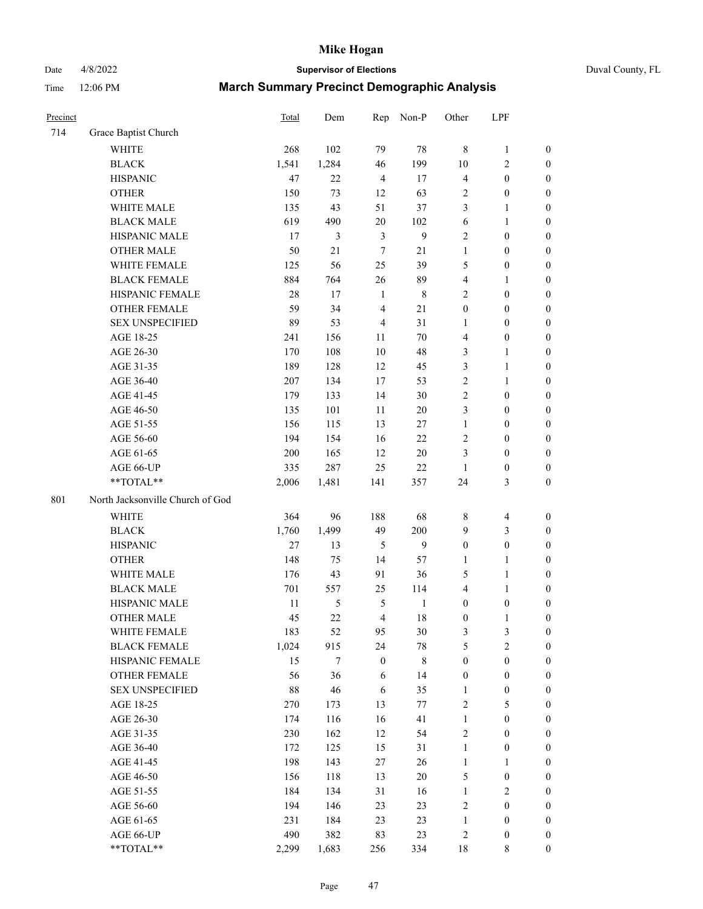# Mike Hogan

Date 4/8/2022 **Supervisor of Elections** Duval County, FL

Time 12:06 PM **March Summary Precinct Demographic Analysis**

| Precinct | | Total | Dem | Rep | Non-P | Other | LPF | |
|---|---|---|---|---|---|---|---|---|
| 714 | Grace Baptist Church | | | | | | | |
| | WHITE | 268 | 102 | 79 | 78 | 8 | 1 | 0 |
| | BLACK | 1,541 | 1,284 | 46 | 199 | 10 | 2 | 0 |
| | HISPANIC | 47 | 22 | 4 | 17 | 4 | 0 | 0 |
| | OTHER | 150 | 73 | 12 | 63 | 2 | 0 | 0 |
| | WHITE MALE | 135 | 43 | 51 | 37 | 3 | 1 | 0 |
| | BLACK MALE | 619 | 490 | 20 | 102 | 6 | 1 | 0 |
| | HISPANIC MALE | 17 | 3 | 3 | 9 | 2 | 0 | 0 |
| | OTHER MALE | 50 | 21 | 7 | 21 | 1 | 0 | 0 |
| | WHITE FEMALE | 125 | 56 | 25 | 39 | 5 | 0 | 0 |
| | BLACK FEMALE | 884 | 764 | 26 | 89 | 4 | 1 | 0 |
| | HISPANIC FEMALE | 28 | 17 | 1 | 8 | 2 | 0 | 0 |
| | OTHER FEMALE | 59 | 34 | 4 | 21 | 0 | 0 | 0 |
| | SEX UNSPECIFIED | 89 | 53 | 4 | 31 | 1 | 0 | 0 |
| | AGE 18-25 | 241 | 156 | 11 | 70 | 4 | 0 | 0 |
| | AGE 26-30 | 170 | 108 | 10 | 48 | 3 | 1 | 0 |
| | AGE 31-35 | 189 | 128 | 12 | 45 | 3 | 1 | 0 |
| | AGE 36-40 | 207 | 134 | 17 | 53 | 2 | 1 | 0 |
| | AGE 41-45 | 179 | 133 | 14 | 30 | 2 | 0 | 0 |
| | AGE 46-50 | 135 | 101 | 11 | 20 | 3 | 0 | 0 |
| | AGE 51-55 | 156 | 115 | 13 | 27 | 1 | 0 | 0 |
| | AGE 56-60 | 194 | 154 | 16 | 22 | 2 | 0 | 0 |
| | AGE 61-65 | 200 | 165 | 12 | 20 | 3 | 0 | 0 |
| | AGE 66-UP | 335 | 287 | 25 | 22 | 1 | 0 | 0 |
| | **TOTAL** | 2,006 | 1,481 | 141 | 357 | 24 | 3 | 0 |
| 801 | North Jacksonville Church of God | | | | | | | |
| | WHITE | 364 | 96 | 188 | 68 | 8 | 4 | 0 |
| | BLACK | 1,760 | 1,499 | 49 | 200 | 9 | 3 | 0 |
| | HISPANIC | 27 | 13 | 5 | 9 | 0 | 0 | 0 |
| | OTHER | 148 | 75 | 14 | 57 | 1 | 1 | 0 |
| | WHITE MALE | 176 | 43 | 91 | 36 | 5 | 1 | 0 |
| | BLACK MALE | 701 | 557 | 25 | 114 | 4 | 1 | 0 |
| | HISPANIC MALE | 11 | 5 | 5 | 1 | 0 | 0 | 0 |
| | OTHER MALE | 45 | 22 | 4 | 18 | 0 | 1 | 0 |
| | WHITE FEMALE | 183 | 52 | 95 | 30 | 3 | 3 | 0 |
| | BLACK FEMALE | 1,024 | 915 | 24 | 78 | 5 | 2 | 0 |
| | HISPANIC FEMALE | 15 | 7 | 0 | 8 | 0 | 0 | 0 |
| | OTHER FEMALE | 56 | 36 | 6 | 14 | 0 | 0 | 0 |
| | SEX UNSPECIFIED | 88 | 46 | 6 | 35 | 1 | 0 | 0 |
| | AGE 18-25 | 270 | 173 | 13 | 77 | 2 | 5 | 0 |
| | AGE 26-30 | 174 | 116 | 16 | 41 | 1 | 0 | 0 |
| | AGE 31-35 | 230 | 162 | 12 | 54 | 2 | 0 | 0 |
| | AGE 36-40 | 172 | 125 | 15 | 31 | 1 | 0 | 0 |
| | AGE 41-45 | 198 | 143 | 27 | 26 | 1 | 1 | 0 |
| | AGE 46-50 | 156 | 118 | 13 | 20 | 5 | 0 | 0 |
| | AGE 51-55 | 184 | 134 | 31 | 16 | 1 | 2 | 0 |
| | AGE 56-60 | 194 | 146 | 23 | 23 | 2 | 0 | 0 |
| | AGE 61-65 | 231 | 184 | 23 | 23 | 1 | 0 | 0 |
| | AGE 66-UP | 490 | 382 | 83 | 23 | 2 | 0 | 0 |
| | **TOTAL** | 2,299 | 1,683 | 256 | 334 | 18 | 8 | 0 |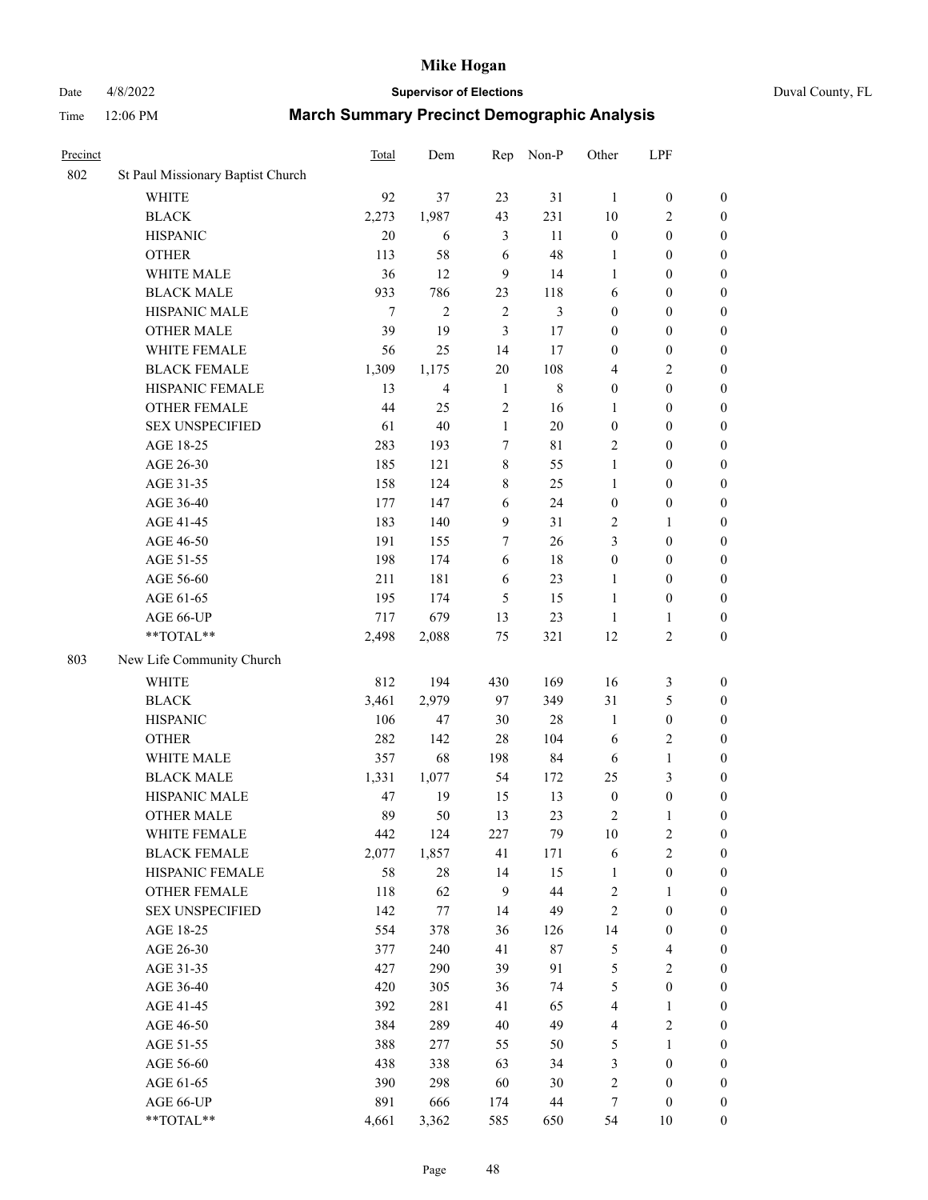# Mike Hogan

Date 4/8/2022 | **Supervisor of Elections** | Duval County, FL

Time 12:06 PM | **March Summary Precinct Demographic Analysis**

| Precinct | | Total | Dem | Rep | Non-P | Other | LPF | |
|---|---|---|---|---|---|---|---|---|
| 802 | St Paul Missionary Baptist Church | | | | | | | |
| | WHITE | 92 | 37 | 23 | 31 | 1 | 0 | 0 |
| | BLACK | 2,273 | 1,987 | 43 | 231 | 10 | 2 | 0 |
| | HISPANIC | 20 | 6 | 3 | 11 | 0 | 0 | 0 |
| | OTHER | 113 | 58 | 6 | 48 | 1 | 0 | 0 |
| | WHITE MALE | 36 | 12 | 9 | 14 | 1 | 0 | 0 |
| | BLACK MALE | 933 | 786 | 23 | 118 | 6 | 0 | 0 |
| | HISPANIC MALE | 7 | 2 | 2 | 3 | 0 | 0 | 0 |
| | OTHER MALE | 39 | 19 | 3 | 17 | 0 | 0 | 0 |
| | WHITE FEMALE | 56 | 25 | 14 | 17 | 0 | 0 | 0 |
| | BLACK FEMALE | 1,309 | 1,175 | 20 | 108 | 4 | 2 | 0 |
| | HISPANIC FEMALE | 13 | 4 | 1 | 8 | 0 | 0 | 0 |
| | OTHER FEMALE | 44 | 25 | 2 | 16 | 1 | 0 | 0 |
| | SEX UNSPECIFIED | 61 | 40 | 1 | 20 | 0 | 0 | 0 |
| | AGE 18-25 | 283 | 193 | 7 | 81 | 2 | 0 | 0 |
| | AGE 26-30 | 185 | 121 | 8 | 55 | 1 | 0 | 0 |
| | AGE 31-35 | 158 | 124 | 8 | 25 | 1 | 0 | 0 |
| | AGE 36-40 | 177 | 147 | 6 | 24 | 0 | 0 | 0 |
| | AGE 41-45 | 183 | 140 | 9 | 31 | 2 | 1 | 0 |
| | AGE 46-50 | 191 | 155 | 7 | 26 | 3 | 0 | 0 |
| | AGE 51-55 | 198 | 174 | 6 | 18 | 0 | 0 | 0 |
| | AGE 56-60 | 211 | 181 | 6 | 23 | 1 | 0 | 0 |
| | AGE 61-65 | 195 | 174 | 5 | 15 | 1 | 0 | 0 |
| | AGE 66-UP | 717 | 679 | 13 | 23 | 1 | 1 | 0 |
| | **TOTAL** | 2,498 | 2,088 | 75 | 321 | 12 | 2 | 0 |
| 803 | New Life Community Church | | | | | | | |
| | WHITE | 812 | 194 | 430 | 169 | 16 | 3 | 0 |
| | BLACK | 3,461 | 2,979 | 97 | 349 | 31 | 5 | 0 |
| | HISPANIC | 106 | 47 | 30 | 28 | 1 | 0 | 0 |
| | OTHER | 282 | 142 | 28 | 104 | 6 | 2 | 0 |
| | WHITE MALE | 357 | 68 | 198 | 84 | 6 | 1 | 0 |
| | BLACK MALE | 1,331 | 1,077 | 54 | 172 | 25 | 3 | 0 |
| | HISPANIC MALE | 47 | 19 | 15 | 13 | 0 | 0 | 0 |
| | OTHER MALE | 89 | 50 | 13 | 23 | 2 | 1 | 0 |
| | WHITE FEMALE | 442 | 124 | 227 | 79 | 10 | 2 | 0 |
| | BLACK FEMALE | 2,077 | 1,857 | 41 | 171 | 6 | 2 | 0 |
| | HISPANIC FEMALE | 58 | 28 | 14 | 15 | 1 | 0 | 0 |
| | OTHER FEMALE | 118 | 62 | 9 | 44 | 2 | 1 | 0 |
| | SEX UNSPECIFIED | 142 | 77 | 14 | 49 | 2 | 0 | 0 |
| | AGE 18-25 | 554 | 378 | 36 | 126 | 14 | 0 | 0 |
| | AGE 26-30 | 377 | 240 | 41 | 87 | 5 | 4 | 0 |
| | AGE 31-35 | 427 | 290 | 39 | 91 | 5 | 2 | 0 |
| | AGE 36-40 | 420 | 305 | 36 | 74 | 5 | 0 | 0 |
| | AGE 41-45 | 392 | 281 | 41 | 65 | 4 | 1 | 0 |
| | AGE 46-50 | 384 | 289 | 40 | 49 | 4 | 2 | 0 |
| | AGE 51-55 | 388 | 277 | 55 | 50 | 5 | 1 | 0 |
| | AGE 56-60 | 438 | 338 | 63 | 34 | 3 | 0 | 0 |
| | AGE 61-65 | 390 | 298 | 60 | 30 | 2 | 0 | 0 |
| | AGE 66-UP | 891 | 666 | 174 | 44 | 7 | 0 | 0 |
| | **TOTAL** | 4,661 | 3,362 | 585 | 650 | 54 | 10 | 0 |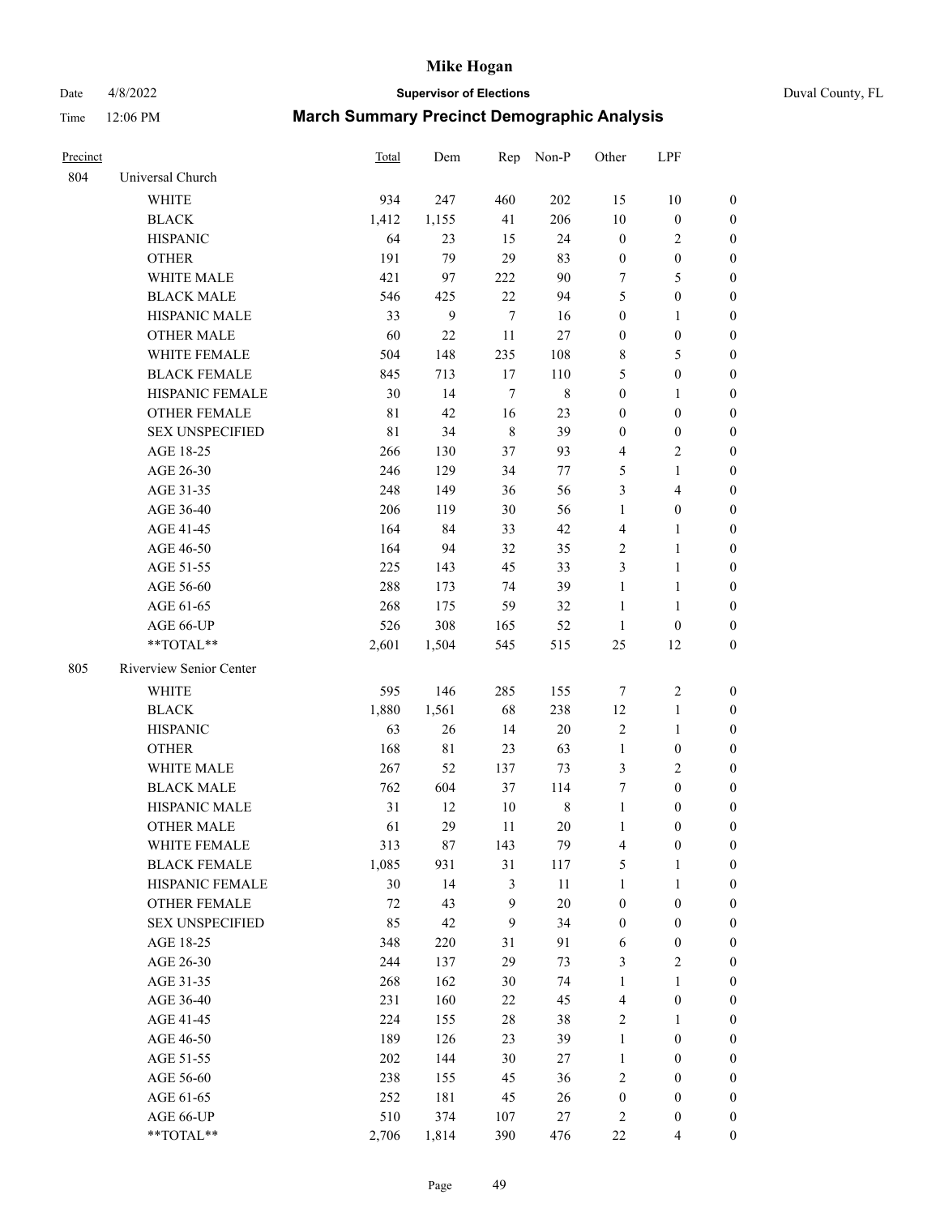# Mike Hogan

Date 4/8/2022 **Supervisor of Elections** Duval County, FL

Time 12:06 PM **March Summary Precinct Demographic Analysis**

| Precinct | | Total | Dem | Rep | Non-P | Other | LPF | |
|---|---|---|---|---|---|---|---|---|
| 804 | Universal Church | | | | | | | |
| | WHITE | 934 | 247 | 460 | 202 | 15 | 10 | 0 |
| | BLACK | 1,412 | 1,155 | 41 | 206 | 10 | 0 | 0 |
| | HISPANIC | 64 | 23 | 15 | 24 | 0 | 2 | 0 |
| | OTHER | 191 | 79 | 29 | 83 | 0 | 0 | 0 |
| | WHITE MALE | 421 | 97 | 222 | 90 | 7 | 5 | 0 |
| | BLACK MALE | 546 | 425 | 22 | 94 | 5 | 0 | 0 |
| | HISPANIC MALE | 33 | 9 | 7 | 16 | 0 | 1 | 0 |
| | OTHER MALE | 60 | 22 | 11 | 27 | 0 | 0 | 0 |
| | WHITE FEMALE | 504 | 148 | 235 | 108 | 8 | 5 | 0 |
| | BLACK FEMALE | 845 | 713 | 17 | 110 | 5 | 0 | 0 |
| | HISPANIC FEMALE | 30 | 14 | 7 | 8 | 0 | 1 | 0 |
| | OTHER FEMALE | 81 | 42 | 16 | 23 | 0 | 0 | 0 |
| | SEX UNSPECIFIED | 81 | 34 | 8 | 39 | 0 | 0 | 0 |
| | AGE 18-25 | 266 | 130 | 37 | 93 | 4 | 2 | 0 |
| | AGE 26-30 | 246 | 129 | 34 | 77 | 5 | 1 | 0 |
| | AGE 31-35 | 248 | 149 | 36 | 56 | 3 | 4 | 0 |
| | AGE 36-40 | 206 | 119 | 30 | 56 | 1 | 0 | 0 |
| | AGE 41-45 | 164 | 84 | 33 | 42 | 4 | 1 | 0 |
| | AGE 46-50 | 164 | 94 | 32 | 35 | 2 | 1 | 0 |
| | AGE 51-55 | 225 | 143 | 45 | 33 | 3 | 1 | 0 |
| | AGE 56-60 | 288 | 173 | 74 | 39 | 1 | 1 | 0 |
| | AGE 61-65 | 268 | 175 | 59 | 32 | 1 | 1 | 0 |
| | AGE 66-UP | 526 | 308 | 165 | 52 | 1 | 0 | 0 |
| | **TOTAL** | 2,601 | 1,504 | 545 | 515 | 25 | 12 | 0 |
| 805 | Riverview Senior Center | | | | | | | |
| | WHITE | 595 | 146 | 285 | 155 | 7 | 2 | 0 |
| | BLACK | 1,880 | 1,561 | 68 | 238 | 12 | 1 | 0 |
| | HISPANIC | 63 | 26 | 14 | 20 | 2 | 1 | 0 |
| | OTHER | 168 | 81 | 23 | 63 | 1 | 0 | 0 |
| | WHITE MALE | 267 | 52 | 137 | 73 | 3 | 2 | 0 |
| | BLACK MALE | 762 | 604 | 37 | 114 | 7 | 0 | 0 |
| | HISPANIC MALE | 31 | 12 | 10 | 8 | 1 | 0 | 0 |
| | OTHER MALE | 61 | 29 | 11 | 20 | 1 | 0 | 0 |
| | WHITE FEMALE | 313 | 87 | 143 | 79 | 4 | 0 | 0 |
| | BLACK FEMALE | 1,085 | 931 | 31 | 117 | 5 | 1 | 0 |
| | HISPANIC FEMALE | 30 | 14 | 3 | 11 | 1 | 1 | 0 |
| | OTHER FEMALE | 72 | 43 | 9 | 20 | 0 | 0 | 0 |
| | SEX UNSPECIFIED | 85 | 42 | 9 | 34 | 0 | 0 | 0 |
| | AGE 18-25 | 348 | 220 | 31 | 91 | 6 | 0 | 0 |
| | AGE 26-30 | 244 | 137 | 29 | 73 | 3 | 2 | 0 |
| | AGE 31-35 | 268 | 162 | 30 | 74 | 1 | 1 | 0 |
| | AGE 36-40 | 231 | 160 | 22 | 45 | 4 | 0 | 0 |
| | AGE 41-45 | 224 | 155 | 28 | 38 | 2 | 1 | 0 |
| | AGE 46-50 | 189 | 126 | 23 | 39 | 1 | 0 | 0 |
| | AGE 51-55 | 202 | 144 | 30 | 27 | 1 | 0 | 0 |
| | AGE 56-60 | 238 | 155 | 45 | 36 | 2 | 0 | 0 |
| | AGE 61-65 | 252 | 181 | 45 | 26 | 0 | 0 | 0 |
| | AGE 66-UP | 510 | 374 | 107 | 27 | 2 | 0 | 0 |
| | **TOTAL** | 2,706 | 1,814 | 390 | 476 | 22 | 4 | 0 |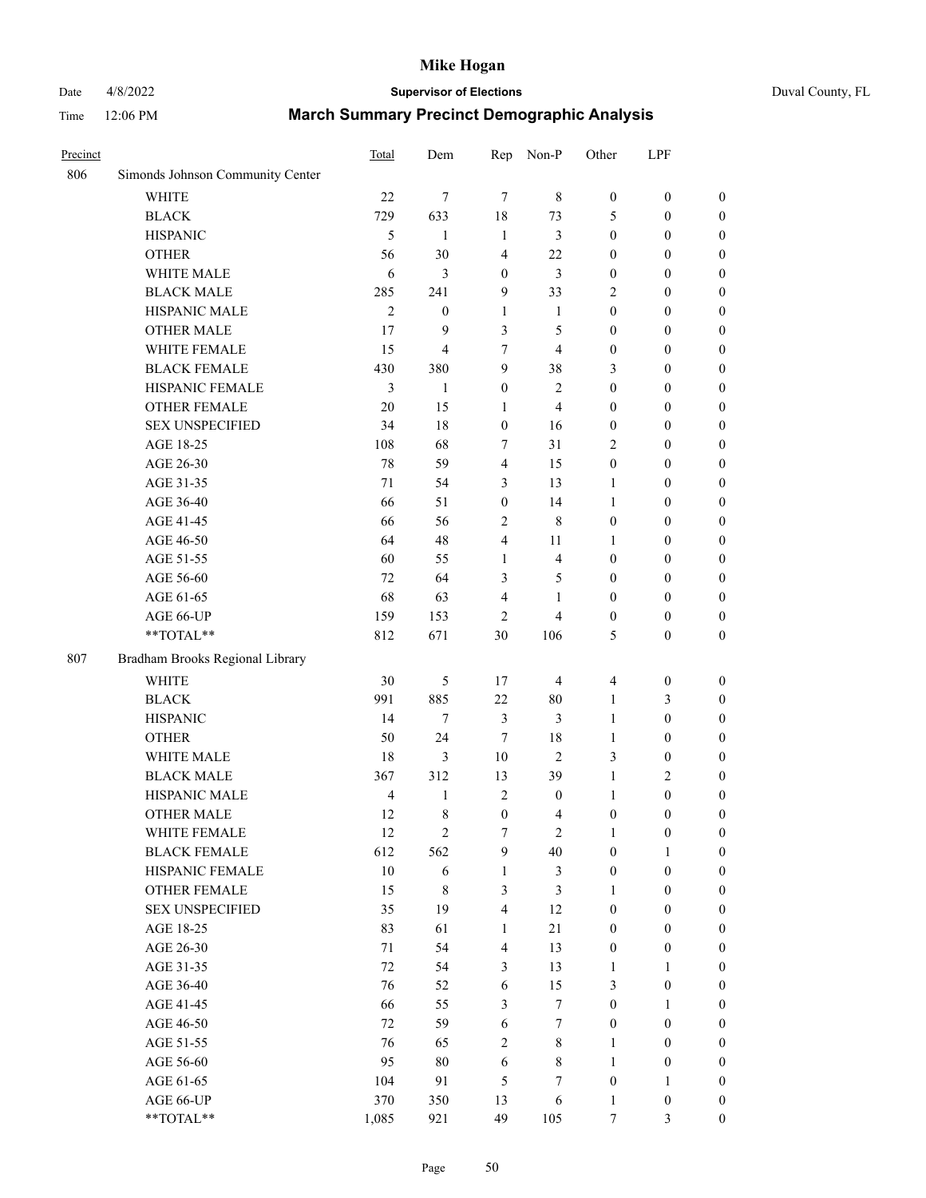# Mike Hogan

Date 4/8/2022 **Supervisor of Elections** Duval County, FL

Time 12:06 PM **March Summary Precinct Demographic Analysis**

| Precinct | | Total | Dem | Rep | Non-P | Other | LPF | |
|---|---|---|---|---|---|---|---|---|
| 806 | Simonds Johnson Community Center | | | | | | | |
| | WHITE | 22 | 7 | 7 | 8 | 0 | 0 | 0 |
| | BLACK | 729 | 633 | 18 | 73 | 5 | 0 | 0 |
| | HISPANIC | 5 | 1 | 1 | 3 | 0 | 0 | 0 |
| | OTHER | 56 | 30 | 4 | 22 | 0 | 0 | 0 |
| | WHITE MALE | 6 | 3 | 0 | 3 | 0 | 0 | 0 |
| | BLACK MALE | 285 | 241 | 9 | 33 | 2 | 0 | 0 |
| | HISPANIC MALE | 2 | 0 | 1 | 1 | 0 | 0 | 0 |
| | OTHER MALE | 17 | 9 | 3 | 5 | 0 | 0 | 0 |
| | WHITE FEMALE | 15 | 4 | 7 | 4 | 0 | 0 | 0 |
| | BLACK FEMALE | 430 | 380 | 9 | 38 | 3 | 0 | 0 |
| | HISPANIC FEMALE | 3 | 1 | 0 | 2 | 0 | 0 | 0 |
| | OTHER FEMALE | 20 | 15 | 1 | 4 | 0 | 0 | 0 |
| | SEX UNSPECIFIED | 34 | 18 | 0 | 16 | 0 | 0 | 0 |
| | AGE 18-25 | 108 | 68 | 7 | 31 | 2 | 0 | 0 |
| | AGE 26-30 | 78 | 59 | 4 | 15 | 0 | 0 | 0 |
| | AGE 31-35 | 71 | 54 | 3 | 13 | 1 | 0 | 0 |
| | AGE 36-40 | 66 | 51 | 0 | 14 | 1 | 0 | 0 |
| | AGE 41-45 | 66 | 56 | 2 | 8 | 0 | 0 | 0 |
| | AGE 46-50 | 64 | 48 | 4 | 11 | 1 | 0 | 0 |
| | AGE 51-55 | 60 | 55 | 1 | 4 | 0 | 0 | 0 |
| | AGE 56-60 | 72 | 64 | 3 | 5 | 0 | 0 | 0 |
| | AGE 61-65 | 68 | 63 | 4 | 1 | 0 | 0 | 0 |
| | AGE 66-UP | 159 | 153 | 2 | 4 | 0 | 0 | 0 |
| | **TOTAL** | 812 | 671 | 30 | 106 | 5 | 0 | 0 |
| 807 | Bradham Brooks Regional Library | | | | | | | |
| | WHITE | 30 | 5 | 17 | 4 | 4 | 0 | 0 |
| | BLACK | 991 | 885 | 22 | 80 | 1 | 3 | 0 |
| | HISPANIC | 14 | 7 | 3 | 3 | 1 | 0 | 0 |
| | OTHER | 50 | 24 | 7 | 18 | 1 | 0 | 0 |
| | WHITE MALE | 18 | 3 | 10 | 2 | 3 | 0 | 0 |
| | BLACK MALE | 367 | 312 | 13 | 39 | 1 | 2 | 0 |
| | HISPANIC MALE | 4 | 1 | 2 | 0 | 1 | 0 | 0 |
| | OTHER MALE | 12 | 8 | 0 | 4 | 0 | 0 | 0 |
| | WHITE FEMALE | 12 | 2 | 7 | 2 | 1 | 0 | 0 |
| | BLACK FEMALE | 612 | 562 | 9 | 40 | 0 | 1 | 0 |
| | HISPANIC FEMALE | 10 | 6 | 1 | 3 | 0 | 0 | 0 |
| | OTHER FEMALE | 15 | 8 | 3 | 3 | 1 | 0 | 0 |
| | SEX UNSPECIFIED | 35 | 19 | 4 | 12 | 0 | 0 | 0 |
| | AGE 18-25 | 83 | 61 | 1 | 21 | 0 | 0 | 0 |
| | AGE 26-30 | 71 | 54 | 4 | 13 | 0 | 0 | 0 |
| | AGE 31-35 | 72 | 54 | 3 | 13 | 1 | 1 | 0 |
| | AGE 36-40 | 76 | 52 | 6 | 15 | 3 | 0 | 0 |
| | AGE 41-45 | 66 | 55 | 3 | 7 | 0 | 1 | 0 |
| | AGE 46-50 | 72 | 59 | 6 | 7 | 0 | 0 | 0 |
| | AGE 51-55 | 76 | 65 | 2 | 8 | 1 | 0 | 0 |
| | AGE 56-60 | 95 | 80 | 6 | 8 | 1 | 0 | 0 |
| | AGE 61-65 | 104 | 91 | 5 | 7 | 0 | 1 | 0 |
| | AGE 66-UP | 370 | 350 | 13 | 6 | 1 | 0 | 0 |
| | **TOTAL** | 1,085 | 921 | 49 | 105 | 7 | 3 | 0 |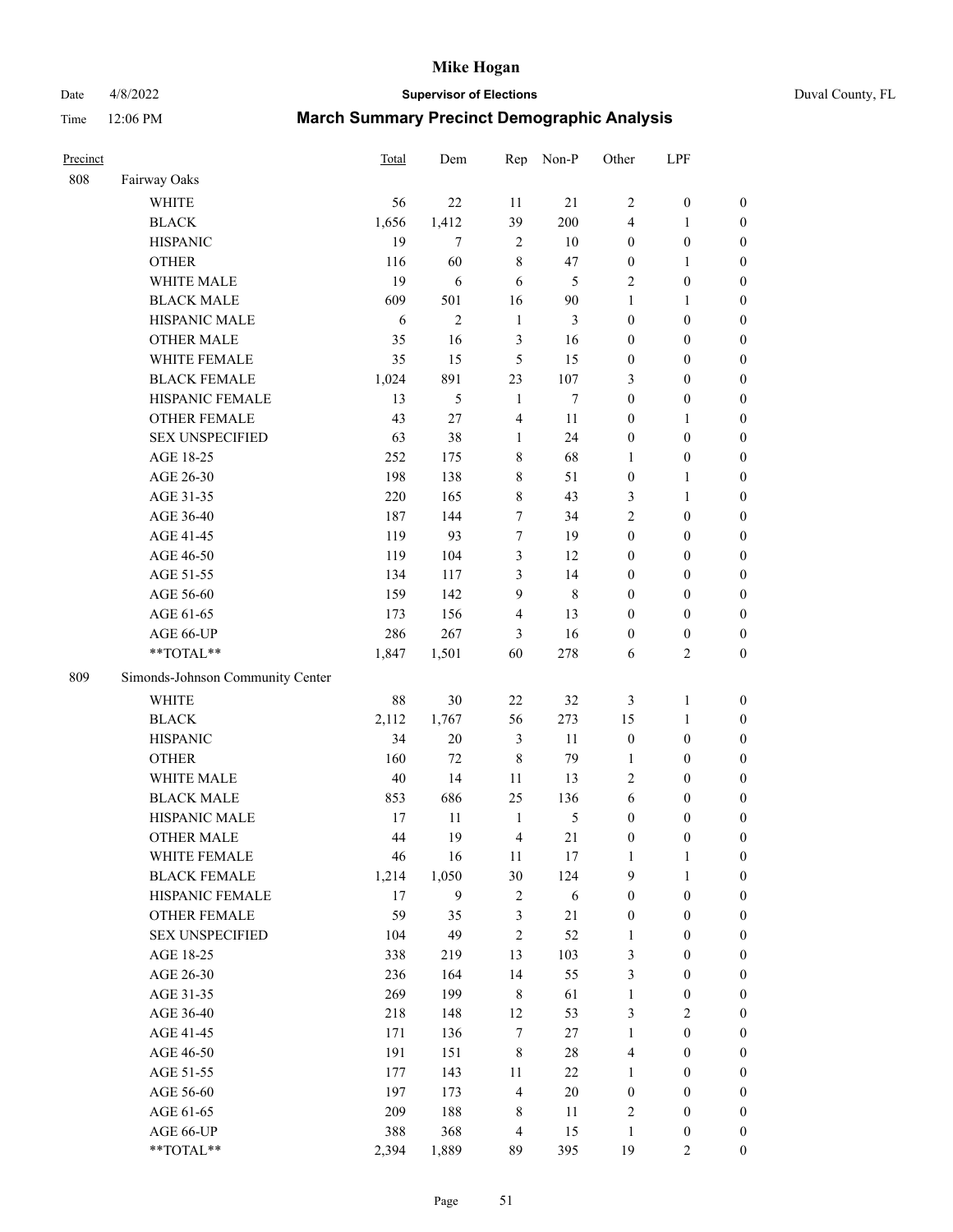# Mike Hogan

Date 4/8/2022 **Supervisor of Elections** Duval County, FL

Time 12:06 PM **March Summary Precinct Demographic Analysis**

| Precinct | | Total | Dem | Rep | Non-P | Other | LPF | |
|---|---|---|---|---|---|---|---|---|
| 808 | Fairway Oaks | | | | | | | |
| | WHITE | 56 | 22 | 11 | 21 | 2 | 0 | 0 |
| | BLACK | 1,656 | 1,412 | 39 | 200 | 4 | 1 | 0 |
| | HISPANIC | 19 | 7 | 2 | 10 | 0 | 0 | 0 |
| | OTHER | 116 | 60 | 8 | 47 | 0 | 1 | 0 |
| | WHITE MALE | 19 | 6 | 6 | 5 | 2 | 0 | 0 |
| | BLACK MALE | 609 | 501 | 16 | 90 | 1 | 1 | 0 |
| | HISPANIC MALE | 6 | 2 | 1 | 3 | 0 | 0 | 0 |
| | OTHER MALE | 35 | 16 | 3 | 16 | 0 | 0 | 0 |
| | WHITE FEMALE | 35 | 15 | 5 | 15 | 0 | 0 | 0 |
| | BLACK FEMALE | 1,024 | 891 | 23 | 107 | 3 | 0 | 0 |
| | HISPANIC FEMALE | 13 | 5 | 1 | 7 | 0 | 0 | 0 |
| | OTHER FEMALE | 43 | 27 | 4 | 11 | 0 | 1 | 0 |
| | SEX UNSPECIFIED | 63 | 38 | 1 | 24 | 0 | 0 | 0 |
| | AGE 18-25 | 252 | 175 | 8 | 68 | 1 | 0 | 0 |
| | AGE 26-30 | 198 | 138 | 8 | 51 | 0 | 1 | 0 |
| | AGE 31-35 | 220 | 165 | 8 | 43 | 3 | 1 | 0 |
| | AGE 36-40 | 187 | 144 | 7 | 34 | 2 | 0 | 0 |
| | AGE 41-45 | 119 | 93 | 7 | 19 | 0 | 0 | 0 |
| | AGE 46-50 | 119 | 104 | 3 | 12 | 0 | 0 | 0 |
| | AGE 51-55 | 134 | 117 | 3 | 14 | 0 | 0 | 0 |
| | AGE 56-60 | 159 | 142 | 9 | 8 | 0 | 0 | 0 |
| | AGE 61-65 | 173 | 156 | 4 | 13 | 0 | 0 | 0 |
| | AGE 66-UP | 286 | 267 | 3 | 16 | 0 | 0 | 0 |
| | **TOTAL** | 1,847 | 1,501 | 60 | 278 | 6 | 2 | 0 |
| 809 | Simonds-Johnson Community Center | | | | | | | |
| | WHITE | 88 | 30 | 22 | 32 | 3 | 1 | 0 |
| | BLACK | 2,112 | 1,767 | 56 | 273 | 15 | 1 | 0 |
| | HISPANIC | 34 | 20 | 3 | 11 | 0 | 0 | 0 |
| | OTHER | 160 | 72 | 8 | 79 | 1 | 0 | 0 |
| | WHITE MALE | 40 | 14 | 11 | 13 | 2 | 0 | 0 |
| | BLACK MALE | 853 | 686 | 25 | 136 | 6 | 0 | 0 |
| | HISPANIC MALE | 17 | 11 | 1 | 5 | 0 | 0 | 0 |
| | OTHER MALE | 44 | 19 | 4 | 21 | 0 | 0 | 0 |
| | WHITE FEMALE | 46 | 16 | 11 | 17 | 1 | 1 | 0 |
| | BLACK FEMALE | 1,214 | 1,050 | 30 | 124 | 9 | 1 | 0 |
| | HISPANIC FEMALE | 17 | 9 | 2 | 6 | 0 | 0 | 0 |
| | OTHER FEMALE | 59 | 35 | 3 | 21 | 0 | 0 | 0 |
| | SEX UNSPECIFIED | 104 | 49 | 2 | 52 | 1 | 0 | 0 |
| | AGE 18-25 | 338 | 219 | 13 | 103 | 3 | 0 | 0 |
| | AGE 26-30 | 236 | 164 | 14 | 55 | 3 | 0 | 0 |
| | AGE 31-35 | 269 | 199 | 8 | 61 | 1 | 0 | 0 |
| | AGE 36-40 | 218 | 148 | 12 | 53 | 3 | 2 | 0 |
| | AGE 41-45 | 171 | 136 | 7 | 27 | 1 | 0 | 0 |
| | AGE 46-50 | 191 | 151 | 8 | 28 | 4 | 0 | 0 |
| | AGE 51-55 | 177 | 143 | 11 | 22 | 1 | 0 | 0 |
| | AGE 56-60 | 197 | 173 | 4 | 20 | 0 | 0 | 0 |
| | AGE 61-65 | 209 | 188 | 8 | 11 | 2 | 0 | 0 |
| | AGE 66-UP | 388 | 368 | 4 | 15 | 1 | 0 | 0 |
| | **TOTAL** | 2,394 | 1,889 | 89 | 395 | 19 | 2 | 0 |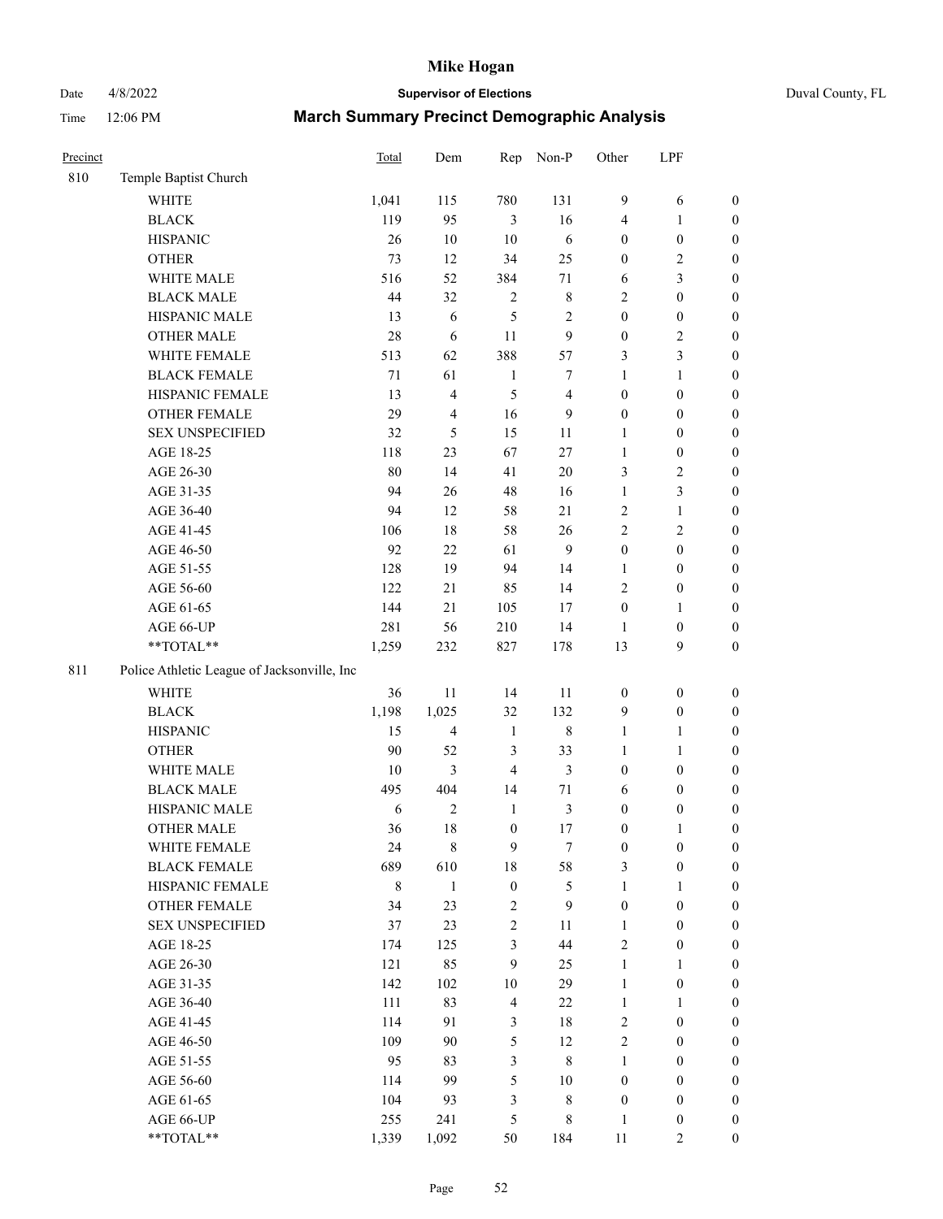# Mike Hogan

Date 4/8/2022 **Supervisor of Elections** Duval County, FL

Time 12:06 PM **March Summary Precinct Demographic Analysis**

| Precinct | | Total | Dem | Rep | Non-P | Other | LPF | |
|---|---|---|---|---|---|---|---|---|
| 810 | Temple Baptist Church | | | | | | | |
| | WHITE | 1,041 | 115 | 780 | 131 | 9 | 6 | 0 |
| | BLACK | 119 | 95 | 3 | 16 | 4 | 1 | 0 |
| | HISPANIC | 26 | 10 | 10 | 6 | 0 | 0 | 0 |
| | OTHER | 73 | 12 | 34 | 25 | 0 | 2 | 0 |
| | WHITE MALE | 516 | 52 | 384 | 71 | 6 | 3 | 0 |
| | BLACK MALE | 44 | 32 | 2 | 8 | 2 | 0 | 0 |
| | HISPANIC MALE | 13 | 6 | 5 | 2 | 0 | 0 | 0 |
| | OTHER MALE | 28 | 6 | 11 | 9 | 0 | 2 | 0 |
| | WHITE FEMALE | 513 | 62 | 388 | 57 | 3 | 3 | 0 |
| | BLACK FEMALE | 71 | 61 | 1 | 7 | 1 | 1 | 0 |
| | HISPANIC FEMALE | 13 | 4 | 5 | 4 | 0 | 0 | 0 |
| | OTHER FEMALE | 29 | 4 | 16 | 9 | 0 | 0 | 0 |
| | SEX UNSPECIFIED | 32 | 5 | 15 | 11 | 1 | 0 | 0 |
| | AGE 18-25 | 118 | 23 | 67 | 27 | 1 | 0 | 0 |
| | AGE 26-30 | 80 | 14 | 41 | 20 | 3 | 2 | 0 |
| | AGE 31-35 | 94 | 26 | 48 | 16 | 1 | 3 | 0 |
| | AGE 36-40 | 94 | 12 | 58 | 21 | 2 | 1 | 0 |
| | AGE 41-45 | 106 | 18 | 58 | 26 | 2 | 2 | 0 |
| | AGE 46-50 | 92 | 22 | 61 | 9 | 0 | 0 | 0 |
| | AGE 51-55 | 128 | 19 | 94 | 14 | 1 | 0 | 0 |
| | AGE 56-60 | 122 | 21 | 85 | 14 | 2 | 0 | 0 |
| | AGE 61-65 | 144 | 21 | 105 | 17 | 0 | 1 | 0 |
| | AGE 66-UP | 281 | 56 | 210 | 14 | 1 | 0 | 0 |
| | **TOTAL** | 1,259 | 232 | 827 | 178 | 13 | 9 | 0 |
| 811 | Police Athletic League of Jacksonville, Inc | | | | | | | |
| | WHITE | 36 | 11 | 14 | 11 | 0 | 0 | 0 |
| | BLACK | 1,198 | 1,025 | 32 | 132 | 9 | 0 | 0 |
| | HISPANIC | 15 | 4 | 1 | 8 | 1 | 1 | 0 |
| | OTHER | 90 | 52 | 3 | 33 | 1 | 1 | 0 |
| | WHITE MALE | 10 | 3 | 4 | 3 | 0 | 0 | 0 |
| | BLACK MALE | 495 | 404 | 14 | 71 | 6 | 0 | 0 |
| | HISPANIC MALE | 6 | 2 | 1 | 3 | 0 | 0 | 0 |
| | OTHER MALE | 36 | 18 | 0 | 17 | 0 | 1 | 0 |
| | WHITE FEMALE | 24 | 8 | 9 | 7 | 0 | 0 | 0 |
| | BLACK FEMALE | 689 | 610 | 18 | 58 | 3 | 0 | 0 |
| | HISPANIC FEMALE | 8 | 1 | 0 | 5 | 1 | 1 | 0 |
| | OTHER FEMALE | 34 | 23 | 2 | 9 | 0 | 0 | 0 |
| | SEX UNSPECIFIED | 37 | 23 | 2 | 11 | 1 | 0 | 0 |
| | AGE 18-25 | 174 | 125 | 3 | 44 | 2 | 0 | 0 |
| | AGE 26-30 | 121 | 85 | 9 | 25 | 1 | 1 | 0 |
| | AGE 31-35 | 142 | 102 | 10 | 29 | 1 | 0 | 0 |
| | AGE 36-40 | 111 | 83 | 4 | 22 | 1 | 1 | 0 |
| | AGE 41-45 | 114 | 91 | 3 | 18 | 2 | 0 | 0 |
| | AGE 46-50 | 109 | 90 | 5 | 12 | 2 | 0 | 0 |
| | AGE 51-55 | 95 | 83 | 3 | 8 | 1 | 0 | 0 |
| | AGE 56-60 | 114 | 99 | 5 | 10 | 0 | 0 | 0 |
| | AGE 61-65 | 104 | 93 | 3 | 8 | 0 | 0 | 0 |
| | AGE 66-UP | 255 | 241 | 5 | 8 | 1 | 0 | 0 |
| | **TOTAL** | 1,339 | 1,092 | 50 | 184 | 11 | 2 | 0 |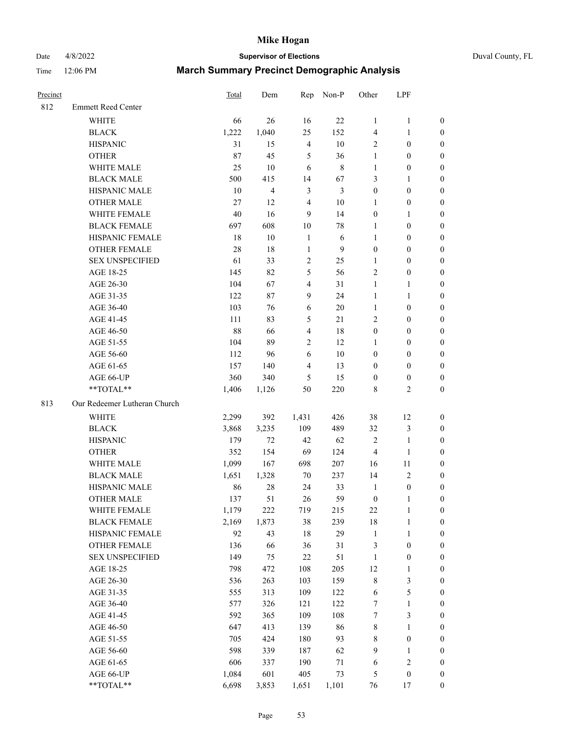# March Summary Precinct Demographic Analysis

| Precinct | | Total | Dem | Rep | Non-P | Other | LPF | |
|---|---|---|---|---|---|---|---|---|
| 812 | Emmett Reed Center | | | | | | | |
| | WHITE | 66 | 26 | 16 | 22 | 1 | 1 | 0 |
| | BLACK | 1,222 | 1,040 | 25 | 152 | 4 | 1 | 0 |
| | HISPANIC | 31 | 15 | 4 | 10 | 2 | 0 | 0 |
| | OTHER | 87 | 45 | 5 | 36 | 1 | 0 | 0 |
| | WHITE MALE | 25 | 10 | 6 | 8 | 1 | 0 | 0 |
| | BLACK MALE | 500 | 415 | 14 | 67 | 3 | 1 | 0 |
| | HISPANIC MALE | 10 | 4 | 3 | 3 | 0 | 0 | 0 |
| | OTHER MALE | 27 | 12 | 4 | 10 | 1 | 0 | 0 |
| | WHITE FEMALE | 40 | 16 | 9 | 14 | 0 | 1 | 0 |
| | BLACK FEMALE | 697 | 608 | 10 | 78 | 1 | 0 | 0 |
| | HISPANIC FEMALE | 18 | 10 | 1 | 6 | 1 | 0 | 0 |
| | OTHER FEMALE | 28 | 18 | 1 | 9 | 0 | 0 | 0 |
| | SEX UNSPECIFIED | 61 | 33 | 2 | 25 | 1 | 0 | 0 |
| | AGE 18-25 | 145 | 82 | 5 | 56 | 2 | 0 | 0 |
| | AGE 26-30 | 104 | 67 | 4 | 31 | 1 | 1 | 0 |
| | AGE 31-35 | 122 | 87 | 9 | 24 | 1 | 1 | 0 |
| | AGE 36-40 | 103 | 76 | 6 | 20 | 1 | 0 | 0 |
| | AGE 41-45 | 111 | 83 | 5 | 21 | 2 | 0 | 0 |
| | AGE 46-50 | 88 | 66 | 4 | 18 | 0 | 0 | 0 |
| | AGE 51-55 | 104 | 89 | 2 | 12 | 1 | 0 | 0 |
| | AGE 56-60 | 112 | 96 | 6 | 10 | 0 | 0 | 0 |
| | AGE 61-65 | 157 | 140 | 4 | 13 | 0 | 0 | 0 |
| | AGE 66-UP | 360 | 340 | 5 | 15 | 0 | 0 | 0 |
| | **TOTAL** | 1,406 | 1,126 | 50 | 220 | 8 | 2 | 0 |
| 813 | Our Redeemer Lutheran Church | | | | | | | |
| | WHITE | 2,299 | 392 | 1,431 | 426 | 38 | 12 | 0 |
| | BLACK | 3,868 | 3,235 | 109 | 489 | 32 | 3 | 0 |
| | HISPANIC | 179 | 72 | 42 | 62 | 2 | 1 | 0 |
| | OTHER | 352 | 154 | 69 | 124 | 4 | 1 | 0 |
| | WHITE MALE | 1,099 | 167 | 698 | 207 | 16 | 11 | 0 |
| | BLACK MALE | 1,651 | 1,328 | 70 | 237 | 14 | 2 | 0 |
| | HISPANIC MALE | 86 | 28 | 24 | 33 | 1 | 0 | 0 |
| | OTHER MALE | 137 | 51 | 26 | 59 | 0 | 1 | 0 |
| | WHITE FEMALE | 1,179 | 222 | 719 | 215 | 22 | 1 | 0 |
| | BLACK FEMALE | 2,169 | 1,873 | 38 | 239 | 18 | 1 | 0 |
| | HISPANIC FEMALE | 92 | 43 | 18 | 29 | 1 | 1 | 0 |
| | OTHER FEMALE | 136 | 66 | 36 | 31 | 3 | 0 | 0 |
| | SEX UNSPECIFIED | 149 | 75 | 22 | 51 | 1 | 0 | 0 |
| | AGE 18-25 | 798 | 472 | 108 | 205 | 12 | 1 | 0 |
| | AGE 26-30 | 536 | 263 | 103 | 159 | 8 | 3 | 0 |
| | AGE 31-35 | 555 | 313 | 109 | 122 | 6 | 5 | 0 |
| | AGE 36-40 | 577 | 326 | 121 | 122 | 7 | 1 | 0 |
| | AGE 41-45 | 592 | 365 | 109 | 108 | 7 | 3 | 0 |
| | AGE 46-50 | 647 | 413 | 139 | 86 | 8 | 1 | 0 |
| | AGE 51-55 | 705 | 424 | 180 | 93 | 8 | 0 | 0 |
| | AGE 56-60 | 598 | 339 | 187 | 62 | 9 | 1 | 0 |
| | AGE 61-65 | 606 | 337 | 190 | 71 | 6 | 2 | 0 |
| | AGE 66-UP | 1,084 | 601 | 405 | 73 | 5 | 0 | 0 |
| | **TOTAL** | 6,698 | 3,853 | 1,651 | 1,101 | 76 | 17 | 0 |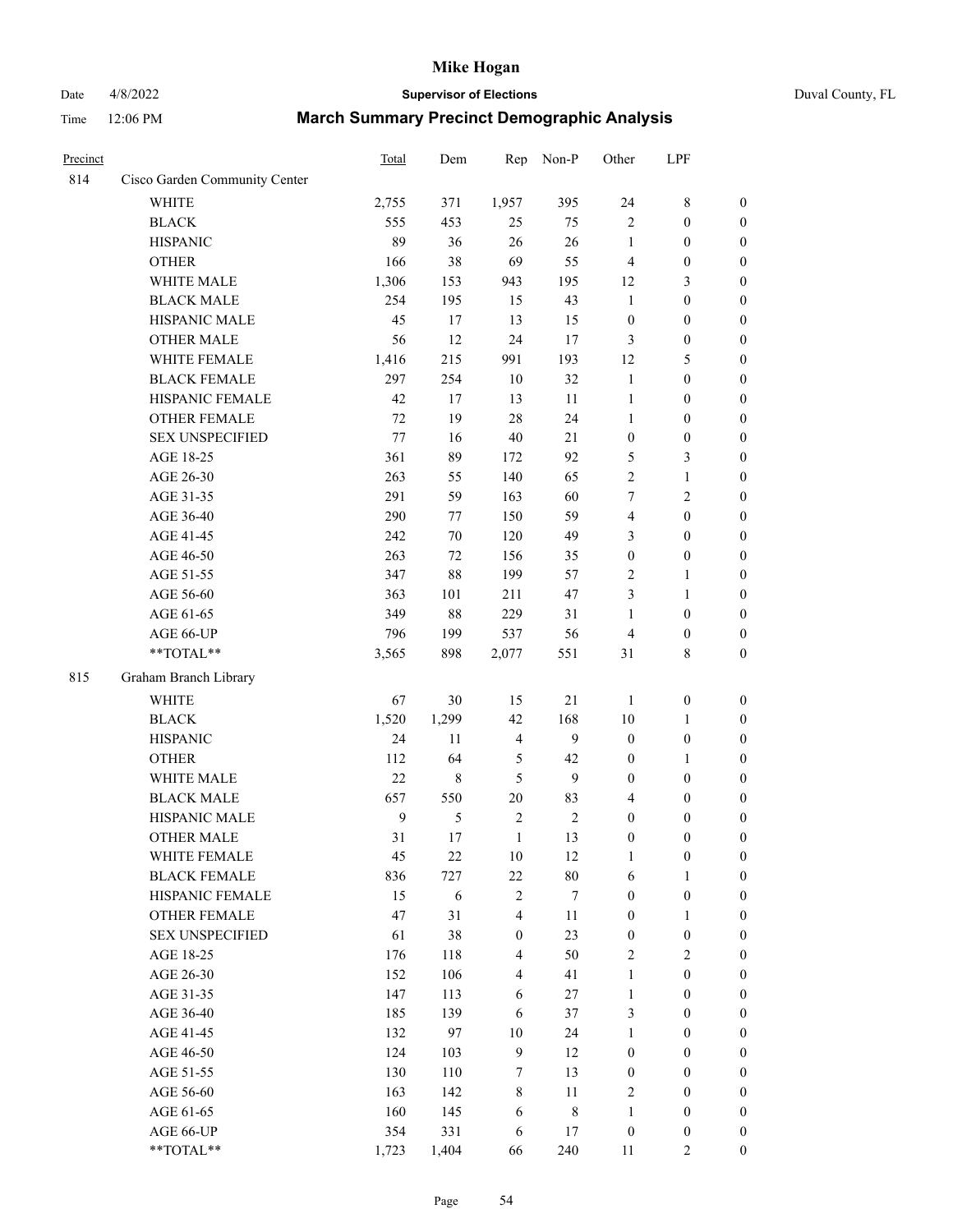# Mike Hogan

Date 4/8/2022 **Supervisor of Elections** Duval County, FL

Time 12:06 PM **March Summary Precinct Demographic Analysis**

| Precinct | | Total | Dem | Rep | Non-P | Other | LPF | |
|---|---|---|---|---|---|---|---|---|
| 814 | Cisco Garden Community Center | | | | | | | |
| | WHITE | 2,755 | 371 | 1,957 | 395 | 24 | 8 | 0 |
| | BLACK | 555 | 453 | 25 | 75 | 2 | 0 | 0 |
| | HISPANIC | 89 | 36 | 26 | 26 | 1 | 0 | 0 |
| | OTHER | 166 | 38 | 69 | 55 | 4 | 0 | 0 |
| | WHITE MALE | 1,306 | 153 | 943 | 195 | 12 | 3 | 0 |
| | BLACK MALE | 254 | 195 | 15 | 43 | 1 | 0 | 0 |
| | HISPANIC MALE | 45 | 17 | 13 | 15 | 0 | 0 | 0 |
| | OTHER MALE | 56 | 12 | 24 | 17 | 3 | 0 | 0 |
| | WHITE FEMALE | 1,416 | 215 | 991 | 193 | 12 | 5 | 0 |
| | BLACK FEMALE | 297 | 254 | 10 | 32 | 1 | 0 | 0 |
| | HISPANIC FEMALE | 42 | 17 | 13 | 11 | 1 | 0 | 0 |
| | OTHER FEMALE | 72 | 19 | 28 | 24 | 1 | 0 | 0 |
| | SEX UNSPECIFIED | 77 | 16 | 40 | 21 | 0 | 0 | 0 |
| | AGE 18-25 | 361 | 89 | 172 | 92 | 5 | 3 | 0 |
| | AGE 26-30 | 263 | 55 | 140 | 65 | 2 | 1 | 0 |
| | AGE 31-35 | 291 | 59 | 163 | 60 | 7 | 2 | 0 |
| | AGE 36-40 | 290 | 77 | 150 | 59 | 4 | 0 | 0 |
| | AGE 41-45 | 242 | 70 | 120 | 49 | 3 | 0 | 0 |
| | AGE 46-50 | 263 | 72 | 156 | 35 | 0 | 0 | 0 |
| | AGE 51-55 | 347 | 88 | 199 | 57 | 2 | 1 | 0 |
| | AGE 56-60 | 363 | 101 | 211 | 47 | 3 | 1 | 0 |
| | AGE 61-65 | 349 | 88 | 229 | 31 | 1 | 0 | 0 |
| | AGE 66-UP | 796 | 199 | 537 | 56 | 4 | 0 | 0 |
| | **TOTAL** | 3,565 | 898 | 2,077 | 551 | 31 | 8 | 0 |
| 815 | Graham Branch Library | | | | | | | |
| | WHITE | 67 | 30 | 15 | 21 | 1 | 0 | 0 |
| | BLACK | 1,520 | 1,299 | 42 | 168 | 10 | 1 | 0 |
| | HISPANIC | 24 | 11 | 4 | 9 | 0 | 0 | 0 |
| | OTHER | 112 | 64 | 5 | 42 | 0 | 1 | 0 |
| | WHITE MALE | 22 | 8 | 5 | 9 | 0 | 0 | 0 |
| | BLACK MALE | 657 | 550 | 20 | 83 | 4 | 0 | 0 |
| | HISPANIC MALE | 9 | 5 | 2 | 2 | 0 | 0 | 0 |
| | OTHER MALE | 31 | 17 | 1 | 13 | 0 | 0 | 0 |
| | WHITE FEMALE | 45 | 22 | 10 | 12 | 1 | 0 | 0 |
| | BLACK FEMALE | 836 | 727 | 22 | 80 | 6 | 1 | 0 |
| | HISPANIC FEMALE | 15 | 6 | 2 | 7 | 0 | 0 | 0 |
| | OTHER FEMALE | 47 | 31 | 4 | 11 | 0 | 1 | 0 |
| | SEX UNSPECIFIED | 61 | 38 | 0 | 23 | 0 | 0 | 0 |
| | AGE 18-25 | 176 | 118 | 4 | 50 | 2 | 2 | 0 |
| | AGE 26-30 | 152 | 106 | 4 | 41 | 1 | 0 | 0 |
| | AGE 31-35 | 147 | 113 | 6 | 27 | 1 | 0 | 0 |
| | AGE 36-40 | 185 | 139 | 6 | 37 | 3 | 0 | 0 |
| | AGE 41-45 | 132 | 97 | 10 | 24 | 1 | 0 | 0 |
| | AGE 46-50 | 124 | 103 | 9 | 12 | 0 | 0 | 0 |
| | AGE 51-55 | 130 | 110 | 7 | 13 | 0 | 0 | 0 |
| | AGE 56-60 | 163 | 142 | 8 | 11 | 2 | 0 | 0 |
| | AGE 61-65 | 160 | 145 | 6 | 8 | 1 | 0 | 0 |
| | AGE 66-UP | 354 | 331 | 6 | 17 | 0 | 0 | 0 |
| | **TOTAL** | 1,723 | 1,404 | 66 | 240 | 11 | 2 | 0 |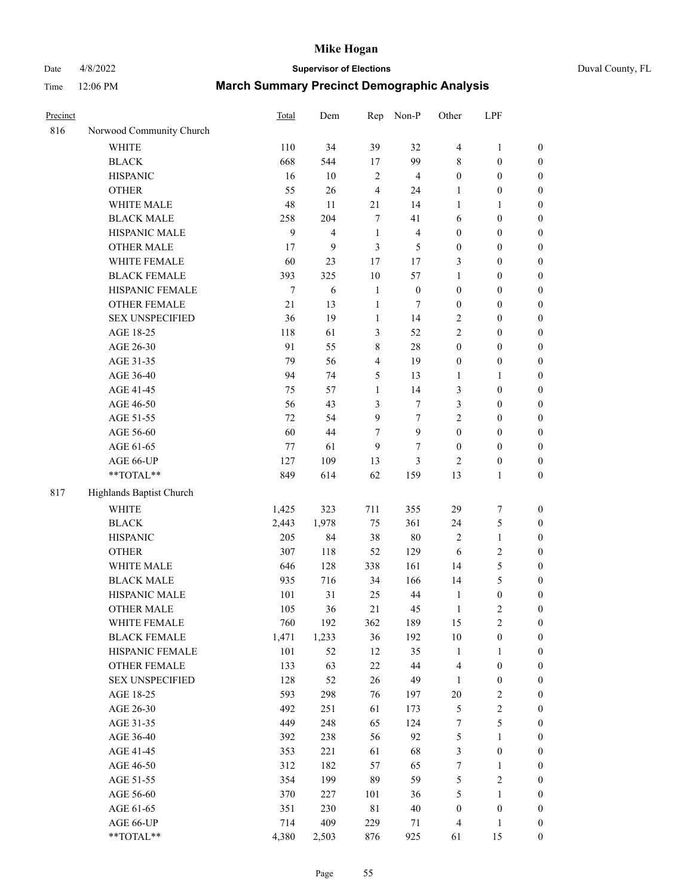| Precinct | | Total | Dem | Rep | Non-P | Other | LPF | |
|---|---|---|---|---|---|---|---|---|
| 816 | Norwood Community Church | | | | | | | |
| | WHITE | 110 | 34 | 39 | 32 | 4 | 1 | 0 |
| | BLACK | 668 | 544 | 17 | 99 | 8 | 0 | 0 |
| | HISPANIC | 16 | 10 | 2 | 4 | 0 | 0 | 0 |
| | OTHER | 55 | 26 | 4 | 24 | 1 | 0 | 0 |
| | WHITE MALE | 48 | 11 | 21 | 14 | 1 | 1 | 0 |
| | BLACK MALE | 258 | 204 | 7 | 41 | 6 | 0 | 0 |
| | HISPANIC MALE | 9 | 4 | 1 | 4 | 0 | 0 | 0 |
| | OTHER MALE | 17 | 9 | 3 | 5 | 0 | 0 | 0 |
| | WHITE FEMALE | 60 | 23 | 17 | 17 | 3 | 0 | 0 |
| | BLACK FEMALE | 393 | 325 | 10 | 57 | 1 | 0 | 0 |
| | HISPANIC FEMALE | 7 | 6 | 1 | 0 | 0 | 0 | 0 |
| | OTHER FEMALE | 21 | 13 | 1 | 7 | 0 | 0 | 0 |
| | SEX UNSPECIFIED | 36 | 19 | 1 | 14 | 2 | 0 | 0 |
| | AGE 18-25 | 118 | 61 | 3 | 52 | 2 | 0 | 0 |
| | AGE 26-30 | 91 | 55 | 8 | 28 | 0 | 0 | 0 |
| | AGE 31-35 | 79 | 56 | 4 | 19 | 0 | 0 | 0 |
| | AGE 36-40 | 94 | 74 | 5 | 13 | 1 | 1 | 0 |
| | AGE 41-45 | 75 | 57 | 1 | 14 | 3 | 0 | 0 |
| | AGE 46-50 | 56 | 43 | 3 | 7 | 3 | 0 | 0 |
| | AGE 51-55 | 72 | 54 | 9 | 7 | 2 | 0 | 0 |
| | AGE 56-60 | 60 | 44 | 7 | 9 | 0 | 0 | 0 |
| | AGE 61-65 | 77 | 61 | 9 | 7 | 0 | 0 | 0 |
| | AGE 66-UP | 127 | 109 | 13 | 3 | 2 | 0 | 0 |
| | **TOTAL** | 849 | 614 | 62 | 159 | 13 | 1 | 0 |
| 817 | Highlands Baptist Church | | | | | | | |
| | WHITE | 1,425 | 323 | 711 | 355 | 29 | 7 | 0 |
| | BLACK | 2,443 | 1,978 | 75 | 361 | 24 | 5 | 0 |
| | HISPANIC | 205 | 84 | 38 | 80 | 2 | 1 | 0 |
| | OTHER | 307 | 118 | 52 | 129 | 6 | 2 | 0 |
| | WHITE MALE | 646 | 128 | 338 | 161 | 14 | 5 | 0 |
| | BLACK MALE | 935 | 716 | 34 | 166 | 14 | 5 | 0 |
| | HISPANIC MALE | 101 | 31 | 25 | 44 | 1 | 0 | 0 |
| | OTHER MALE | 105 | 36 | 21 | 45 | 1 | 2 | 0 |
| | WHITE FEMALE | 760 | 192 | 362 | 189 | 15 | 2 | 0 |
| | BLACK FEMALE | 1,471 | 1,233 | 36 | 192 | 10 | 0 | 0 |
| | HISPANIC FEMALE | 101 | 52 | 12 | 35 | 1 | 1 | 0 |
| | OTHER FEMALE | 133 | 63 | 22 | 44 | 4 | 0 | 0 |
| | SEX UNSPECIFIED | 128 | 52 | 26 | 49 | 1 | 0 | 0 |
| | AGE 18-25 | 593 | 298 | 76 | 197 | 20 | 2 | 0 |
| | AGE 26-30 | 492 | 251 | 61 | 173 | 5 | 2 | 0 |
| | AGE 31-35 | 449 | 248 | 65 | 124 | 7 | 5 | 0 |
| | AGE 36-40 | 392 | 238 | 56 | 92 | 5 | 1 | 0 |
| | AGE 41-45 | 353 | 221 | 61 | 68 | 3 | 0 | 0 |
| | AGE 46-50 | 312 | 182 | 57 | 65 | 7 | 1 | 0 |
| | AGE 51-55 | 354 | 199 | 89 | 59 | 5 | 2 | 0 |
| | AGE 56-60 | 370 | 227 | 101 | 36 | 5 | 1 | 0 |
| | AGE 61-65 | 351 | 230 | 81 | 40 | 0 | 0 | 0 |
| | AGE 66-UP | 714 | 409 | 229 | 71 | 4 | 1 | 0 |
| | **TOTAL** | 4,380 | 2,503 | 876 | 925 | 61 | 15 | 0 |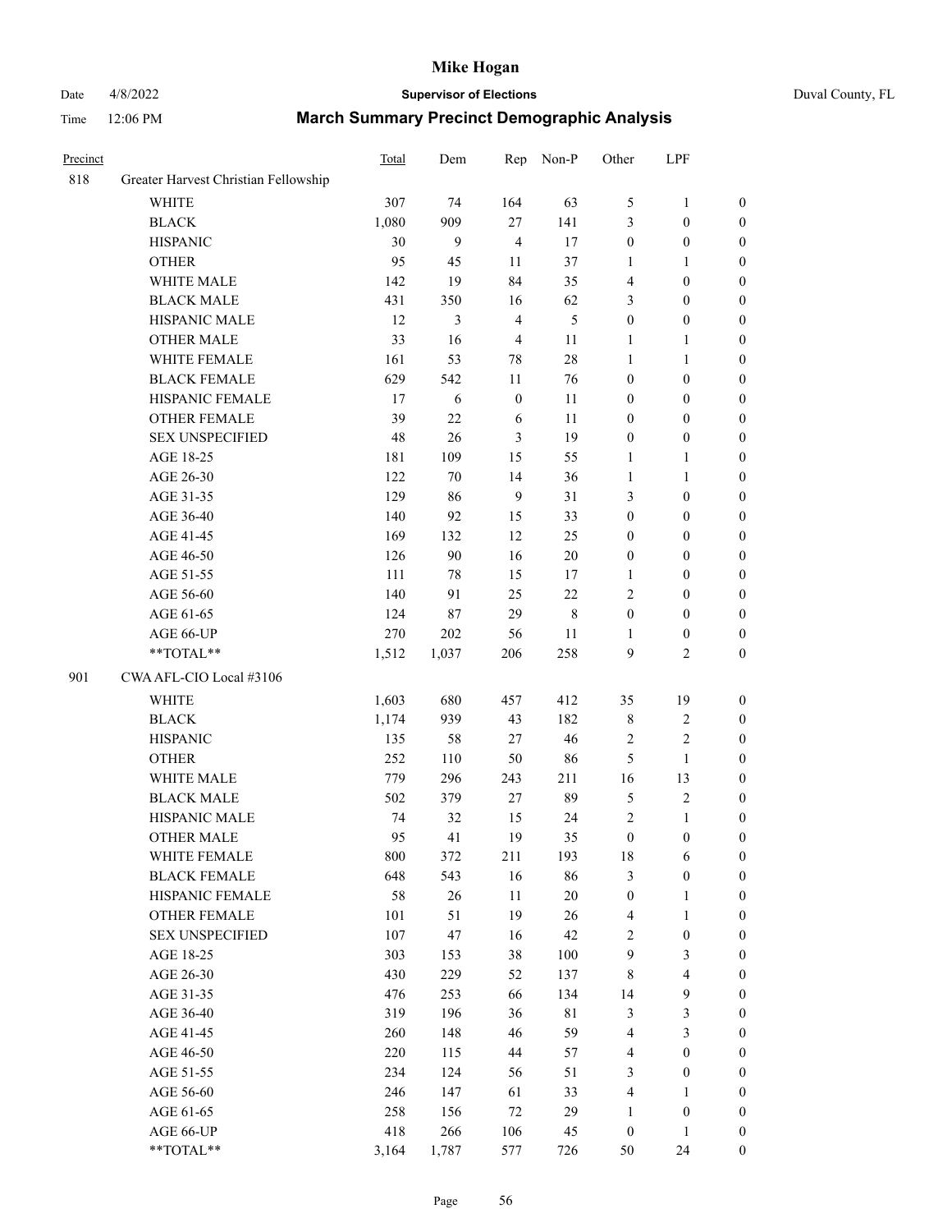# Mike Hogan

Date 4/8/2022 **Supervisor of Elections** Duval County, FL

Time 12:06 PM **March Summary Precinct Demographic Analysis**

| Precinct | | Total | Dem | Rep | Non-P | Other | LPF | |
|---|---|---|---|---|---|---|---|---|
| 818 | Greater Harvest Christian Fellowship | | | | | | | |
| | WHITE | 307 | 74 | 164 | 63 | 5 | 1 | 0 |
| | BLACK | 1,080 | 909 | 27 | 141 | 3 | 0 | 0 |
| | HISPANIC | 30 | 9 | 4 | 17 | 0 | 0 | 0 |
| | OTHER | 95 | 45 | 11 | 37 | 1 | 1 | 0 |
| | WHITE MALE | 142 | 19 | 84 | 35 | 4 | 0 | 0 |
| | BLACK MALE | 431 | 350 | 16 | 62 | 3 | 0 | 0 |
| | HISPANIC MALE | 12 | 3 | 4 | 5 | 0 | 0 | 0 |
| | OTHER MALE | 33 | 16 | 4 | 11 | 1 | 1 | 0 |
| | WHITE FEMALE | 161 | 53 | 78 | 28 | 1 | 1 | 0 |
| | BLACK FEMALE | 629 | 542 | 11 | 76 | 0 | 0 | 0 |
| | HISPANIC FEMALE | 17 | 6 | 0 | 11 | 0 | 0 | 0 |
| | OTHER FEMALE | 39 | 22 | 6 | 11 | 0 | 0 | 0 |
| | SEX UNSPECIFIED | 48 | 26 | 3 | 19 | 0 | 0 | 0 |
| | AGE 18-25 | 181 | 109 | 15 | 55 | 1 | 1 | 0 |
| | AGE 26-30 | 122 | 70 | 14 | 36 | 1 | 1 | 0 |
| | AGE 31-35 | 129 | 86 | 9 | 31 | 3 | 0 | 0 |
| | AGE 36-40 | 140 | 92 | 15 | 33 | 0 | 0 | 0 |
| | AGE 41-45 | 169 | 132 | 12 | 25 | 0 | 0 | 0 |
| | AGE 46-50 | 126 | 90 | 16 | 20 | 0 | 0 | 0 |
| | AGE 51-55 | 111 | 78 | 15 | 17 | 1 | 0 | 0 |
| | AGE 56-60 | 140 | 91 | 25 | 22 | 2 | 0 | 0 |
| | AGE 61-65 | 124 | 87 | 29 | 8 | 0 | 0 | 0 |
| | AGE 66-UP | 270 | 202 | 56 | 11 | 1 | 0 | 0 |
| | **TOTAL** | 1,512 | 1,037 | 206 | 258 | 9 | 2 | 0 |
| 901 | CWA AFL-CIO Local #3106 | | | | | | | |
| | WHITE | 1,603 | 680 | 457 | 412 | 35 | 19 | 0 |
| | BLACK | 1,174 | 939 | 43 | 182 | 8 | 2 | 0 |
| | HISPANIC | 135 | 58 | 27 | 46 | 2 | 2 | 0 |
| | OTHER | 252 | 110 | 50 | 86 | 5 | 1 | 0 |
| | WHITE MALE | 779 | 296 | 243 | 211 | 16 | 13 | 0 |
| | BLACK MALE | 502 | 379 | 27 | 89 | 5 | 2 | 0 |
| | HISPANIC MALE | 74 | 32 | 15 | 24 | 2 | 1 | 0 |
| | OTHER MALE | 95 | 41 | 19 | 35 | 0 | 0 | 0 |
| | WHITE FEMALE | 800 | 372 | 211 | 193 | 18 | 6 | 0 |
| | BLACK FEMALE | 648 | 543 | 16 | 86 | 3 | 0 | 0 |
| | HISPANIC FEMALE | 58 | 26 | 11 | 20 | 0 | 1 | 0 |
| | OTHER FEMALE | 101 | 51 | 19 | 26 | 4 | 1 | 0 |
| | SEX UNSPECIFIED | 107 | 47 | 16 | 42 | 2 | 0 | 0 |
| | AGE 18-25 | 303 | 153 | 38 | 100 | 9 | 3 | 0 |
| | AGE 26-30 | 430 | 229 | 52 | 137 | 8 | 4 | 0 |
| | AGE 31-35 | 476 | 253 | 66 | 134 | 14 | 9 | 0 |
| | AGE 36-40 | 319 | 196 | 36 | 81 | 3 | 3 | 0 |
| | AGE 41-45 | 260 | 148 | 46 | 59 | 4 | 3 | 0 |
| | AGE 46-50 | 220 | 115 | 44 | 57 | 4 | 0 | 0 |
| | AGE 51-55 | 234 | 124 | 56 | 51 | 3 | 0 | 0 |
| | AGE 56-60 | 246 | 147 | 61 | 33 | 4 | 1 | 0 |
| | AGE 61-65 | 258 | 156 | 72 | 29 | 1 | 0 | 0 |
| | AGE 66-UP | 418 | 266 | 106 | 45 | 0 | 1 | 0 |
| | **TOTAL** | 3,164 | 1,787 | 577 | 726 | 50 | 24 | 0 |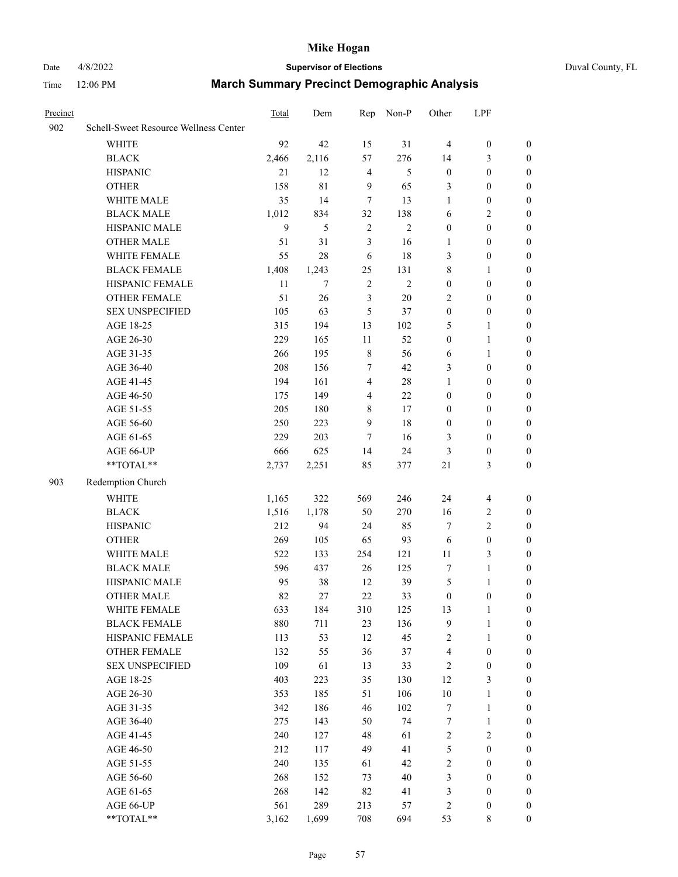# Mike Hogan

Date 4/8/2022 **Supervisor of Elections** Duval County, FL

Time 12:06 PM **March Summary Precinct Demographic Analysis**

| Precinct | | Total | Dem | Rep | Non-P | Other | LPF | |
|---|---|---|---|---|---|---|---|---|
| 902 | Schell-Sweet Resource Wellness Center | | | | | | | |
| | WHITE | 92 | 42 | 15 | 31 | 4 | 0 | 0 |
| | BLACK | 2,466 | 2,116 | 57 | 276 | 14 | 3 | 0 |
| | HISPANIC | 21 | 12 | 4 | 5 | 0 | 0 | 0 |
| | OTHER | 158 | 81 | 9 | 65 | 3 | 0 | 0 |
| | WHITE MALE | 35 | 14 | 7 | 13 | 1 | 0 | 0 |
| | BLACK MALE | 1,012 | 834 | 32 | 138 | 6 | 2 | 0 |
| | HISPANIC MALE | 9 | 5 | 2 | 2 | 0 | 0 | 0 |
| | OTHER MALE | 51 | 31 | 3 | 16 | 1 | 0 | 0 |
| | WHITE FEMALE | 55 | 28 | 6 | 18 | 3 | 0 | 0 |
| | BLACK FEMALE | 1,408 | 1,243 | 25 | 131 | 8 | 1 | 0 |
| | HISPANIC FEMALE | 11 | 7 | 2 | 2 | 0 | 0 | 0 |
| | OTHER FEMALE | 51 | 26 | 3 | 20 | 2 | 0 | 0 |
| | SEX UNSPECIFIED | 105 | 63 | 5 | 37 | 0 | 0 | 0 |
| | AGE 18-25 | 315 | 194 | 13 | 102 | 5 | 1 | 0 |
| | AGE 26-30 | 229 | 165 | 11 | 52 | 0 | 1 | 0 |
| | AGE 31-35 | 266 | 195 | 8 | 56 | 6 | 1 | 0 |
| | AGE 36-40 | 208 | 156 | 7 | 42 | 3 | 0 | 0 |
| | AGE 41-45 | 194 | 161 | 4 | 28 | 1 | 0 | 0 |
| | AGE 46-50 | 175 | 149 | 4 | 22 | 0 | 0 | 0 |
| | AGE 51-55 | 205 | 180 | 8 | 17 | 0 | 0 | 0 |
| | AGE 56-60 | 250 | 223 | 9 | 18 | 0 | 0 | 0 |
| | AGE 61-65 | 229 | 203 | 7 | 16 | 3 | 0 | 0 |
| | AGE 66-UP | 666 | 625 | 14 | 24 | 3 | 0 | 0 |
| | **TOTAL** | 2,737 | 2,251 | 85 | 377 | 21 | 3 | 0 |
| 903 | Redemption Church | | | | | | | |
| | WHITE | 1,165 | 322 | 569 | 246 | 24 | 4 | 0 |
| | BLACK | 1,516 | 1,178 | 50 | 270 | 16 | 2 | 0 |
| | HISPANIC | 212 | 94 | 24 | 85 | 7 | 2 | 0 |
| | OTHER | 269 | 105 | 65 | 93 | 6 | 0 | 0 |
| | WHITE MALE | 522 | 133 | 254 | 121 | 11 | 3 | 0 |
| | BLACK MALE | 596 | 437 | 26 | 125 | 7 | 1 | 0 |
| | HISPANIC MALE | 95 | 38 | 12 | 39 | 5 | 1 | 0 |
| | OTHER MALE | 82 | 27 | 22 | 33 | 0 | 0 | 0 |
| | WHITE FEMALE | 633 | 184 | 310 | 125 | 13 | 1 | 0 |
| | BLACK FEMALE | 880 | 711 | 23 | 136 | 9 | 1 | 0 |
| | HISPANIC FEMALE | 113 | 53 | 12 | 45 | 2 | 1 | 0 |
| | OTHER FEMALE | 132 | 55 | 36 | 37 | 4 | 0 | 0 |
| | SEX UNSPECIFIED | 109 | 61 | 13 | 33 | 2 | 0 | 0 |
| | AGE 18-25 | 403 | 223 | 35 | 130 | 12 | 3 | 0 |
| | AGE 26-30 | 353 | 185 | 51 | 106 | 10 | 1 | 0 |
| | AGE 31-35 | 342 | 186 | 46 | 102 | 7 | 1 | 0 |
| | AGE 36-40 | 275 | 143 | 50 | 74 | 7 | 1 | 0 |
| | AGE 41-45 | 240 | 127 | 48 | 61 | 2 | 2 | 0 |
| | AGE 46-50 | 212 | 117 | 49 | 41 | 5 | 0 | 0 |
| | AGE 51-55 | 240 | 135 | 61 | 42 | 2 | 0 | 0 |
| | AGE 56-60 | 268 | 152 | 73 | 40 | 3 | 0 | 0 |
| | AGE 61-65 | 268 | 142 | 82 | 41 | 3 | 0 | 0 |
| | AGE 66-UP | 561 | 289 | 213 | 57 | 2 | 0 | 0 |
| | **TOTAL** | 3,162 | 1,699 | 708 | 694 | 53 | 8 | 0 |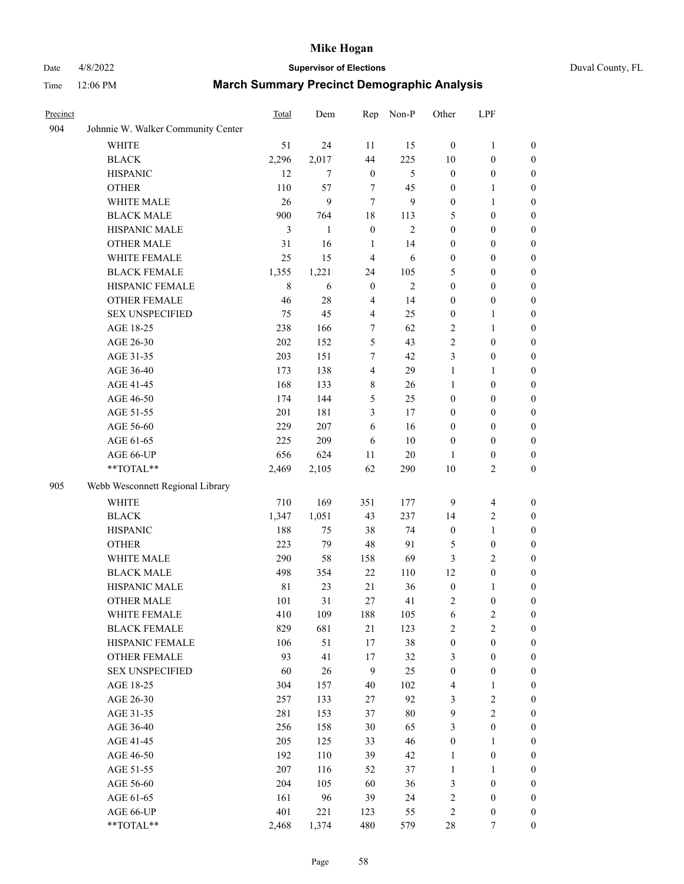| Precinct | | Total | Dem | Rep | Non-P | Other | LPF | |
|---|---|---|---|---|---|---|---|---|
| 904 | Johnnie W. Walker Community Center | | | | | | | |
| | WHITE | 51 | 24 | 11 | 15 | 0 | 1 | 0 |
| | BLACK | 2,296 | 2,017 | 44 | 225 | 10 | 0 | 0 |
| | HISPANIC | 12 | 7 | 0 | 5 | 0 | 0 | 0 |
| | OTHER | 110 | 57 | 7 | 45 | 0 | 1 | 0 |
| | WHITE MALE | 26 | 9 | 7 | 9 | 0 | 1 | 0 |
| | BLACK MALE | 900 | 764 | 18 | 113 | 5 | 0 | 0 |
| | HISPANIC MALE | 3 | 1 | 0 | 2 | 0 | 0 | 0 |
| | OTHER MALE | 31 | 16 | 1 | 14 | 0 | 0 | 0 |
| | WHITE FEMALE | 25 | 15 | 4 | 6 | 0 | 0 | 0 |
| | BLACK FEMALE | 1,355 | 1,221 | 24 | 105 | 5 | 0 | 0 |
| | HISPANIC FEMALE | 8 | 6 | 0 | 2 | 0 | 0 | 0 |
| | OTHER FEMALE | 46 | 28 | 4 | 14 | 0 | 0 | 0 |
| | SEX UNSPECIFIED | 75 | 45 | 4 | 25 | 0 | 1 | 0 |
| | AGE 18-25 | 238 | 166 | 7 | 62 | 2 | 1 | 0 |
| | AGE 26-30 | 202 | 152 | 5 | 43 | 2 | 0 | 0 |
| | AGE 31-35 | 203 | 151 | 7 | 42 | 3 | 0 | 0 |
| | AGE 36-40 | 173 | 138 | 4 | 29 | 1 | 1 | 0 |
| | AGE 41-45 | 168 | 133 | 8 | 26 | 1 | 0 | 0 |
| | AGE 46-50 | 174 | 144 | 5 | 25 | 0 | 0 | 0 |
| | AGE 51-55 | 201 | 181 | 3 | 17 | 0 | 0 | 0 |
| | AGE 56-60 | 229 | 207 | 6 | 16 | 0 | 0 | 0 |
| | AGE 61-65 | 225 | 209 | 6 | 10 | 0 | 0 | 0 |
| | AGE 66-UP | 656 | 624 | 11 | 20 | 1 | 0 | 0 |
| | **TOTAL** | 2,469 | 2,105 | 62 | 290 | 10 | 2 | 0 |
| 905 | Webb Wesconnett Regional Library | | | | | | | |
| | WHITE | 710 | 169 | 351 | 177 | 9 | 4 | 0 |
| | BLACK | 1,347 | 1,051 | 43 | 237 | 14 | 2 | 0 |
| | HISPANIC | 188 | 75 | 38 | 74 | 0 | 1 | 0 |
| | OTHER | 223 | 79 | 48 | 91 | 5 | 0 | 0 |
| | WHITE MALE | 290 | 58 | 158 | 69 | 3 | 2 | 0 |
| | BLACK MALE | 498 | 354 | 22 | 110 | 12 | 0 | 0 |
| | HISPANIC MALE | 81 | 23 | 21 | 36 | 0 | 1 | 0 |
| | OTHER MALE | 101 | 31 | 27 | 41 | 2 | 0 | 0 |
| | WHITE FEMALE | 410 | 109 | 188 | 105 | 6 | 2 | 0 |
| | BLACK FEMALE | 829 | 681 | 21 | 123 | 2 | 2 | 0 |
| | HISPANIC FEMALE | 106 | 51 | 17 | 38 | 0 | 0 | 0 |
| | OTHER FEMALE | 93 | 41 | 17 | 32 | 3 | 0 | 0 |
| | SEX UNSPECIFIED | 60 | 26 | 9 | 25 | 0 | 0 | 0 |
| | AGE 18-25 | 304 | 157 | 40 | 102 | 4 | 1 | 0 |
| | AGE 26-30 | 257 | 133 | 27 | 92 | 3 | 2 | 0 |
| | AGE 31-35 | 281 | 153 | 37 | 80 | 9 | 2 | 0 |
| | AGE 36-40 | 256 | 158 | 30 | 65 | 3 | 0 | 0 |
| | AGE 41-45 | 205 | 125 | 33 | 46 | 0 | 1 | 0 |
| | AGE 46-50 | 192 | 110 | 39 | 42 | 1 | 0 | 0 |
| | AGE 51-55 | 207 | 116 | 52 | 37 | 1 | 1 | 0 |
| | AGE 56-60 | 204 | 105 | 60 | 36 | 3 | 0 | 0 |
| | AGE 61-65 | 161 | 96 | 39 | 24 | 2 | 0 | 0 |
| | AGE 66-UP | 401 | 221 | 123 | 55 | 2 | 0 | 0 |
| | **TOTAL** | 2,468 | 1,374 | 480 | 579 | 28 | 7 | 0 |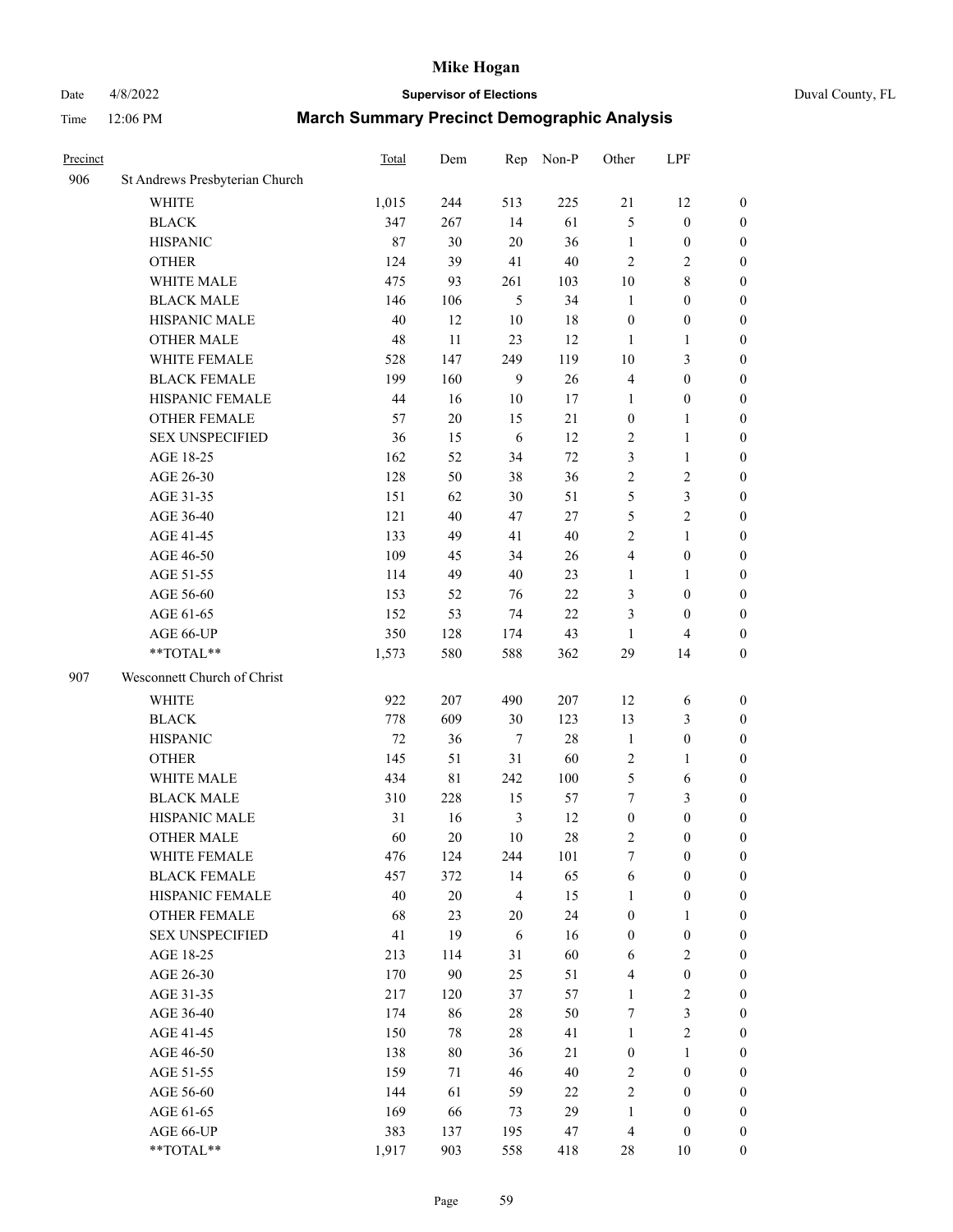| Precinct | | Total | Dem | Rep | Non-P | Other | LPF | |
|---|---|---|---|---|---|---|---|---|
| 906 | St Andrews Presbyterian Church | | | | | | | |
| | WHITE | 1,015 | 244 | 513 | 225 | 21 | 12 | 0 |
| | BLACK | 347 | 267 | 14 | 61 | 5 | 0 | 0 |
| | HISPANIC | 87 | 30 | 20 | 36 | 1 | 0 | 0 |
| | OTHER | 124 | 39 | 41 | 40 | 2 | 2 | 0 |
| | WHITE MALE | 475 | 93 | 261 | 103 | 10 | 8 | 0 |
| | BLACK MALE | 146 | 106 | 5 | 34 | 1 | 0 | 0 |
| | HISPANIC MALE | 40 | 12 | 10 | 18 | 0 | 0 | 0 |
| | OTHER MALE | 48 | 11 | 23 | 12 | 1 | 1 | 0 |
| | WHITE FEMALE | 528 | 147 | 249 | 119 | 10 | 3 | 0 |
| | BLACK FEMALE | 199 | 160 | 9 | 26 | 4 | 0 | 0 |
| | HISPANIC FEMALE | 44 | 16 | 10 | 17 | 1 | 0 | 0 |
| | OTHER FEMALE | 57 | 20 | 15 | 21 | 0 | 1 | 0 |
| | SEX UNSPECIFIED | 36 | 15 | 6 | 12 | 2 | 1 | 0 |
| | AGE 18-25 | 162 | 52 | 34 | 72 | 3 | 1 | 0 |
| | AGE 26-30 | 128 | 50 | 38 | 36 | 2 | 2 | 0 |
| | AGE 31-35 | 151 | 62 | 30 | 51 | 5 | 3 | 0 |
| | AGE 36-40 | 121 | 40 | 47 | 27 | 5 | 2 | 0 |
| | AGE 41-45 | 133 | 49 | 41 | 40 | 2 | 1 | 0 |
| | AGE 46-50 | 109 | 45 | 34 | 26 | 4 | 0 | 0 |
| | AGE 51-55 | 114 | 49 | 40 | 23 | 1 | 1 | 0 |
| | AGE 56-60 | 153 | 52 | 76 | 22 | 3 | 0 | 0 |
| | AGE 61-65 | 152 | 53 | 74 | 22 | 3 | 0 | 0 |
| | AGE 66-UP | 350 | 128 | 174 | 43 | 1 | 4 | 0 |
| | **TOTAL** | 1,573 | 580 | 588 | 362 | 29 | 14 | 0 |
| 907 | Wesconnett Church of Christ | | | | | | | |
| | WHITE | 922 | 207 | 490 | 207 | 12 | 6 | 0 |
| | BLACK | 778 | 609 | 30 | 123 | 13 | 3 | 0 |
| | HISPANIC | 72 | 36 | 7 | 28 | 1 | 0 | 0 |
| | OTHER | 145 | 51 | 31 | 60 | 2 | 1 | 0 |
| | WHITE MALE | 434 | 81 | 242 | 100 | 5 | 6 | 0 |
| | BLACK MALE | 310 | 228 | 15 | 57 | 7 | 3 | 0 |
| | HISPANIC MALE | 31 | 16 | 3 | 12 | 0 | 0 | 0 |
| | OTHER MALE | 60 | 20 | 10 | 28 | 2 | 0 | 0 |
| | WHITE FEMALE | 476 | 124 | 244 | 101 | 7 | 0 | 0 |
| | BLACK FEMALE | 457 | 372 | 14 | 65 | 6 | 0 | 0 |
| | HISPANIC FEMALE | 40 | 20 | 4 | 15 | 1 | 0 | 0 |
| | OTHER FEMALE | 68 | 23 | 20 | 24 | 0 | 1 | 0 |
| | SEX UNSPECIFIED | 41 | 19 | 6 | 16 | 0 | 0 | 0 |
| | AGE 18-25 | 213 | 114 | 31 | 60 | 6 | 2 | 0 |
| | AGE 26-30 | 170 | 90 | 25 | 51 | 4 | 0 | 0 |
| | AGE 31-35 | 217 | 120 | 37 | 57 | 1 | 2 | 0 |
| | AGE 36-40 | 174 | 86 | 28 | 50 | 7 | 3 | 0 |
| | AGE 41-45 | 150 | 78 | 28 | 41 | 1 | 2 | 0 |
| | AGE 46-50 | 138 | 80 | 36 | 21 | 0 | 1 | 0 |
| | AGE 51-55 | 159 | 71 | 46 | 40 | 2 | 0 | 0 |
| | AGE 56-60 | 144 | 61 | 59 | 22 | 2 | 0 | 0 |
| | AGE 61-65 | 169 | 66 | 73 | 29 | 1 | 0 | 0 |
| | AGE 66-UP | 383 | 137 | 195 | 47 | 4 | 0 | 0 |
| | **TOTAL** | 1,917 | 903 | 558 | 418 | 28 | 10 | 0 |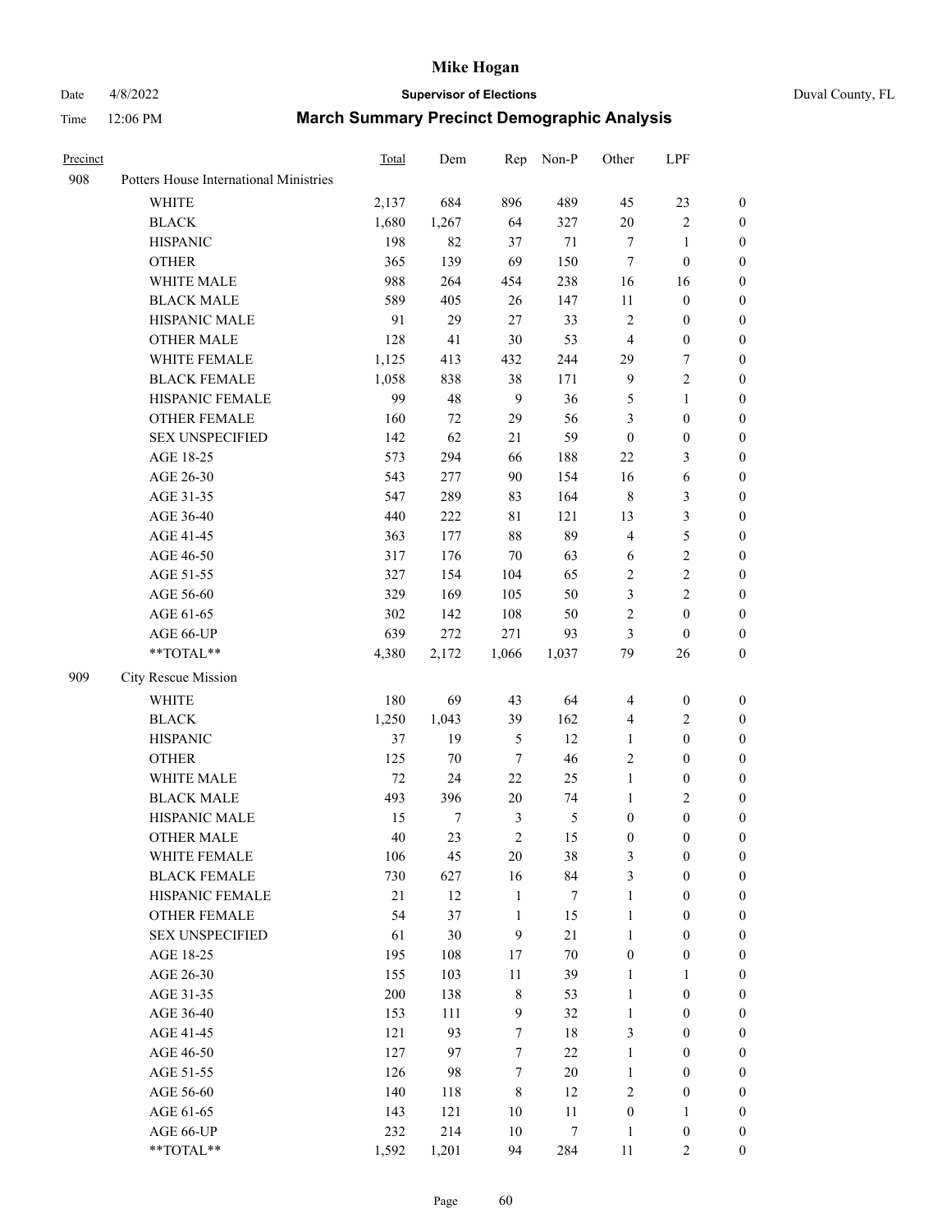# Mike Hogan

Date 4/8/2022 **Supervisor of Elections** Duval County, FL

Time 12:06 PM **March Summary Precinct Demographic Analysis**

| Precinct | | Total | Dem | Rep | Non-P | Other | LPF | |
|---|---|---|---|---|---|---|---|---|
| 908 | Potters House International Ministries | | | | | | | |
| | WHITE | 2,137 | 684 | 896 | 489 | 45 | 23 | 0 |
| | BLACK | 1,680 | 1,267 | 64 | 327 | 20 | 2 | 0 |
| | HISPANIC | 198 | 82 | 37 | 71 | 7 | 1 | 0 |
| | OTHER | 365 | 139 | 69 | 150 | 7 | 0 | 0 |
| | WHITE MALE | 988 | 264 | 454 | 238 | 16 | 16 | 0 |
| | BLACK MALE | 589 | 405 | 26 | 147 | 11 | 0 | 0 |
| | HISPANIC MALE | 91 | 29 | 27 | 33 | 2 | 0 | 0 |
| | OTHER MALE | 128 | 41 | 30 | 53 | 4 | 0 | 0 |
| | WHITE FEMALE | 1,125 | 413 | 432 | 244 | 29 | 7 | 0 |
| | BLACK FEMALE | 1,058 | 838 | 38 | 171 | 9 | 2 | 0 |
| | HISPANIC FEMALE | 99 | 48 | 9 | 36 | 5 | 1 | 0 |
| | OTHER FEMALE | 160 | 72 | 29 | 56 | 3 | 0 | 0 |
| | SEX UNSPECIFIED | 142 | 62 | 21 | 59 | 0 | 0 | 0 |
| | AGE 18-25 | 573 | 294 | 66 | 188 | 22 | 3 | 0 |
| | AGE 26-30 | 543 | 277 | 90 | 154 | 16 | 6 | 0 |
| | AGE 31-35 | 547 | 289 | 83 | 164 | 8 | 3 | 0 |
| | AGE 36-40 | 440 | 222 | 81 | 121 | 13 | 3 | 0 |
| | AGE 41-45 | 363 | 177 | 88 | 89 | 4 | 5 | 0 |
| | AGE 46-50 | 317 | 176 | 70 | 63 | 6 | 2 | 0 |
| | AGE 51-55 | 327 | 154 | 104 | 65 | 2 | 2 | 0 |
| | AGE 56-60 | 329 | 169 | 105 | 50 | 3 | 2 | 0 |
| | AGE 61-65 | 302 | 142 | 108 | 50 | 2 | 0 | 0 |
| | AGE 66-UP | 639 | 272 | 271 | 93 | 3 | 0 | 0 |
| | **TOTAL** | 4,380 | 2,172 | 1,066 | 1,037 | 79 | 26 | 0 |
| 909 | City Rescue Mission | | | | | | | |
| | WHITE | 180 | 69 | 43 | 64 | 4 | 0 | 0 |
| | BLACK | 1,250 | 1,043 | 39 | 162 | 4 | 2 | 0 |
| | HISPANIC | 37 | 19 | 5 | 12 | 1 | 0 | 0 |
| | OTHER | 125 | 70 | 7 | 46 | 2 | 0 | 0 |
| | WHITE MALE | 72 | 24 | 22 | 25 | 1 | 0 | 0 |
| | BLACK MALE | 493 | 396 | 20 | 74 | 1 | 2 | 0 |
| | HISPANIC MALE | 15 | 7 | 3 | 5 | 0 | 0 | 0 |
| | OTHER MALE | 40 | 23 | 2 | 15 | 0 | 0 | 0 |
| | WHITE FEMALE | 106 | 45 | 20 | 38 | 3 | 0 | 0 |
| | BLACK FEMALE | 730 | 627 | 16 | 84 | 3 | 0 | 0 |
| | HISPANIC FEMALE | 21 | 12 | 1 | 7 | 1 | 0 | 0 |
| | OTHER FEMALE | 54 | 37 | 1 | 15 | 1 | 0 | 0 |
| | SEX UNSPECIFIED | 61 | 30 | 9 | 21 | 1 | 0 | 0 |
| | AGE 18-25 | 195 | 108 | 17 | 70 | 0 | 0 | 0 |
| | AGE 26-30 | 155 | 103 | 11 | 39 | 1 | 1 | 0 |
| | AGE 31-35 | 200 | 138 | 8 | 53 | 1 | 0 | 0 |
| | AGE 36-40 | 153 | 111 | 9 | 32 | 1 | 0 | 0 |
| | AGE 41-45 | 121 | 93 | 7 | 18 | 3 | 0 | 0 |
| | AGE 46-50 | 127 | 97 | 7 | 22 | 1 | 0 | 0 |
| | AGE 51-55 | 126 | 98 | 7 | 20 | 1 | 0 | 0 |
| | AGE 56-60 | 140 | 118 | 8 | 12 | 2 | 0 | 0 |
| | AGE 61-65 | 143 | 121 | 10 | 11 | 0 | 1 | 0 |
| | AGE 66-UP | 232 | 214 | 10 | 7 | 1 | 0 | 0 |
| | **TOTAL** | 1,592 | 1,201 | 94 | 284 | 11 | 2 | 0 |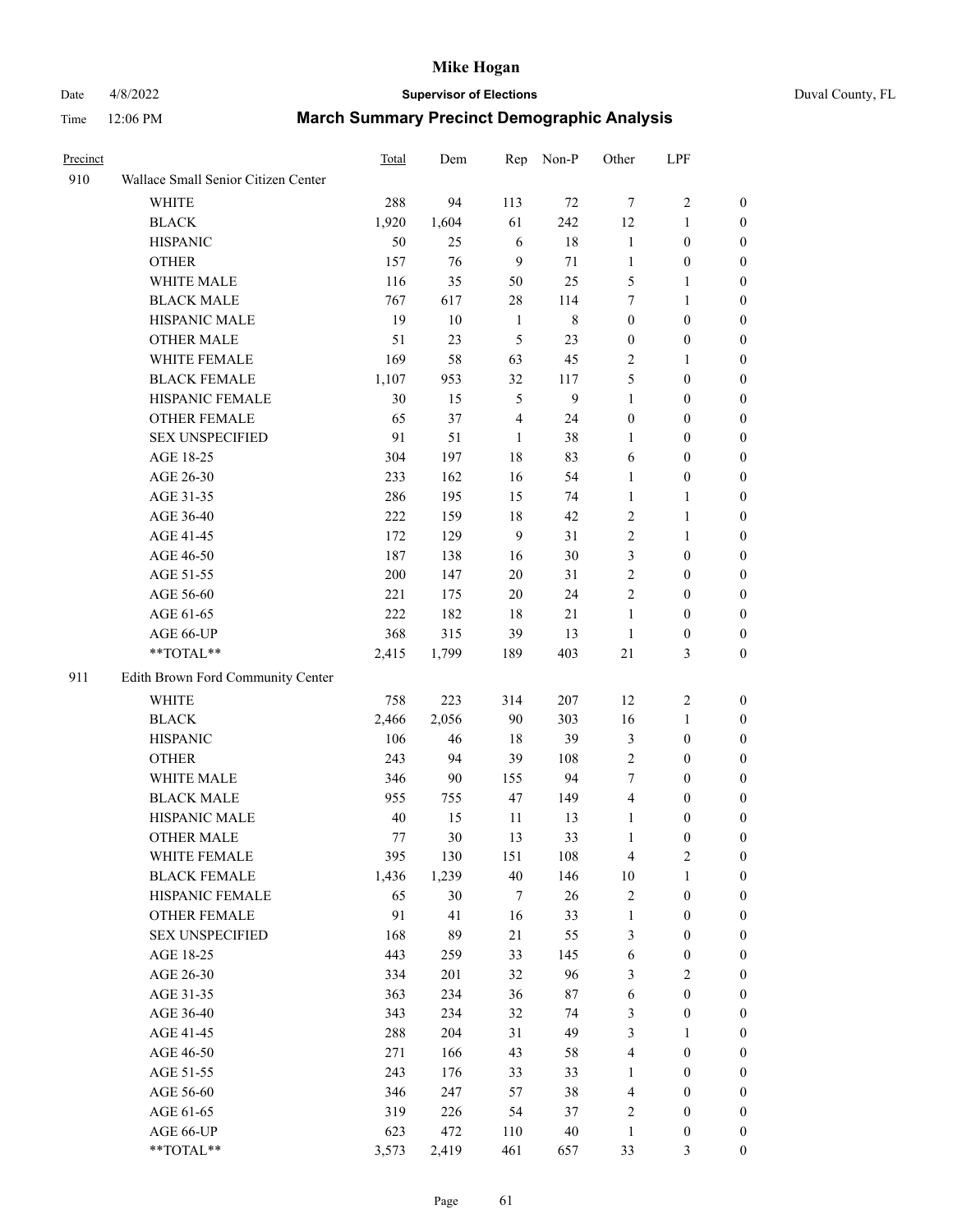| Precinct | | Total | Dem | Rep | Non-P | Other | LPF | |
|---|---|---|---|---|---|---|---|---|
| 910 | Wallace Small Senior Citizen Center | | | | | | | |
| | WHITE | 288 | 94 | 113 | 72 | 7 | 2 | 0 |
| | BLACK | 1,920 | 1,604 | 61 | 242 | 12 | 1 | 0 |
| | HISPANIC | 50 | 25 | 6 | 18 | 1 | 0 | 0 |
| | OTHER | 157 | 76 | 9 | 71 | 1 | 0 | 0 |
| | WHITE MALE | 116 | 35 | 50 | 25 | 5 | 1 | 0 |
| | BLACK MALE | 767 | 617 | 28 | 114 | 7 | 1 | 0 |
| | HISPANIC MALE | 19 | 10 | 1 | 8 | 0 | 0 | 0 |
| | OTHER MALE | 51 | 23 | 5 | 23 | 0 | 0 | 0 |
| | WHITE FEMALE | 169 | 58 | 63 | 45 | 2 | 1 | 0 |
| | BLACK FEMALE | 1,107 | 953 | 32 | 117 | 5 | 0 | 0 |
| | HISPANIC FEMALE | 30 | 15 | 5 | 9 | 1 | 0 | 0 |
| | OTHER FEMALE | 65 | 37 | 4 | 24 | 0 | 0 | 0 |
| | SEX UNSPECIFIED | 91 | 51 | 1 | 38 | 1 | 0 | 0 |
| | AGE 18-25 | 304 | 197 | 18 | 83 | 6 | 0 | 0 |
| | AGE 26-30 | 233 | 162 | 16 | 54 | 1 | 0 | 0 |
| | AGE 31-35 | 286 | 195 | 15 | 74 | 1 | 1 | 0 |
| | AGE 36-40 | 222 | 159 | 18 | 42 | 2 | 1 | 0 |
| | AGE 41-45 | 172 | 129 | 9 | 31 | 2 | 1 | 0 |
| | AGE 46-50 | 187 | 138 | 16 | 30 | 3 | 0 | 0 |
| | AGE 51-55 | 200 | 147 | 20 | 31 | 2 | 0 | 0 |
| | AGE 56-60 | 221 | 175 | 20 | 24 | 2 | 0 | 0 |
| | AGE 61-65 | 222 | 182 | 18 | 21 | 1 | 0 | 0 |
| | AGE 66-UP | 368 | 315 | 39 | 13 | 1 | 0 | 0 |
| | **TOTAL** | 2,415 | 1,799 | 189 | 403 | 21 | 3 | 0 |
| 911 | Edith Brown Ford Community Center | | | | | | | |
| | WHITE | 758 | 223 | 314 | 207 | 12 | 2 | 0 |
| | BLACK | 2,466 | 2,056 | 90 | 303 | 16 | 1 | 0 |
| | HISPANIC | 106 | 46 | 18 | 39 | 3 | 0 | 0 |
| | OTHER | 243 | 94 | 39 | 108 | 2 | 0 | 0 |
| | WHITE MALE | 346 | 90 | 155 | 94 | 7 | 0 | 0 |
| | BLACK MALE | 955 | 755 | 47 | 149 | 4 | 0 | 0 |
| | HISPANIC MALE | 40 | 15 | 11 | 13 | 1 | 0 | 0 |
| | OTHER MALE | 77 | 30 | 13 | 33 | 1 | 0 | 0 |
| | WHITE FEMALE | 395 | 130 | 151 | 108 | 4 | 2 | 0 |
| | BLACK FEMALE | 1,436 | 1,239 | 40 | 146 | 10 | 1 | 0 |
| | HISPANIC FEMALE | 65 | 30 | 7 | 26 | 2 | 0 | 0 |
| | OTHER FEMALE | 91 | 41 | 16 | 33 | 1 | 0 | 0 |
| | SEX UNSPECIFIED | 168 | 89 | 21 | 55 | 3 | 0 | 0 |
| | AGE 18-25 | 443 | 259 | 33 | 145 | 6 | 0 | 0 |
| | AGE 26-30 | 334 | 201 | 32 | 96 | 3 | 2 | 0 |
| | AGE 31-35 | 363 | 234 | 36 | 87 | 6 | 0 | 0 |
| | AGE 36-40 | 343 | 234 | 32 | 74 | 3 | 0 | 0 |
| | AGE 41-45 | 288 | 204 | 31 | 49 | 3 | 1 | 0 |
| | AGE 46-50 | 271 | 166 | 43 | 58 | 4 | 0 | 0 |
| | AGE 51-55 | 243 | 176 | 33 | 33 | 1 | 0 | 0 |
| | AGE 56-60 | 346 | 247 | 57 | 38 | 4 | 0 | 0 |
| | AGE 61-65 | 319 | 226 | 54 | 37 | 2 | 0 | 0 |
| | AGE 66-UP | 623 | 472 | 110 | 40 | 1 | 0 | 0 |
| | **TOTAL** | 3,573 | 2,419 | 461 | 657 | 33 | 3 | 0 |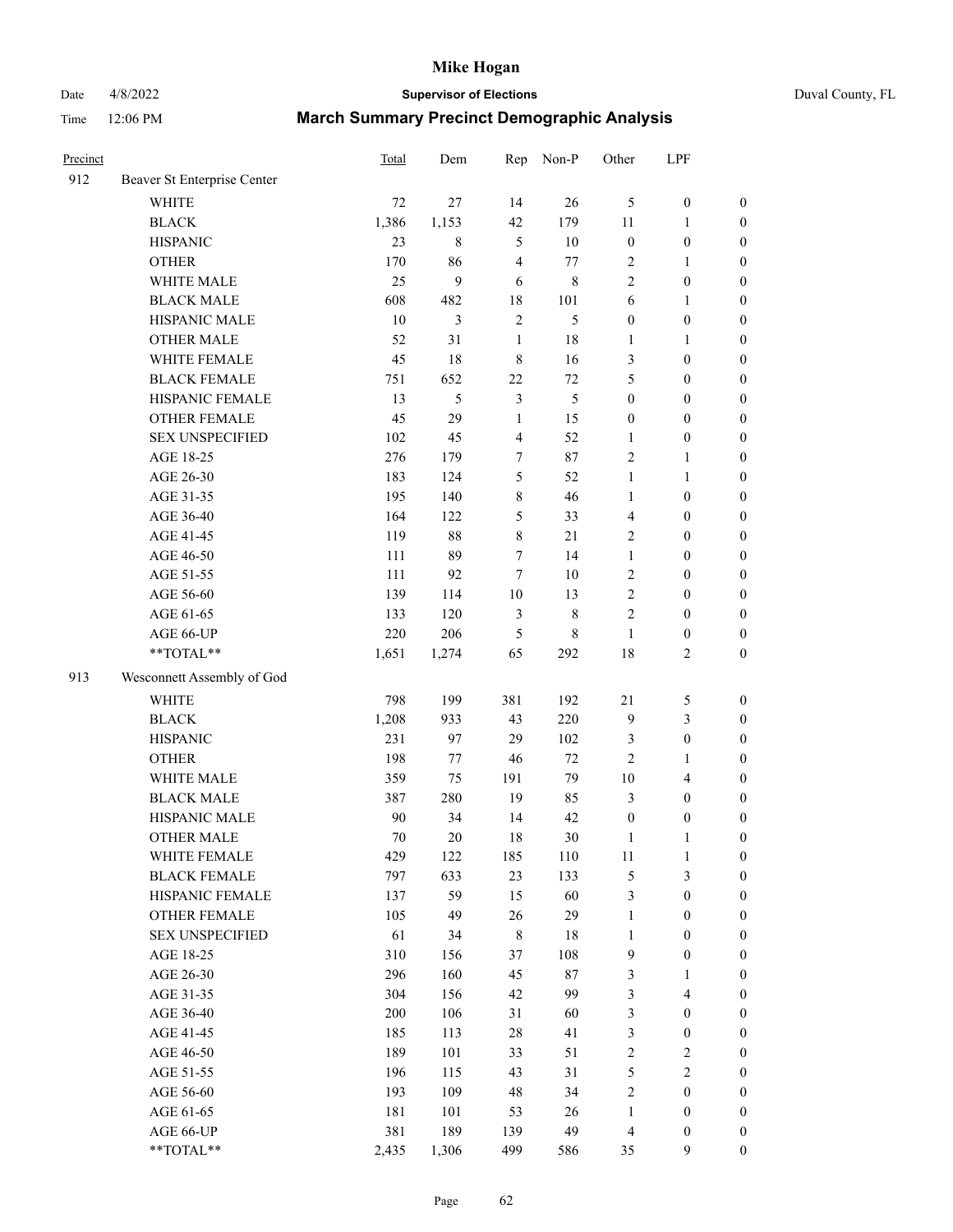| Precinct | | Total | Dem | Rep | Non-P | Other | LPF | |
|---|---|---|---|---|---|---|---|---|
| 912 | Beaver St Enterprise Center | | | | | | | |
| | WHITE | 72 | 27 | 14 | 26 | 5 | 0 | 0 |
| | BLACK | 1,386 | 1,153 | 42 | 179 | 11 | 1 | 0 |
| | HISPANIC | 23 | 8 | 5 | 10 | 0 | 0 | 0 |
| | OTHER | 170 | 86 | 4 | 77 | 2 | 1 | 0 |
| | WHITE MALE | 25 | 9 | 6 | 8 | 2 | 0 | 0 |
| | BLACK MALE | 608 | 482 | 18 | 101 | 6 | 1 | 0 |
| | HISPANIC MALE | 10 | 3 | 2 | 5 | 0 | 0 | 0 |
| | OTHER MALE | 52 | 31 | 1 | 18 | 1 | 1 | 0 |
| | WHITE FEMALE | 45 | 18 | 8 | 16 | 3 | 0 | 0 |
| | BLACK FEMALE | 751 | 652 | 22 | 72 | 5 | 0 | 0 |
| | HISPANIC FEMALE | 13 | 5 | 3 | 5 | 0 | 0 | 0 |
| | OTHER FEMALE | 45 | 29 | 1 | 15 | 0 | 0 | 0 |
| | SEX UNSPECIFIED | 102 | 45 | 4 | 52 | 1 | 0 | 0 |
| | AGE 18-25 | 276 | 179 | 7 | 87 | 2 | 1 | 0 |
| | AGE 26-30 | 183 | 124 | 5 | 52 | 1 | 1 | 0 |
| | AGE 31-35 | 195 | 140 | 8 | 46 | 1 | 0 | 0 |
| | AGE 36-40 | 164 | 122 | 5 | 33 | 4 | 0 | 0 |
| | AGE 41-45 | 119 | 88 | 8 | 21 | 2 | 0 | 0 |
| | AGE 46-50 | 111 | 89 | 7 | 14 | 1 | 0 | 0 |
| | AGE 51-55 | 111 | 92 | 7 | 10 | 2 | 0 | 0 |
| | AGE 56-60 | 139 | 114 | 10 | 13 | 2 | 0 | 0 |
| | AGE 61-65 | 133 | 120 | 3 | 8 | 2 | 0 | 0 |
| | AGE 66-UP | 220 | 206 | 5 | 8 | 1 | 0 | 0 |
| | **TOTAL** | 1,651 | 1,274 | 65 | 292 | 18 | 2 | 0 |
| 913 | Wesconnett Assembly of God | | | | | | | |
| | WHITE | 798 | 199 | 381 | 192 | 21 | 5 | 0 |
| | BLACK | 1,208 | 933 | 43 | 220 | 9 | 3 | 0 |
| | HISPANIC | 231 | 97 | 29 | 102 | 3 | 0 | 0 |
| | OTHER | 198 | 77 | 46 | 72 | 2 | 1 | 0 |
| | WHITE MALE | 359 | 75 | 191 | 79 | 10 | 4 | 0 |
| | BLACK MALE | 387 | 280 | 19 | 85 | 3 | 0 | 0 |
| | HISPANIC MALE | 90 | 34 | 14 | 42 | 0 | 0 | 0 |
| | OTHER MALE | 70 | 20 | 18 | 30 | 1 | 1 | 0 |
| | WHITE FEMALE | 429 | 122 | 185 | 110 | 11 | 1 | 0 |
| | BLACK FEMALE | 797 | 633 | 23 | 133 | 5 | 3 | 0 |
| | HISPANIC FEMALE | 137 | 59 | 15 | 60 | 3 | 0 | 0 |
| | OTHER FEMALE | 105 | 49 | 26 | 29 | 1 | 0 | 0 |
| | SEX UNSPECIFIED | 61 | 34 | 8 | 18 | 1 | 0 | 0 |
| | AGE 18-25 | 310 | 156 | 37 | 108 | 9 | 0 | 0 |
| | AGE 26-30 | 296 | 160 | 45 | 87 | 3 | 1 | 0 |
| | AGE 31-35 | 304 | 156 | 42 | 99 | 3 | 4 | 0 |
| | AGE 36-40 | 200 | 106 | 31 | 60 | 3 | 0 | 0 |
| | AGE 41-45 | 185 | 113 | 28 | 41 | 3 | 0 | 0 |
| | AGE 46-50 | 189 | 101 | 33 | 51 | 2 | 2 | 0 |
| | AGE 51-55 | 196 | 115 | 43 | 31 | 5 | 2 | 0 |
| | AGE 56-60 | 193 | 109 | 48 | 34 | 2 | 0 | 0 |
| | AGE 61-65 | 181 | 101 | 53 | 26 | 1 | 0 | 0 |
| | AGE 66-UP | 381 | 189 | 139 | 49 | 4 | 0 | 0 |
| | **TOTAL** | 2,435 | 1,306 | 499 | 586 | 35 | 9 | 0 |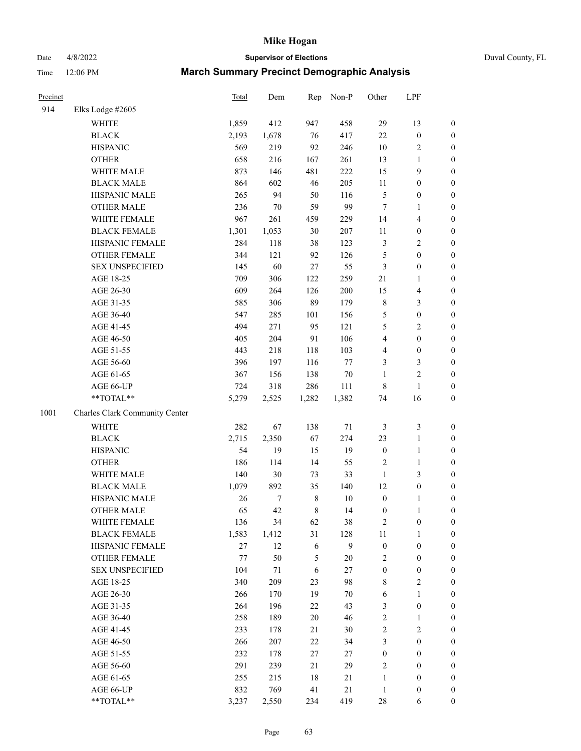# Mike Hogan

Date 4/8/2022 **Supervisor of Elections** Duval County, FL

Time 12:06 PM **March Summary Precinct Demographic Analysis**

| Precinct | | Total | Dem | Rep | Non-P | Other | LPF | |
|---|---|---|---|---|---|---|---|---|
| 914 | Elks Lodge #2605 | | | | | | | |
| | WHITE | 1,859 | 412 | 947 | 458 | 29 | 13 | 0 |
| | BLACK | 2,193 | 1,678 | 76 | 417 | 22 | 0 | 0 |
| | HISPANIC | 569 | 219 | 92 | 246 | 10 | 2 | 0 |
| | OTHER | 658 | 216 | 167 | 261 | 13 | 1 | 0 |
| | WHITE MALE | 873 | 146 | 481 | 222 | 15 | 9 | 0 |
| | BLACK MALE | 864 | 602 | 46 | 205 | 11 | 0 | 0 |
| | HISPANIC MALE | 265 | 94 | 50 | 116 | 5 | 0 | 0 |
| | OTHER MALE | 236 | 70 | 59 | 99 | 7 | 1 | 0 |
| | WHITE FEMALE | 967 | 261 | 459 | 229 | 14 | 4 | 0 |
| | BLACK FEMALE | 1,301 | 1,053 | 30 | 207 | 11 | 0 | 0 |
| | HISPANIC FEMALE | 284 | 118 | 38 | 123 | 3 | 2 | 0 |
| | OTHER FEMALE | 344 | 121 | 92 | 126 | 5 | 0 | 0 |
| | SEX UNSPECIFIED | 145 | 60 | 27 | 55 | 3 | 0 | 0 |
| | AGE 18-25 | 709 | 306 | 122 | 259 | 21 | 1 | 0 |
| | AGE 26-30 | 609 | 264 | 126 | 200 | 15 | 4 | 0 |
| | AGE 31-35 | 585 | 306 | 89 | 179 | 8 | 3 | 0 |
| | AGE 36-40 | 547 | 285 | 101 | 156 | 5 | 0 | 0 |
| | AGE 41-45 | 494 | 271 | 95 | 121 | 5 | 2 | 0 |
| | AGE 46-50 | 405 | 204 | 91 | 106 | 4 | 0 | 0 |
| | AGE 51-55 | 443 | 218 | 118 | 103 | 4 | 0 | 0 |
| | AGE 56-60 | 396 | 197 | 116 | 77 | 3 | 3 | 0 |
| | AGE 61-65 | 367 | 156 | 138 | 70 | 1 | 2 | 0 |
| | AGE 66-UP | 724 | 318 | 286 | 111 | 8 | 1 | 0 |
| | **TOTAL** | 5,279 | 2,525 | 1,282 | 1,382 | 74 | 16 | 0 |
| 1001 | Charles Clark Community Center | | | | | | | |
| | WHITE | 282 | 67 | 138 | 71 | 3 | 3 | 0 |
| | BLACK | 2,715 | 2,350 | 67 | 274 | 23 | 1 | 0 |
| | HISPANIC | 54 | 19 | 15 | 19 | 0 | 1 | 0 |
| | OTHER | 186 | 114 | 14 | 55 | 2 | 1 | 0 |
| | WHITE MALE | 140 | 30 | 73 | 33 | 1 | 3 | 0 |
| | BLACK MALE | 1,079 | 892 | 35 | 140 | 12 | 0 | 0 |
| | HISPANIC MALE | 26 | 7 | 8 | 10 | 0 | 1 | 0 |
| | OTHER MALE | 65 | 42 | 8 | 14 | 0 | 1 | 0 |
| | WHITE FEMALE | 136 | 34 | 62 | 38 | 2 | 0 | 0 |
| | BLACK FEMALE | 1,583 | 1,412 | 31 | 128 | 11 | 1 | 0 |
| | HISPANIC FEMALE | 27 | 12 | 6 | 9 | 0 | 0 | 0 |
| | OTHER FEMALE | 77 | 50 | 5 | 20 | 2 | 0 | 0 |
| | SEX UNSPECIFIED | 104 | 71 | 6 | 27 | 0 | 0 | 0 |
| | AGE 18-25 | 340 | 209 | 23 | 98 | 8 | 2 | 0 |
| | AGE 26-30 | 266 | 170 | 19 | 70 | 6 | 1 | 0 |
| | AGE 31-35 | 264 | 196 | 22 | 43 | 3 | 0 | 0 |
| | AGE 36-40 | 258 | 189 | 20 | 46 | 2 | 1 | 0 |
| | AGE 41-45 | 233 | 178 | 21 | 30 | 2 | 2 | 0 |
| | AGE 46-50 | 266 | 207 | 22 | 34 | 3 | 0 | 0 |
| | AGE 51-55 | 232 | 178 | 27 | 27 | 0 | 0 | 0 |
| | AGE 56-60 | 291 | 239 | 21 | 29 | 2 | 0 | 0 |
| | AGE 61-65 | 255 | 215 | 18 | 21 | 1 | 0 | 0 |
| | AGE 66-UP | 832 | 769 | 41 | 21 | 1 | 0 | 0 |
| | **TOTAL** | 3,237 | 2,550 | 234 | 419 | 28 | 6 | 0 |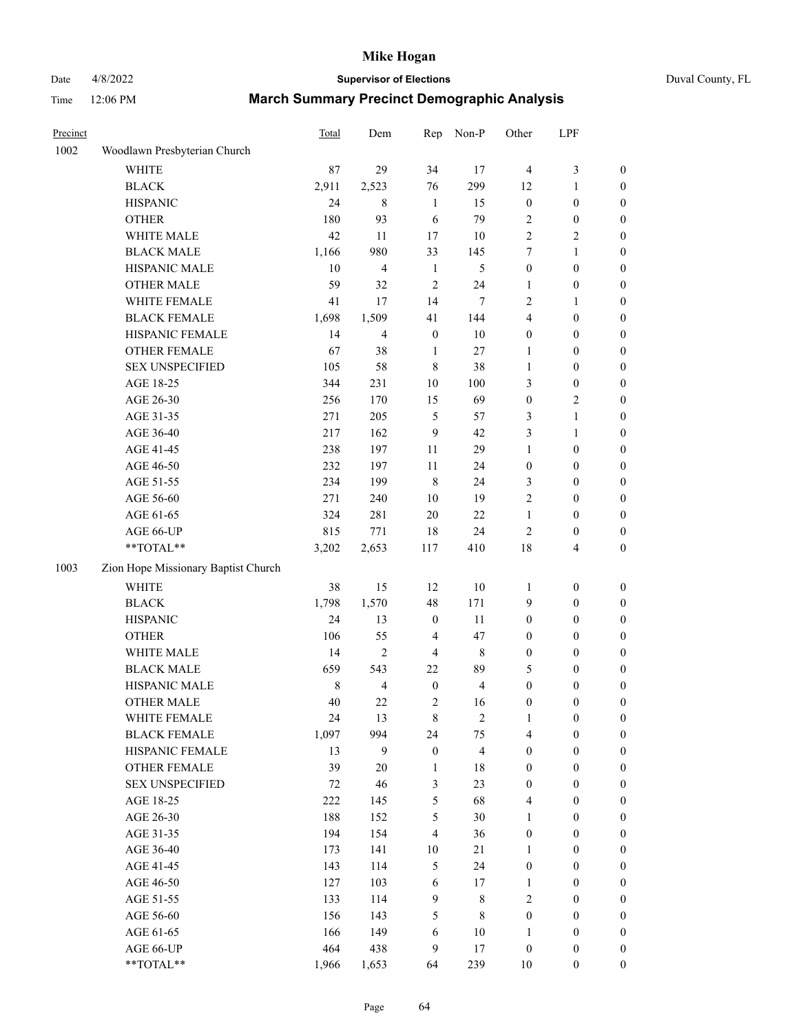# Mike Hogan

Date 4/8/2022 **Supervisor of Elections** Duval County, FL

Time 12:06 PM **March Summary Precinct Demographic Analysis**

| Precinct | | Total | Dem | Rep | Non-P | Other | LPF | |
|---|---|---|---|---|---|---|---|---|
| 1002 | Woodlawn Presbyterian Church | | | | | | | |
| | WHITE | 87 | 29 | 34 | 17 | 4 | 3 | 0 |
| | BLACK | 2,911 | 2,523 | 76 | 299 | 12 | 1 | 0 |
| | HISPANIC | 24 | 8 | 1 | 15 | 0 | 0 | 0 |
| | OTHER | 180 | 93 | 6 | 79 | 2 | 0 | 0 |
| | WHITE MALE | 42 | 11 | 17 | 10 | 2 | 2 | 0 |
| | BLACK MALE | 1,166 | 980 | 33 | 145 | 7 | 1 | 0 |
| | HISPANIC MALE | 10 | 4 | 1 | 5 | 0 | 0 | 0 |
| | OTHER MALE | 59 | 32 | 2 | 24 | 1 | 0 | 0 |
| | WHITE FEMALE | 41 | 17 | 14 | 7 | 2 | 1 | 0 |
| | BLACK FEMALE | 1,698 | 1,509 | 41 | 144 | 4 | 0 | 0 |
| | HISPANIC FEMALE | 14 | 4 | 0 | 10 | 0 | 0 | 0 |
| | OTHER FEMALE | 67 | 38 | 1 | 27 | 1 | 0 | 0 |
| | SEX UNSPECIFIED | 105 | 58 | 8 | 38 | 1 | 0 | 0 |
| | AGE 18-25 | 344 | 231 | 10 | 100 | 3 | 0 | 0 |
| | AGE 26-30 | 256 | 170 | 15 | 69 | 0 | 2 | 0 |
| | AGE 31-35 | 271 | 205 | 5 | 57 | 3 | 1 | 0 |
| | AGE 36-40 | 217 | 162 | 9 | 42 | 3 | 1 | 0 |
| | AGE 41-45 | 238 | 197 | 11 | 29 | 1 | 0 | 0 |
| | AGE 46-50 | 232 | 197 | 11 | 24 | 0 | 0 | 0 |
| | AGE 51-55 | 234 | 199 | 8 | 24 | 3 | 0 | 0 |
| | AGE 56-60 | 271 | 240 | 10 | 19 | 2 | 0 | 0 |
| | AGE 61-65 | 324 | 281 | 20 | 22 | 1 | 0 | 0 |
| | AGE 66-UP | 815 | 771 | 18 | 24 | 2 | 0 | 0 |
| | **TOTAL** | 3,202 | 2,653 | 117 | 410 | 18 | 4 | 0 |
| 1003 | Zion Hope Missionary Baptist Church | | | | | | | |
| | WHITE | 38 | 15 | 12 | 10 | 1 | 0 | 0 |
| | BLACK | 1,798 | 1,570 | 48 | 171 | 9 | 0 | 0 |
| | HISPANIC | 24 | 13 | 0 | 11 | 0 | 0 | 0 |
| | OTHER | 106 | 55 | 4 | 47 | 0 | 0 | 0 |
| | WHITE MALE | 14 | 2 | 4 | 8 | 0 | 0 | 0 |
| | BLACK MALE | 659 | 543 | 22 | 89 | 5 | 0 | 0 |
| | HISPANIC MALE | 8 | 4 | 0 | 4 | 0 | 0 | 0 |
| | OTHER MALE | 40 | 22 | 2 | 16 | 0 | 0 | 0 |
| | WHITE FEMALE | 24 | 13 | 8 | 2 | 1 | 0 | 0 |
| | BLACK FEMALE | 1,097 | 994 | 24 | 75 | 4 | 0 | 0 |
| | HISPANIC FEMALE | 13 | 9 | 0 | 4 | 0 | 0 | 0 |
| | OTHER FEMALE | 39 | 20 | 1 | 18 | 0 | 0 | 0 |
| | SEX UNSPECIFIED | 72 | 46 | 3 | 23 | 0 | 0 | 0 |
| | AGE 18-25 | 222 | 145 | 5 | 68 | 4 | 0 | 0 |
| | AGE 26-30 | 188 | 152 | 5 | 30 | 1 | 0 | 0 |
| | AGE 31-35 | 194 | 154 | 4 | 36 | 0 | 0 | 0 |
| | AGE 36-40 | 173 | 141 | 10 | 21 | 1 | 0 | 0 |
| | AGE 41-45 | 143 | 114 | 5 | 24 | 0 | 0 | 0 |
| | AGE 46-50 | 127 | 103 | 6 | 17 | 1 | 0 | 0 |
| | AGE 51-55 | 133 | 114 | 9 | 8 | 2 | 0 | 0 |
| | AGE 56-60 | 156 | 143 | 5 | 8 | 0 | 0 | 0 |
| | AGE 61-65 | 166 | 149 | 6 | 10 | 1 | 0 | 0 |
| | AGE 66-UP | 464 | 438 | 9 | 17 | 0 | 0 | 0 |
| | **TOTAL** | 1,966 | 1,653 | 64 | 239 | 10 | 0 | 0 |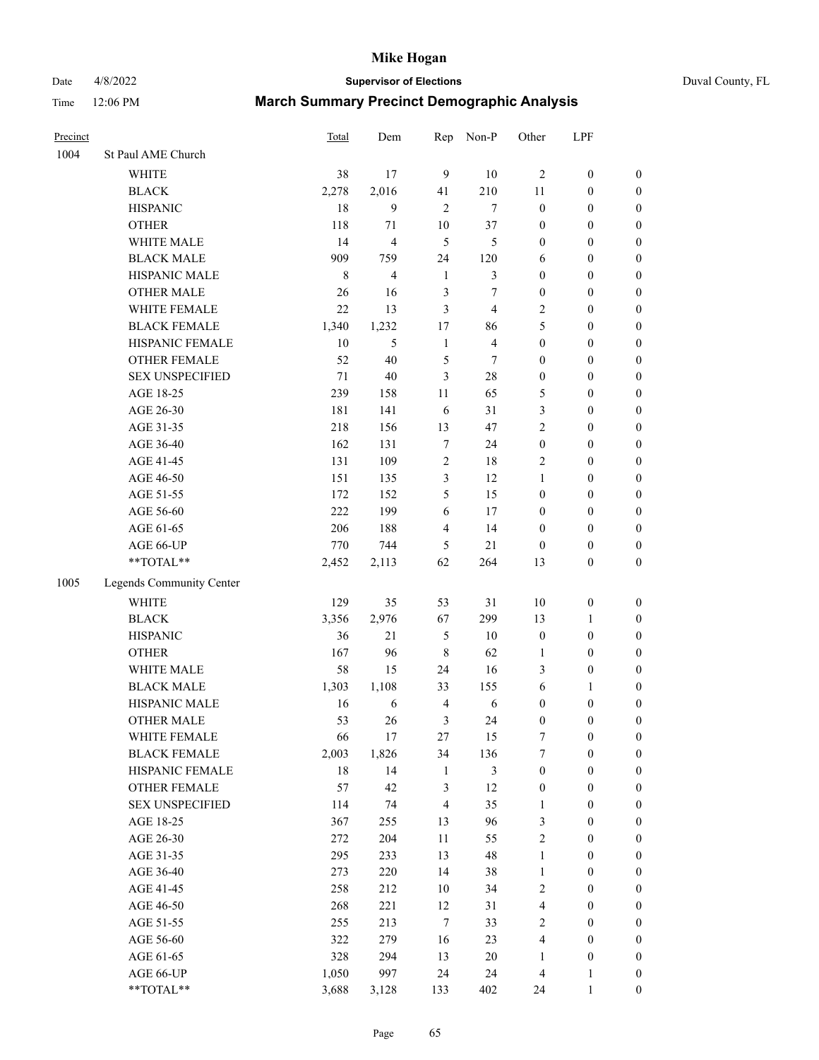# Mike Hogan

Date 4/8/2022 **Supervisor of Elections** Duval County, FL

Time 12:06 PM **March Summary Precinct Demographic Analysis**

| Precinct | | Total | Dem | Rep | Non-P | Other | LPF | |
|---|---|---|---|---|---|---|---|---|
| 1004 | St Paul AME Church | | | | | | | |
| | WHITE | 38 | 17 | 9 | 10 | 2 | 0 | 0 |
| | BLACK | 2,278 | 2,016 | 41 | 210 | 11 | 0 | 0 |
| | HISPANIC | 18 | 9 | 2 | 7 | 0 | 0 | 0 |
| | OTHER | 118 | 71 | 10 | 37 | 0 | 0 | 0 |
| | WHITE MALE | 14 | 4 | 5 | 5 | 0 | 0 | 0 |
| | BLACK MALE | 909 | 759 | 24 | 120 | 6 | 0 | 0 |
| | HISPANIC MALE | 8 | 4 | 1 | 3 | 0 | 0 | 0 |
| | OTHER MALE | 26 | 16 | 3 | 7 | 0 | 0 | 0 |
| | WHITE FEMALE | 22 | 13 | 3 | 4 | 2 | 0 | 0 |
| | BLACK FEMALE | 1,340 | 1,232 | 17 | 86 | 5 | 0 | 0 |
| | HISPANIC FEMALE | 10 | 5 | 1 | 4 | 0 | 0 | 0 |
| | OTHER FEMALE | 52 | 40 | 5 | 7 | 0 | 0 | 0 |
| | SEX UNSPECIFIED | 71 | 40 | 3 | 28 | 0 | 0 | 0 |
| | AGE 18-25 | 239 | 158 | 11 | 65 | 5 | 0 | 0 |
| | AGE 26-30 | 181 | 141 | 6 | 31 | 3 | 0 | 0 |
| | AGE 31-35 | 218 | 156 | 13 | 47 | 2 | 0 | 0 |
| | AGE 36-40 | 162 | 131 | 7 | 24 | 0 | 0 | 0 |
| | AGE 41-45 | 131 | 109 | 2 | 18 | 2 | 0 | 0 |
| | AGE 46-50 | 151 | 135 | 3 | 12 | 1 | 0 | 0 |
| | AGE 51-55 | 172 | 152 | 5 | 15 | 0 | 0 | 0 |
| | AGE 56-60 | 222 | 199 | 6 | 17 | 0 | 0 | 0 |
| | AGE 61-65 | 206 | 188 | 4 | 14 | 0 | 0 | 0 |
| | AGE 66-UP | 770 | 744 | 5 | 21 | 0 | 0 | 0 |
| | **TOTAL** | 2,452 | 2,113 | 62 | 264 | 13 | 0 | 0 |
| 1005 | Legends Community Center | | | | | | | |
| | WHITE | 129 | 35 | 53 | 31 | 10 | 0 | 0 |
| | BLACK | 3,356 | 2,976 | 67 | 299 | 13 | 1 | 0 |
| | HISPANIC | 36 | 21 | 5 | 10 | 0 | 0 | 0 |
| | OTHER | 167 | 96 | 8 | 62 | 1 | 0 | 0 |
| | WHITE MALE | 58 | 15 | 24 | 16 | 3 | 0 | 0 |
| | BLACK MALE | 1,303 | 1,108 | 33 | 155 | 6 | 1 | 0 |
| | HISPANIC MALE | 16 | 6 | 4 | 6 | 0 | 0 | 0 |
| | OTHER MALE | 53 | 26 | 3 | 24 | 0 | 0 | 0 |
| | WHITE FEMALE | 66 | 17 | 27 | 15 | 7 | 0 | 0 |
| | BLACK FEMALE | 2,003 | 1,826 | 34 | 136 | 7 | 0 | 0 |
| | HISPANIC FEMALE | 18 | 14 | 1 | 3 | 0 | 0 | 0 |
| | OTHER FEMALE | 57 | 42 | 3 | 12 | 0 | 0 | 0 |
| | SEX UNSPECIFIED | 114 | 74 | 4 | 35 | 1 | 0 | 0 |
| | AGE 18-25 | 367 | 255 | 13 | 96 | 3 | 0 | 0 |
| | AGE 26-30 | 272 | 204 | 11 | 55 | 2 | 0 | 0 |
| | AGE 31-35 | 295 | 233 | 13 | 48 | 1 | 0 | 0 |
| | AGE 36-40 | 273 | 220 | 14 | 38 | 1 | 0 | 0 |
| | AGE 41-45 | 258 | 212 | 10 | 34 | 2 | 0 | 0 |
| | AGE 46-50 | 268 | 221 | 12 | 31 | 4 | 0 | 0 |
| | AGE 51-55 | 255 | 213 | 7 | 33 | 2 | 0 | 0 |
| | AGE 56-60 | 322 | 279 | 16 | 23 | 4 | 0 | 0 |
| | AGE 61-65 | 328 | 294 | 13 | 20 | 1 | 0 | 0 |
| | AGE 66-UP | 1,050 | 997 | 24 | 24 | 4 | 1 | 0 |
| | **TOTAL** | 3,688 | 3,128 | 133 | 402 | 24 | 1 | 0 |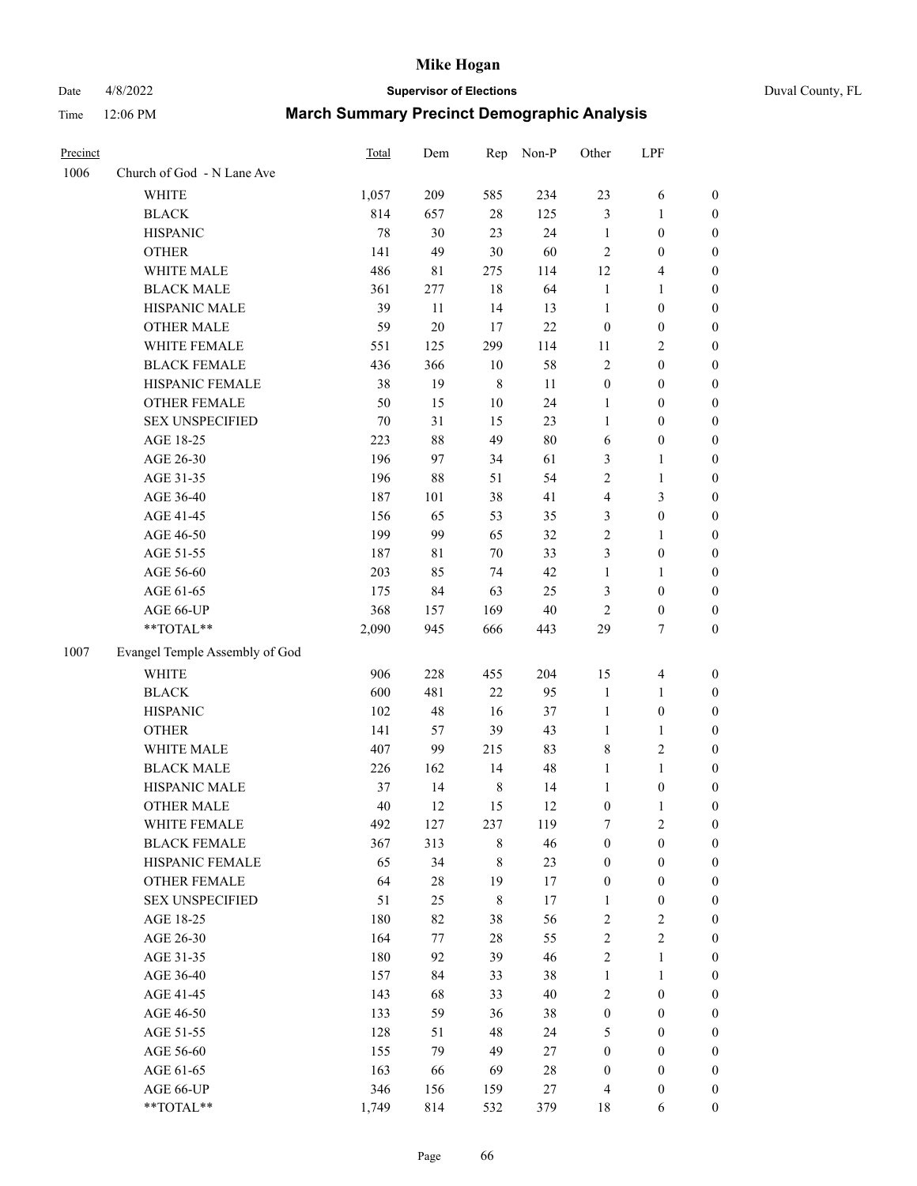| Precinct | | Total | Dem | Rep | Non-P | Other | LPF | |
|---|---|---|---|---|---|---|---|---|
| 1006 | Church of God - N Lane Ave | | | | | | | |
| | WHITE | 1,057 | 209 | 585 | 234 | 23 | 6 | 0 |
| | BLACK | 814 | 657 | 28 | 125 | 3 | 1 | 0 |
| | HISPANIC | 78 | 30 | 23 | 24 | 1 | 0 | 0 |
| | OTHER | 141 | 49 | 30 | 60 | 2 | 0 | 0 |
| | WHITE MALE | 486 | 81 | 275 | 114 | 12 | 4 | 0 |
| | BLACK MALE | 361 | 277 | 18 | 64 | 1 | 1 | 0 |
| | HISPANIC MALE | 39 | 11 | 14 | 13 | 1 | 0 | 0 |
| | OTHER MALE | 59 | 20 | 17 | 22 | 0 | 0 | 0 |
| | WHITE FEMALE | 551 | 125 | 299 | 114 | 11 | 2 | 0 |
| | BLACK FEMALE | 436 | 366 | 10 | 58 | 2 | 0 | 0 |
| | HISPANIC FEMALE | 38 | 19 | 8 | 11 | 0 | 0 | 0 |
| | OTHER FEMALE | 50 | 15 | 10 | 24 | 1 | 0 | 0 |
| | SEX UNSPECIFIED | 70 | 31 | 15 | 23 | 1 | 0 | 0 |
| | AGE 18-25 | 223 | 88 | 49 | 80 | 6 | 0 | 0 |
| | AGE 26-30 | 196 | 97 | 34 | 61 | 3 | 1 | 0 |
| | AGE 31-35 | 196 | 88 | 51 | 54 | 2 | 1 | 0 |
| | AGE 36-40 | 187 | 101 | 38 | 41 | 4 | 3 | 0 |
| | AGE 41-45 | 156 | 65 | 53 | 35 | 3 | 0 | 0 |
| | AGE 46-50 | 199 | 99 | 65 | 32 | 2 | 1 | 0 |
| | AGE 51-55 | 187 | 81 | 70 | 33 | 3 | 0 | 0 |
| | AGE 56-60 | 203 | 85 | 74 | 42 | 1 | 1 | 0 |
| | AGE 61-65 | 175 | 84 | 63 | 25 | 3 | 0 | 0 |
| | AGE 66-UP | 368 | 157 | 169 | 40 | 2 | 0 | 0 |
| | **TOTAL** | 2,090 | 945 | 666 | 443 | 29 | 7 | 0 |
| 1007 | Evangel Temple Assembly of God | | | | | | | |
| | WHITE | 906 | 228 | 455 | 204 | 15 | 4 | 0 |
| | BLACK | 600 | 481 | 22 | 95 | 1 | 1 | 0 |
| | HISPANIC | 102 | 48 | 16 | 37 | 1 | 0 | 0 |
| | OTHER | 141 | 57 | 39 | 43 | 1 | 1 | 0 |
| | WHITE MALE | 407 | 99 | 215 | 83 | 8 | 2 | 0 |
| | BLACK MALE | 226 | 162 | 14 | 48 | 1 | 1 | 0 |
| | HISPANIC MALE | 37 | 14 | 8 | 14 | 1 | 0 | 0 |
| | OTHER MALE | 40 | 12 | 15 | 12 | 0 | 1 | 0 |
| | WHITE FEMALE | 492 | 127 | 237 | 119 | 7 | 2 | 0 |
| | BLACK FEMALE | 367 | 313 | 8 | 46 | 0 | 0 | 0 |
| | HISPANIC FEMALE | 65 | 34 | 8 | 23 | 0 | 0 | 0 |
| | OTHER FEMALE | 64 | 28 | 19 | 17 | 0 | 0 | 0 |
| | SEX UNSPECIFIED | 51 | 25 | 8 | 17 | 1 | 0 | 0 |
| | AGE 18-25 | 180 | 82 | 38 | 56 | 2 | 2 | 0 |
| | AGE 26-30 | 164 | 77 | 28 | 55 | 2 | 2 | 0 |
| | AGE 31-35 | 180 | 92 | 39 | 46 | 2 | 1 | 0 |
| | AGE 36-40 | 157 | 84 | 33 | 38 | 1 | 1 | 0 |
| | AGE 41-45 | 143 | 68 | 33 | 40 | 2 | 0 | 0 |
| | AGE 46-50 | 133 | 59 | 36 | 38 | 0 | 0 | 0 |
| | AGE 51-55 | 128 | 51 | 48 | 24 | 5 | 0 | 0 |
| | AGE 56-60 | 155 | 79 | 49 | 27 | 0 | 0 | 0 |
| | AGE 61-65 | 163 | 66 | 69 | 28 | 0 | 0 | 0 |
| | AGE 66-UP | 346 | 156 | 159 | 27 | 4 | 0 | 0 |
| | **TOTAL** | 1,749 | 814 | 532 | 379 | 18 | 6 | 0 |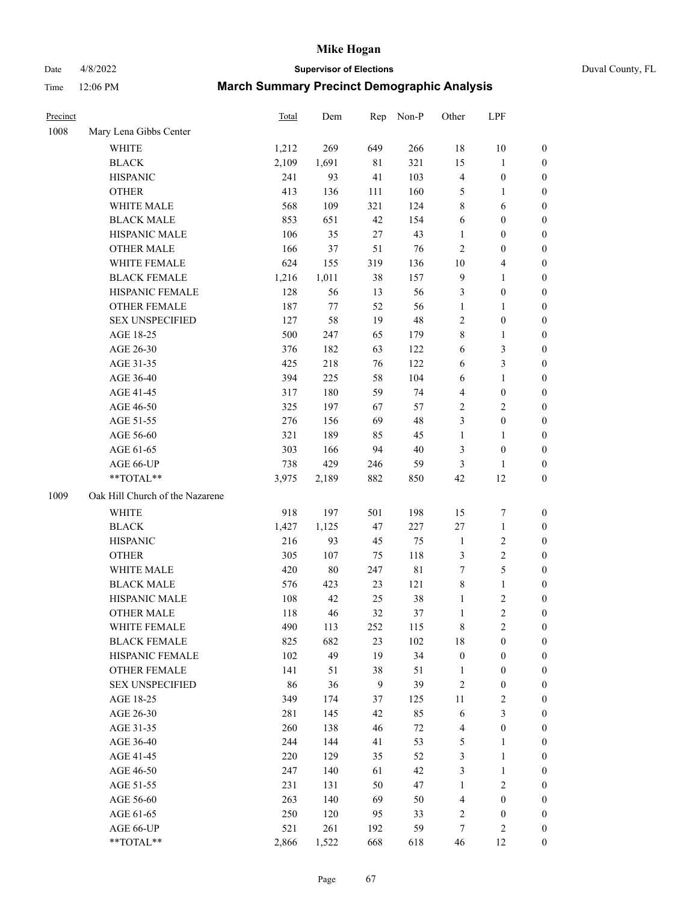# Mike Hogan

Date 4/8/2022 — **Supervisor of Elections** — Duval County, FL

Time 12:06 PM — **March Summary Precinct Demographic Analysis**

| Precinct | | Total | Dem | Rep | Non-P | Other | LPF | |
|---|---|---|---|---|---|---|---|---|
| 1008 | Mary Lena Gibbs Center | | | | | | | |
| | WHITE | 1,212 | 269 | 649 | 266 | 18 | 10 | 0 |
| | BLACK | 2,109 | 1,691 | 81 | 321 | 15 | 1 | 0 |
| | HISPANIC | 241 | 93 | 41 | 103 | 4 | 0 | 0 |
| | OTHER | 413 | 136 | 111 | 160 | 5 | 1 | 0 |
| | WHITE MALE | 568 | 109 | 321 | 124 | 8 | 6 | 0 |
| | BLACK MALE | 853 | 651 | 42 | 154 | 6 | 0 | 0 |
| | HISPANIC MALE | 106 | 35 | 27 | 43 | 1 | 0 | 0 |
| | OTHER MALE | 166 | 37 | 51 | 76 | 2 | 0 | 0 |
| | WHITE FEMALE | 624 | 155 | 319 | 136 | 10 | 4 | 0 |
| | BLACK FEMALE | 1,216 | 1,011 | 38 | 157 | 9 | 1 | 0 |
| | HISPANIC FEMALE | 128 | 56 | 13 | 56 | 3 | 0 | 0 |
| | OTHER FEMALE | 187 | 77 | 52 | 56 | 1 | 1 | 0 |
| | SEX UNSPECIFIED | 127 | 58 | 19 | 48 | 2 | 0 | 0 |
| | AGE 18-25 | 500 | 247 | 65 | 179 | 8 | 1 | 0 |
| | AGE 26-30 | 376 | 182 | 63 | 122 | 6 | 3 | 0 |
| | AGE 31-35 | 425 | 218 | 76 | 122 | 6 | 3 | 0 |
| | AGE 36-40 | 394 | 225 | 58 | 104 | 6 | 1 | 0 |
| | AGE 41-45 | 317 | 180 | 59 | 74 | 4 | 0 | 0 |
| | AGE 46-50 | 325 | 197 | 67 | 57 | 2 | 2 | 0 |
| | AGE 51-55 | 276 | 156 | 69 | 48 | 3 | 0 | 0 |
| | AGE 56-60 | 321 | 189 | 85 | 45 | 1 | 1 | 0 |
| | AGE 61-65 | 303 | 166 | 94 | 40 | 3 | 0 | 0 |
| | AGE 66-UP | 738 | 429 | 246 | 59 | 3 | 1 | 0 |
| | **TOTAL** | 3,975 | 2,189 | 882 | 850 | 42 | 12 | 0 |
| 1009 | Oak Hill Church of the Nazarene | | | | | | | |
| | WHITE | 918 | 197 | 501 | 198 | 15 | 7 | 0 |
| | BLACK | 1,427 | 1,125 | 47 | 227 | 27 | 1 | 0 |
| | HISPANIC | 216 | 93 | 45 | 75 | 1 | 2 | 0 |
| | OTHER | 305 | 107 | 75 | 118 | 3 | 2 | 0 |
| | WHITE MALE | 420 | 80 | 247 | 81 | 7 | 5 | 0 |
| | BLACK MALE | 576 | 423 | 23 | 121 | 8 | 1 | 0 |
| | HISPANIC MALE | 108 | 42 | 25 | 38 | 1 | 2 | 0 |
| | OTHER MALE | 118 | 46 | 32 | 37 | 1 | 2 | 0 |
| | WHITE FEMALE | 490 | 113 | 252 | 115 | 8 | 2 | 0 |
| | BLACK FEMALE | 825 | 682 | 23 | 102 | 18 | 0 | 0 |
| | HISPANIC FEMALE | 102 | 49 | 19 | 34 | 0 | 0 | 0 |
| | OTHER FEMALE | 141 | 51 | 38 | 51 | 1 | 0 | 0 |
| | SEX UNSPECIFIED | 86 | 36 | 9 | 39 | 2 | 0 | 0 |
| | AGE 18-25 | 349 | 174 | 37 | 125 | 11 | 2 | 0 |
| | AGE 26-30 | 281 | 145 | 42 | 85 | 6 | 3 | 0 |
| | AGE 31-35 | 260 | 138 | 46 | 72 | 4 | 0 | 0 |
| | AGE 36-40 | 244 | 144 | 41 | 53 | 5 | 1 | 0 |
| | AGE 41-45 | 220 | 129 | 35 | 52 | 3 | 1 | 0 |
| | AGE 46-50 | 247 | 140 | 61 | 42 | 3 | 1 | 0 |
| | AGE 51-55 | 231 | 131 | 50 | 47 | 1 | 2 | 0 |
| | AGE 56-60 | 263 | 140 | 69 | 50 | 4 | 0 | 0 |
| | AGE 61-65 | 250 | 120 | 95 | 33 | 2 | 0 | 0 |
| | AGE 66-UP | 521 | 261 | 192 | 59 | 7 | 2 | 0 |
| | **TOTAL** | 2,866 | 1,522 | 668 | 618 | 46 | 12 | 0 |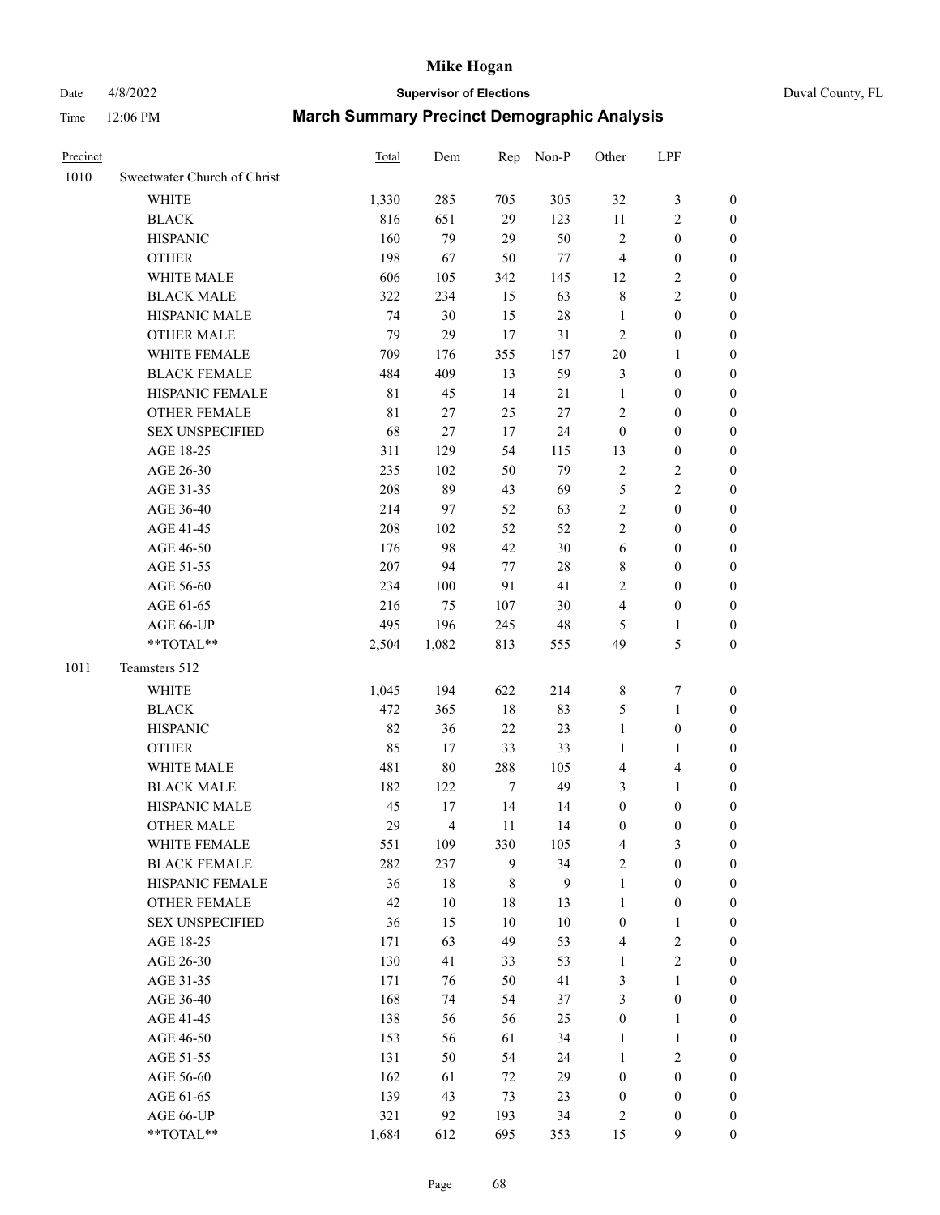# Mike Hogan

Date 4/8/2022 **Supervisor of Elections** Duval County, FL

Time 12:06 PM **March Summary Precinct Demographic Analysis**

| Precinct | | Total | Dem | Rep | Non-P | Other | LPF | |
|---|---|---|---|---|---|---|---|---|
| 1010 | Sweetwater Church of Christ | | | | | | | |
| | WHITE | 1,330 | 285 | 705 | 305 | 32 | 3 | 0 |
| | BLACK | 816 | 651 | 29 | 123 | 11 | 2 | 0 |
| | HISPANIC | 160 | 79 | 29 | 50 | 2 | 0 | 0 |
| | OTHER | 198 | 67 | 50 | 77 | 4 | 0 | 0 |
| | WHITE MALE | 606 | 105 | 342 | 145 | 12 | 2 | 0 |
| | BLACK MALE | 322 | 234 | 15 | 63 | 8 | 2 | 0 |
| | HISPANIC MALE | 74 | 30 | 15 | 28 | 1 | 0 | 0 |
| | OTHER MALE | 79 | 29 | 17 | 31 | 2 | 0 | 0 |
| | WHITE FEMALE | 709 | 176 | 355 | 157 | 20 | 1 | 0 |
| | BLACK FEMALE | 484 | 409 | 13 | 59 | 3 | 0 | 0 |
| | HISPANIC FEMALE | 81 | 45 | 14 | 21 | 1 | 0 | 0 |
| | OTHER FEMALE | 81 | 27 | 25 | 27 | 2 | 0 | 0 |
| | SEX UNSPECIFIED | 68 | 27 | 17 | 24 | 0 | 0 | 0 |
| | AGE 18-25 | 311 | 129 | 54 | 115 | 13 | 0 | 0 |
| | AGE 26-30 | 235 | 102 | 50 | 79 | 2 | 2 | 0 |
| | AGE 31-35 | 208 | 89 | 43 | 69 | 5 | 2 | 0 |
| | AGE 36-40 | 214 | 97 | 52 | 63 | 2 | 0 | 0 |
| | AGE 41-45 | 208 | 102 | 52 | 52 | 2 | 0 | 0 |
| | AGE 46-50 | 176 | 98 | 42 | 30 | 6 | 0 | 0 |
| | AGE 51-55 | 207 | 94 | 77 | 28 | 8 | 0 | 0 |
| | AGE 56-60 | 234 | 100 | 91 | 41 | 2 | 0 | 0 |
| | AGE 61-65 | 216 | 75 | 107 | 30 | 4 | 0 | 0 |
| | AGE 66-UP | 495 | 196 | 245 | 48 | 5 | 1 | 0 |
| | **TOTAL** | 2,504 | 1,082 | 813 | 555 | 49 | 5 | 0 |
| 1011 | Teamsters 512 | | | | | | | |
| | WHITE | 1,045 | 194 | 622 | 214 | 8 | 7 | 0 |
| | BLACK | 472 | 365 | 18 | 83 | 5 | 1 | 0 |
| | HISPANIC | 82 | 36 | 22 | 23 | 1 | 0 | 0 |
| | OTHER | 85 | 17 | 33 | 33 | 1 | 1 | 0 |
| | WHITE MALE | 481 | 80 | 288 | 105 | 4 | 4 | 0 |
| | BLACK MALE | 182 | 122 | 7 | 49 | 3 | 1 | 0 |
| | HISPANIC MALE | 45 | 17 | 14 | 14 | 0 | 0 | 0 |
| | OTHER MALE | 29 | 4 | 11 | 14 | 0 | 0 | 0 |
| | WHITE FEMALE | 551 | 109 | 330 | 105 | 4 | 3 | 0 |
| | BLACK FEMALE | 282 | 237 | 9 | 34 | 2 | 0 | 0 |
| | HISPANIC FEMALE | 36 | 18 | 8 | 9 | 1 | 0 | 0 |
| | OTHER FEMALE | 42 | 10 | 18 | 13 | 1 | 0 | 0 |
| | SEX UNSPECIFIED | 36 | 15 | 10 | 10 | 0 | 1 | 0 |
| | AGE 18-25 | 171 | 63 | 49 | 53 | 4 | 2 | 0 |
| | AGE 26-30 | 130 | 41 | 33 | 53 | 1 | 2 | 0 |
| | AGE 31-35 | 171 | 76 | 50 | 41 | 3 | 1 | 0 |
| | AGE 36-40 | 168 | 74 | 54 | 37 | 3 | 0 | 0 |
| | AGE 41-45 | 138 | 56 | 56 | 25 | 0 | 1 | 0 |
| | AGE 46-50 | 153 | 56 | 61 | 34 | 1 | 1 | 0 |
| | AGE 51-55 | 131 | 50 | 54 | 24 | 1 | 2 | 0 |
| | AGE 56-60 | 162 | 61 | 72 | 29 | 0 | 0 | 0 |
| | AGE 61-65 | 139 | 43 | 73 | 23 | 0 | 0 | 0 |
| | AGE 66-UP | 321 | 92 | 193 | 34 | 2 | 0 | 0 |
| | **TOTAL** | 1,684 | 612 | 695 | 353 | 15 | 9 | 0 |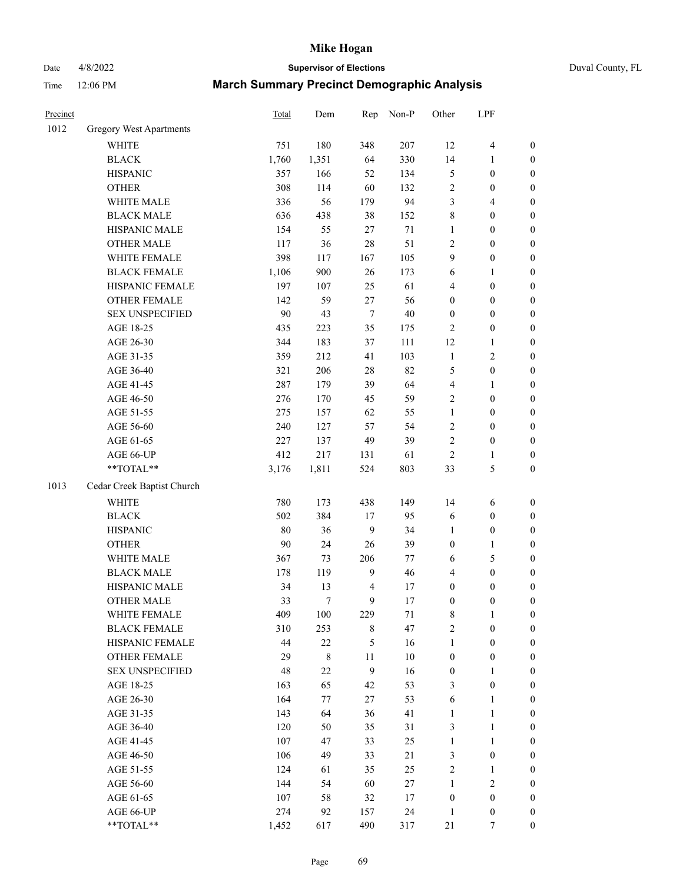# Mike Hogan

Date 4/8/2022 — **Supervisor of Elections** — Duval County, FL

Time 12:06 PM — **March Summary Precinct Demographic Analysis**

| Precinct | | Total | Dem | Rep | Non-P | Other | LPF | |
|---|---|---|---|---|---|---|---|---|
| 1012 | Gregory West Apartments | | | | | | | |
| | WHITE | 751 | 180 | 348 | 207 | 12 | 4 | 0 |
| | BLACK | 1,760 | 1,351 | 64 | 330 | 14 | 1 | 0 |
| | HISPANIC | 357 | 166 | 52 | 134 | 5 | 0 | 0 |
| | OTHER | 308 | 114 | 60 | 132 | 2 | 0 | 0 |
| | WHITE MALE | 336 | 56 | 179 | 94 | 3 | 4 | 0 |
| | BLACK MALE | 636 | 438 | 38 | 152 | 8 | 0 | 0 |
| | HISPANIC MALE | 154 | 55 | 27 | 71 | 1 | 0 | 0 |
| | OTHER MALE | 117 | 36 | 28 | 51 | 2 | 0 | 0 |
| | WHITE FEMALE | 398 | 117 | 167 | 105 | 9 | 0 | 0 |
| | BLACK FEMALE | 1,106 | 900 | 26 | 173 | 6 | 1 | 0 |
| | HISPANIC FEMALE | 197 | 107 | 25 | 61 | 4 | 0 | 0 |
| | OTHER FEMALE | 142 | 59 | 27 | 56 | 0 | 0 | 0 |
| | SEX UNSPECIFIED | 90 | 43 | 7 | 40 | 0 | 0 | 0 |
| | AGE 18-25 | 435 | 223 | 35 | 175 | 2 | 0 | 0 |
| | AGE 26-30 | 344 | 183 | 37 | 111 | 12 | 1 | 0 |
| | AGE 31-35 | 359 | 212 | 41 | 103 | 1 | 2 | 0 |
| | AGE 36-40 | 321 | 206 | 28 | 82 | 5 | 0 | 0 |
| | AGE 41-45 | 287 | 179 | 39 | 64 | 4 | 1 | 0 |
| | AGE 46-50 | 276 | 170 | 45 | 59 | 2 | 0 | 0 |
| | AGE 51-55 | 275 | 157 | 62 | 55 | 1 | 0 | 0 |
| | AGE 56-60 | 240 | 127 | 57 | 54 | 2 | 0 | 0 |
| | AGE 61-65 | 227 | 137 | 49 | 39 | 2 | 0 | 0 |
| | AGE 66-UP | 412 | 217 | 131 | 61 | 2 | 1 | 0 |
| | **TOTAL** | 3,176 | 1,811 | 524 | 803 | 33 | 5 | 0 |
| 1013 | Cedar Creek Baptist Church | | | | | | | |
| | WHITE | 780 | 173 | 438 | 149 | 14 | 6 | 0 |
| | BLACK | 502 | 384 | 17 | 95 | 6 | 0 | 0 |
| | HISPANIC | 80 | 36 | 9 | 34 | 1 | 0 | 0 |
| | OTHER | 90 | 24 | 26 | 39 | 0 | 1 | 0 |
| | WHITE MALE | 367 | 73 | 206 | 77 | 6 | 5 | 0 |
| | BLACK MALE | 178 | 119 | 9 | 46 | 4 | 0 | 0 |
| | HISPANIC MALE | 34 | 13 | 4 | 17 | 0 | 0 | 0 |
| | OTHER MALE | 33 | 7 | 9 | 17 | 0 | 0 | 0 |
| | WHITE FEMALE | 409 | 100 | 229 | 71 | 8 | 1 | 0 |
| | BLACK FEMALE | 310 | 253 | 8 | 47 | 2 | 0 | 0 |
| | HISPANIC FEMALE | 44 | 22 | 5 | 16 | 1 | 0 | 0 |
| | OTHER FEMALE | 29 | 8 | 11 | 10 | 0 | 0 | 0 |
| | SEX UNSPECIFIED | 48 | 22 | 9 | 16 | 0 | 1 | 0 |
| | AGE 18-25 | 163 | 65 | 42 | 53 | 3 | 0 | 0 |
| | AGE 26-30 | 164 | 77 | 27 | 53 | 6 | 1 | 0 |
| | AGE 31-35 | 143 | 64 | 36 | 41 | 1 | 1 | 0 |
| | AGE 36-40 | 120 | 50 | 35 | 31 | 3 | 1 | 0 |
| | AGE 41-45 | 107 | 47 | 33 | 25 | 1 | 1 | 0 |
| | AGE 46-50 | 106 | 49 | 33 | 21 | 3 | 0 | 0 |
| | AGE 51-55 | 124 | 61 | 35 | 25 | 2 | 1 | 0 |
| | AGE 56-60 | 144 | 54 | 60 | 27 | 1 | 2 | 0 |
| | AGE 61-65 | 107 | 58 | 32 | 17 | 0 | 0 | 0 |
| | AGE 66-UP | 274 | 92 | 157 | 24 | 1 | 0 | 0 |
| | **TOTAL** | 1,452 | 617 | 490 | 317 | 21 | 7 | 0 |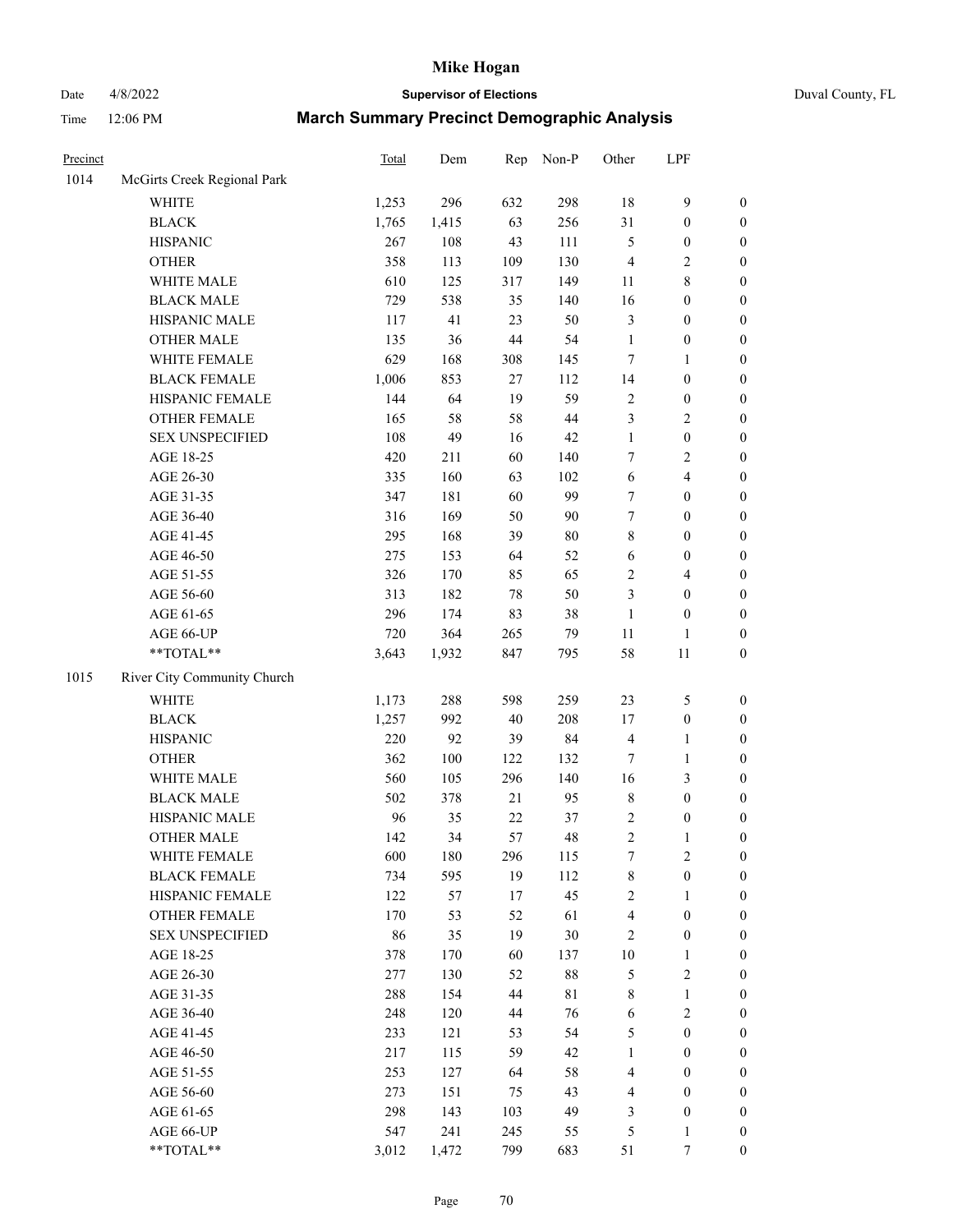# Mike Hogan

Date 4/8/2022 **Supervisor of Elections** Duval County, FL

Time 12:06 PM **March Summary Precinct Demographic Analysis**

| Precinct | | Total | Dem | Rep | Non-P | Other | LPF | |
|---|---|---|---|---|---|---|---|---|
| 1014 | McGirts Creek Regional Park | | | | | | | |
| | WHITE | 1,253 | 296 | 632 | 298 | 18 | 9 | 0 |
| | BLACK | 1,765 | 1,415 | 63 | 256 | 31 | 0 | 0 |
| | HISPANIC | 267 | 108 | 43 | 111 | 5 | 0 | 0 |
| | OTHER | 358 | 113 | 109 | 130 | 4 | 2 | 0 |
| | WHITE MALE | 610 | 125 | 317 | 149 | 11 | 8 | 0 |
| | BLACK MALE | 729 | 538 | 35 | 140 | 16 | 0 | 0 |
| | HISPANIC MALE | 117 | 41 | 23 | 50 | 3 | 0 | 0 |
| | OTHER MALE | 135 | 36 | 44 | 54 | 1 | 0 | 0 |
| | WHITE FEMALE | 629 | 168 | 308 | 145 | 7 | 1 | 0 |
| | BLACK FEMALE | 1,006 | 853 | 27 | 112 | 14 | 0 | 0 |
| | HISPANIC FEMALE | 144 | 64 | 19 | 59 | 2 | 0 | 0 |
| | OTHER FEMALE | 165 | 58 | 58 | 44 | 3 | 2 | 0 |
| | SEX UNSPECIFIED | 108 | 49 | 16 | 42 | 1 | 0 | 0 |
| | AGE 18-25 | 420 | 211 | 60 | 140 | 7 | 2 | 0 |
| | AGE 26-30 | 335 | 160 | 63 | 102 | 6 | 4 | 0 |
| | AGE 31-35 | 347 | 181 | 60 | 99 | 7 | 0 | 0 |
| | AGE 36-40 | 316 | 169 | 50 | 90 | 7 | 0 | 0 |
| | AGE 41-45 | 295 | 168 | 39 | 80 | 8 | 0 | 0 |
| | AGE 46-50 | 275 | 153 | 64 | 52 | 6 | 0 | 0 |
| | AGE 51-55 | 326 | 170 | 85 | 65 | 2 | 4 | 0 |
| | AGE 56-60 | 313 | 182 | 78 | 50 | 3 | 0 | 0 |
| | AGE 61-65 | 296 | 174 | 83 | 38 | 1 | 0 | 0 |
| | AGE 66-UP | 720 | 364 | 265 | 79 | 11 | 1 | 0 |
| | **TOTAL** | 3,643 | 1,932 | 847 | 795 | 58 | 11 | 0 |
| 1015 | River City Community Church | | | | | | | |
| | WHITE | 1,173 | 288 | 598 | 259 | 23 | 5 | 0 |
| | BLACK | 1,257 | 992 | 40 | 208 | 17 | 0 | 0 |
| | HISPANIC | 220 | 92 | 39 | 84 | 4 | 1 | 0 |
| | OTHER | 362 | 100 | 122 | 132 | 7 | 1 | 0 |
| | WHITE MALE | 560 | 105 | 296 | 140 | 16 | 3 | 0 |
| | BLACK MALE | 502 | 378 | 21 | 95 | 8 | 0 | 0 |
| | HISPANIC MALE | 96 | 35 | 22 | 37 | 2 | 0 | 0 |
| | OTHER MALE | 142 | 34 | 57 | 48 | 2 | 1 | 0 |
| | WHITE FEMALE | 600 | 180 | 296 | 115 | 7 | 2 | 0 |
| | BLACK FEMALE | 734 | 595 | 19 | 112 | 8 | 0 | 0 |
| | HISPANIC FEMALE | 122 | 57 | 17 | 45 | 2 | 1 | 0 |
| | OTHER FEMALE | 170 | 53 | 52 | 61 | 4 | 0 | 0 |
| | SEX UNSPECIFIED | 86 | 35 | 19 | 30 | 2 | 0 | 0 |
| | AGE 18-25 | 378 | 170 | 60 | 137 | 10 | 1 | 0 |
| | AGE 26-30 | 277 | 130 | 52 | 88 | 5 | 2 | 0 |
| | AGE 31-35 | 288 | 154 | 44 | 81 | 8 | 1 | 0 |
| | AGE 36-40 | 248 | 120 | 44 | 76 | 6 | 2 | 0 |
| | AGE 41-45 | 233 | 121 | 53 | 54 | 5 | 0 | 0 |
| | AGE 46-50 | 217 | 115 | 59 | 42 | 1 | 0 | 0 |
| | AGE 51-55 | 253 | 127 | 64 | 58 | 4 | 0 | 0 |
| | AGE 56-60 | 273 | 151 | 75 | 43 | 4 | 0 | 0 |
| | AGE 61-65 | 298 | 143 | 103 | 49 | 3 | 0 | 0 |
| | AGE 66-UP | 547 | 241 | 245 | 55 | 5 | 1 | 0 |
| | **TOTAL** | 3,012 | 1,472 | 799 | 683 | 51 | 7 | 0 |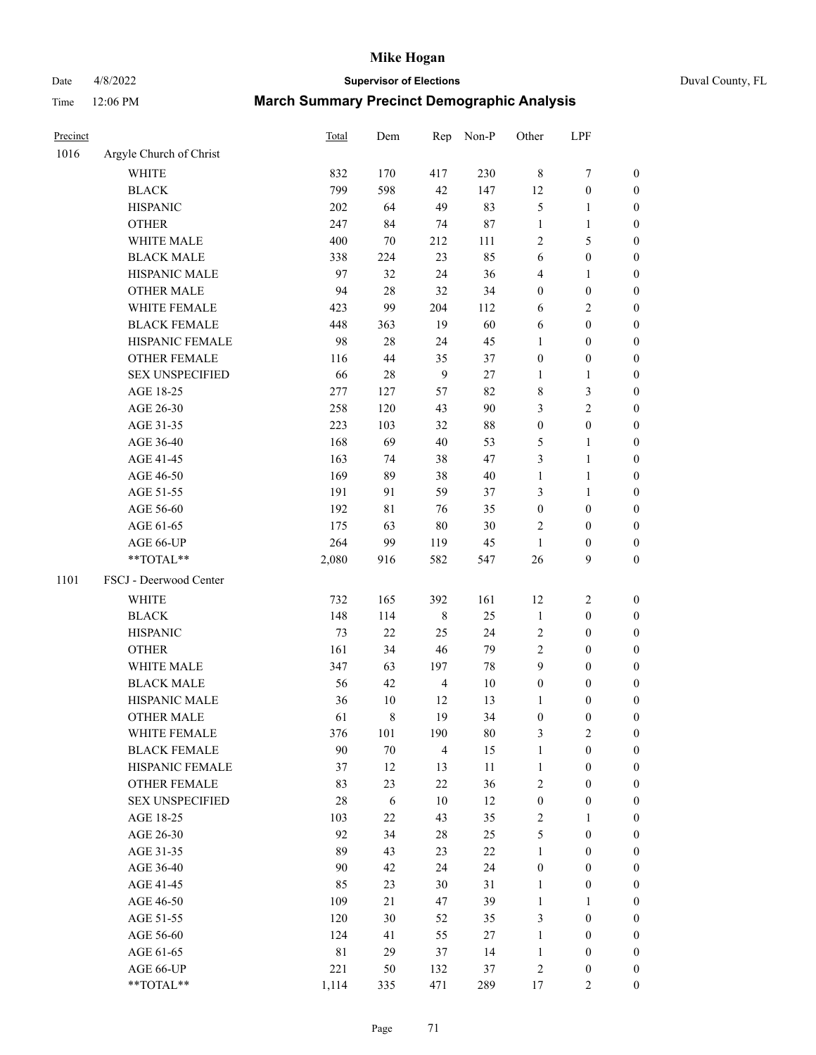# Mike Hogan

Date 4/8/2022 — **Supervisor of Elections** — Duval County, FL

Time 12:06 PM — **March Summary Precinct Demographic Analysis**

| Precinct | | Total | Dem | Rep | Non-P | Other | LPF | |
|---|---|---|---|---|---|---|---|---|
| 1016 | Argyle Church of Christ | | | | | | | |
| | WHITE | 832 | 170 | 417 | 230 | 8 | 7 | 0 |
| | BLACK | 799 | 598 | 42 | 147 | 12 | 0 | 0 |
| | HISPANIC | 202 | 64 | 49 | 83 | 5 | 1 | 0 |
| | OTHER | 247 | 84 | 74 | 87 | 1 | 1 | 0 |
| | WHITE MALE | 400 | 70 | 212 | 111 | 2 | 5 | 0 |
| | BLACK MALE | 338 | 224 | 23 | 85 | 6 | 0 | 0 |
| | HISPANIC MALE | 97 | 32 | 24 | 36 | 4 | 1 | 0 |
| | OTHER MALE | 94 | 28 | 32 | 34 | 0 | 0 | 0 |
| | WHITE FEMALE | 423 | 99 | 204 | 112 | 6 | 2 | 0 |
| | BLACK FEMALE | 448 | 363 | 19 | 60 | 6 | 0 | 0 |
| | HISPANIC FEMALE | 98 | 28 | 24 | 45 | 1 | 0 | 0 |
| | OTHER FEMALE | 116 | 44 | 35 | 37 | 0 | 0 | 0 |
| | SEX UNSPECIFIED | 66 | 28 | 9 | 27 | 1 | 1 | 0 |
| | AGE 18-25 | 277 | 127 | 57 | 82 | 8 | 3 | 0 |
| | AGE 26-30 | 258 | 120 | 43 | 90 | 3 | 2 | 0 |
| | AGE 31-35 | 223 | 103 | 32 | 88 | 0 | 0 | 0 |
| | AGE 36-40 | 168 | 69 | 40 | 53 | 5 | 1 | 0 |
| | AGE 41-45 | 163 | 74 | 38 | 47 | 3 | 1 | 0 |
| | AGE 46-50 | 169 | 89 | 38 | 40 | 1 | 1 | 0 |
| | AGE 51-55 | 191 | 91 | 59 | 37 | 3 | 1 | 0 |
| | AGE 56-60 | 192 | 81 | 76 | 35 | 0 | 0 | 0 |
| | AGE 61-65 | 175 | 63 | 80 | 30 | 2 | 0 | 0 |
| | AGE 66-UP | 264 | 99 | 119 | 45 | 1 | 0 | 0 |
| | **TOTAL** | 2,080 | 916 | 582 | 547 | 26 | 9 | 0 |
| 1101 | FSCJ - Deerwood Center | | | | | | | |
| | WHITE | 732 | 165 | 392 | 161 | 12 | 2 | 0 |
| | BLACK | 148 | 114 | 8 | 25 | 1 | 0 | 0 |
| | HISPANIC | 73 | 22 | 25 | 24 | 2 | 0 | 0 |
| | OTHER | 161 | 34 | 46 | 79 | 2 | 0 | 0 |
| | WHITE MALE | 347 | 63 | 197 | 78 | 9 | 0 | 0 |
| | BLACK MALE | 56 | 42 | 4 | 10 | 0 | 0 | 0 |
| | HISPANIC MALE | 36 | 10 | 12 | 13 | 1 | 0 | 0 |
| | OTHER MALE | 61 | 8 | 19 | 34 | 0 | 0 | 0 |
| | WHITE FEMALE | 376 | 101 | 190 | 80 | 3 | 2 | 0 |
| | BLACK FEMALE | 90 | 70 | 4 | 15 | 1 | 0 | 0 |
| | HISPANIC FEMALE | 37 | 12 | 13 | 11 | 1 | 0 | 0 |
| | OTHER FEMALE | 83 | 23 | 22 | 36 | 2 | 0 | 0 |
| | SEX UNSPECIFIED | 28 | 6 | 10 | 12 | 0 | 0 | 0 |
| | AGE 18-25 | 103 | 22 | 43 | 35 | 2 | 1 | 0 |
| | AGE 26-30 | 92 | 34 | 28 | 25 | 5 | 0 | 0 |
| | AGE 31-35 | 89 | 43 | 23 | 22 | 1 | 0 | 0 |
| | AGE 36-40 | 90 | 42 | 24 | 24 | 0 | 0 | 0 |
| | AGE 41-45 | 85 | 23 | 30 | 31 | 1 | 0 | 0 |
| | AGE 46-50 | 109 | 21 | 47 | 39 | 1 | 1 | 0 |
| | AGE 51-55 | 120 | 30 | 52 | 35 | 3 | 0 | 0 |
| | AGE 56-60 | 124 | 41 | 55 | 27 | 1 | 0 | 0 |
| | AGE 61-65 | 81 | 29 | 37 | 14 | 1 | 0 | 0 |
| | AGE 66-UP | 221 | 50 | 132 | 37 | 2 | 0 | 0 |
| | **TOTAL** | 1,114 | 335 | 471 | 289 | 17 | 2 | 0 |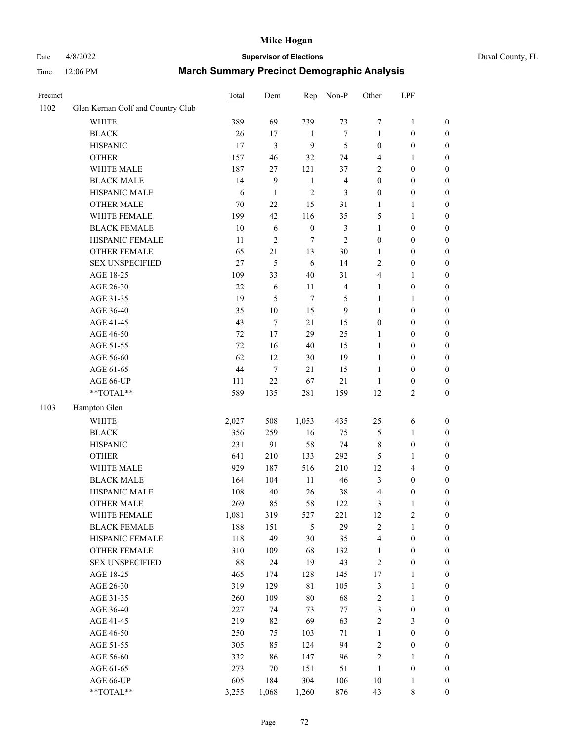# Mike Hogan

Date 4/8/2022 **Supervisor of Elections** Duval County, FL

Time 12:06 PM **March Summary Precinct Demographic Analysis**

| Precinct | | Total | Dem | Rep | Non-P | Other | LPF | |
|---|---|---|---|---|---|---|---|---|
| 1102 | Glen Kernan Golf and Country Club | | | | | | | |
| | WHITE | 389 | 69 | 239 | 73 | 7 | 1 | 0 |
| | BLACK | 26 | 17 | 1 | 7 | 1 | 0 | 0 |
| | HISPANIC | 17 | 3 | 9 | 5 | 0 | 0 | 0 |
| | OTHER | 157 | 46 | 32 | 74 | 4 | 1 | 0 |
| | WHITE MALE | 187 | 27 | 121 | 37 | 2 | 0 | 0 |
| | BLACK MALE | 14 | 9 | 1 | 4 | 0 | 0 | 0 |
| | HISPANIC MALE | 6 | 1 | 2 | 3 | 0 | 0 | 0 |
| | OTHER MALE | 70 | 22 | 15 | 31 | 1 | 1 | 0 |
| | WHITE FEMALE | 199 | 42 | 116 | 35 | 5 | 1 | 0 |
| | BLACK FEMALE | 10 | 6 | 0 | 3 | 1 | 0 | 0 |
| | HISPANIC FEMALE | 11 | 2 | 7 | 2 | 0 | 0 | 0 |
| | OTHER FEMALE | 65 | 21 | 13 | 30 | 1 | 0 | 0 |
| | SEX UNSPECIFIED | 27 | 5 | 6 | 14 | 2 | 0 | 0 |
| | AGE 18-25 | 109 | 33 | 40 | 31 | 4 | 1 | 0 |
| | AGE 26-30 | 22 | 6 | 11 | 4 | 1 | 0 | 0 |
| | AGE 31-35 | 19 | 5 | 7 | 5 | 1 | 1 | 0 |
| | AGE 36-40 | 35 | 10 | 15 | 9 | 1 | 0 | 0 |
| | AGE 41-45 | 43 | 7 | 21 | 15 | 0 | 0 | 0 |
| | AGE 46-50 | 72 | 17 | 29 | 25 | 1 | 0 | 0 |
| | AGE 51-55 | 72 | 16 | 40 | 15 | 1 | 0 | 0 |
| | AGE 56-60 | 62 | 12 | 30 | 19 | 1 | 0 | 0 |
| | AGE 61-65 | 44 | 7 | 21 | 15 | 1 | 0 | 0 |
| | AGE 66-UP | 111 | 22 | 67 | 21 | 1 | 0 | 0 |
| | **TOTAL** | 589 | 135 | 281 | 159 | 12 | 2 | 0 |
| 1103 | Hampton Glen | | | | | | | |
| | WHITE | 2,027 | 508 | 1,053 | 435 | 25 | 6 | 0 |
| | BLACK | 356 | 259 | 16 | 75 | 5 | 1 | 0 |
| | HISPANIC | 231 | 91 | 58 | 74 | 8 | 0 | 0 |
| | OTHER | 641 | 210 | 133 | 292 | 5 | 1 | 0 |
| | WHITE MALE | 929 | 187 | 516 | 210 | 12 | 4 | 0 |
| | BLACK MALE | 164 | 104 | 11 | 46 | 3 | 0 | 0 |
| | HISPANIC MALE | 108 | 40 | 26 | 38 | 4 | 0 | 0 |
| | OTHER MALE | 269 | 85 | 58 | 122 | 3 | 1 | 0 |
| | WHITE FEMALE | 1,081 | 319 | 527 | 221 | 12 | 2 | 0 |
| | BLACK FEMALE | 188 | 151 | 5 | 29 | 2 | 1 | 0 |
| | HISPANIC FEMALE | 118 | 49 | 30 | 35 | 4 | 0 | 0 |
| | OTHER FEMALE | 310 | 109 | 68 | 132 | 1 | 0 | 0 |
| | SEX UNSPECIFIED | 88 | 24 | 19 | 43 | 2 | 0 | 0 |
| | AGE 18-25 | 465 | 174 | 128 | 145 | 17 | 1 | 0 |
| | AGE 26-30 | 319 | 129 | 81 | 105 | 3 | 1 | 0 |
| | AGE 31-35 | 260 | 109 | 80 | 68 | 2 | 1 | 0 |
| | AGE 36-40 | 227 | 74 | 73 | 77 | 3 | 0 | 0 |
| | AGE 41-45 | 219 | 82 | 69 | 63 | 2 | 3 | 0 |
| | AGE 46-50 | 250 | 75 | 103 | 71 | 1 | 0 | 0 |
| | AGE 51-55 | 305 | 85 | 124 | 94 | 2 | 0 | 0 |
| | AGE 56-60 | 332 | 86 | 147 | 96 | 2 | 1 | 0 |
| | AGE 61-65 | 273 | 70 | 151 | 51 | 1 | 0 | 0 |
| | AGE 66-UP | 605 | 184 | 304 | 106 | 10 | 1 | 0 |
| | **TOTAL** | 3,255 | 1,068 | 1,260 | 876 | 43 | 8 | 0 |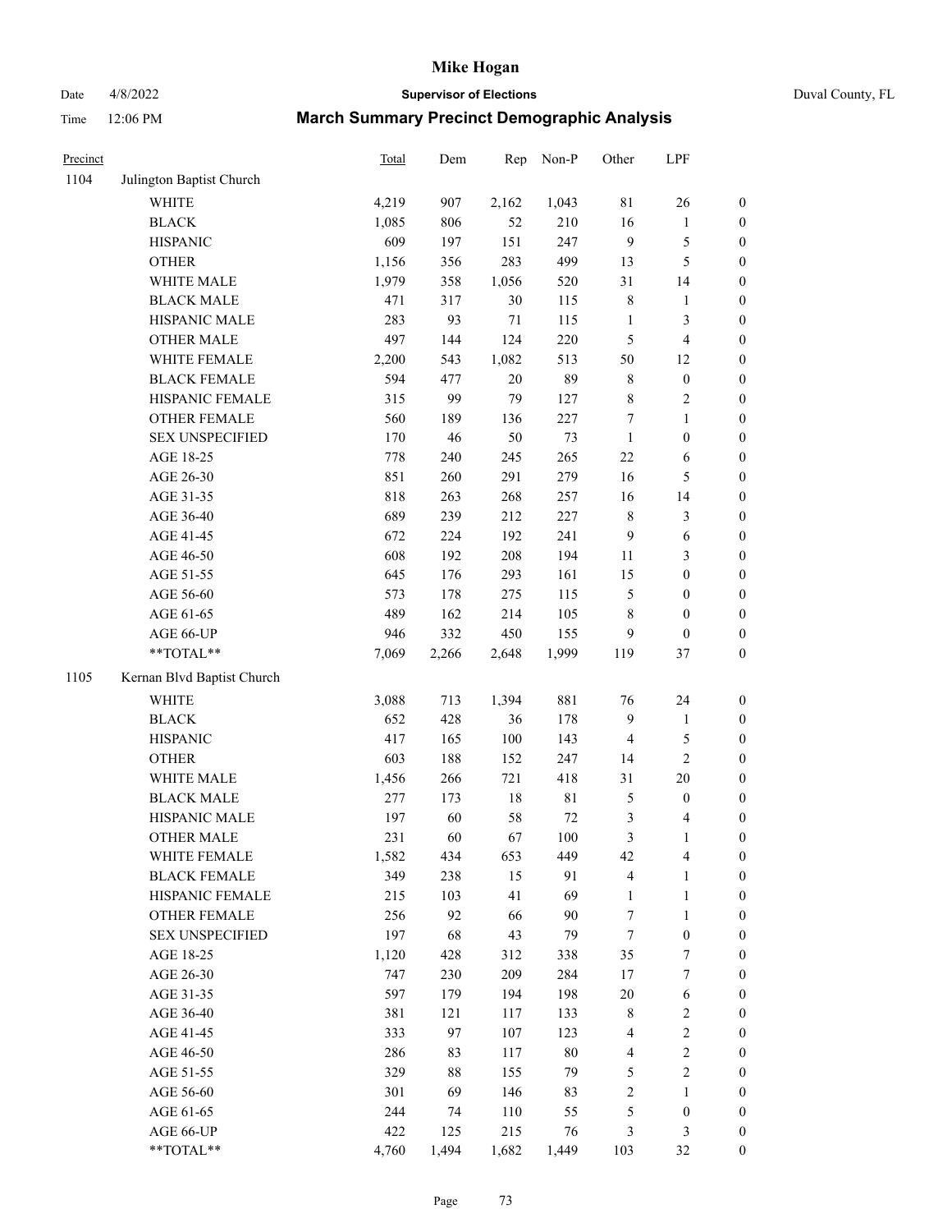# Mike Hogan

Date 4/8/2022 **Supervisor of Elections** Duval County, FL

Time 12:06 PM **March Summary Precinct Demographic Analysis**

| Precinct | | Total | Dem | Rep | Non-P | Other | LPF | |
|---|---|---|---|---|---|---|---|---|
| 1104 | Julington Baptist Church | | | | | | | |
| | WHITE | 4,219 | 907 | 2,162 | 1,043 | 81 | 26 | 0 |
| | BLACK | 1,085 | 806 | 52 | 210 | 16 | 1 | 0 |
| | HISPANIC | 609 | 197 | 151 | 247 | 9 | 5 | 0 |
| | OTHER | 1,156 | 356 | 283 | 499 | 13 | 5 | 0 |
| | WHITE MALE | 1,979 | 358 | 1,056 | 520 | 31 | 14 | 0 |
| | BLACK MALE | 471 | 317 | 30 | 115 | 8 | 1 | 0 |
| | HISPANIC MALE | 283 | 93 | 71 | 115 | 1 | 3 | 0 |
| | OTHER MALE | 497 | 144 | 124 | 220 | 5 | 4 | 0 |
| | WHITE FEMALE | 2,200 | 543 | 1,082 | 513 | 50 | 12 | 0 |
| | BLACK FEMALE | 594 | 477 | 20 | 89 | 8 | 0 | 0 |
| | HISPANIC FEMALE | 315 | 99 | 79 | 127 | 8 | 2 | 0 |
| | OTHER FEMALE | 560 | 189 | 136 | 227 | 7 | 1 | 0 |
| | SEX UNSPECIFIED | 170 | 46 | 50 | 73 | 1 | 0 | 0 |
| | AGE 18-25 | 778 | 240 | 245 | 265 | 22 | 6 | 0 |
| | AGE 26-30 | 851 | 260 | 291 | 279 | 16 | 5 | 0 |
| | AGE 31-35 | 818 | 263 | 268 | 257 | 16 | 14 | 0 |
| | AGE 36-40 | 689 | 239 | 212 | 227 | 8 | 3 | 0 |
| | AGE 41-45 | 672 | 224 | 192 | 241 | 9 | 6 | 0 |
| | AGE 46-50 | 608 | 192 | 208 | 194 | 11 | 3 | 0 |
| | AGE 51-55 | 645 | 176 | 293 | 161 | 15 | 0 | 0 |
| | AGE 56-60 | 573 | 178 | 275 | 115 | 5 | 0 | 0 |
| | AGE 61-65 | 489 | 162 | 214 | 105 | 8 | 0 | 0 |
| | AGE 66-UP | 946 | 332 | 450 | 155 | 9 | 0 | 0 |
| | **TOTAL** | 7,069 | 2,266 | 2,648 | 1,999 | 119 | 37 | 0 |
| 1105 | Kernan Blvd Baptist Church | | | | | | | |
| | WHITE | 3,088 | 713 | 1,394 | 881 | 76 | 24 | 0 |
| | BLACK | 652 | 428 | 36 | 178 | 9 | 1 | 0 |
| | HISPANIC | 417 | 165 | 100 | 143 | 4 | 5 | 0 |
| | OTHER | 603 | 188 | 152 | 247 | 14 | 2 | 0 |
| | WHITE MALE | 1,456 | 266 | 721 | 418 | 31 | 20 | 0 |
| | BLACK MALE | 277 | 173 | 18 | 81 | 5 | 0 | 0 |
| | HISPANIC MALE | 197 | 60 | 58 | 72 | 3 | 4 | 0 |
| | OTHER MALE | 231 | 60 | 67 | 100 | 3 | 1 | 0 |
| | WHITE FEMALE | 1,582 | 434 | 653 | 449 | 42 | 4 | 0 |
| | BLACK FEMALE | 349 | 238 | 15 | 91 | 4 | 1 | 0 |
| | HISPANIC FEMALE | 215 | 103 | 41 | 69 | 1 | 1 | 0 |
| | OTHER FEMALE | 256 | 92 | 66 | 90 | 7 | 1 | 0 |
| | SEX UNSPECIFIED | 197 | 68 | 43 | 79 | 7 | 0 | 0 |
| | AGE 18-25 | 1,120 | 428 | 312 | 338 | 35 | 7 | 0 |
| | AGE 26-30 | 747 | 230 | 209 | 284 | 17 | 7 | 0 |
| | AGE 31-35 | 597 | 179 | 194 | 198 | 20 | 6 | 0 |
| | AGE 36-40 | 381 | 121 | 117 | 133 | 8 | 2 | 0 |
| | AGE 41-45 | 333 | 97 | 107 | 123 | 4 | 2 | 0 |
| | AGE 46-50 | 286 | 83 | 117 | 80 | 4 | 2 | 0 |
| | AGE 51-55 | 329 | 88 | 155 | 79 | 5 | 2 | 0 |
| | AGE 56-60 | 301 | 69 | 146 | 83 | 2 | 1 | 0 |
| | AGE 61-65 | 244 | 74 | 110 | 55 | 5 | 0 | 0 |
| | AGE 66-UP | 422 | 125 | 215 | 76 | 3 | 3 | 0 |
| | **TOTAL** | 4,760 | 1,494 | 1,682 | 1,449 | 103 | 32 | 0 |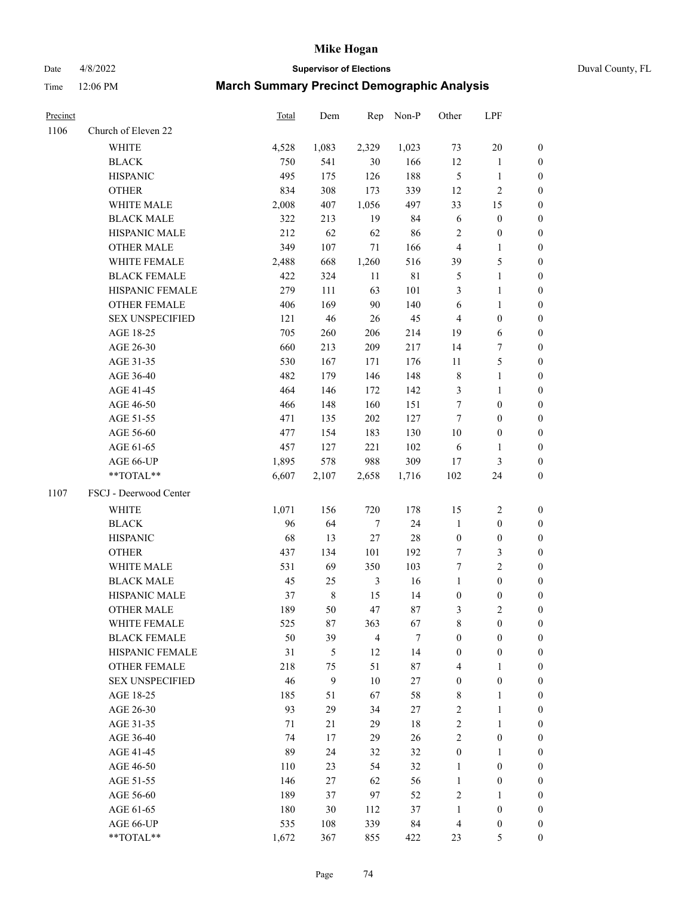# Mike Hogan

Date 4/8/2022 **Supervisor of Elections** Duval County, FL

Time 12:06 PM **March Summary Precinct Demographic Analysis**

| Precinct | | Total | Dem | Rep | Non-P | Other | LPF | |
|---|---|---|---|---|---|---|---|---|
| 1106 | Church of Eleven 22 | | | | | | | |
| | WHITE | 4,528 | 1,083 | 2,329 | 1,023 | 73 | 20 | 0 |
| | BLACK | 750 | 541 | 30 | 166 | 12 | 1 | 0 |
| | HISPANIC | 495 | 175 | 126 | 188 | 5 | 1 | 0 |
| | OTHER | 834 | 308 | 173 | 339 | 12 | 2 | 0 |
| | WHITE MALE | 2,008 | 407 | 1,056 | 497 | 33 | 15 | 0 |
| | BLACK MALE | 322 | 213 | 19 | 84 | 6 | 0 | 0 |
| | HISPANIC MALE | 212 | 62 | 62 | 86 | 2 | 0 | 0 |
| | OTHER MALE | 349 | 107 | 71 | 166 | 4 | 1 | 0 |
| | WHITE FEMALE | 2,488 | 668 | 1,260 | 516 | 39 | 5 | 0 |
| | BLACK FEMALE | 422 | 324 | 11 | 81 | 5 | 1 | 0 |
| | HISPANIC FEMALE | 279 | 111 | 63 | 101 | 3 | 1 | 0 |
| | OTHER FEMALE | 406 | 169 | 90 | 140 | 6 | 1 | 0 |
| | SEX UNSPECIFIED | 121 | 46 | 26 | 45 | 4 | 0 | 0 |
| | AGE 18-25 | 705 | 260 | 206 | 214 | 19 | 6 | 0 |
| | AGE 26-30 | 660 | 213 | 209 | 217 | 14 | 7 | 0 |
| | AGE 31-35 | 530 | 167 | 171 | 176 | 11 | 5 | 0 |
| | AGE 36-40 | 482 | 179 | 146 | 148 | 8 | 1 | 0 |
| | AGE 41-45 | 464 | 146 | 172 | 142 | 3 | 1 | 0 |
| | AGE 46-50 | 466 | 148 | 160 | 151 | 7 | 0 | 0 |
| | AGE 51-55 | 471 | 135 | 202 | 127 | 7 | 0 | 0 |
| | AGE 56-60 | 477 | 154 | 183 | 130 | 10 | 0 | 0 |
| | AGE 61-65 | 457 | 127 | 221 | 102 | 6 | 1 | 0 |
| | AGE 66-UP | 1,895 | 578 | 988 | 309 | 17 | 3 | 0 |
| | **TOTAL** | 6,607 | 2,107 | 2,658 | 1,716 | 102 | 24 | 0 |
| 1107 | FSCJ - Deerwood Center | | | | | | | |
| | WHITE | 1,071 | 156 | 720 | 178 | 15 | 2 | 0 |
| | BLACK | 96 | 64 | 7 | 24 | 1 | 0 | 0 |
| | HISPANIC | 68 | 13 | 27 | 28 | 0 | 0 | 0 |
| | OTHER | 437 | 134 | 101 | 192 | 7 | 3 | 0 |
| | WHITE MALE | 531 | 69 | 350 | 103 | 7 | 2 | 0 |
| | BLACK MALE | 45 | 25 | 3 | 16 | 1 | 0 | 0 |
| | HISPANIC MALE | 37 | 8 | 15 | 14 | 0 | 0 | 0 |
| | OTHER MALE | 189 | 50 | 47 | 87 | 3 | 2 | 0 |
| | WHITE FEMALE | 525 | 87 | 363 | 67 | 8 | 0 | 0 |
| | BLACK FEMALE | 50 | 39 | 4 | 7 | 0 | 0 | 0 |
| | HISPANIC FEMALE | 31 | 5 | 12 | 14 | 0 | 0 | 0 |
| | OTHER FEMALE | 218 | 75 | 51 | 87 | 4 | 1 | 0 |
| | SEX UNSPECIFIED | 46 | 9 | 10 | 27 | 0 | 0 | 0 |
| | AGE 18-25 | 185 | 51 | 67 | 58 | 8 | 1 | 0 |
| | AGE 26-30 | 93 | 29 | 34 | 27 | 2 | 1 | 0 |
| | AGE 31-35 | 71 | 21 | 29 | 18 | 2 | 1 | 0 |
| | AGE 36-40 | 74 | 17 | 29 | 26 | 2 | 0 | 0 |
| | AGE 41-45 | 89 | 24 | 32 | 32 | 0 | 1 | 0 |
| | AGE 46-50 | 110 | 23 | 54 | 32 | 1 | 0 | 0 |
| | AGE 51-55 | 146 | 27 | 62 | 56 | 1 | 0 | 0 |
| | AGE 56-60 | 189 | 37 | 97 | 52 | 2 | 1 | 0 |
| | AGE 61-65 | 180 | 30 | 112 | 37 | 1 | 0 | 0 |
| | AGE 66-UP | 535 | 108 | 339 | 84 | 4 | 0 | 0 |
| | **TOTAL** | 1,672 | 367 | 855 | 422 | 23 | 5 | 0 |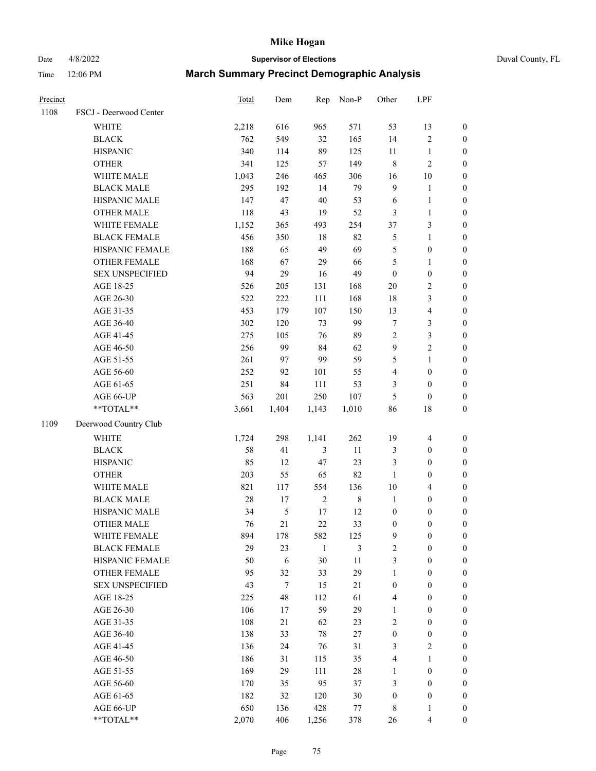# Mike Hogan

Date 4/8/2022 — **Supervisor of Elections** — Duval County, FL

Time 12:06 PM — **March Summary Precinct Demographic Analysis**

| Precinct | | Total | Dem | Rep | Non-P | Other | LPF | |
|---|---|---|---|---|---|---|---|---|
| 1108 | FSCJ - Deerwood Center | | | | | | | |
| | WHITE | 2,218 | 616 | 965 | 571 | 53 | 13 | 0 |
| | BLACK | 762 | 549 | 32 | 165 | 14 | 2 | 0 |
| | HISPANIC | 340 | 114 | 89 | 125 | 11 | 1 | 0 |
| | OTHER | 341 | 125 | 57 | 149 | 8 | 2 | 0 |
| | WHITE MALE | 1,043 | 246 | 465 | 306 | 16 | 10 | 0 |
| | BLACK MALE | 295 | 192 | 14 | 79 | 9 | 1 | 0 |
| | HISPANIC MALE | 147 | 47 | 40 | 53 | 6 | 1 | 0 |
| | OTHER MALE | 118 | 43 | 19 | 52 | 3 | 1 | 0 |
| | WHITE FEMALE | 1,152 | 365 | 493 | 254 | 37 | 3 | 0 |
| | BLACK FEMALE | 456 | 350 | 18 | 82 | 5 | 1 | 0 |
| | HISPANIC FEMALE | 188 | 65 | 49 | 69 | 5 | 0 | 0 |
| | OTHER FEMALE | 168 | 67 | 29 | 66 | 5 | 1 | 0 |
| | SEX UNSPECIFIED | 94 | 29 | 16 | 49 | 0 | 0 | 0 |
| | AGE 18-25 | 526 | 205 | 131 | 168 | 20 | 2 | 0 |
| | AGE 26-30 | 522 | 222 | 111 | 168 | 18 | 3 | 0 |
| | AGE 31-35 | 453 | 179 | 107 | 150 | 13 | 4 | 0 |
| | AGE 36-40 | 302 | 120 | 73 | 99 | 7 | 3 | 0 |
| | AGE 41-45 | 275 | 105 | 76 | 89 | 2 | 3 | 0 |
| | AGE 46-50 | 256 | 99 | 84 | 62 | 9 | 2 | 0 |
| | AGE 51-55 | 261 | 97 | 99 | 59 | 5 | 1 | 0 |
| | AGE 56-60 | 252 | 92 | 101 | 55 | 4 | 0 | 0 |
| | AGE 61-65 | 251 | 84 | 111 | 53 | 3 | 0 | 0 |
| | AGE 66-UP | 563 | 201 | 250 | 107 | 5 | 0 | 0 |
| | **TOTAL** | 3,661 | 1,404 | 1,143 | 1,010 | 86 | 18 | 0 |
| 1109 | Deerwood Country Club | | | | | | | |
| | WHITE | 1,724 | 298 | 1,141 | 262 | 19 | 4 | 0 |
| | BLACK | 58 | 41 | 3 | 11 | 3 | 0 | 0 |
| | HISPANIC | 85 | 12 | 47 | 23 | 3 | 0 | 0 |
| | OTHER | 203 | 55 | 65 | 82 | 1 | 0 | 0 |
| | WHITE MALE | 821 | 117 | 554 | 136 | 10 | 4 | 0 |
| | BLACK MALE | 28 | 17 | 2 | 8 | 1 | 0 | 0 |
| | HISPANIC MALE | 34 | 5 | 17 | 12 | 0 | 0 | 0 |
| | OTHER MALE | 76 | 21 | 22 | 33 | 0 | 0 | 0 |
| | WHITE FEMALE | 894 | 178 | 582 | 125 | 9 | 0 | 0 |
| | BLACK FEMALE | 29 | 23 | 1 | 3 | 2 | 0 | 0 |
| | HISPANIC FEMALE | 50 | 6 | 30 | 11 | 3 | 0 | 0 |
| | OTHER FEMALE | 95 | 32 | 33 | 29 | 1 | 0 | 0 |
| | SEX UNSPECIFIED | 43 | 7 | 15 | 21 | 0 | 0 | 0 |
| | AGE 18-25 | 225 | 48 | 112 | 61 | 4 | 0 | 0 |
| | AGE 26-30 | 106 | 17 | 59 | 29 | 1 | 0 | 0 |
| | AGE 31-35 | 108 | 21 | 62 | 23 | 2 | 0 | 0 |
| | AGE 36-40 | 138 | 33 | 78 | 27 | 0 | 0 | 0 |
| | AGE 41-45 | 136 | 24 | 76 | 31 | 3 | 2 | 0 |
| | AGE 46-50 | 186 | 31 | 115 | 35 | 4 | 1 | 0 |
| | AGE 51-55 | 169 | 29 | 111 | 28 | 1 | 0 | 0 |
| | AGE 56-60 | 170 | 35 | 95 | 37 | 3 | 0 | 0 |
| | AGE 61-65 | 182 | 32 | 120 | 30 | 0 | 0 | 0 |
| | AGE 66-UP | 650 | 136 | 428 | 77 | 8 | 1 | 0 |
| | **TOTAL** | 2,070 | 406 | 1,256 | 378 | 26 | 4 | 0 |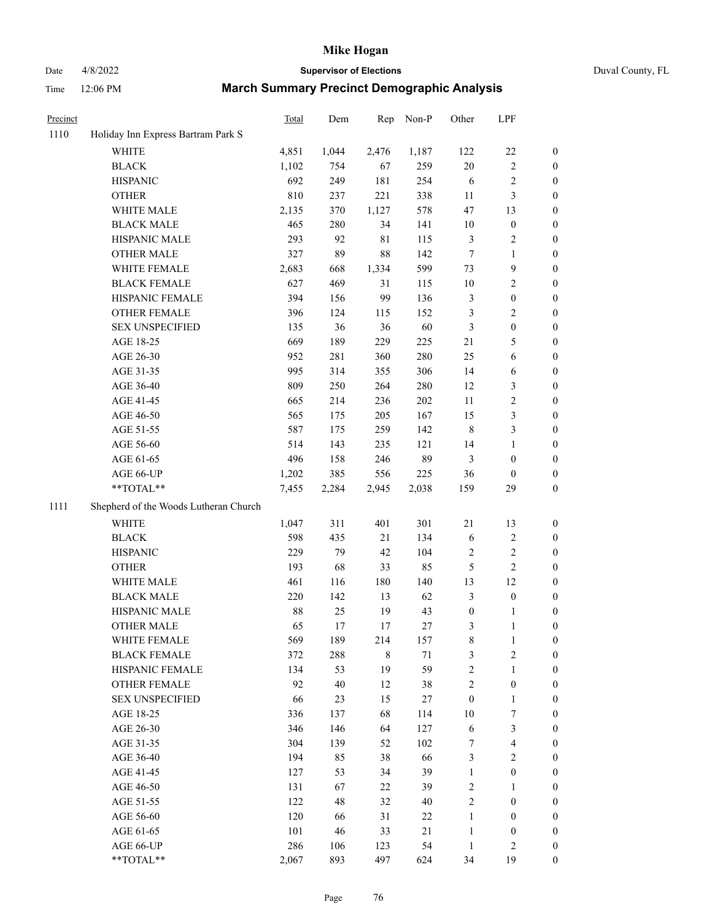**Mike Hogan**

Date 4/8/2022 **Supervisor of Elections** Duval County, FL

Time 12:06 PM **March Summary Precinct Demographic Analysis**

| Precinct | | Total | Dem | Rep | Non-P | Other | LPF | |
|---|---|---|---|---|---|---|---|---|
| 1110 | Holiday Inn Express Bartram Park S | | | | | | | |
| | WHITE | 4,851 | 1,044 | 2,476 | 1,187 | 122 | 22 | 0 |
| | BLACK | 1,102 | 754 | 67 | 259 | 20 | 2 | 0 |
| | HISPANIC | 692 | 249 | 181 | 254 | 6 | 2 | 0 |
| | OTHER | 810 | 237 | 221 | 338 | 11 | 3 | 0 |
| | WHITE MALE | 2,135 | 370 | 1,127 | 578 | 47 | 13 | 0 |
| | BLACK MALE | 465 | 280 | 34 | 141 | 10 | 0 | 0 |
| | HISPANIC MALE | 293 | 92 | 81 | 115 | 3 | 2 | 0 |
| | OTHER MALE | 327 | 89 | 88 | 142 | 7 | 1 | 0 |
| | WHITE FEMALE | 2,683 | 668 | 1,334 | 599 | 73 | 9 | 0 |
| | BLACK FEMALE | 627 | 469 | 31 | 115 | 10 | 2 | 0 |
| | HISPANIC FEMALE | 394 | 156 | 99 | 136 | 3 | 0 | 0 |
| | OTHER FEMALE | 396 | 124 | 115 | 152 | 3 | 2 | 0 |
| | SEX UNSPECIFIED | 135 | 36 | 36 | 60 | 3 | 0 | 0 |
| | AGE 18-25 | 669 | 189 | 229 | 225 | 21 | 5 | 0 |
| | AGE 26-30 | 952 | 281 | 360 | 280 | 25 | 6 | 0 |
| | AGE 31-35 | 995 | 314 | 355 | 306 | 14 | 6 | 0 |
| | AGE 36-40 | 809 | 250 | 264 | 280 | 12 | 3 | 0 |
| | AGE 41-45 | 665 | 214 | 236 | 202 | 11 | 2 | 0 |
| | AGE 46-50 | 565 | 175 | 205 | 167 | 15 | 3 | 0 |
| | AGE 51-55 | 587 | 175 | 259 | 142 | 8 | 3 | 0 |
| | AGE 56-60 | 514 | 143 | 235 | 121 | 14 | 1 | 0 |
| | AGE 61-65 | 496 | 158 | 246 | 89 | 3 | 0 | 0 |
| | AGE 66-UP | 1,202 | 385 | 556 | 225 | 36 | 0 | 0 |
| | **TOTAL** | 7,455 | 2,284 | 2,945 | 2,038 | 159 | 29 | 0 |
| 1111 | Shepherd of the Woods Lutheran Church | | | | | | | |
| | WHITE | 1,047 | 311 | 401 | 301 | 21 | 13 | 0 |
| | BLACK | 598 | 435 | 21 | 134 | 6 | 2 | 0 |
| | HISPANIC | 229 | 79 | 42 | 104 | 2 | 2 | 0 |
| | OTHER | 193 | 68 | 33 | 85 | 5 | 2 | 0 |
| | WHITE MALE | 461 | 116 | 180 | 140 | 13 | 12 | 0 |
| | BLACK MALE | 220 | 142 | 13 | 62 | 3 | 0 | 0 |
| | HISPANIC MALE | 88 | 25 | 19 | 43 | 0 | 1 | 0 |
| | OTHER MALE | 65 | 17 | 17 | 27 | 3 | 1 | 0 |
| | WHITE FEMALE | 569 | 189 | 214 | 157 | 8 | 1 | 0 |
| | BLACK FEMALE | 372 | 288 | 8 | 71 | 3 | 2 | 0 |
| | HISPANIC FEMALE | 134 | 53 | 19 | 59 | 2 | 1 | 0 |
| | OTHER FEMALE | 92 | 40 | 12 | 38 | 2 | 0 | 0 |
| | SEX UNSPECIFIED | 66 | 23 | 15 | 27 | 0 | 1 | 0 |
| | AGE 18-25 | 336 | 137 | 68 | 114 | 10 | 7 | 0 |
| | AGE 26-30 | 346 | 146 | 64 | 127 | 6 | 3 | 0 |
| | AGE 31-35 | 304 | 139 | 52 | 102 | 7 | 4 | 0 |
| | AGE 36-40 | 194 | 85 | 38 | 66 | 3 | 2 | 0 |
| | AGE 41-45 | 127 | 53 | 34 | 39 | 1 | 0 | 0 |
| | AGE 46-50 | 131 | 67 | 22 | 39 | 2 | 1 | 0 |
| | AGE 51-55 | 122 | 48 | 32 | 40 | 2 | 0 | 0 |
| | AGE 56-60 | 120 | 66 | 31 | 22 | 1 | 0 | 0 |
| | AGE 61-65 | 101 | 46 | 33 | 21 | 1 | 0 | 0 |
| | AGE 66-UP | 286 | 106 | 123 | 54 | 1 | 2 | 0 |
| | **TOTAL** | 2,067 | 893 | 497 | 624 | 34 | 19 | 0 |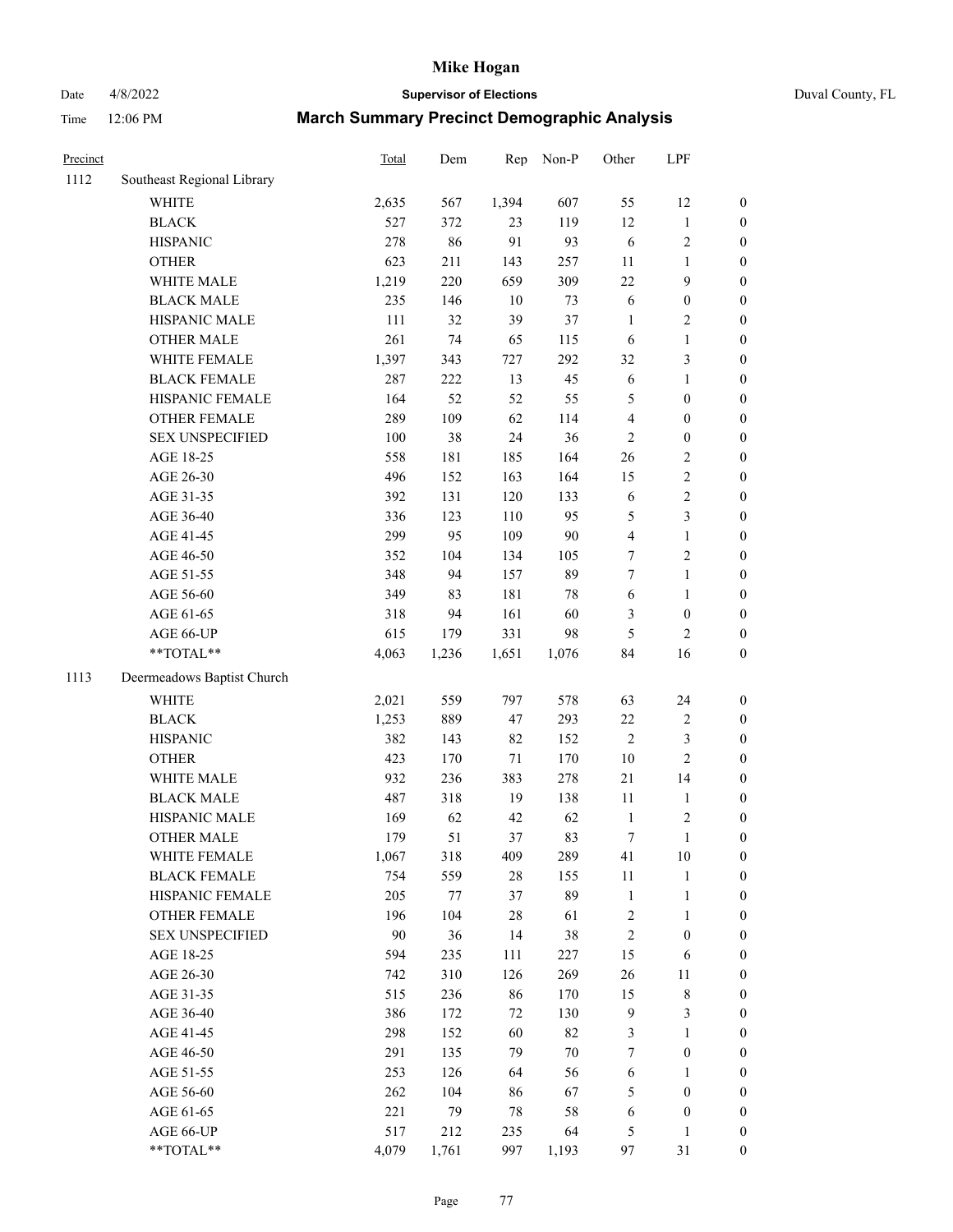# Mike Hogan

Date 4/8/2022 **Supervisor of Elections** Duval County, FL

Time 12:06 PM **March Summary Precinct Demographic Analysis**

| Precinct | | Total | Dem | Rep | Non-P | Other | LPF | |
|---|---|---|---|---|---|---|---|---|
| 1112 | Southeast Regional Library | | | | | | | |
| | WHITE | 2,635 | 567 | 1,394 | 607 | 55 | 12 | 0 |
| | BLACK | 527 | 372 | 23 | 119 | 12 | 1 | 0 |
| | HISPANIC | 278 | 86 | 91 | 93 | 6 | 2 | 0 |
| | OTHER | 623 | 211 | 143 | 257 | 11 | 1 | 0 |
| | WHITE MALE | 1,219 | 220 | 659 | 309 | 22 | 9 | 0 |
| | BLACK MALE | 235 | 146 | 10 | 73 | 6 | 0 | 0 |
| | HISPANIC MALE | 111 | 32 | 39 | 37 | 1 | 2 | 0 |
| | OTHER MALE | 261 | 74 | 65 | 115 | 6 | 1 | 0 |
| | WHITE FEMALE | 1,397 | 343 | 727 | 292 | 32 | 3 | 0 |
| | BLACK FEMALE | 287 | 222 | 13 | 45 | 6 | 1 | 0 |
| | HISPANIC FEMALE | 164 | 52 | 52 | 55 | 5 | 0 | 0 |
| | OTHER FEMALE | 289 | 109 | 62 | 114 | 4 | 0 | 0 |
| | SEX UNSPECIFIED | 100 | 38 | 24 | 36 | 2 | 0 | 0 |
| | AGE 18-25 | 558 | 181 | 185 | 164 | 26 | 2 | 0 |
| | AGE 26-30 | 496 | 152 | 163 | 164 | 15 | 2 | 0 |
| | AGE 31-35 | 392 | 131 | 120 | 133 | 6 | 2 | 0 |
| | AGE 36-40 | 336 | 123 | 110 | 95 | 5 | 3 | 0 |
| | AGE 41-45 | 299 | 95 | 109 | 90 | 4 | 1 | 0 |
| | AGE 46-50 | 352 | 104 | 134 | 105 | 7 | 2 | 0 |
| | AGE 51-55 | 348 | 94 | 157 | 89 | 7 | 1 | 0 |
| | AGE 56-60 | 349 | 83 | 181 | 78 | 6 | 1 | 0 |
| | AGE 61-65 | 318 | 94 | 161 | 60 | 3 | 0 | 0 |
| | AGE 66-UP | 615 | 179 | 331 | 98 | 5 | 2 | 0 |
| | **TOTAL** | 4,063 | 1,236 | 1,651 | 1,076 | 84 | 16 | 0 |
| 1113 | Deermeadows Baptist Church | | | | | | | |
| | WHITE | 2,021 | 559 | 797 | 578 | 63 | 24 | 0 |
| | BLACK | 1,253 | 889 | 47 | 293 | 22 | 2 | 0 |
| | HISPANIC | 382 | 143 | 82 | 152 | 2 | 3 | 0 |
| | OTHER | 423 | 170 | 71 | 170 | 10 | 2 | 0 |
| | WHITE MALE | 932 | 236 | 383 | 278 | 21 | 14 | 0 |
| | BLACK MALE | 487 | 318 | 19 | 138 | 11 | 1 | 0 |
| | HISPANIC MALE | 169 | 62 | 42 | 62 | 1 | 2 | 0 |
| | OTHER MALE | 179 | 51 | 37 | 83 | 7 | 1 | 0 |
| | WHITE FEMALE | 1,067 | 318 | 409 | 289 | 41 | 10 | 0 |
| | BLACK FEMALE | 754 | 559 | 28 | 155 | 11 | 1 | 0 |
| | HISPANIC FEMALE | 205 | 77 | 37 | 89 | 1 | 1 | 0 |
| | OTHER FEMALE | 196 | 104 | 28 | 61 | 2 | 1 | 0 |
| | SEX UNSPECIFIED | 90 | 36 | 14 | 38 | 2 | 0 | 0 |
| | AGE 18-25 | 594 | 235 | 111 | 227 | 15 | 6 | 0 |
| | AGE 26-30 | 742 | 310 | 126 | 269 | 26 | 11 | 0 |
| | AGE 31-35 | 515 | 236 | 86 | 170 | 15 | 8 | 0 |
| | AGE 36-40 | 386 | 172 | 72 | 130 | 9 | 3 | 0 |
| | AGE 41-45 | 298 | 152 | 60 | 82 | 3 | 1 | 0 |
| | AGE 46-50 | 291 | 135 | 79 | 70 | 7 | 0 | 0 |
| | AGE 51-55 | 253 | 126 | 64 | 56 | 6 | 1 | 0 |
| | AGE 56-60 | 262 | 104 | 86 | 67 | 5 | 0 | 0 |
| | AGE 61-65 | 221 | 79 | 78 | 58 | 6 | 0 | 0 |
| | AGE 66-UP | 517 | 212 | 235 | 64 | 5 | 1 | 0 |
| | **TOTAL** | 4,079 | 1,761 | 997 | 1,193 | 97 | 31 | 0 |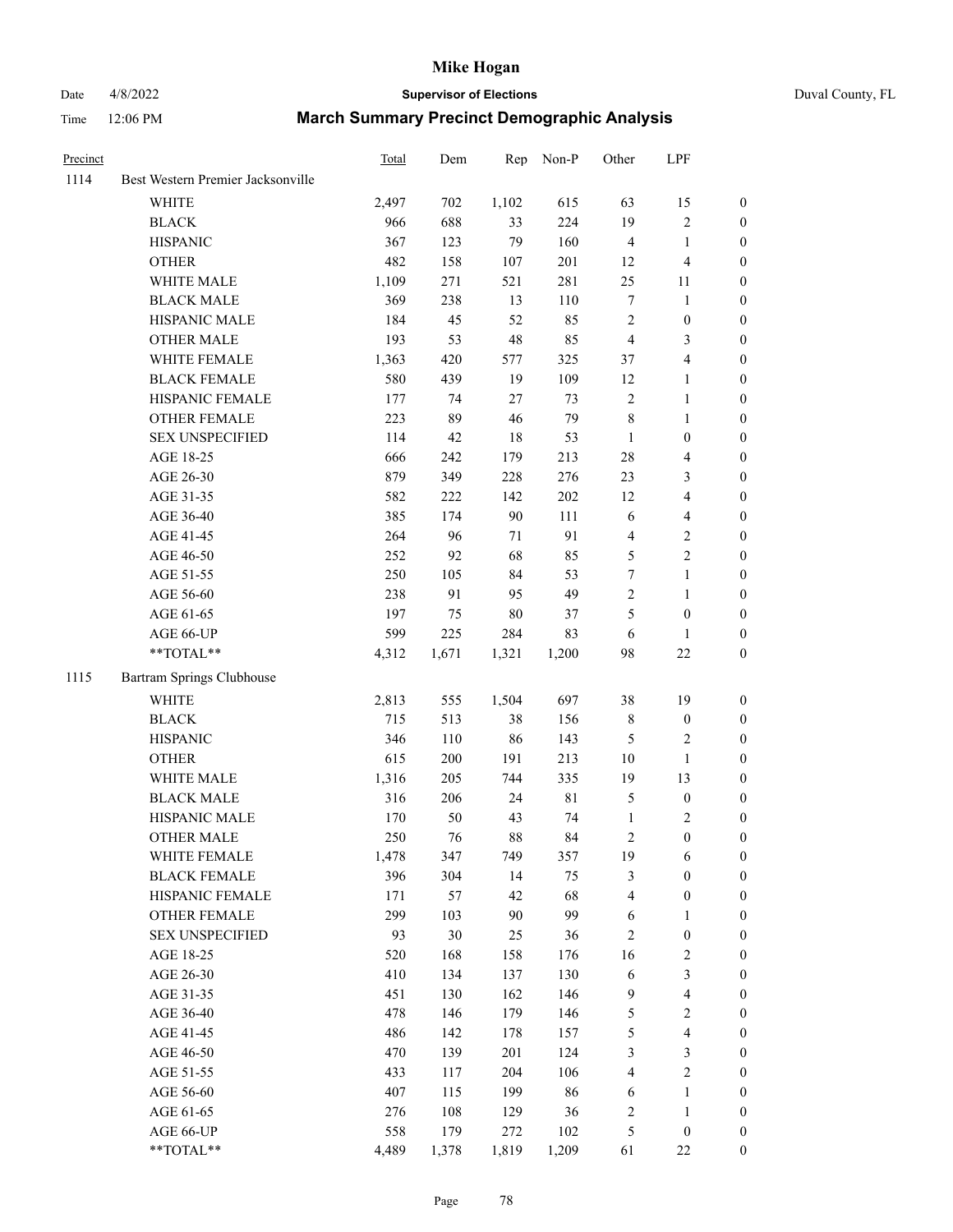# Mike Hogan

Date 4/8/2022 **Supervisor of Elections** Duval County, FL

Time 12:06 PM **March Summary Precinct Demographic Analysis**

| Precinct | | Total | Dem | Rep | Non-P | Other | LPF | |
|---|---|---|---|---|---|---|---|---|
| 1114 | Best Western Premier Jacksonville | | | | | | | |
| | WHITE | 2,497 | 702 | 1,102 | 615 | 63 | 15 | 0 |
| | BLACK | 966 | 688 | 33 | 224 | 19 | 2 | 0 |
| | HISPANIC | 367 | 123 | 79 | 160 | 4 | 1 | 0 |
| | OTHER | 482 | 158 | 107 | 201 | 12 | 4 | 0 |
| | WHITE MALE | 1,109 | 271 | 521 | 281 | 25 | 11 | 0 |
| | BLACK MALE | 369 | 238 | 13 | 110 | 7 | 1 | 0 |
| | HISPANIC MALE | 184 | 45 | 52 | 85 | 2 | 0 | 0 |
| | OTHER MALE | 193 | 53 | 48 | 85 | 4 | 3 | 0 |
| | WHITE FEMALE | 1,363 | 420 | 577 | 325 | 37 | 4 | 0 |
| | BLACK FEMALE | 580 | 439 | 19 | 109 | 12 | 1 | 0 |
| | HISPANIC FEMALE | 177 | 74 | 27 | 73 | 2 | 1 | 0 |
| | OTHER FEMALE | 223 | 89 | 46 | 79 | 8 | 1 | 0 |
| | SEX UNSPECIFIED | 114 | 42 | 18 | 53 | 1 | 0 | 0 |
| | AGE 18-25 | 666 | 242 | 179 | 213 | 28 | 4 | 0 |
| | AGE 26-30 | 879 | 349 | 228 | 276 | 23 | 3 | 0 |
| | AGE 31-35 | 582 | 222 | 142 | 202 | 12 | 4 | 0 |
| | AGE 36-40 | 385 | 174 | 90 | 111 | 6 | 4 | 0 |
| | AGE 41-45 | 264 | 96 | 71 | 91 | 4 | 2 | 0 |
| | AGE 46-50 | 252 | 92 | 68 | 85 | 5 | 2 | 0 |
| | AGE 51-55 | 250 | 105 | 84 | 53 | 7 | 1 | 0 |
| | AGE 56-60 | 238 | 91 | 95 | 49 | 2 | 1 | 0 |
| | AGE 61-65 | 197 | 75 | 80 | 37 | 5 | 0 | 0 |
| | AGE 66-UP | 599 | 225 | 284 | 83 | 6 | 1 | 0 |
| | **TOTAL** | 4,312 | 1,671 | 1,321 | 1,200 | 98 | 22 | 0 |
| 1115 | Bartram Springs Clubhouse | | | | | | | |
| | WHITE | 2,813 | 555 | 1,504 | 697 | 38 | 19 | 0 |
| | BLACK | 715 | 513 | 38 | 156 | 8 | 0 | 0 |
| | HISPANIC | 346 | 110 | 86 | 143 | 5 | 2 | 0 |
| | OTHER | 615 | 200 | 191 | 213 | 10 | 1 | 0 |
| | WHITE MALE | 1,316 | 205 | 744 | 335 | 19 | 13 | 0 |
| | BLACK MALE | 316 | 206 | 24 | 81 | 5 | 0 | 0 |
| | HISPANIC MALE | 170 | 50 | 43 | 74 | 1 | 2 | 0 |
| | OTHER MALE | 250 | 76 | 88 | 84 | 2 | 0 | 0 |
| | WHITE FEMALE | 1,478 | 347 | 749 | 357 | 19 | 6 | 0 |
| | BLACK FEMALE | 396 | 304 | 14 | 75 | 3 | 0 | 0 |
| | HISPANIC FEMALE | 171 | 57 | 42 | 68 | 4 | 0 | 0 |
| | OTHER FEMALE | 299 | 103 | 90 | 99 | 6 | 1 | 0 |
| | SEX UNSPECIFIED | 93 | 30 | 25 | 36 | 2 | 0 | 0 |
| | AGE 18-25 | 520 | 168 | 158 | 176 | 16 | 2 | 0 |
| | AGE 26-30 | 410 | 134 | 137 | 130 | 6 | 3 | 0 |
| | AGE 31-35 | 451 | 130 | 162 | 146 | 9 | 4 | 0 |
| | AGE 36-40 | 478 | 146 | 179 | 146 | 5 | 2 | 0 |
| | AGE 41-45 | 486 | 142 | 178 | 157 | 5 | 4 | 0 |
| | AGE 46-50 | 470 | 139 | 201 | 124 | 3 | 3 | 0 |
| | AGE 51-55 | 433 | 117 | 204 | 106 | 4 | 2 | 0 |
| | AGE 56-60 | 407 | 115 | 199 | 86 | 6 | 1 | 0 |
| | AGE 61-65 | 276 | 108 | 129 | 36 | 2 | 1 | 0 |
| | AGE 66-UP | 558 | 179 | 272 | 102 | 5 | 0 | 0 |
| | **TOTAL** | 4,489 | 1,378 | 1,819 | 1,209 | 61 | 22 | 0 |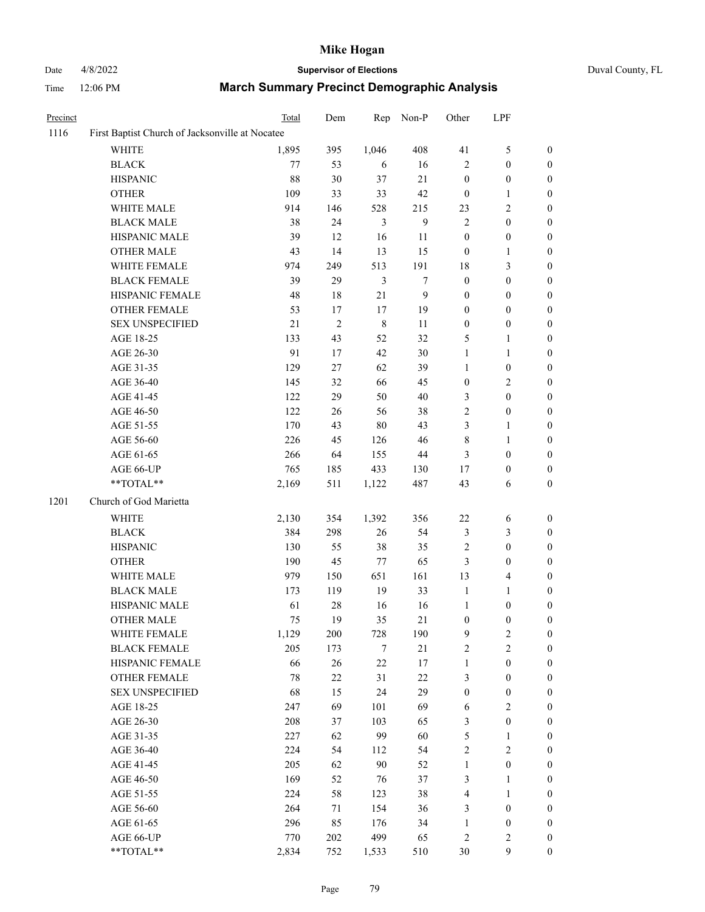# Mike Hogan

Date 4/8/2022 **Supervisor of Elections** Duval County, FL

Time 12:06 PM **March Summary Precinct Demographic Analysis**

| Precinct | | Total | Dem | Rep | Non-P | Other | LPF | |
|---|---|---|---|---|---|---|---|---|
| 1116 | First Baptist Church of Jacksonville at Nocatee | | | | | | | |
| | WHITE | 1,895 | 395 | 1,046 | 408 | 41 | 5 | 0 |
| | BLACK | 77 | 53 | 6 | 16 | 2 | 0 | 0 |
| | HISPANIC | 88 | 30 | 37 | 21 | 0 | 0 | 0 |
| | OTHER | 109 | 33 | 33 | 42 | 0 | 1 | 0 |
| | WHITE MALE | 914 | 146 | 528 | 215 | 23 | 2 | 0 |
| | BLACK MALE | 38 | 24 | 3 | 9 | 2 | 0 | 0 |
| | HISPANIC MALE | 39 | 12 | 16 | 11 | 0 | 0 | 0 |
| | OTHER MALE | 43 | 14 | 13 | 15 | 0 | 1 | 0 |
| | WHITE FEMALE | 974 | 249 | 513 | 191 | 18 | 3 | 0 |
| | BLACK FEMALE | 39 | 29 | 3 | 7 | 0 | 0 | 0 |
| | HISPANIC FEMALE | 48 | 18 | 21 | 9 | 0 | 0 | 0 |
| | OTHER FEMALE | 53 | 17 | 17 | 19 | 0 | 0 | 0 |
| | SEX UNSPECIFIED | 21 | 2 | 8 | 11 | 0 | 0 | 0 |
| | AGE 18-25 | 133 | 43 | 52 | 32 | 5 | 1 | 0 |
| | AGE 26-30 | 91 | 17 | 42 | 30 | 1 | 1 | 0 |
| | AGE 31-35 | 129 | 27 | 62 | 39 | 1 | 0 | 0 |
| | AGE 36-40 | 145 | 32 | 66 | 45 | 0 | 2 | 0 |
| | AGE 41-45 | 122 | 29 | 50 | 40 | 3 | 0 | 0 |
| | AGE 46-50 | 122 | 26 | 56 | 38 | 2 | 0 | 0 |
| | AGE 51-55 | 170 | 43 | 80 | 43 | 3 | 1 | 0 |
| | AGE 56-60 | 226 | 45 | 126 | 46 | 8 | 1 | 0 |
| | AGE 61-65 | 266 | 64 | 155 | 44 | 3 | 0 | 0 |
| | AGE 66-UP | 765 | 185 | 433 | 130 | 17 | 0 | 0 |
| | **TOTAL** | 2,169 | 511 | 1,122 | 487 | 43 | 6 | 0 |
| 1201 | Church of God Marietta | | | | | | | |
| | WHITE | 2,130 | 354 | 1,392 | 356 | 22 | 6 | 0 |
| | BLACK | 384 | 298 | 26 | 54 | 3 | 3 | 0 |
| | HISPANIC | 130 | 55 | 38 | 35 | 2 | 0 | 0 |
| | OTHER | 190 | 45 | 77 | 65 | 3 | 0 | 0 |
| | WHITE MALE | 979 | 150 | 651 | 161 | 13 | 4 | 0 |
| | BLACK MALE | 173 | 119 | 19 | 33 | 1 | 1 | 0 |
| | HISPANIC MALE | 61 | 28 | 16 | 16 | 1 | 0 | 0 |
| | OTHER MALE | 75 | 19 | 35 | 21 | 0 | 0 | 0 |
| | WHITE FEMALE | 1,129 | 200 | 728 | 190 | 9 | 2 | 0 |
| | BLACK FEMALE | 205 | 173 | 7 | 21 | 2 | 2 | 0 |
| | HISPANIC FEMALE | 66 | 26 | 22 | 17 | 1 | 0 | 0 |
| | OTHER FEMALE | 78 | 22 | 31 | 22 | 3 | 0 | 0 |
| | SEX UNSPECIFIED | 68 | 15 | 24 | 29 | 0 | 0 | 0 |
| | AGE 18-25 | 247 | 69 | 101 | 69 | 6 | 2 | 0 |
| | AGE 26-30 | 208 | 37 | 103 | 65 | 3 | 0 | 0 |
| | AGE 31-35 | 227 | 62 | 99 | 60 | 5 | 1 | 0 |
| | AGE 36-40 | 224 | 54 | 112 | 54 | 2 | 2 | 0 |
| | AGE 41-45 | 205 | 62 | 90 | 52 | 1 | 0 | 0 |
| | AGE 46-50 | 169 | 52 | 76 | 37 | 3 | 1 | 0 |
| | AGE 51-55 | 224 | 58 | 123 | 38 | 4 | 1 | 0 |
| | AGE 56-60 | 264 | 71 | 154 | 36 | 3 | 0 | 0 |
| | AGE 61-65 | 296 | 85 | 176 | 34 | 1 | 0 | 0 |
| | AGE 66-UP | 770 | 202 | 499 | 65 | 2 | 2 | 0 |
| | **TOTAL** | 2,834 | 752 | 1,533 | 510 | 30 | 9 | 0 |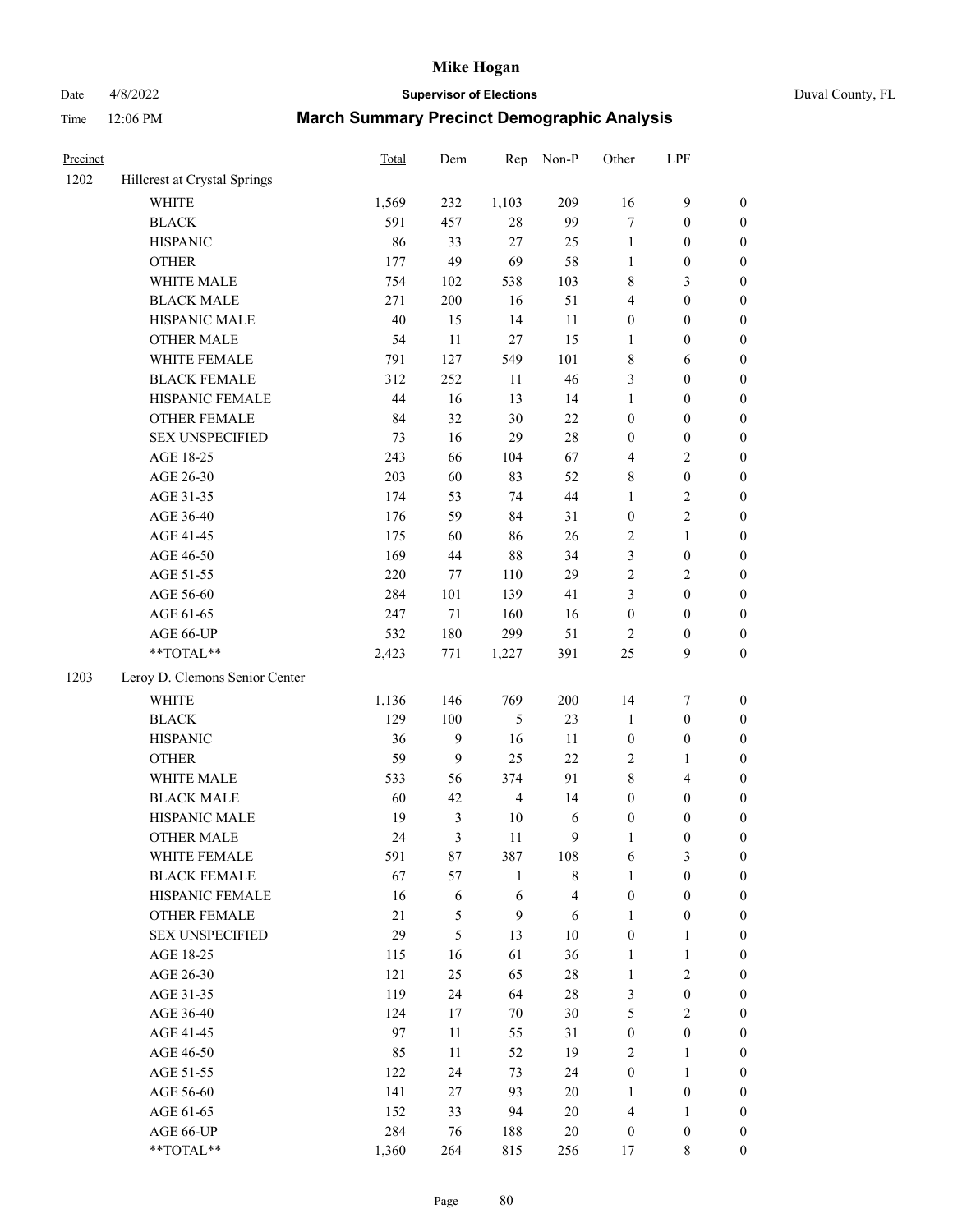# Mike Hogan

Date 4/8/2022 **Supervisor of Elections** Duval County, FL

Time 12:06 PM **March Summary Precinct Demographic Analysis**

| Precinct | | Total | Dem | Rep | Non-P | Other | LPF | |
|---|---|---|---|---|---|---|---|---|
| 1202 | Hillcrest at Crystal Springs | | | | | | | |
| | WHITE | 1,569 | 232 | 1,103 | 209 | 16 | 9 | 0 |
| | BLACK | 591 | 457 | 28 | 99 | 7 | 0 | 0 |
| | HISPANIC | 86 | 33 | 27 | 25 | 1 | 0 | 0 |
| | OTHER | 177 | 49 | 69 | 58 | 1 | 0 | 0 |
| | WHITE MALE | 754 | 102 | 538 | 103 | 8 | 3 | 0 |
| | BLACK MALE | 271 | 200 | 16 | 51 | 4 | 0 | 0 |
| | HISPANIC MALE | 40 | 15 | 14 | 11 | 0 | 0 | 0 |
| | OTHER MALE | 54 | 11 | 27 | 15 | 1 | 0 | 0 |
| | WHITE FEMALE | 791 | 127 | 549 | 101 | 8 | 6 | 0 |
| | BLACK FEMALE | 312 | 252 | 11 | 46 | 3 | 0 | 0 |
| | HISPANIC FEMALE | 44 | 16 | 13 | 14 | 1 | 0 | 0 |
| | OTHER FEMALE | 84 | 32 | 30 | 22 | 0 | 0 | 0 |
| | SEX UNSPECIFIED | 73 | 16 | 29 | 28 | 0 | 0 | 0 |
| | AGE 18-25 | 243 | 66 | 104 | 67 | 4 | 2 | 0 |
| | AGE 26-30 | 203 | 60 | 83 | 52 | 8 | 0 | 0 |
| | AGE 31-35 | 174 | 53 | 74 | 44 | 1 | 2 | 0 |
| | AGE 36-40 | 176 | 59 | 84 | 31 | 0 | 2 | 0 |
| | AGE 41-45 | 175 | 60 | 86 | 26 | 2 | 1 | 0 |
| | AGE 46-50 | 169 | 44 | 88 | 34 | 3 | 0 | 0 |
| | AGE 51-55 | 220 | 77 | 110 | 29 | 2 | 2 | 0 |
| | AGE 56-60 | 284 | 101 | 139 | 41 | 3 | 0 | 0 |
| | AGE 61-65 | 247 | 71 | 160 | 16 | 0 | 0 | 0 |
| | AGE 66-UP | 532 | 180 | 299 | 51 | 2 | 0 | 0 |
| | **TOTAL** | 2,423 | 771 | 1,227 | 391 | 25 | 9 | 0 |
| 1203 | Leroy D. Clemons Senior Center | | | | | | | |
| | WHITE | 1,136 | 146 | 769 | 200 | 14 | 7 | 0 |
| | BLACK | 129 | 100 | 5 | 23 | 1 | 0 | 0 |
| | HISPANIC | 36 | 9 | 16 | 11 | 0 | 0 | 0 |
| | OTHER | 59 | 9 | 25 | 22 | 2 | 1 | 0 |
| | WHITE MALE | 533 | 56 | 374 | 91 | 8 | 4 | 0 |
| | BLACK MALE | 60 | 42 | 4 | 14 | 0 | 0 | 0 |
| | HISPANIC MALE | 19 | 3 | 10 | 6 | 0 | 0 | 0 |
| | OTHER MALE | 24 | 3 | 11 | 9 | 1 | 0 | 0 |
| | WHITE FEMALE | 591 | 87 | 387 | 108 | 6 | 3 | 0 |
| | BLACK FEMALE | 67 | 57 | 1 | 8 | 1 | 0 | 0 |
| | HISPANIC FEMALE | 16 | 6 | 6 | 4 | 0 | 0 | 0 |
| | OTHER FEMALE | 21 | 5 | 9 | 6 | 1 | 0 | 0 |
| | SEX UNSPECIFIED | 29 | 5 | 13 | 10 | 0 | 1 | 0 |
| | AGE 18-25 | 115 | 16 | 61 | 36 | 1 | 1 | 0 |
| | AGE 26-30 | 121 | 25 | 65 | 28 | 1 | 2 | 0 |
| | AGE 31-35 | 119 | 24 | 64 | 28 | 3 | 0 | 0 |
| | AGE 36-40 | 124 | 17 | 70 | 30 | 5 | 2 | 0 |
| | AGE 41-45 | 97 | 11 | 55 | 31 | 0 | 0 | 0 |
| | AGE 46-50 | 85 | 11 | 52 | 19 | 2 | 1 | 0 |
| | AGE 51-55 | 122 | 24 | 73 | 24 | 0 | 1 | 0 |
| | AGE 56-60 | 141 | 27 | 93 | 20 | 1 | 0 | 0 |
| | AGE 61-65 | 152 | 33 | 94 | 20 | 4 | 1 | 0 |
| | AGE 66-UP | 284 | 76 | 188 | 20 | 0 | 0 | 0 |
| | **TOTAL** | 1,360 | 264 | 815 | 256 | 17 | 8 | 0 |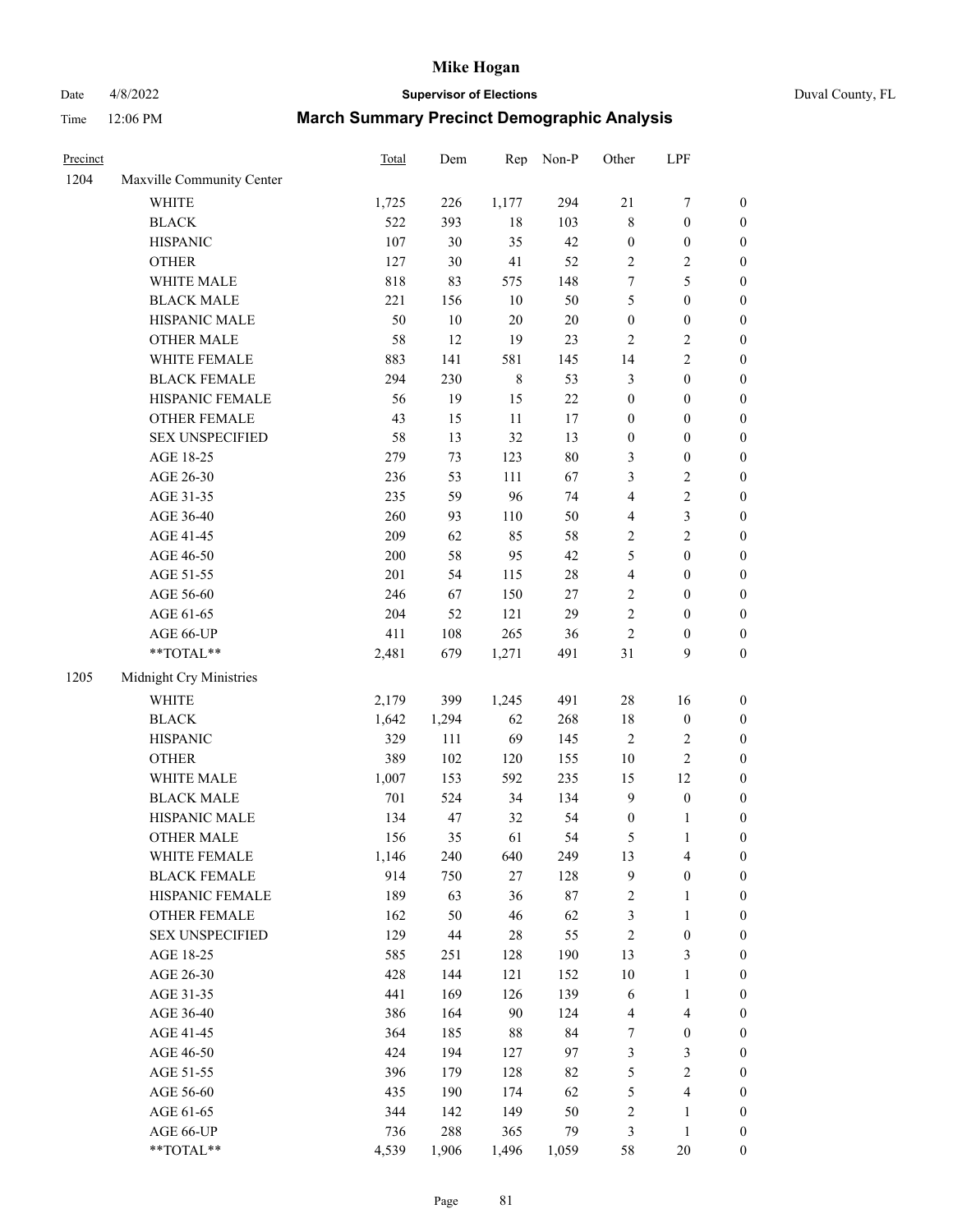# Mike Hogan

Date 4/8/2022 **Supervisor of Elections** Duval County, FL

Time 12:06 PM **March Summary Precinct Demographic Analysis**

| Precinct | | Total | Dem | Rep | Non-P | Other | LPF | |
|---|---|---|---|---|---|---|---|---|
| 1204 | Maxville Community Center | | | | | | | |
| | WHITE | 1,725 | 226 | 1,177 | 294 | 21 | 7 | 0 |
| | BLACK | 522 | 393 | 18 | 103 | 8 | 0 | 0 |
| | HISPANIC | 107 | 30 | 35 | 42 | 0 | 0 | 0 |
| | OTHER | 127 | 30 | 41 | 52 | 2 | 2 | 0 |
| | WHITE MALE | 818 | 83 | 575 | 148 | 7 | 5 | 0 |
| | BLACK MALE | 221 | 156 | 10 | 50 | 5 | 0 | 0 |
| | HISPANIC MALE | 50 | 10 | 20 | 20 | 0 | 0 | 0 |
| | OTHER MALE | 58 | 12 | 19 | 23 | 2 | 2 | 0 |
| | WHITE FEMALE | 883 | 141 | 581 | 145 | 14 | 2 | 0 |
| | BLACK FEMALE | 294 | 230 | 8 | 53 | 3 | 0 | 0 |
| | HISPANIC FEMALE | 56 | 19 | 15 | 22 | 0 | 0 | 0 |
| | OTHER FEMALE | 43 | 15 | 11 | 17 | 0 | 0 | 0 |
| | SEX UNSPECIFIED | 58 | 13 | 32 | 13 | 0 | 0 | 0 |
| | AGE 18-25 | 279 | 73 | 123 | 80 | 3 | 0 | 0 |
| | AGE 26-30 | 236 | 53 | 111 | 67 | 3 | 2 | 0 |
| | AGE 31-35 | 235 | 59 | 96 | 74 | 4 | 2 | 0 |
| | AGE 36-40 | 260 | 93 | 110 | 50 | 4 | 3 | 0 |
| | AGE 41-45 | 209 | 62 | 85 | 58 | 2 | 2 | 0 |
| | AGE 46-50 | 200 | 58 | 95 | 42 | 5 | 0 | 0 |
| | AGE 51-55 | 201 | 54 | 115 | 28 | 4 | 0 | 0 |
| | AGE 56-60 | 246 | 67 | 150 | 27 | 2 | 0 | 0 |
| | AGE 61-65 | 204 | 52 | 121 | 29 | 2 | 0 | 0 |
| | AGE 66-UP | 411 | 108 | 265 | 36 | 2 | 0 | 0 |
| | **TOTAL** | 2,481 | 679 | 1,271 | 491 | 31 | 9 | 0 |
| 1205 | Midnight Cry Ministries | | | | | | | |
| | WHITE | 2,179 | 399 | 1,245 | 491 | 28 | 16 | 0 |
| | BLACK | 1,642 | 1,294 | 62 | 268 | 18 | 0 | 0 |
| | HISPANIC | 329 | 111 | 69 | 145 | 2 | 2 | 0 |
| | OTHER | 389 | 102 | 120 | 155 | 10 | 2 | 0 |
| | WHITE MALE | 1,007 | 153 | 592 | 235 | 15 | 12 | 0 |
| | BLACK MALE | 701 | 524 | 34 | 134 | 9 | 0 | 0 |
| | HISPANIC MALE | 134 | 47 | 32 | 54 | 0 | 1 | 0 |
| | OTHER MALE | 156 | 35 | 61 | 54 | 5 | 1 | 0 |
| | WHITE FEMALE | 1,146 | 240 | 640 | 249 | 13 | 4 | 0 |
| | BLACK FEMALE | 914 | 750 | 27 | 128 | 9 | 0 | 0 |
| | HISPANIC FEMALE | 189 | 63 | 36 | 87 | 2 | 1 | 0 |
| | OTHER FEMALE | 162 | 50 | 46 | 62 | 3 | 1 | 0 |
| | SEX UNSPECIFIED | 129 | 44 | 28 | 55 | 2 | 0 | 0 |
| | AGE 18-25 | 585 | 251 | 128 | 190 | 13 | 3 | 0 |
| | AGE 26-30 | 428 | 144 | 121 | 152 | 10 | 1 | 0 |
| | AGE 31-35 | 441 | 169 | 126 | 139 | 6 | 1 | 0 |
| | AGE 36-40 | 386 | 164 | 90 | 124 | 4 | 4 | 0 |
| | AGE 41-45 | 364 | 185 | 88 | 84 | 7 | 0 | 0 |
| | AGE 46-50 | 424 | 194 | 127 | 97 | 3 | 3 | 0 |
| | AGE 51-55 | 396 | 179 | 128 | 82 | 5 | 2 | 0 |
| | AGE 56-60 | 435 | 190 | 174 | 62 | 5 | 4 | 0 |
| | AGE 61-65 | 344 | 142 | 149 | 50 | 2 | 1 | 0 |
| | AGE 66-UP | 736 | 288 | 365 | 79 | 3 | 1 | 0 |
| | **TOTAL** | 4,539 | 1,906 | 1,496 | 1,059 | 58 | 20 | 0 |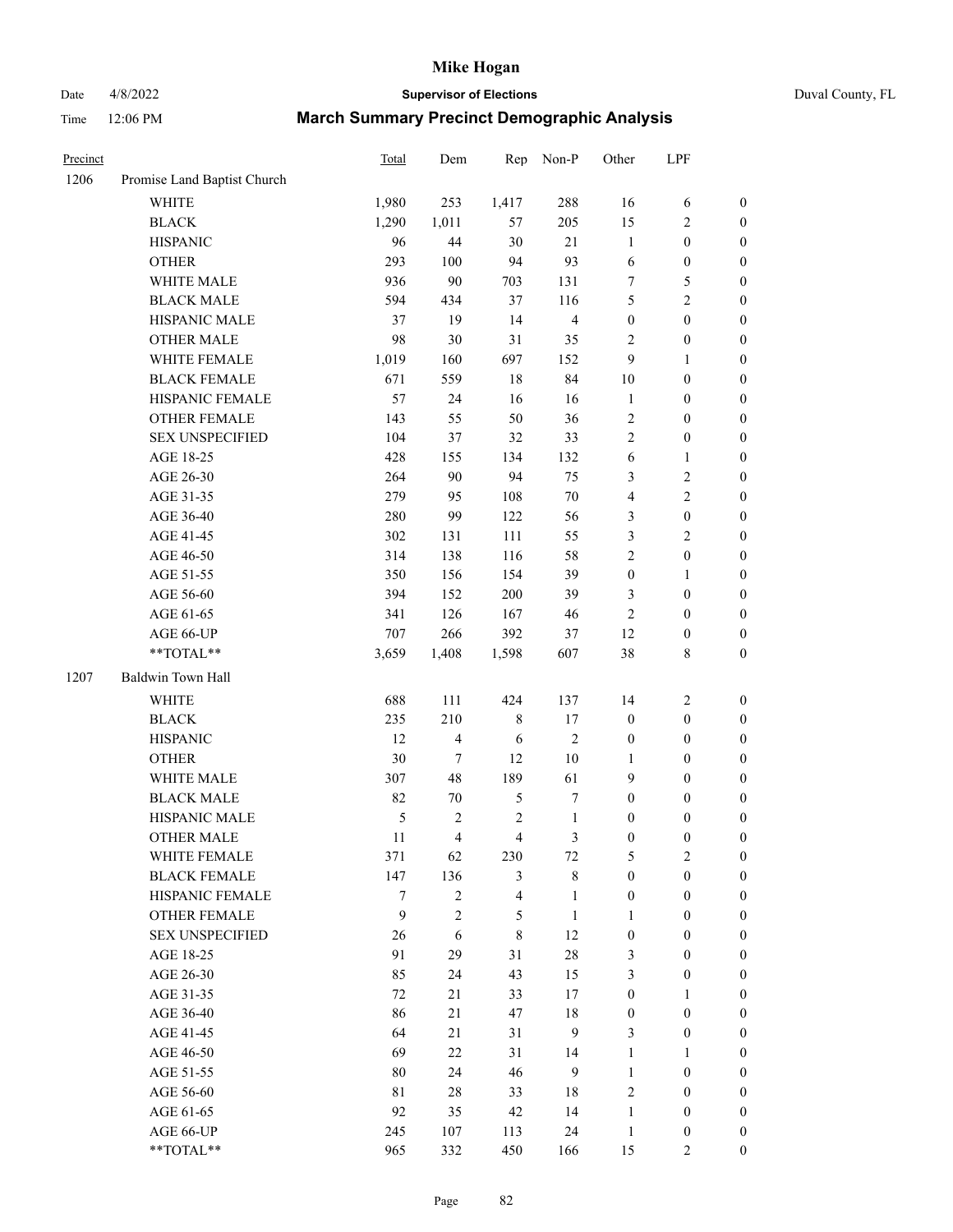# Mike Hogan

Date 4/8/2022 **Supervisor of Elections** Duval County, FL

Time 12:06 PM **March Summary Precinct Demographic Analysis**

| Precinct | | Total | Dem | Rep | Non-P | Other | LPF | |
|---|---|---|---|---|---|---|---|---|
| 1206 | Promise Land Baptist Church | | | | | | | |
| | WHITE | 1,980 | 253 | 1,417 | 288 | 16 | 6 | 0 |
| | BLACK | 1,290 | 1,011 | 57 | 205 | 15 | 2 | 0 |
| | HISPANIC | 96 | 44 | 30 | 21 | 1 | 0 | 0 |
| | OTHER | 293 | 100 | 94 | 93 | 6 | 0 | 0 |
| | WHITE MALE | 936 | 90 | 703 | 131 | 7 | 5 | 0 |
| | BLACK MALE | 594 | 434 | 37 | 116 | 5 | 2 | 0 |
| | HISPANIC MALE | 37 | 19 | 14 | 4 | 0 | 0 | 0 |
| | OTHER MALE | 98 | 30 | 31 | 35 | 2 | 0 | 0 |
| | WHITE FEMALE | 1,019 | 160 | 697 | 152 | 9 | 1 | 0 |
| | BLACK FEMALE | 671 | 559 | 18 | 84 | 10 | 0 | 0 |
| | HISPANIC FEMALE | 57 | 24 | 16 | 16 | 1 | 0 | 0 |
| | OTHER FEMALE | 143 | 55 | 50 | 36 | 2 | 0 | 0 |
| | SEX UNSPECIFIED | 104 | 37 | 32 | 33 | 2 | 0 | 0 |
| | AGE 18-25 | 428 | 155 | 134 | 132 | 6 | 1 | 0 |
| | AGE 26-30 | 264 | 90 | 94 | 75 | 3 | 2 | 0 |
| | AGE 31-35 | 279 | 95 | 108 | 70 | 4 | 2 | 0 |
| | AGE 36-40 | 280 | 99 | 122 | 56 | 3 | 0 | 0 |
| | AGE 41-45 | 302 | 131 | 111 | 55 | 3 | 2 | 0 |
| | AGE 46-50 | 314 | 138 | 116 | 58 | 2 | 0 | 0 |
| | AGE 51-55 | 350 | 156 | 154 | 39 | 0 | 1 | 0 |
| | AGE 56-60 | 394 | 152 | 200 | 39 | 3 | 0 | 0 |
| | AGE 61-65 | 341 | 126 | 167 | 46 | 2 | 0 | 0 |
| | AGE 66-UP | 707 | 266 | 392 | 37 | 12 | 0 | 0 |
| | **TOTAL** | 3,659 | 1,408 | 1,598 | 607 | 38 | 8 | 0 |
| 1207 | Baldwin Town Hall | | | | | | | |
| | WHITE | 688 | 111 | 424 | 137 | 14 | 2 | 0 |
| | BLACK | 235 | 210 | 8 | 17 | 0 | 0 | 0 |
| | HISPANIC | 12 | 4 | 6 | 2 | 0 | 0 | 0 |
| | OTHER | 30 | 7 | 12 | 10 | 1 | 0 | 0 |
| | WHITE MALE | 307 | 48 | 189 | 61 | 9 | 0 | 0 |
| | BLACK MALE | 82 | 70 | 5 | 7 | 0 | 0 | 0 |
| | HISPANIC MALE | 5 | 2 | 2 | 1 | 0 | 0 | 0 |
| | OTHER MALE | 11 | 4 | 4 | 3 | 0 | 0 | 0 |
| | WHITE FEMALE | 371 | 62 | 230 | 72 | 5 | 2 | 0 |
| | BLACK FEMALE | 147 | 136 | 3 | 8 | 0 | 0 | 0 |
| | HISPANIC FEMALE | 7 | 2 | 4 | 1 | 0 | 0 | 0 |
| | OTHER FEMALE | 9 | 2 | 5 | 1 | 1 | 0 | 0 |
| | SEX UNSPECIFIED | 26 | 6 | 8 | 12 | 0 | 0 | 0 |
| | AGE 18-25 | 91 | 29 | 31 | 28 | 3 | 0 | 0 |
| | AGE 26-30 | 85 | 24 | 43 | 15 | 3 | 0 | 0 |
| | AGE 31-35 | 72 | 21 | 33 | 17 | 0 | 1 | 0 |
| | AGE 36-40 | 86 | 21 | 47 | 18 | 0 | 0 | 0 |
| | AGE 41-45 | 64 | 21 | 31 | 9 | 3 | 0 | 0 |
| | AGE 46-50 | 69 | 22 | 31 | 14 | 1 | 1 | 0 |
| | AGE 51-55 | 80 | 24 | 46 | 9 | 1 | 0 | 0 |
| | AGE 56-60 | 81 | 28 | 33 | 18 | 2 | 0 | 0 |
| | AGE 61-65 | 92 | 35 | 42 | 14 | 1 | 0 | 0 |
| | AGE 66-UP | 245 | 107 | 113 | 24 | 1 | 0 | 0 |
| | **TOTAL** | 965 | 332 | 450 | 166 | 15 | 2 | 0 |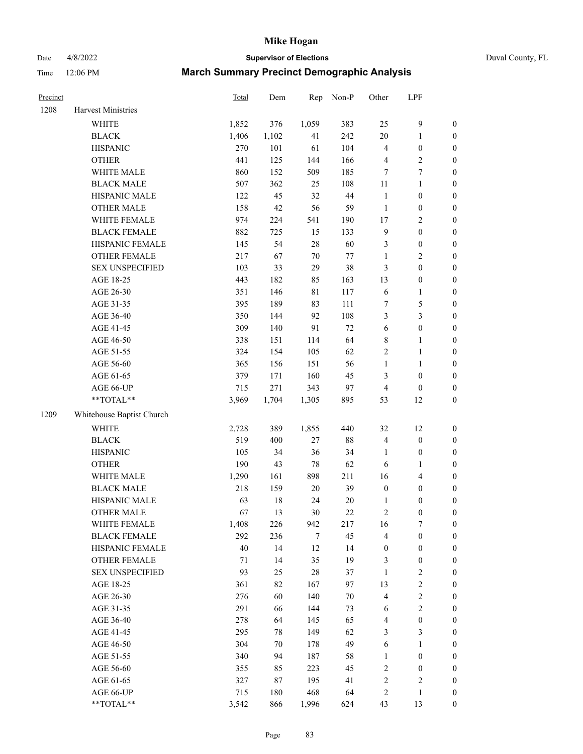# Mike Hogan

Date 4/8/2022 **Supervisor of Elections** Duval County, FL

Time 12:06 PM **March Summary Precinct Demographic Analysis**

| Precinct | | Total | Dem | Rep | Non-P | Other | LPF | |
|---|---|---|---|---|---|---|---|---|
| 1208 | Harvest Ministries | | | | | | | |
| | WHITE | 1,852 | 376 | 1,059 | 383 | 25 | 9 | 0 |
| | BLACK | 1,406 | 1,102 | 41 | 242 | 20 | 1 | 0 |
| | HISPANIC | 270 | 101 | 61 | 104 | 4 | 0 | 0 |
| | OTHER | 441 | 125 | 144 | 166 | 4 | 2 | 0 |
| | WHITE MALE | 860 | 152 | 509 | 185 | 7 | 7 | 0 |
| | BLACK MALE | 507 | 362 | 25 | 108 | 11 | 1 | 0 |
| | HISPANIC MALE | 122 | 45 | 32 | 44 | 1 | 0 | 0 |
| | OTHER MALE | 158 | 42 | 56 | 59 | 1 | 0 | 0 |
| | WHITE FEMALE | 974 | 224 | 541 | 190 | 17 | 2 | 0 |
| | BLACK FEMALE | 882 | 725 | 15 | 133 | 9 | 0 | 0 |
| | HISPANIC FEMALE | 145 | 54 | 28 | 60 | 3 | 0 | 0 |
| | OTHER FEMALE | 217 | 67 | 70 | 77 | 1 | 2 | 0 |
| | SEX UNSPECIFIED | 103 | 33 | 29 | 38 | 3 | 0 | 0 |
| | AGE 18-25 | 443 | 182 | 85 | 163 | 13 | 0 | 0 |
| | AGE 26-30 | 351 | 146 | 81 | 117 | 6 | 1 | 0 |
| | AGE 31-35 | 395 | 189 | 83 | 111 | 7 | 5 | 0 |
| | AGE 36-40 | 350 | 144 | 92 | 108 | 3 | 3 | 0 |
| | AGE 41-45 | 309 | 140 | 91 | 72 | 6 | 0 | 0 |
| | AGE 46-50 | 338 | 151 | 114 | 64 | 8 | 1 | 0 |
| | AGE 51-55 | 324 | 154 | 105 | 62 | 2 | 1 | 0 |
| | AGE 56-60 | 365 | 156 | 151 | 56 | 1 | 1 | 0 |
| | AGE 61-65 | 379 | 171 | 160 | 45 | 3 | 0 | 0 |
| | AGE 66-UP | 715 | 271 | 343 | 97 | 4 | 0 | 0 |
| | **TOTAL** | 3,969 | 1,704 | 1,305 | 895 | 53 | 12 | 0 |
| 1209 | Whitehouse Baptist Church | | | | | | | |
| | WHITE | 2,728 | 389 | 1,855 | 440 | 32 | 12 | 0 |
| | BLACK | 519 | 400 | 27 | 88 | 4 | 0 | 0 |
| | HISPANIC | 105 | 34 | 36 | 34 | 1 | 0 | 0 |
| | OTHER | 190 | 43 | 78 | 62 | 6 | 1 | 0 |
| | WHITE MALE | 1,290 | 161 | 898 | 211 | 16 | 4 | 0 |
| | BLACK MALE | 218 | 159 | 20 | 39 | 0 | 0 | 0 |
| | HISPANIC MALE | 63 | 18 | 24 | 20 | 1 | 0 | 0 |
| | OTHER MALE | 67 | 13 | 30 | 22 | 2 | 0 | 0 |
| | WHITE FEMALE | 1,408 | 226 | 942 | 217 | 16 | 7 | 0 |
| | BLACK FEMALE | 292 | 236 | 7 | 45 | 4 | 0 | 0 |
| | HISPANIC FEMALE | 40 | 14 | 12 | 14 | 0 | 0 | 0 |
| | OTHER FEMALE | 71 | 14 | 35 | 19 | 3 | 0 | 0 |
| | SEX UNSPECIFIED | 93 | 25 | 28 | 37 | 1 | 2 | 0 |
| | AGE 18-25 | 361 | 82 | 167 | 97 | 13 | 2 | 0 |
| | AGE 26-30 | 276 | 60 | 140 | 70 | 4 | 2 | 0 |
| | AGE 31-35 | 291 | 66 | 144 | 73 | 6 | 2 | 0 |
| | AGE 36-40 | 278 | 64 | 145 | 65 | 4 | 0 | 0 |
| | AGE 41-45 | 295 | 78 | 149 | 62 | 3 | 3 | 0 |
| | AGE 46-50 | 304 | 70 | 178 | 49 | 6 | 1 | 0 |
| | AGE 51-55 | 340 | 94 | 187 | 58 | 1 | 0 | 0 |
| | AGE 56-60 | 355 | 85 | 223 | 45 | 2 | 0 | 0 |
| | AGE 61-65 | 327 | 87 | 195 | 41 | 2 | 2 | 0 |
| | AGE 66-UP | 715 | 180 | 468 | 64 | 2 | 1 | 0 |
| | **TOTAL** | 3,542 | 866 | 1,996 | 624 | 43 | 13 | 0 |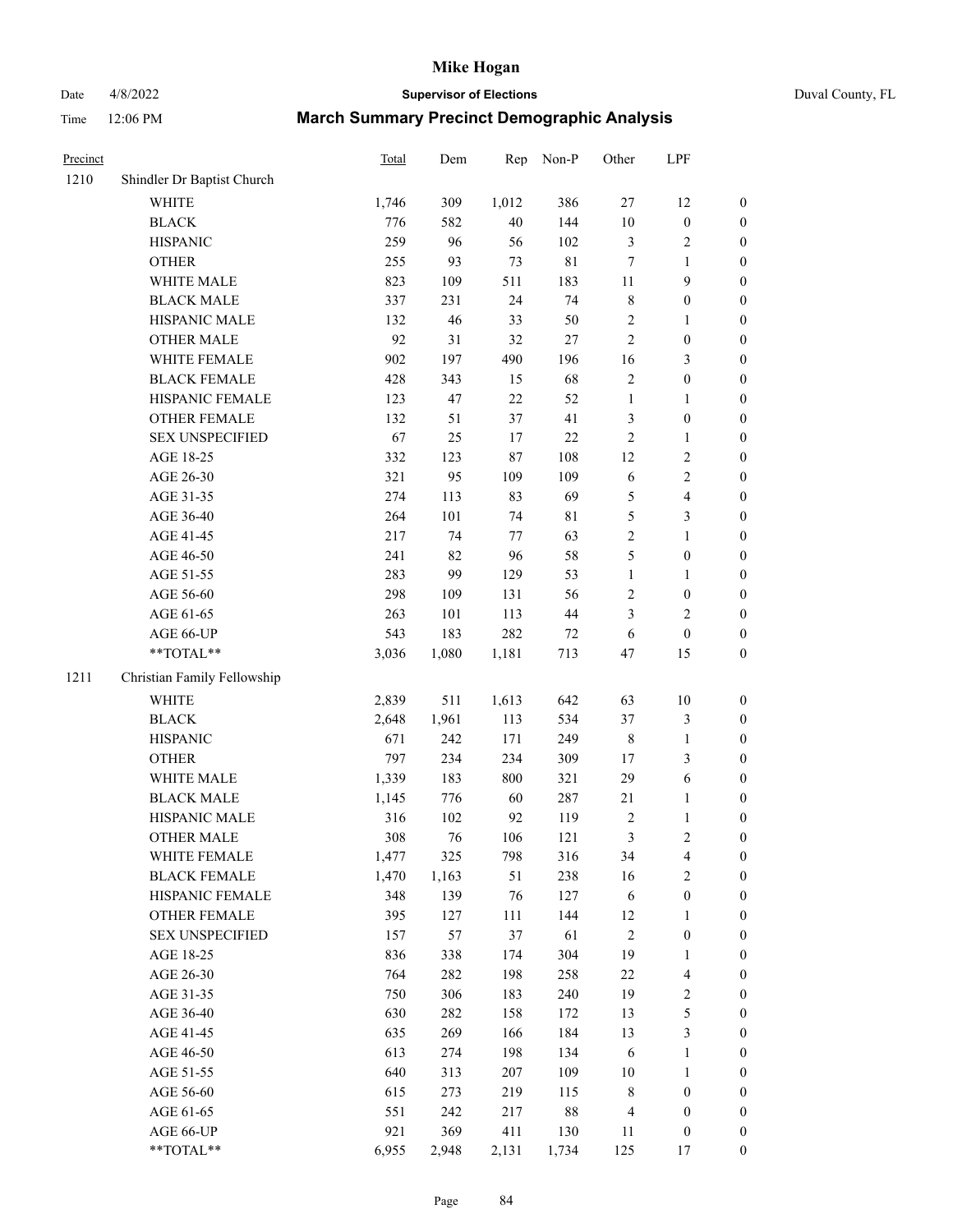# Mike Hogan

Date 4/8/2022 **Supervisor of Elections** Duval County, FL

Time 12:06 PM **March Summary Precinct Demographic Analysis**

| Precinct | | Total | Dem | Rep | Non-P | Other | LPF | |
|---|---|---|---|---|---|---|---|---|
| 1210 | Shindler Dr Baptist Church | | | | | | | |
| | WHITE | 1,746 | 309 | 1,012 | 386 | 27 | 12 | 0 |
| | BLACK | 776 | 582 | 40 | 144 | 10 | 0 | 0 |
| | HISPANIC | 259 | 96 | 56 | 102 | 3 | 2 | 0 |
| | OTHER | 255 | 93 | 73 | 81 | 7 | 1 | 0 |
| | WHITE MALE | 823 | 109 | 511 | 183 | 11 | 9 | 0 |
| | BLACK MALE | 337 | 231 | 24 | 74 | 8 | 0 | 0 |
| | HISPANIC MALE | 132 | 46 | 33 | 50 | 2 | 1 | 0 |
| | OTHER MALE | 92 | 31 | 32 | 27 | 2 | 0 | 0 |
| | WHITE FEMALE | 902 | 197 | 490 | 196 | 16 | 3 | 0 |
| | BLACK FEMALE | 428 | 343 | 15 | 68 | 2 | 0 | 0 |
| | HISPANIC FEMALE | 123 | 47 | 22 | 52 | 1 | 1 | 0 |
| | OTHER FEMALE | 132 | 51 | 37 | 41 | 3 | 0 | 0 |
| | SEX UNSPECIFIED | 67 | 25 | 17 | 22 | 2 | 1 | 0 |
| | AGE 18-25 | 332 | 123 | 87 | 108 | 12 | 2 | 0 |
| | AGE 26-30 | 321 | 95 | 109 | 109 | 6 | 2 | 0 |
| | AGE 31-35 | 274 | 113 | 83 | 69 | 5 | 4 | 0 |
| | AGE 36-40 | 264 | 101 | 74 | 81 | 5 | 3 | 0 |
| | AGE 41-45 | 217 | 74 | 77 | 63 | 2 | 1 | 0 |
| | AGE 46-50 | 241 | 82 | 96 | 58 | 5 | 0 | 0 |
| | AGE 51-55 | 283 | 99 | 129 | 53 | 1 | 1 | 0 |
| | AGE 56-60 | 298 | 109 | 131 | 56 | 2 | 0 | 0 |
| | AGE 61-65 | 263 | 101 | 113 | 44 | 3 | 2 | 0 |
| | AGE 66-UP | 543 | 183 | 282 | 72 | 6 | 0 | 0 |
| | **TOTAL** | 3,036 | 1,080 | 1,181 | 713 | 47 | 15 | 0 |
| 1211 | Christian Family Fellowship | | | | | | | |
| | WHITE | 2,839 | 511 | 1,613 | 642 | 63 | 10 | 0 |
| | BLACK | 2,648 | 1,961 | 113 | 534 | 37 | 3 | 0 |
| | HISPANIC | 671 | 242 | 171 | 249 | 8 | 1 | 0 |
| | OTHER | 797 | 234 | 234 | 309 | 17 | 3 | 0 |
| | WHITE MALE | 1,339 | 183 | 800 | 321 | 29 | 6 | 0 |
| | BLACK MALE | 1,145 | 776 | 60 | 287 | 21 | 1 | 0 |
| | HISPANIC MALE | 316 | 102 | 92 | 119 | 2 | 1 | 0 |
| | OTHER MALE | 308 | 76 | 106 | 121 | 3 | 2 | 0 |
| | WHITE FEMALE | 1,477 | 325 | 798 | 316 | 34 | 4 | 0 |
| | BLACK FEMALE | 1,470 | 1,163 | 51 | 238 | 16 | 2 | 0 |
| | HISPANIC FEMALE | 348 | 139 | 76 | 127 | 6 | 0 | 0 |
| | OTHER FEMALE | 395 | 127 | 111 | 144 | 12 | 1 | 0 |
| | SEX UNSPECIFIED | 157 | 57 | 37 | 61 | 2 | 0 | 0 |
| | AGE 18-25 | 836 | 338 | 174 | 304 | 19 | 1 | 0 |
| | AGE 26-30 | 764 | 282 | 198 | 258 | 22 | 4 | 0 |
| | AGE 31-35 | 750 | 306 | 183 | 240 | 19 | 2 | 0 |
| | AGE 36-40 | 630 | 282 | 158 | 172 | 13 | 5 | 0 |
| | AGE 41-45 | 635 | 269 | 166 | 184 | 13 | 3 | 0 |
| | AGE 46-50 | 613 | 274 | 198 | 134 | 6 | 1 | 0 |
| | AGE 51-55 | 640 | 313 | 207 | 109 | 10 | 1 | 0 |
| | AGE 56-60 | 615 | 273 | 219 | 115 | 8 | 0 | 0 |
| | AGE 61-65 | 551 | 242 | 217 | 88 | 4 | 0 | 0 |
| | AGE 66-UP | 921 | 369 | 411 | 130 | 11 | 0 | 0 |
| | **TOTAL** | 6,955 | 2,948 | 2,131 | 1,734 | 125 | 17 | 0 |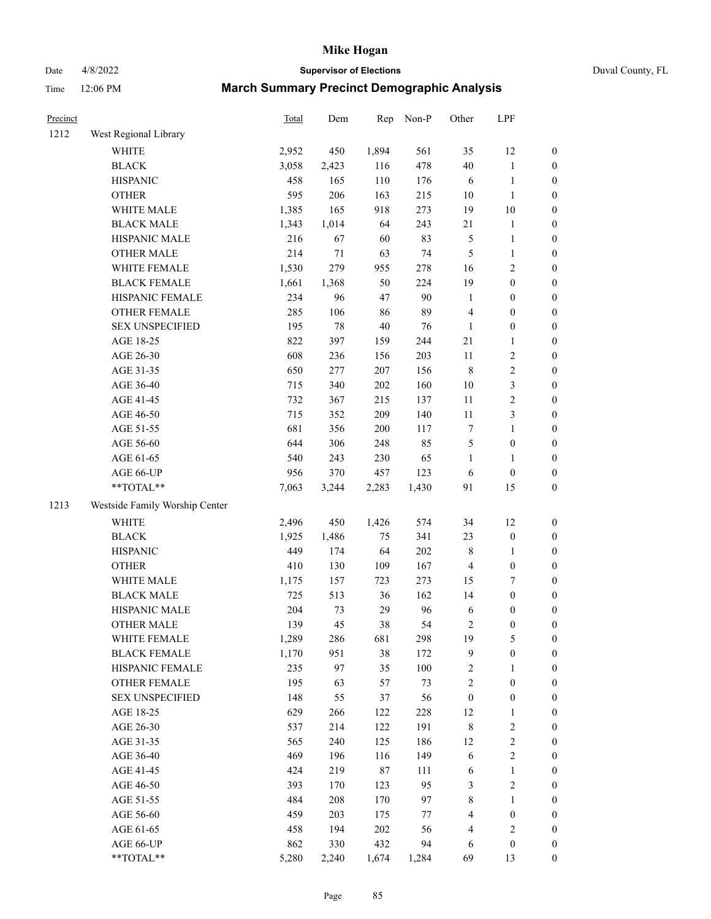# Mike Hogan

Date 4/8/2022 **Supervisor of Elections** Duval County, FL

Time 12:06 PM **March Summary Precinct Demographic Analysis**

| Precinct | | Total | Dem | Rep | Non-P | Other | LPF | |
|---|---|---|---|---|---|---|---|---|
| 1212 | West Regional Library | | | | | | | |
| | WHITE | 2,952 | 450 | 1,894 | 561 | 35 | 12 | 0 |
| | BLACK | 3,058 | 2,423 | 116 | 478 | 40 | 1 | 0 |
| | HISPANIC | 458 | 165 | 110 | 176 | 6 | 1 | 0 |
| | OTHER | 595 | 206 | 163 | 215 | 10 | 1 | 0 |
| | WHITE MALE | 1,385 | 165 | 918 | 273 | 19 | 10 | 0 |
| | BLACK MALE | 1,343 | 1,014 | 64 | 243 | 21 | 1 | 0 |
| | HISPANIC MALE | 216 | 67 | 60 | 83 | 5 | 1 | 0 |
| | OTHER MALE | 214 | 71 | 63 | 74 | 5 | 1 | 0 |
| | WHITE FEMALE | 1,530 | 279 | 955 | 278 | 16 | 2 | 0 |
| | BLACK FEMALE | 1,661 | 1,368 | 50 | 224 | 19 | 0 | 0 |
| | HISPANIC FEMALE | 234 | 96 | 47 | 90 | 1 | 0 | 0 |
| | OTHER FEMALE | 285 | 106 | 86 | 89 | 4 | 0 | 0 |
| | SEX UNSPECIFIED | 195 | 78 | 40 | 76 | 1 | 0 | 0 |
| | AGE 18-25 | 822 | 397 | 159 | 244 | 21 | 1 | 0 |
| | AGE 26-30 | 608 | 236 | 156 | 203 | 11 | 2 | 0 |
| | AGE 31-35 | 650 | 277 | 207 | 156 | 8 | 2 | 0 |
| | AGE 36-40 | 715 | 340 | 202 | 160 | 10 | 3 | 0 |
| | AGE 41-45 | 732 | 367 | 215 | 137 | 11 | 2 | 0 |
| | AGE 46-50 | 715 | 352 | 209 | 140 | 11 | 3 | 0 |
| | AGE 51-55 | 681 | 356 | 200 | 117 | 7 | 1 | 0 |
| | AGE 56-60 | 644 | 306 | 248 | 85 | 5 | 0 | 0 |
| | AGE 61-65 | 540 | 243 | 230 | 65 | 1 | 1 | 0 |
| | AGE 66-UP | 956 | 370 | 457 | 123 | 6 | 0 | 0 |
| | **TOTAL** | 7,063 | 3,244 | 2,283 | 1,430 | 91 | 15 | 0 |
| 1213 | Westside Family Worship Center | | | | | | | |
| | WHITE | 2,496 | 450 | 1,426 | 574 | 34 | 12 | 0 |
| | BLACK | 1,925 | 1,486 | 75 | 341 | 23 | 0 | 0 |
| | HISPANIC | 449 | 174 | 64 | 202 | 8 | 1 | 0 |
| | OTHER | 410 | 130 | 109 | 167 | 4 | 0 | 0 |
| | WHITE MALE | 1,175 | 157 | 723 | 273 | 15 | 7 | 0 |
| | BLACK MALE | 725 | 513 | 36 | 162 | 14 | 0 | 0 |
| | HISPANIC MALE | 204 | 73 | 29 | 96 | 6 | 0 | 0 |
| | OTHER MALE | 139 | 45 | 38 | 54 | 2 | 0 | 0 |
| | WHITE FEMALE | 1,289 | 286 | 681 | 298 | 19 | 5 | 0 |
| | BLACK FEMALE | 1,170 | 951 | 38 | 172 | 9 | 0 | 0 |
| | HISPANIC FEMALE | 235 | 97 | 35 | 100 | 2 | 1 | 0 |
| | OTHER FEMALE | 195 | 63 | 57 | 73 | 2 | 0 | 0 |
| | SEX UNSPECIFIED | 148 | 55 | 37 | 56 | 0 | 0 | 0 |
| | AGE 18-25 | 629 | 266 | 122 | 228 | 12 | 1 | 0 |
| | AGE 26-30 | 537 | 214 | 122 | 191 | 8 | 2 | 0 |
| | AGE 31-35 | 565 | 240 | 125 | 186 | 12 | 2 | 0 |
| | AGE 36-40 | 469 | 196 | 116 | 149 | 6 | 2 | 0 |
| | AGE 41-45 | 424 | 219 | 87 | 111 | 6 | 1 | 0 |
| | AGE 46-50 | 393 | 170 | 123 | 95 | 3 | 2 | 0 |
| | AGE 51-55 | 484 | 208 | 170 | 97 | 8 | 1 | 0 |
| | AGE 56-60 | 459 | 203 | 175 | 77 | 4 | 0 | 0 |
| | AGE 61-65 | 458 | 194 | 202 | 56 | 4 | 2 | 0 |
| | AGE 66-UP | 862 | 330 | 432 | 94 | 6 | 0 | 0 |
| | **TOTAL** | 5,280 | 2,240 | 1,674 | 1,284 | 69 | 13 | 0 |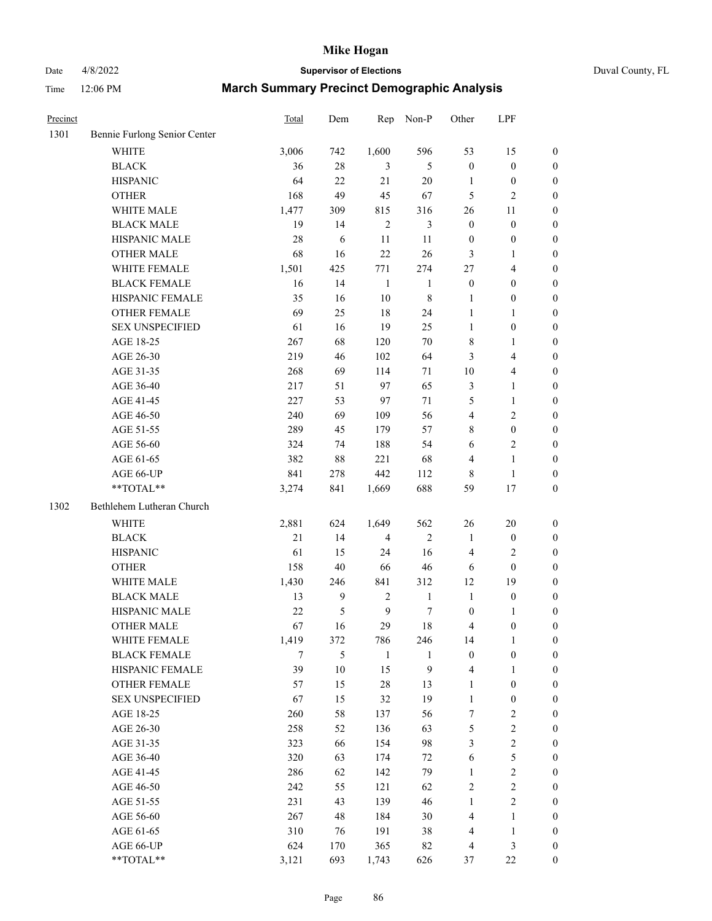# Mike Hogan

Date 4/8/2022 **Supervisor of Elections** Duval County, FL

Time 12:06 PM **March Summary Precinct Demographic Analysis**

| Precinct | | Total | Dem | Rep | Non-P | Other | LPF | |
|---|---|---|---|---|---|---|---|---|
| 1301 | Bennie Furlong Senior Center | | | | | | | |
| | WHITE | 3,006 | 742 | 1,600 | 596 | 53 | 15 | 0 |
| | BLACK | 36 | 28 | 3 | 5 | 0 | 0 | 0 |
| | HISPANIC | 64 | 22 | 21 | 20 | 1 | 0 | 0 |
| | OTHER | 168 | 49 | 45 | 67 | 5 | 2 | 0 |
| | WHITE MALE | 1,477 | 309 | 815 | 316 | 26 | 11 | 0 |
| | BLACK MALE | 19 | 14 | 2 | 3 | 0 | 0 | 0 |
| | HISPANIC MALE | 28 | 6 | 11 | 11 | 0 | 0 | 0 |
| | OTHER MALE | 68 | 16 | 22 | 26 | 3 | 1 | 0 |
| | WHITE FEMALE | 1,501 | 425 | 771 | 274 | 27 | 4 | 0 |
| | BLACK FEMALE | 16 | 14 | 1 | 1 | 0 | 0 | 0 |
| | HISPANIC FEMALE | 35 | 16 | 10 | 8 | 1 | 0 | 0 |
| | OTHER FEMALE | 69 | 25 | 18 | 24 | 1 | 1 | 0 |
| | SEX UNSPECIFIED | 61 | 16 | 19 | 25 | 1 | 0 | 0 |
| | AGE 18-25 | 267 | 68 | 120 | 70 | 8 | 1 | 0 |
| | AGE 26-30 | 219 | 46 | 102 | 64 | 3 | 4 | 0 |
| | AGE 31-35 | 268 | 69 | 114 | 71 | 10 | 4 | 0 |
| | AGE 36-40 | 217 | 51 | 97 | 65 | 3 | 1 | 0 |
| | AGE 41-45 | 227 | 53 | 97 | 71 | 5 | 1 | 0 |
| | AGE 46-50 | 240 | 69 | 109 | 56 | 4 | 2 | 0 |
| | AGE 51-55 | 289 | 45 | 179 | 57 | 8 | 0 | 0 |
| | AGE 56-60 | 324 | 74 | 188 | 54 | 6 | 2 | 0 |
| | AGE 61-65 | 382 | 88 | 221 | 68 | 4 | 1 | 0 |
| | AGE 66-UP | 841 | 278 | 442 | 112 | 8 | 1 | 0 |
| | **TOTAL** | 3,274 | 841 | 1,669 | 688 | 59 | 17 | 0 |
| 1302 | Bethlehem Lutheran Church | | | | | | | |
| | WHITE | 2,881 | 624 | 1,649 | 562 | 26 | 20 | 0 |
| | BLACK | 21 | 14 | 4 | 2 | 1 | 0 | 0 |
| | HISPANIC | 61 | 15 | 24 | 16 | 4 | 2 | 0 |
| | OTHER | 158 | 40 | 66 | 46 | 6 | 0 | 0 |
| | WHITE MALE | 1,430 | 246 | 841 | 312 | 12 | 19 | 0 |
| | BLACK MALE | 13 | 9 | 2 | 1 | 1 | 0 | 0 |
| | HISPANIC MALE | 22 | 5 | 9 | 7 | 0 | 1 | 0 |
| | OTHER MALE | 67 | 16 | 29 | 18 | 4 | 0 | 0 |
| | WHITE FEMALE | 1,419 | 372 | 786 | 246 | 14 | 1 | 0 |
| | BLACK FEMALE | 7 | 5 | 1 | 1 | 0 | 0 | 0 |
| | HISPANIC FEMALE | 39 | 10 | 15 | 9 | 4 | 1 | 0 |
| | OTHER FEMALE | 57 | 15 | 28 | 13 | 1 | 0 | 0 |
| | SEX UNSPECIFIED | 67 | 15 | 32 | 19 | 1 | 0 | 0 |
| | AGE 18-25 | 260 | 58 | 137 | 56 | 7 | 2 | 0 |
| | AGE 26-30 | 258 | 52 | 136 | 63 | 5 | 2 | 0 |
| | AGE 31-35 | 323 | 66 | 154 | 98 | 3 | 2 | 0 |
| | AGE 36-40 | 320 | 63 | 174 | 72 | 6 | 5 | 0 |
| | AGE 41-45 | 286 | 62 | 142 | 79 | 1 | 2 | 0 |
| | AGE 46-50 | 242 | 55 | 121 | 62 | 2 | 2 | 0 |
| | AGE 51-55 | 231 | 43 | 139 | 46 | 1 | 2 | 0 |
| | AGE 56-60 | 267 | 48 | 184 | 30 | 4 | 1 | 0 |
| | AGE 61-65 | 310 | 76 | 191 | 38 | 4 | 1 | 0 |
| | AGE 66-UP | 624 | 170 | 365 | 82 | 4 | 3 | 0 |
| | **TOTAL** | 3,121 | 693 | 1,743 | 626 | 37 | 22 | 0 |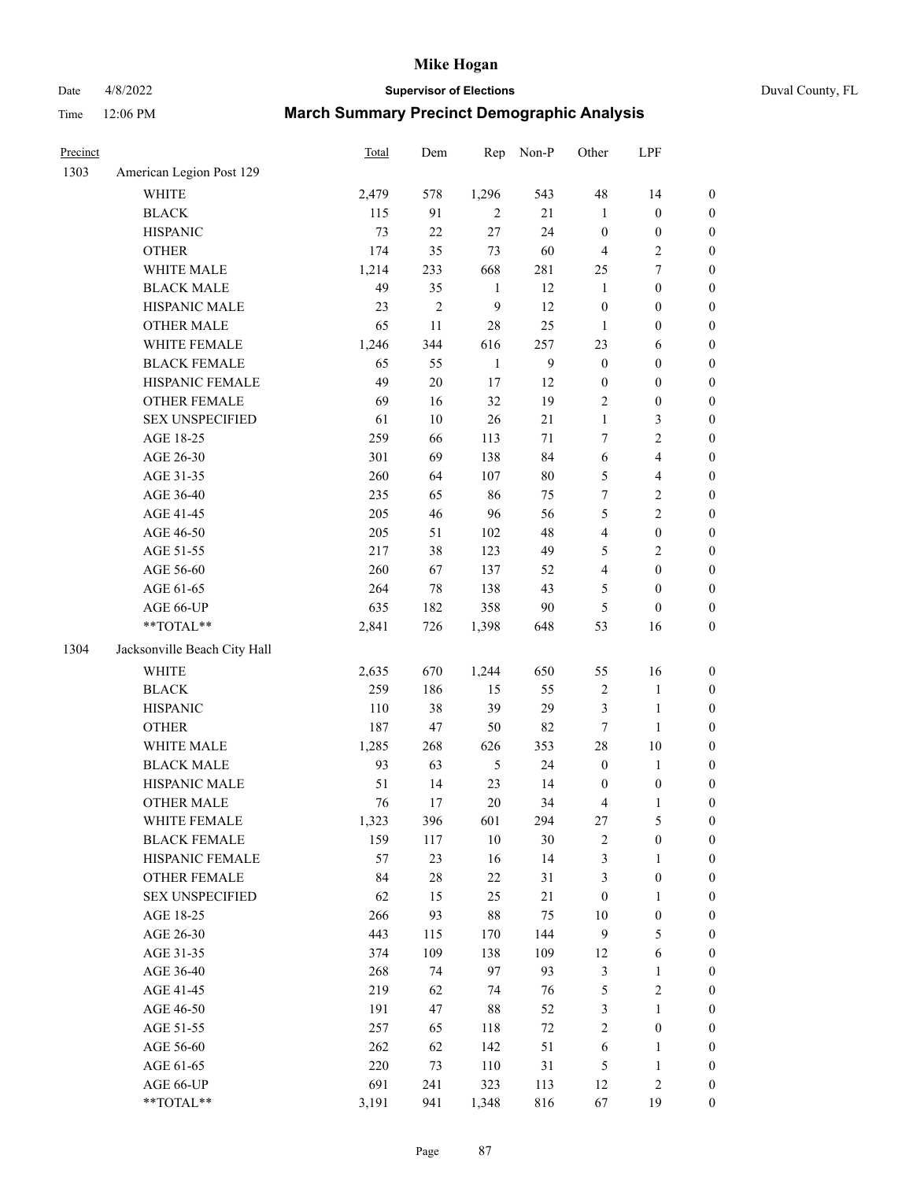# Mike Hogan

Date 4/8/2022 **Supervisor of Elections** Duval County, FL

Time 12:06 PM **March Summary Precinct Demographic Analysis**

| Precinct | | Total | Dem | Rep | Non-P | Other | LPF | |
|---|---|---|---|---|---|---|---|---|
| 1303 | American Legion Post 129 | | | | | | | |
| | WHITE | 2,479 | 578 | 1,296 | 543 | 48 | 14 | 0 |
| | BLACK | 115 | 91 | 2 | 21 | 1 | 0 | 0 |
| | HISPANIC | 73 | 22 | 27 | 24 | 0 | 0 | 0 |
| | OTHER | 174 | 35 | 73 | 60 | 4 | 2 | 0 |
| | WHITE MALE | 1,214 | 233 | 668 | 281 | 25 | 7 | 0 |
| | BLACK MALE | 49 | 35 | 1 | 12 | 1 | 0 | 0 |
| | HISPANIC MALE | 23 | 2 | 9 | 12 | 0 | 0 | 0 |
| | OTHER MALE | 65 | 11 | 28 | 25 | 1 | 0 | 0 |
| | WHITE FEMALE | 1,246 | 344 | 616 | 257 | 23 | 6 | 0 |
| | BLACK FEMALE | 65 | 55 | 1 | 9 | 0 | 0 | 0 |
| | HISPANIC FEMALE | 49 | 20 | 17 | 12 | 0 | 0 | 0 |
| | OTHER FEMALE | 69 | 16 | 32 | 19 | 2 | 0 | 0 |
| | SEX UNSPECIFIED | 61 | 10 | 26 | 21 | 1 | 3 | 0 |
| | AGE 18-25 | 259 | 66 | 113 | 71 | 7 | 2 | 0 |
| | AGE 26-30 | 301 | 69 | 138 | 84 | 6 | 4 | 0 |
| | AGE 31-35 | 260 | 64 | 107 | 80 | 5 | 4 | 0 |
| | AGE 36-40 | 235 | 65 | 86 | 75 | 7 | 2 | 0 |
| | AGE 41-45 | 205 | 46 | 96 | 56 | 5 | 2 | 0 |
| | AGE 46-50 | 205 | 51 | 102 | 48 | 4 | 0 | 0 |
| | AGE 51-55 | 217 | 38 | 123 | 49 | 5 | 2 | 0 |
| | AGE 56-60 | 260 | 67 | 137 | 52 | 4 | 0 | 0 |
| | AGE 61-65 | 264 | 78 | 138 | 43 | 5 | 0 | 0 |
| | AGE 66-UP | 635 | 182 | 358 | 90 | 5 | 0 | 0 |
| | **TOTAL** | 2,841 | 726 | 1,398 | 648 | 53 | 16 | 0 |
| 1304 | Jacksonville Beach City Hall | | | | | | | |
| | WHITE | 2,635 | 670 | 1,244 | 650 | 55 | 16 | 0 |
| | BLACK | 259 | 186 | 15 | 55 | 2 | 1 | 0 |
| | HISPANIC | 110 | 38 | 39 | 29 | 3 | 1 | 0 |
| | OTHER | 187 | 47 | 50 | 82 | 7 | 1 | 0 |
| | WHITE MALE | 1,285 | 268 | 626 | 353 | 28 | 10 | 0 |
| | BLACK MALE | 93 | 63 | 5 | 24 | 0 | 1 | 0 |
| | HISPANIC MALE | 51 | 14 | 23 | 14 | 0 | 0 | 0 |
| | OTHER MALE | 76 | 17 | 20 | 34 | 4 | 1 | 0 |
| | WHITE FEMALE | 1,323 | 396 | 601 | 294 | 27 | 5 | 0 |
| | BLACK FEMALE | 159 | 117 | 10 | 30 | 2 | 0 | 0 |
| | HISPANIC FEMALE | 57 | 23 | 16 | 14 | 3 | 1 | 0 |
| | OTHER FEMALE | 84 | 28 | 22 | 31 | 3 | 0 | 0 |
| | SEX UNSPECIFIED | 62 | 15 | 25 | 21 | 0 | 1 | 0 |
| | AGE 18-25 | 266 | 93 | 88 | 75 | 10 | 0 | 0 |
| | AGE 26-30 | 443 | 115 | 170 | 144 | 9 | 5 | 0 |
| | AGE 31-35 | 374 | 109 | 138 | 109 | 12 | 6 | 0 |
| | AGE 36-40 | 268 | 74 | 97 | 93 | 3 | 1 | 0 |
| | AGE 41-45 | 219 | 62 | 74 | 76 | 5 | 2 | 0 |
| | AGE 46-50 | 191 | 47 | 88 | 52 | 3 | 1 | 0 |
| | AGE 51-55 | 257 | 65 | 118 | 72 | 2 | 0 | 0 |
| | AGE 56-60 | 262 | 62 | 142 | 51 | 6 | 1 | 0 |
| | AGE 61-65 | 220 | 73 | 110 | 31 | 5 | 1 | 0 |
| | AGE 66-UP | 691 | 241 | 323 | 113 | 12 | 2 | 0 |
| | **TOTAL** | 3,191 | 941 | 1,348 | 816 | 67 | 19 | 0 |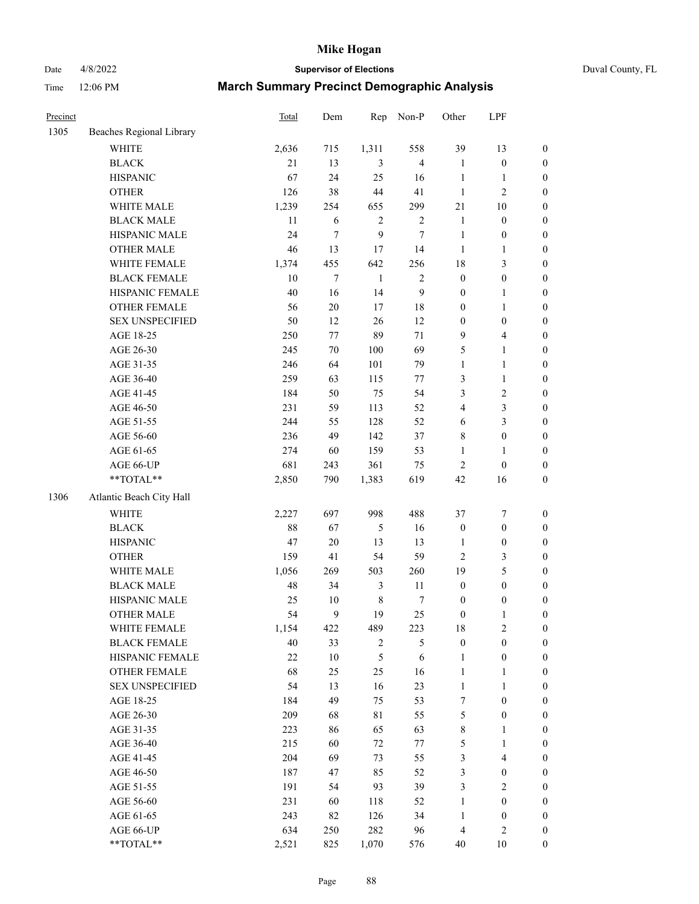# Mike Hogan

**Supervisor of Elections**

Date 4/8/2022 — Duval County, FL

Time 12:06 PM

## March Summary Precinct Demographic Analysis

| Precinct | | Total | Dem | Rep | Non-P | Other | LPF | |
|---|---|---|---|---|---|---|---|---|
| 1305 | Beaches Regional Library | | | | | | | |
| | WHITE | 2,636 | 715 | 1,311 | 558 | 39 | 13 | 0 |
| | BLACK | 21 | 13 | 3 | 4 | 1 | 0 | 0 |
| | HISPANIC | 67 | 24 | 25 | 16 | 1 | 1 | 0 |
| | OTHER | 126 | 38 | 44 | 41 | 1 | 2 | 0 |
| | WHITE MALE | 1,239 | 254 | 655 | 299 | 21 | 10 | 0 |
| | BLACK MALE | 11 | 6 | 2 | 2 | 1 | 0 | 0 |
| | HISPANIC MALE | 24 | 7 | 9 | 7 | 1 | 0 | 0 |
| | OTHER MALE | 46 | 13 | 17 | 14 | 1 | 1 | 0 |
| | WHITE FEMALE | 1,374 | 455 | 642 | 256 | 18 | 3 | 0 |
| | BLACK FEMALE | 10 | 7 | 1 | 2 | 0 | 0 | 0 |
| | HISPANIC FEMALE | 40 | 16 | 14 | 9 | 0 | 1 | 0 |
| | OTHER FEMALE | 56 | 20 | 17 | 18 | 0 | 1 | 0 |
| | SEX UNSPECIFIED | 50 | 12 | 26 | 12 | 0 | 0 | 0 |
| | AGE 18-25 | 250 | 77 | 89 | 71 | 9 | 4 | 0 |
| | AGE 26-30 | 245 | 70 | 100 | 69 | 5 | 1 | 0 |
| | AGE 31-35 | 246 | 64 | 101 | 79 | 1 | 1 | 0 |
| | AGE 36-40 | 259 | 63 | 115 | 77 | 3 | 1 | 0 |
| | AGE 41-45 | 184 | 50 | 75 | 54 | 3 | 2 | 0 |
| | AGE 46-50 | 231 | 59 | 113 | 52 | 4 | 3 | 0 |
| | AGE 51-55 | 244 | 55 | 128 | 52 | 6 | 3 | 0 |
| | AGE 56-60 | 236 | 49 | 142 | 37 | 8 | 0 | 0 |
| | AGE 61-65 | 274 | 60 | 159 | 53 | 1 | 1 | 0 |
| | AGE 66-UP | 681 | 243 | 361 | 75 | 2 | 0 | 0 |
| | **TOTAL** | 2,850 | 790 | 1,383 | 619 | 42 | 16 | 0 |
| 1306 | Atlantic Beach City Hall | | | | | | | |
| | WHITE | 2,227 | 697 | 998 | 488 | 37 | 7 | 0 |
| | BLACK | 88 | 67 | 5 | 16 | 0 | 0 | 0 |
| | HISPANIC | 47 | 20 | 13 | 13 | 1 | 0 | 0 |
| | OTHER | 159 | 41 | 54 | 59 | 2 | 3 | 0 |
| | WHITE MALE | 1,056 | 269 | 503 | 260 | 19 | 5 | 0 |
| | BLACK MALE | 48 | 34 | 3 | 11 | 0 | 0 | 0 |
| | HISPANIC MALE | 25 | 10 | 8 | 7 | 0 | 0 | 0 |
| | OTHER MALE | 54 | 9 | 19 | 25 | 0 | 1 | 0 |
| | WHITE FEMALE | 1,154 | 422 | 489 | 223 | 18 | 2 | 0 |
| | BLACK FEMALE | 40 | 33 | 2 | 5 | 0 | 0 | 0 |
| | HISPANIC FEMALE | 22 | 10 | 5 | 6 | 1 | 0 | 0 |
| | OTHER FEMALE | 68 | 25 | 25 | 16 | 1 | 1 | 0 |
| | SEX UNSPECIFIED | 54 | 13 | 16 | 23 | 1 | 1 | 0 |
| | AGE 18-25 | 184 | 49 | 75 | 53 | 7 | 0 | 0 |
| | AGE 26-30 | 209 | 68 | 81 | 55 | 5 | 0 | 0 |
| | AGE 31-35 | 223 | 86 | 65 | 63 | 8 | 1 | 0 |
| | AGE 36-40 | 215 | 60 | 72 | 77 | 5 | 1 | 0 |
| | AGE 41-45 | 204 | 69 | 73 | 55 | 3 | 4 | 0 |
| | AGE 46-50 | 187 | 47 | 85 | 52 | 3 | 0 | 0 |
| | AGE 51-55 | 191 | 54 | 93 | 39 | 3 | 2 | 0 |
| | AGE 56-60 | 231 | 60 | 118 | 52 | 1 | 0 | 0 |
| | AGE 61-65 | 243 | 82 | 126 | 34 | 1 | 0 | 0 |
| | AGE 66-UP | 634 | 250 | 282 | 96 | 4 | 2 | 0 |
| | **TOTAL** | 2,521 | 825 | 1,070 | 576 | 40 | 10 | 0 |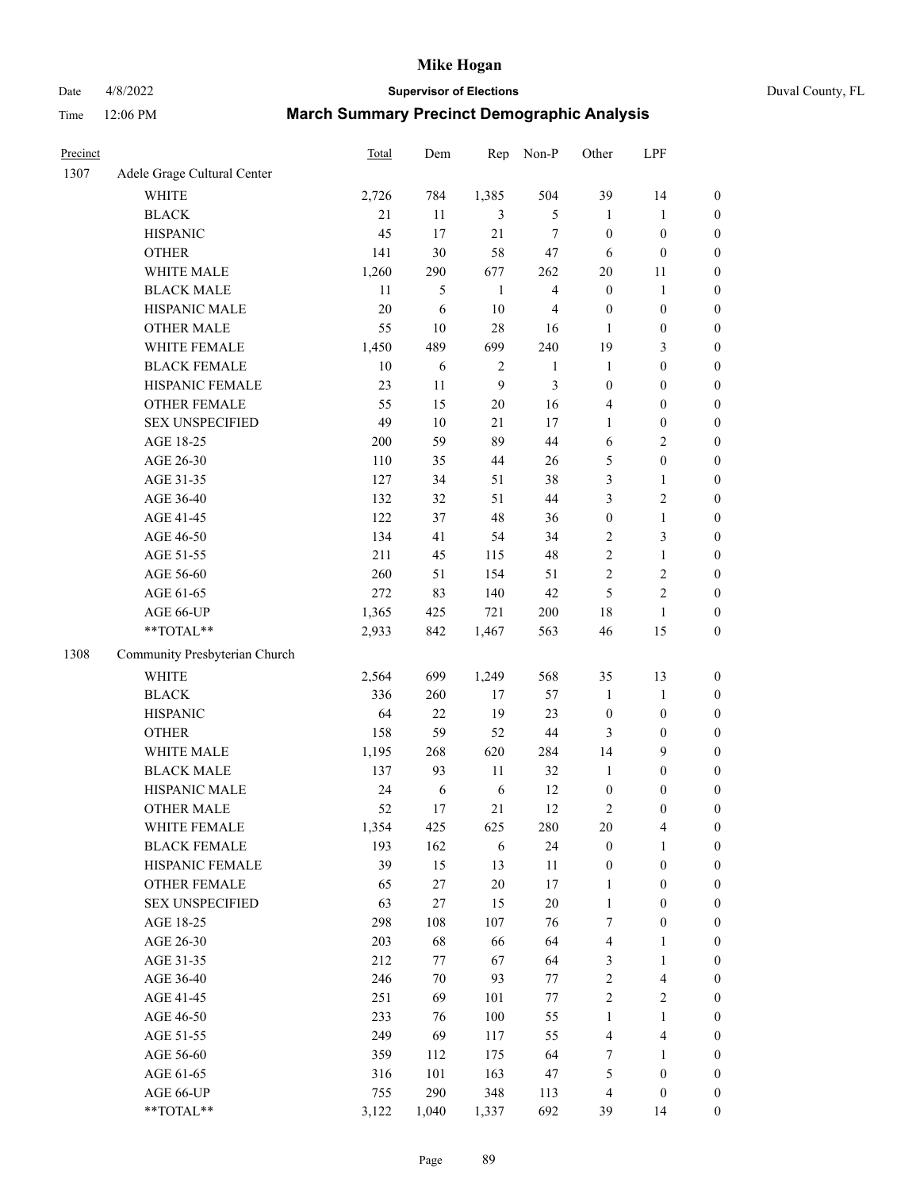# Mike Hogan

Date 4/8/2022 **Supervisor of Elections** Duval County, FL

Time 12:06 PM **March Summary Precinct Demographic Analysis**

| Precinct | | Total | Dem | Rep | Non-P | Other | LPF | |
|---|---|---|---|---|---|---|---|---|
| 1307 | Adele Grage Cultural Center | | | | | | | |
| | WHITE | 2,726 | 784 | 1,385 | 504 | 39 | 14 | 0 |
| | BLACK | 21 | 11 | 3 | 5 | 1 | 1 | 0 |
| | HISPANIC | 45 | 17 | 21 | 7 | 0 | 0 | 0 |
| | OTHER | 141 | 30 | 58 | 47 | 6 | 0 | 0 |
| | WHITE MALE | 1,260 | 290 | 677 | 262 | 20 | 11 | 0 |
| | BLACK MALE | 11 | 5 | 1 | 4 | 0 | 1 | 0 |
| | HISPANIC MALE | 20 | 6 | 10 | 4 | 0 | 0 | 0 |
| | OTHER MALE | 55 | 10 | 28 | 16 | 1 | 0 | 0 |
| | WHITE FEMALE | 1,450 | 489 | 699 | 240 | 19 | 3 | 0 |
| | BLACK FEMALE | 10 | 6 | 2 | 1 | 1 | 0 | 0 |
| | HISPANIC FEMALE | 23 | 11 | 9 | 3 | 0 | 0 | 0 |
| | OTHER FEMALE | 55 | 15 | 20 | 16 | 4 | 0 | 0 |
| | SEX UNSPECIFIED | 49 | 10 | 21 | 17 | 1 | 0 | 0 |
| | AGE 18-25 | 200 | 59 | 89 | 44 | 6 | 2 | 0 |
| | AGE 26-30 | 110 | 35 | 44 | 26 | 5 | 0 | 0 |
| | AGE 31-35 | 127 | 34 | 51 | 38 | 3 | 1 | 0 |
| | AGE 36-40 | 132 | 32 | 51 | 44 | 3 | 2 | 0 |
| | AGE 41-45 | 122 | 37 | 48 | 36 | 0 | 1 | 0 |
| | AGE 46-50 | 134 | 41 | 54 | 34 | 2 | 3 | 0 |
| | AGE 51-55 | 211 | 45 | 115 | 48 | 2 | 1 | 0 |
| | AGE 56-60 | 260 | 51 | 154 | 51 | 2 | 2 | 0 |
| | AGE 61-65 | 272 | 83 | 140 | 42 | 5 | 2 | 0 |
| | AGE 66-UP | 1,365 | 425 | 721 | 200 | 18 | 1 | 0 |
| | **TOTAL** | 2,933 | 842 | 1,467 | 563 | 46 | 15 | 0 |
| 1308 | Community Presbyterian Church | | | | | | | |
| | WHITE | 2,564 | 699 | 1,249 | 568 | 35 | 13 | 0 |
| | BLACK | 336 | 260 | 17 | 57 | 1 | 1 | 0 |
| | HISPANIC | 64 | 22 | 19 | 23 | 0 | 0 | 0 |
| | OTHER | 158 | 59 | 52 | 44 | 3 | 0 | 0 |
| | WHITE MALE | 1,195 | 268 | 620 | 284 | 14 | 9 | 0 |
| | BLACK MALE | 137 | 93 | 11 | 32 | 1 | 0 | 0 |
| | HISPANIC MALE | 24 | 6 | 6 | 12 | 0 | 0 | 0 |
| | OTHER MALE | 52 | 17 | 21 | 12 | 2 | 0 | 0 |
| | WHITE FEMALE | 1,354 | 425 | 625 | 280 | 20 | 4 | 0 |
| | BLACK FEMALE | 193 | 162 | 6 | 24 | 0 | 1 | 0 |
| | HISPANIC FEMALE | 39 | 15 | 13 | 11 | 0 | 0 | 0 |
| | OTHER FEMALE | 65 | 27 | 20 | 17 | 1 | 0 | 0 |
| | SEX UNSPECIFIED | 63 | 27 | 15 | 20 | 1 | 0 | 0 |
| | AGE 18-25 | 298 | 108 | 107 | 76 | 7 | 0 | 0 |
| | AGE 26-30 | 203 | 68 | 66 | 64 | 4 | 1 | 0 |
| | AGE 31-35 | 212 | 77 | 67 | 64 | 3 | 1 | 0 |
| | AGE 36-40 | 246 | 70 | 93 | 77 | 2 | 4 | 0 |
| | AGE 41-45 | 251 | 69 | 101 | 77 | 2 | 2 | 0 |
| | AGE 46-50 | 233 | 76 | 100 | 55 | 1 | 1 | 0 |
| | AGE 51-55 | 249 | 69 | 117 | 55 | 4 | 4 | 0 |
| | AGE 56-60 | 359 | 112 | 175 | 64 | 7 | 1 | 0 |
| | AGE 61-65 | 316 | 101 | 163 | 47 | 5 | 0 | 0 |
| | AGE 66-UP | 755 | 290 | 348 | 113 | 4 | 0 | 0 |
| | **TOTAL** | 3,122 | 1,040 | 1,337 | 692 | 39 | 14 | 0 |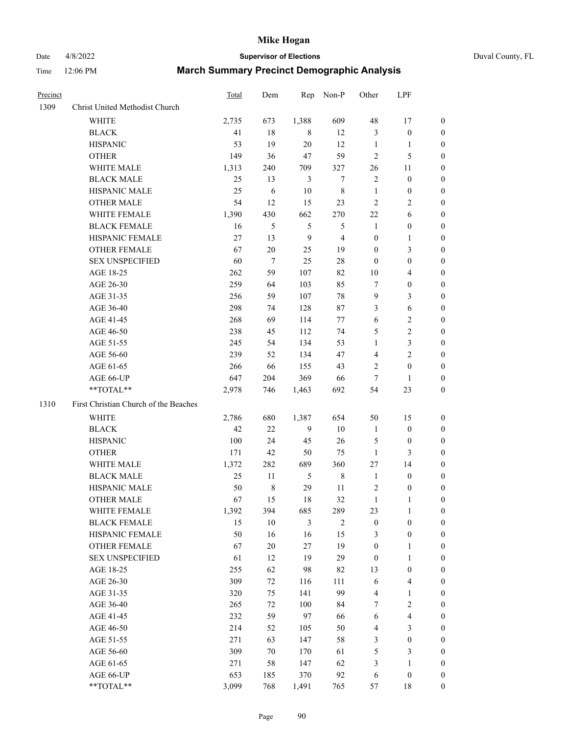# Mike Hogan

Date 4/8/2022 **Supervisor of Elections** Duval County, FL

Time 12:06 PM **March Summary Precinct Demographic Analysis**

| Precinct | | Total | Dem | Rep | Non-P | Other | LPF | |
|---|---|---|---|---|---|---|---|---|
| 1309 | Christ United Methodist Church | | | | | | | |
| | WHITE | 2,735 | 673 | 1,388 | 609 | 48 | 17 | 0 |
| | BLACK | 41 | 18 | 8 | 12 | 3 | 0 | 0 |
| | HISPANIC | 53 | 19 | 20 | 12 | 1 | 1 | 0 |
| | OTHER | 149 | 36 | 47 | 59 | 2 | 5 | 0 |
| | WHITE MALE | 1,313 | 240 | 709 | 327 | 26 | 11 | 0 |
| | BLACK MALE | 25 | 13 | 3 | 7 | 2 | 0 | 0 |
| | HISPANIC MALE | 25 | 6 | 10 | 8 | 1 | 0 | 0 |
| | OTHER MALE | 54 | 12 | 15 | 23 | 2 | 2 | 0 |
| | WHITE FEMALE | 1,390 | 430 | 662 | 270 | 22 | 6 | 0 |
| | BLACK FEMALE | 16 | 5 | 5 | 5 | 1 | 0 | 0 |
| | HISPANIC FEMALE | 27 | 13 | 9 | 4 | 0 | 1 | 0 |
| | OTHER FEMALE | 67 | 20 | 25 | 19 | 0 | 3 | 0 |
| | SEX UNSPECIFIED | 60 | 7 | 25 | 28 | 0 | 0 | 0 |
| | AGE 18-25 | 262 | 59 | 107 | 82 | 10 | 4 | 0 |
| | AGE 26-30 | 259 | 64 | 103 | 85 | 7 | 0 | 0 |
| | AGE 31-35 | 256 | 59 | 107 | 78 | 9 | 3 | 0 |
| | AGE 36-40 | 298 | 74 | 128 | 87 | 3 | 6 | 0 |
| | AGE 41-45 | 268 | 69 | 114 | 77 | 6 | 2 | 0 |
| | AGE 46-50 | 238 | 45 | 112 | 74 | 5 | 2 | 0 |
| | AGE 51-55 | 245 | 54 | 134 | 53 | 1 | 3 | 0 |
| | AGE 56-60 | 239 | 52 | 134 | 47 | 4 | 2 | 0 |
| | AGE 61-65 | 266 | 66 | 155 | 43 | 2 | 0 | 0 |
| | AGE 66-UP | 647 | 204 | 369 | 66 | 7 | 1 | 0 |
| | **TOTAL** | 2,978 | 746 | 1,463 | 692 | 54 | 23 | 0 |
| 1310 | First Christian Church of the Beaches | | | | | | | |
| | WHITE | 2,786 | 680 | 1,387 | 654 | 50 | 15 | 0 |
| | BLACK | 42 | 22 | 9 | 10 | 1 | 0 | 0 |
| | HISPANIC | 100 | 24 | 45 | 26 | 5 | 0 | 0 |
| | OTHER | 171 | 42 | 50 | 75 | 1 | 3 | 0 |
| | WHITE MALE | 1,372 | 282 | 689 | 360 | 27 | 14 | 0 |
| | BLACK MALE | 25 | 11 | 5 | 8 | 1 | 0 | 0 |
| | HISPANIC MALE | 50 | 8 | 29 | 11 | 2 | 0 | 0 |
| | OTHER MALE | 67 | 15 | 18 | 32 | 1 | 1 | 0 |
| | WHITE FEMALE | 1,392 | 394 | 685 | 289 | 23 | 1 | 0 |
| | BLACK FEMALE | 15 | 10 | 3 | 2 | 0 | 0 | 0 |
| | HISPANIC FEMALE | 50 | 16 | 16 | 15 | 3 | 0 | 0 |
| | OTHER FEMALE | 67 | 20 | 27 | 19 | 0 | 1 | 0 |
| | SEX UNSPECIFIED | 61 | 12 | 19 | 29 | 0 | 1 | 0 |
| | AGE 18-25 | 255 | 62 | 98 | 82 | 13 | 0 | 0 |
| | AGE 26-30 | 309 | 72 | 116 | 111 | 6 | 4 | 0 |
| | AGE 31-35 | 320 | 75 | 141 | 99 | 4 | 1 | 0 |
| | AGE 36-40 | 265 | 72 | 100 | 84 | 7 | 2 | 0 |
| | AGE 41-45 | 232 | 59 | 97 | 66 | 6 | 4 | 0 |
| | AGE 46-50 | 214 | 52 | 105 | 50 | 4 | 3 | 0 |
| | AGE 51-55 | 271 | 63 | 147 | 58 | 3 | 0 | 0 |
| | AGE 56-60 | 309 | 70 | 170 | 61 | 5 | 3 | 0 |
| | AGE 61-65 | 271 | 58 | 147 | 62 | 3 | 1 | 0 |
| | AGE 66-UP | 653 | 185 | 370 | 92 | 6 | 0 | 0 |
| | **TOTAL** | 3,099 | 768 | 1,491 | 765 | 57 | 18 | 0 |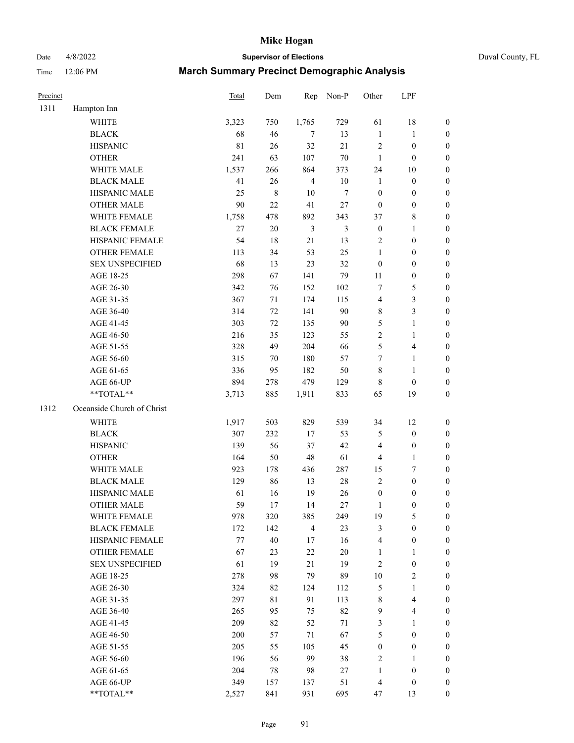# Mike Hogan

Date 4/8/2022 **Supervisor of Elections** Duval County, FL

Time 12:06 PM **March Summary Precinct Demographic Analysis**

| Precinct | | Total | Dem | Rep | Non-P | Other | LPF | |
|---|---|---|---|---|---|---|---|---|
| 1311 | Hampton Inn | | | | | | | |
| | WHITE | 3,323 | 750 | 1,765 | 729 | 61 | 18 | 0 |
| | BLACK | 68 | 46 | 7 | 13 | 1 | 1 | 0 |
| | HISPANIC | 81 | 26 | 32 | 21 | 2 | 0 | 0 |
| | OTHER | 241 | 63 | 107 | 70 | 1 | 0 | 0 |
| | WHITE MALE | 1,537 | 266 | 864 | 373 | 24 | 10 | 0 |
| | BLACK MALE | 41 | 26 | 4 | 10 | 1 | 0 | 0 |
| | HISPANIC MALE | 25 | 8 | 10 | 7 | 0 | 0 | 0 |
| | OTHER MALE | 90 | 22 | 41 | 27 | 0 | 0 | 0 |
| | WHITE FEMALE | 1,758 | 478 | 892 | 343 | 37 | 8 | 0 |
| | BLACK FEMALE | 27 | 20 | 3 | 3 | 0 | 1 | 0 |
| | HISPANIC FEMALE | 54 | 18 | 21 | 13 | 2 | 0 | 0 |
| | OTHER FEMALE | 113 | 34 | 53 | 25 | 1 | 0 | 0 |
| | SEX UNSPECIFIED | 68 | 13 | 23 | 32 | 0 | 0 | 0 |
| | AGE 18-25 | 298 | 67 | 141 | 79 | 11 | 0 | 0 |
| | AGE 26-30 | 342 | 76 | 152 | 102 | 7 | 5 | 0 |
| | AGE 31-35 | 367 | 71 | 174 | 115 | 4 | 3 | 0 |
| | AGE 36-40 | 314 | 72 | 141 | 90 | 8 | 3 | 0 |
| | AGE 41-45 | 303 | 72 | 135 | 90 | 5 | 1 | 0 |
| | AGE 46-50 | 216 | 35 | 123 | 55 | 2 | 1 | 0 |
| | AGE 51-55 | 328 | 49 | 204 | 66 | 5 | 4 | 0 |
| | AGE 56-60 | 315 | 70 | 180 | 57 | 7 | 1 | 0 |
| | AGE 61-65 | 336 | 95 | 182 | 50 | 8 | 1 | 0 |
| | AGE 66-UP | 894 | 278 | 479 | 129 | 8 | 0 | 0 |
| | **TOTAL** | 3,713 | 885 | 1,911 | 833 | 65 | 19 | 0 |
| 1312 | Oceanside Church of Christ | | | | | | | |
| | WHITE | 1,917 | 503 | 829 | 539 | 34 | 12 | 0 |
| | BLACK | 307 | 232 | 17 | 53 | 5 | 0 | 0 |
| | HISPANIC | 139 | 56 | 37 | 42 | 4 | 0 | 0 |
| | OTHER | 164 | 50 | 48 | 61 | 4 | 1 | 0 |
| | WHITE MALE | 923 | 178 | 436 | 287 | 15 | 7 | 0 |
| | BLACK MALE | 129 | 86 | 13 | 28 | 2 | 0 | 0 |
| | HISPANIC MALE | 61 | 16 | 19 | 26 | 0 | 0 | 0 |
| | OTHER MALE | 59 | 17 | 14 | 27 | 1 | 0 | 0 |
| | WHITE FEMALE | 978 | 320 | 385 | 249 | 19 | 5 | 0 |
| | BLACK FEMALE | 172 | 142 | 4 | 23 | 3 | 0 | 0 |
| | HISPANIC FEMALE | 77 | 40 | 17 | 16 | 4 | 0 | 0 |
| | OTHER FEMALE | 67 | 23 | 22 | 20 | 1 | 1 | 0 |
| | SEX UNSPECIFIED | 61 | 19 | 21 | 19 | 2 | 0 | 0 |
| | AGE 18-25 | 278 | 98 | 79 | 89 | 10 | 2 | 0 |
| | AGE 26-30 | 324 | 82 | 124 | 112 | 5 | 1 | 0 |
| | AGE 31-35 | 297 | 81 | 91 | 113 | 8 | 4 | 0 |
| | AGE 36-40 | 265 | 95 | 75 | 82 | 9 | 4 | 0 |
| | AGE 41-45 | 209 | 82 | 52 | 71 | 3 | 1 | 0 |
| | AGE 46-50 | 200 | 57 | 71 | 67 | 5 | 0 | 0 |
| | AGE 51-55 | 205 | 55 | 105 | 45 | 0 | 0 | 0 |
| | AGE 56-60 | 196 | 56 | 99 | 38 | 2 | 1 | 0 |
| | AGE 61-65 | 204 | 78 | 98 | 27 | 1 | 0 | 0 |
| | AGE 66-UP | 349 | 157 | 137 | 51 | 4 | 0 | 0 |
| | **TOTAL** | 2,527 | 841 | 931 | 695 | 47 | 13 | 0 |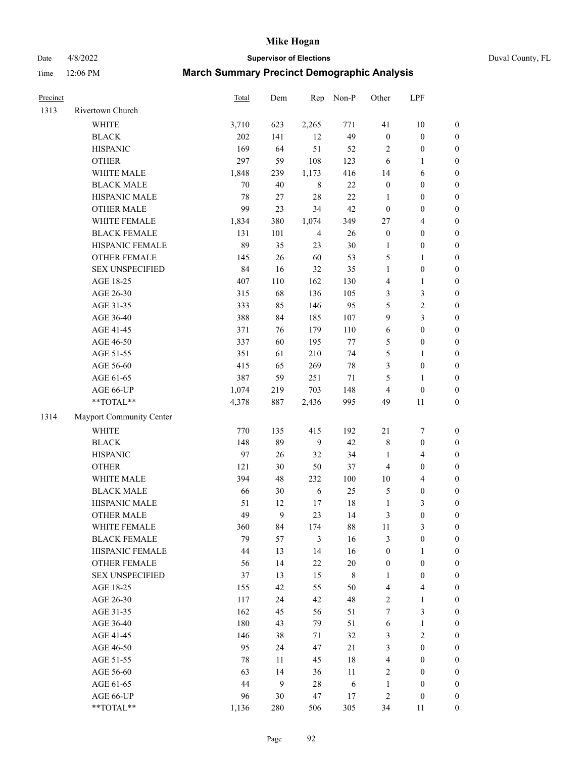# Mike Hogan

Date 4/8/2022 **Supervisor of Elections** Duval County, FL

Time 12:06 PM **March Summary Precinct Demographic Analysis**

| Precinct | | Total | Dem | Rep | Non-P | Other | LPF | |
|---|---|---|---|---|---|---|---|---|
| 1313 | Rivertown Church | | | | | | | |
| | WHITE | 3,710 | 623 | 2,265 | 771 | 41 | 10 | 0 |
| | BLACK | 202 | 141 | 12 | 49 | 0 | 0 | 0 |
| | HISPANIC | 169 | 64 | 51 | 52 | 2 | 0 | 0 |
| | OTHER | 297 | 59 | 108 | 123 | 6 | 1 | 0 |
| | WHITE MALE | 1,848 | 239 | 1,173 | 416 | 14 | 6 | 0 |
| | BLACK MALE | 70 | 40 | 8 | 22 | 0 | 0 | 0 |
| | HISPANIC MALE | 78 | 27 | 28 | 22 | 1 | 0 | 0 |
| | OTHER MALE | 99 | 23 | 34 | 42 | 0 | 0 | 0 |
| | WHITE FEMALE | 1,834 | 380 | 1,074 | 349 | 27 | 4 | 0 |
| | BLACK FEMALE | 131 | 101 | 4 | 26 | 0 | 0 | 0 |
| | HISPANIC FEMALE | 89 | 35 | 23 | 30 | 1 | 0 | 0 |
| | OTHER FEMALE | 145 | 26 | 60 | 53 | 5 | 1 | 0 |
| | SEX UNSPECIFIED | 84 | 16 | 32 | 35 | 1 | 0 | 0 |
| | AGE 18-25 | 407 | 110 | 162 | 130 | 4 | 1 | 0 |
| | AGE 26-30 | 315 | 68 | 136 | 105 | 3 | 3 | 0 |
| | AGE 31-35 | 333 | 85 | 146 | 95 | 5 | 2 | 0 |
| | AGE 36-40 | 388 | 84 | 185 | 107 | 9 | 3 | 0 |
| | AGE 41-45 | 371 | 76 | 179 | 110 | 6 | 0 | 0 |
| | AGE 46-50 | 337 | 60 | 195 | 77 | 5 | 0 | 0 |
| | AGE 51-55 | 351 | 61 | 210 | 74 | 5 | 1 | 0 |
| | AGE 56-60 | 415 | 65 | 269 | 78 | 3 | 0 | 0 |
| | AGE 61-65 | 387 | 59 | 251 | 71 | 5 | 1 | 0 |
| | AGE 66-UP | 1,074 | 219 | 703 | 148 | 4 | 0 | 0 |
| | **TOTAL** | 4,378 | 887 | 2,436 | 995 | 49 | 11 | 0 |
| 1314 | Mayport Community Center | | | | | | | |
| | WHITE | 770 | 135 | 415 | 192 | 21 | 7 | 0 |
| | BLACK | 148 | 89 | 9 | 42 | 8 | 0 | 0 |
| | HISPANIC | 97 | 26 | 32 | 34 | 1 | 4 | 0 |
| | OTHER | 121 | 30 | 50 | 37 | 4 | 0 | 0 |
| | WHITE MALE | 394 | 48 | 232 | 100 | 10 | 4 | 0 |
| | BLACK MALE | 66 | 30 | 6 | 25 | 5 | 0 | 0 |
| | HISPANIC MALE | 51 | 12 | 17 | 18 | 1 | 3 | 0 |
| | OTHER MALE | 49 | 9 | 23 | 14 | 3 | 0 | 0 |
| | WHITE FEMALE | 360 | 84 | 174 | 88 | 11 | 3 | 0 |
| | BLACK FEMALE | 79 | 57 | 3 | 16 | 3 | 0 | 0 |
| | HISPANIC FEMALE | 44 | 13 | 14 | 16 | 0 | 1 | 0 |
| | OTHER FEMALE | 56 | 14 | 22 | 20 | 0 | 0 | 0 |
| | SEX UNSPECIFIED | 37 | 13 | 15 | 8 | 1 | 0 | 0 |
| | AGE 18-25 | 155 | 42 | 55 | 50 | 4 | 4 | 0 |
| | AGE 26-30 | 117 | 24 | 42 | 48 | 2 | 1 | 0 |
| | AGE 31-35 | 162 | 45 | 56 | 51 | 7 | 3 | 0 |
| | AGE 36-40 | 180 | 43 | 79 | 51 | 6 | 1 | 0 |
| | AGE 41-45 | 146 | 38 | 71 | 32 | 3 | 2 | 0 |
| | AGE 46-50 | 95 | 24 | 47 | 21 | 3 | 0 | 0 |
| | AGE 51-55 | 78 | 11 | 45 | 18 | 4 | 0 | 0 |
| | AGE 56-60 | 63 | 14 | 36 | 11 | 2 | 0 | 0 |
| | AGE 61-65 | 44 | 9 | 28 | 6 | 1 | 0 | 0 |
| | AGE 66-UP | 96 | 30 | 47 | 17 | 2 | 0 | 0 |
| | **TOTAL** | 1,136 | 280 | 506 | 305 | 34 | 11 | 0 |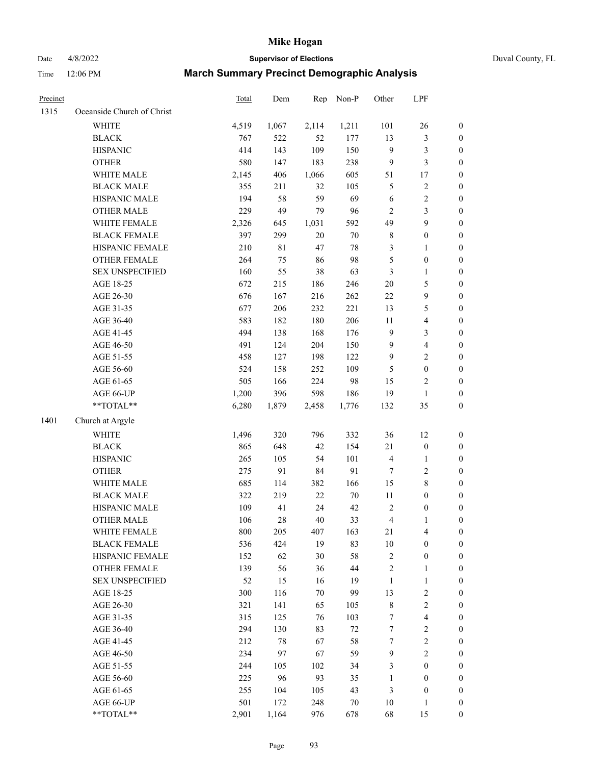# Mike Hogan

Date 4/8/2022 **Supervisor of Elections** Duval County, FL

Time 12:06 PM **March Summary Precinct Demographic Analysis**

| Precinct | | Total | Dem | Rep | Non-P | Other | LPF | |
|---|---|---|---|---|---|---|---|---|
| 1315 | Oceanside Church of Christ | | | | | | | |
| | WHITE | 4,519 | 1,067 | 2,114 | 1,211 | 101 | 26 | 0 |
| | BLACK | 767 | 522 | 52 | 177 | 13 | 3 | 0 |
| | HISPANIC | 414 | 143 | 109 | 150 | 9 | 3 | 0 |
| | OTHER | 580 | 147 | 183 | 238 | 9 | 3 | 0 |
| | WHITE MALE | 2,145 | 406 | 1,066 | 605 | 51 | 17 | 0 |
| | BLACK MALE | 355 | 211 | 32 | 105 | 5 | 2 | 0 |
| | HISPANIC MALE | 194 | 58 | 59 | 69 | 6 | 2 | 0 |
| | OTHER MALE | 229 | 49 | 79 | 96 | 2 | 3 | 0 |
| | WHITE FEMALE | 2,326 | 645 | 1,031 | 592 | 49 | 9 | 0 |
| | BLACK FEMALE | 397 | 299 | 20 | 70 | 8 | 0 | 0 |
| | HISPANIC FEMALE | 210 | 81 | 47 | 78 | 3 | 1 | 0 |
| | OTHER FEMALE | 264 | 75 | 86 | 98 | 5 | 0 | 0 |
| | SEX UNSPECIFIED | 160 | 55 | 38 | 63 | 3 | 1 | 0 |
| | AGE 18-25 | 672 | 215 | 186 | 246 | 20 | 5 | 0 |
| | AGE 26-30 | 676 | 167 | 216 | 262 | 22 | 9 | 0 |
| | AGE 31-35 | 677 | 206 | 232 | 221 | 13 | 5 | 0 |
| | AGE 36-40 | 583 | 182 | 180 | 206 | 11 | 4 | 0 |
| | AGE 41-45 | 494 | 138 | 168 | 176 | 9 | 3 | 0 |
| | AGE 46-50 | 491 | 124 | 204 | 150 | 9 | 4 | 0 |
| | AGE 51-55 | 458 | 127 | 198 | 122 | 9 | 2 | 0 |
| | AGE 56-60 | 524 | 158 | 252 | 109 | 5 | 0 | 0 |
| | AGE 61-65 | 505 | 166 | 224 | 98 | 15 | 2 | 0 |
| | AGE 66-UP | 1,200 | 396 | 598 | 186 | 19 | 1 | 0 |
| | **TOTAL** | 6,280 | 1,879 | 2,458 | 1,776 | 132 | 35 | 0 |
| 1401 | Church at Argyle | | | | | | | |
| | WHITE | 1,496 | 320 | 796 | 332 | 36 | 12 | 0 |
| | BLACK | 865 | 648 | 42 | 154 | 21 | 0 | 0 |
| | HISPANIC | 265 | 105 | 54 | 101 | 4 | 1 | 0 |
| | OTHER | 275 | 91 | 84 | 91 | 7 | 2 | 0 |
| | WHITE MALE | 685 | 114 | 382 | 166 | 15 | 8 | 0 |
| | BLACK MALE | 322 | 219 | 22 | 70 | 11 | 0 | 0 |
| | HISPANIC MALE | 109 | 41 | 24 | 42 | 2 | 0 | 0 |
| | OTHER MALE | 106 | 28 | 40 | 33 | 4 | 1 | 0 |
| | WHITE FEMALE | 800 | 205 | 407 | 163 | 21 | 4 | 0 |
| | BLACK FEMALE | 536 | 424 | 19 | 83 | 10 | 0 | 0 |
| | HISPANIC FEMALE | 152 | 62 | 30 | 58 | 2 | 0 | 0 |
| | OTHER FEMALE | 139 | 56 | 36 | 44 | 2 | 1 | 0 |
| | SEX UNSPECIFIED | 52 | 15 | 16 | 19 | 1 | 1 | 0 |
| | AGE 18-25 | 300 | 116 | 70 | 99 | 13 | 2 | 0 |
| | AGE 26-30 | 321 | 141 | 65 | 105 | 8 | 2 | 0 |
| | AGE 31-35 | 315 | 125 | 76 | 103 | 7 | 4 | 0 |
| | AGE 36-40 | 294 | 130 | 83 | 72 | 7 | 2 | 0 |
| | AGE 41-45 | 212 | 78 | 67 | 58 | 7 | 2 | 0 |
| | AGE 46-50 | 234 | 97 | 67 | 59 | 9 | 2 | 0 |
| | AGE 51-55 | 244 | 105 | 102 | 34 | 3 | 0 | 0 |
| | AGE 56-60 | 225 | 96 | 93 | 35 | 1 | 0 | 0 |
| | AGE 61-65 | 255 | 104 | 105 | 43 | 3 | 0 | 0 |
| | AGE 66-UP | 501 | 172 | 248 | 70 | 10 | 1 | 0 |
| | **TOTAL** | 2,901 | 1,164 | 976 | 678 | 68 | 15 | 0 |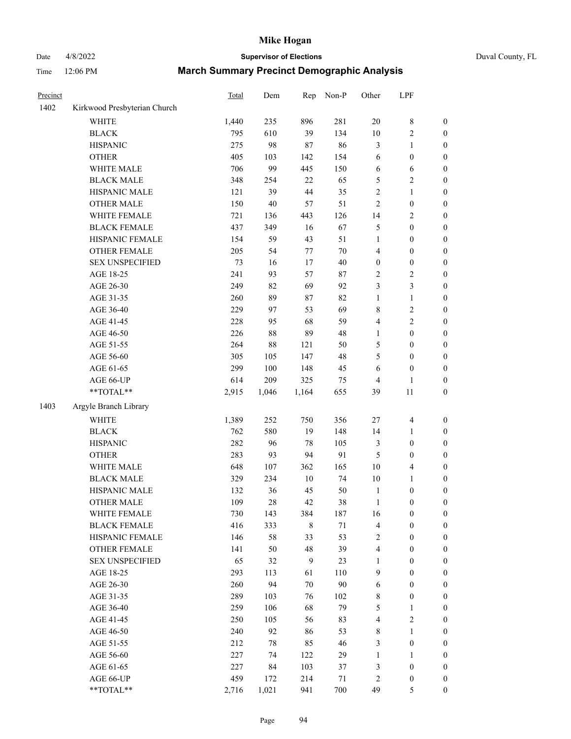# Mike Hogan

Date 4/8/2022 **Supervisor of Elections** Duval County, FL

Time 12:06 PM **March Summary Precinct Demographic Analysis**

| Precinct | | Total | Dem | Rep | Non-P | Other | LPF | |
|---|---|---|---|---|---|---|---|---|
| 1402 | Kirkwood Presbyterian Church | | | | | | | |
| | WHITE | 1,440 | 235 | 896 | 281 | 20 | 8 | 0 |
| | BLACK | 795 | 610 | 39 | 134 | 10 | 2 | 0 |
| | HISPANIC | 275 | 98 | 87 | 86 | 3 | 1 | 0 |
| | OTHER | 405 | 103 | 142 | 154 | 6 | 0 | 0 |
| | WHITE MALE | 706 | 99 | 445 | 150 | 6 | 6 | 0 |
| | BLACK MALE | 348 | 254 | 22 | 65 | 5 | 2 | 0 |
| | HISPANIC MALE | 121 | 39 | 44 | 35 | 2 | 1 | 0 |
| | OTHER MALE | 150 | 40 | 57 | 51 | 2 | 0 | 0 |
| | WHITE FEMALE | 721 | 136 | 443 | 126 | 14 | 2 | 0 |
| | BLACK FEMALE | 437 | 349 | 16 | 67 | 5 | 0 | 0 |
| | HISPANIC FEMALE | 154 | 59 | 43 | 51 | 1 | 0 | 0 |
| | OTHER FEMALE | 205 | 54 | 77 | 70 | 4 | 0 | 0 |
| | SEX UNSPECIFIED | 73 | 16 | 17 | 40 | 0 | 0 | 0 |
| | AGE 18-25 | 241 | 93 | 57 | 87 | 2 | 2 | 0 |
| | AGE 26-30 | 249 | 82 | 69 | 92 | 3 | 3 | 0 |
| | AGE 31-35 | 260 | 89 | 87 | 82 | 1 | 1 | 0 |
| | AGE 36-40 | 229 | 97 | 53 | 69 | 8 | 2 | 0 |
| | AGE 41-45 | 228 | 95 | 68 | 59 | 4 | 2 | 0 |
| | AGE 46-50 | 226 | 88 | 89 | 48 | 1 | 0 | 0 |
| | AGE 51-55 | 264 | 88 | 121 | 50 | 5 | 0 | 0 |
| | AGE 56-60 | 305 | 105 | 147 | 48 | 5 | 0 | 0 |
| | AGE 61-65 | 299 | 100 | 148 | 45 | 6 | 0 | 0 |
| | AGE 66-UP | 614 | 209 | 325 | 75 | 4 | 1 | 0 |
| | **TOTAL** | 2,915 | 1,046 | 1,164 | 655 | 39 | 11 | 0 |
| 1403 | Argyle Branch Library | | | | | | | |
| | WHITE | 1,389 | 252 | 750 | 356 | 27 | 4 | 0 |
| | BLACK | 762 | 580 | 19 | 148 | 14 | 1 | 0 |
| | HISPANIC | 282 | 96 | 78 | 105 | 3 | 0 | 0 |
| | OTHER | 283 | 93 | 94 | 91 | 5 | 0 | 0 |
| | WHITE MALE | 648 | 107 | 362 | 165 | 10 | 4 | 0 |
| | BLACK MALE | 329 | 234 | 10 | 74 | 10 | 1 | 0 |
| | HISPANIC MALE | 132 | 36 | 45 | 50 | 1 | 0 | 0 |
| | OTHER MALE | 109 | 28 | 42 | 38 | 1 | 0 | 0 |
| | WHITE FEMALE | 730 | 143 | 384 | 187 | 16 | 0 | 0 |
| | BLACK FEMALE | 416 | 333 | 8 | 71 | 4 | 0 | 0 |
| | HISPANIC FEMALE | 146 | 58 | 33 | 53 | 2 | 0 | 0 |
| | OTHER FEMALE | 141 | 50 | 48 | 39 | 4 | 0 | 0 |
| | SEX UNSPECIFIED | 65 | 32 | 9 | 23 | 1 | 0 | 0 |
| | AGE 18-25 | 293 | 113 | 61 | 110 | 9 | 0 | 0 |
| | AGE 26-30 | 260 | 94 | 70 | 90 | 6 | 0 | 0 |
| | AGE 31-35 | 289 | 103 | 76 | 102 | 8 | 0 | 0 |
| | AGE 36-40 | 259 | 106 | 68 | 79 | 5 | 1 | 0 |
| | AGE 41-45 | 250 | 105 | 56 | 83 | 4 | 2 | 0 |
| | AGE 46-50 | 240 | 92 | 86 | 53 | 8 | 1 | 0 |
| | AGE 51-55 | 212 | 78 | 85 | 46 | 3 | 0 | 0 |
| | AGE 56-60 | 227 | 74 | 122 | 29 | 1 | 1 | 0 |
| | AGE 61-65 | 227 | 84 | 103 | 37 | 3 | 0 | 0 |
| | AGE 66-UP | 459 | 172 | 214 | 71 | 2 | 0 | 0 |
| | **TOTAL** | 2,716 | 1,021 | 941 | 700 | 49 | 5 | 0 |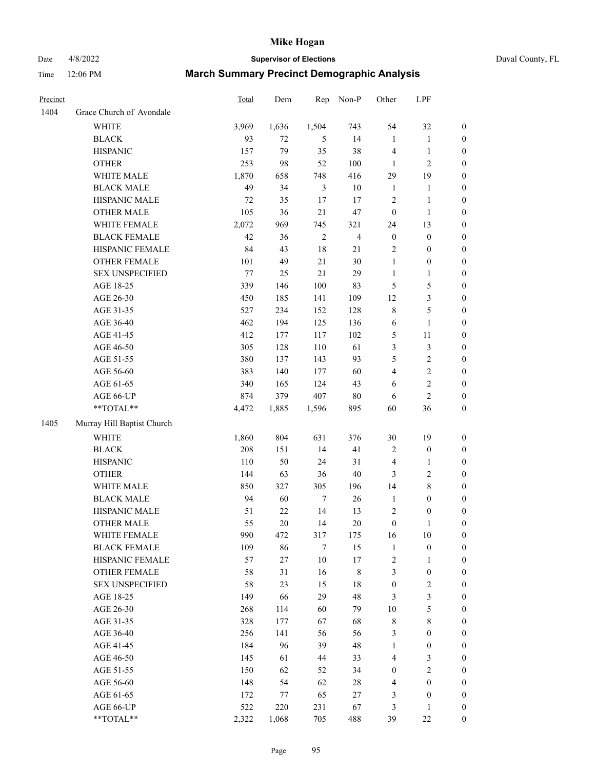# Mike Hogan

Date 4/8/2022 **Supervisor of Elections** Duval County, FL

Time 12:06 PM **March Summary Precinct Demographic Analysis**

| Precinct | | Total | Dem | Rep | Non-P | Other | LPF | |
|---|---|---|---|---|---|---|---|---|
| 1404 | Grace Church of Avondale | | | | | | | |
| | WHITE | 3,969 | 1,636 | 1,504 | 743 | 54 | 32 | 0 |
| | BLACK | 93 | 72 | 5 | 14 | 1 | 1 | 0 |
| | HISPANIC | 157 | 79 | 35 | 38 | 4 | 1 | 0 |
| | OTHER | 253 | 98 | 52 | 100 | 1 | 2 | 0 |
| | WHITE MALE | 1,870 | 658 | 748 | 416 | 29 | 19 | 0 |
| | BLACK MALE | 49 | 34 | 3 | 10 | 1 | 1 | 0 |
| | HISPANIC MALE | 72 | 35 | 17 | 17 | 2 | 1 | 0 |
| | OTHER MALE | 105 | 36 | 21 | 47 | 0 | 1 | 0 |
| | WHITE FEMALE | 2,072 | 969 | 745 | 321 | 24 | 13 | 0 |
| | BLACK FEMALE | 42 | 36 | 2 | 4 | 0 | 0 | 0 |
| | HISPANIC FEMALE | 84 | 43 | 18 | 21 | 2 | 0 | 0 |
| | OTHER FEMALE | 101 | 49 | 21 | 30 | 1 | 0 | 0 |
| | SEX UNSPECIFIED | 77 | 25 | 21 | 29 | 1 | 1 | 0 |
| | AGE 18-25 | 339 | 146 | 100 | 83 | 5 | 5 | 0 |
| | AGE 26-30 | 450 | 185 | 141 | 109 | 12 | 3 | 0 |
| | AGE 31-35 | 527 | 234 | 152 | 128 | 8 | 5 | 0 |
| | AGE 36-40 | 462 | 194 | 125 | 136 | 6 | 1 | 0 |
| | AGE 41-45 | 412 | 177 | 117 | 102 | 5 | 11 | 0 |
| | AGE 46-50 | 305 | 128 | 110 | 61 | 3 | 3 | 0 |
| | AGE 51-55 | 380 | 137 | 143 | 93 | 5 | 2 | 0 |
| | AGE 56-60 | 383 | 140 | 177 | 60 | 4 | 2 | 0 |
| | AGE 61-65 | 340 | 165 | 124 | 43 | 6 | 2 | 0 |
| | AGE 66-UP | 874 | 379 | 407 | 80 | 6 | 2 | 0 |
| | **TOTAL** | 4,472 | 1,885 | 1,596 | 895 | 60 | 36 | 0 |
| 1405 | Murray Hill Baptist Church | | | | | | | |
| | WHITE | 1,860 | 804 | 631 | 376 | 30 | 19 | 0 |
| | BLACK | 208 | 151 | 14 | 41 | 2 | 0 | 0 |
| | HISPANIC | 110 | 50 | 24 | 31 | 4 | 1 | 0 |
| | OTHER | 144 | 63 | 36 | 40 | 3 | 2 | 0 |
| | WHITE MALE | 850 | 327 | 305 | 196 | 14 | 8 | 0 |
| | BLACK MALE | 94 | 60 | 7 | 26 | 1 | 0 | 0 |
| | HISPANIC MALE | 51 | 22 | 14 | 13 | 2 | 0 | 0 |
| | OTHER MALE | 55 | 20 | 14 | 20 | 0 | 1 | 0 |
| | WHITE FEMALE | 990 | 472 | 317 | 175 | 16 | 10 | 0 |
| | BLACK FEMALE | 109 | 86 | 7 | 15 | 1 | 0 | 0 |
| | HISPANIC FEMALE | 57 | 27 | 10 | 17 | 2 | 1 | 0 |
| | OTHER FEMALE | 58 | 31 | 16 | 8 | 3 | 0 | 0 |
| | SEX UNSPECIFIED | 58 | 23 | 15 | 18 | 0 | 2 | 0 |
| | AGE 18-25 | 149 | 66 | 29 | 48 | 3 | 3 | 0 |
| | AGE 26-30 | 268 | 114 | 60 | 79 | 10 | 5 | 0 |
| | AGE 31-35 | 328 | 177 | 67 | 68 | 8 | 8 | 0 |
| | AGE 36-40 | 256 | 141 | 56 | 56 | 3 | 0 | 0 |
| | AGE 41-45 | 184 | 96 | 39 | 48 | 1 | 0 | 0 |
| | AGE 46-50 | 145 | 61 | 44 | 33 | 4 | 3 | 0 |
| | AGE 51-55 | 150 | 62 | 52 | 34 | 0 | 2 | 0 |
| | AGE 56-60 | 148 | 54 | 62 | 28 | 4 | 0 | 0 |
| | AGE 61-65 | 172 | 77 | 65 | 27 | 3 | 0 | 0 |
| | AGE 66-UP | 522 | 220 | 231 | 67 | 3 | 1 | 0 |
| | **TOTAL** | 2,322 | 1,068 | 705 | 488 | 39 | 22 | 0 |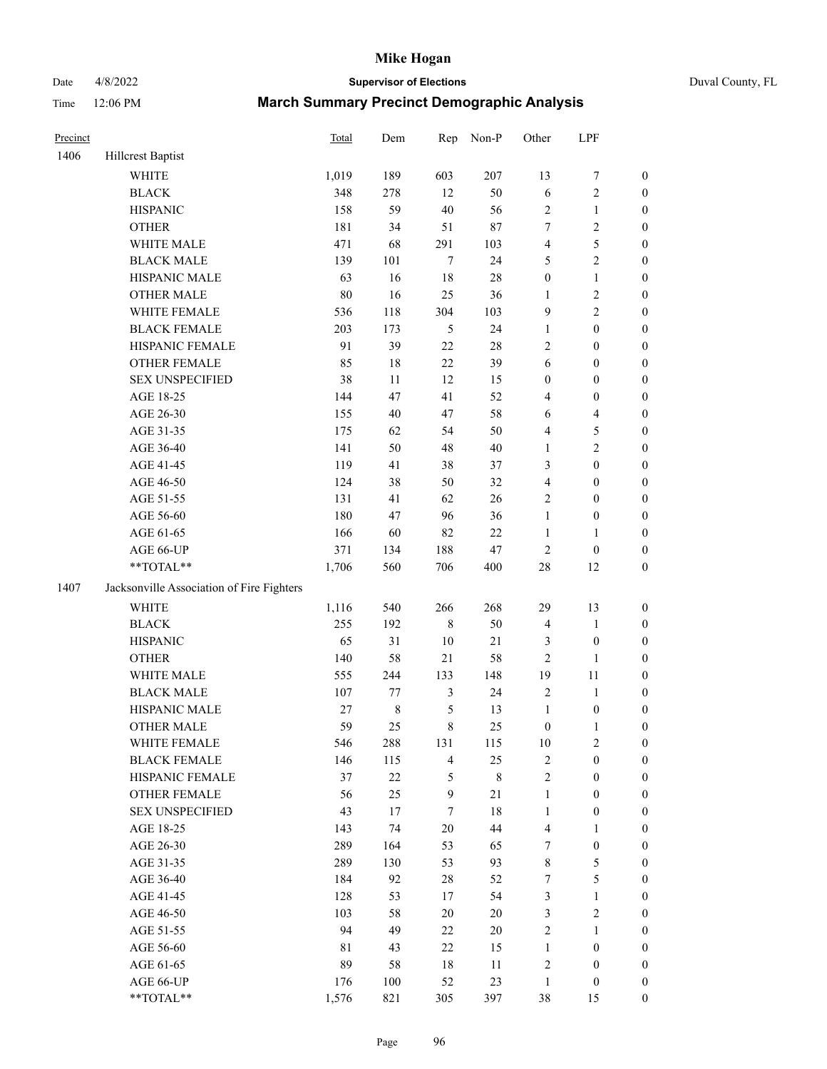# Mike Hogan

Date 4/8/2022 **Supervisor of Elections** Duval County, FL

Time 12:06 PM **March Summary Precinct Demographic Analysis**

| Precinct | | Total | Dem | Rep | Non-P | Other | LPF | |
|---|---|---|---|---|---|---|---|---|
| 1406 | Hillcrest Baptist | | | | | | | |
| | WHITE | 1,019 | 189 | 603 | 207 | 13 | 7 | 0 |
| | BLACK | 348 | 278 | 12 | 50 | 6 | 2 | 0 |
| | HISPANIC | 158 | 59 | 40 | 56 | 2 | 1 | 0 |
| | OTHER | 181 | 34 | 51 | 87 | 7 | 2 | 0 |
| | WHITE MALE | 471 | 68 | 291 | 103 | 4 | 5 | 0 |
| | BLACK MALE | 139 | 101 | 7 | 24 | 5 | 2 | 0 |
| | HISPANIC MALE | 63 | 16 | 18 | 28 | 0 | 1 | 0 |
| | OTHER MALE | 80 | 16 | 25 | 36 | 1 | 2 | 0 |
| | WHITE FEMALE | 536 | 118 | 304 | 103 | 9 | 2 | 0 |
| | BLACK FEMALE | 203 | 173 | 5 | 24 | 1 | 0 | 0 |
| | HISPANIC FEMALE | 91 | 39 | 22 | 28 | 2 | 0 | 0 |
| | OTHER FEMALE | 85 | 18 | 22 | 39 | 6 | 0 | 0 |
| | SEX UNSPECIFIED | 38 | 11 | 12 | 15 | 0 | 0 | 0 |
| | AGE 18-25 | 144 | 47 | 41 | 52 | 4 | 0 | 0 |
| | AGE 26-30 | 155 | 40 | 47 | 58 | 6 | 4 | 0 |
| | AGE 31-35 | 175 | 62 | 54 | 50 | 4 | 5 | 0 |
| | AGE 36-40 | 141 | 50 | 48 | 40 | 1 | 2 | 0 |
| | AGE 41-45 | 119 | 41 | 38 | 37 | 3 | 0 | 0 |
| | AGE 46-50 | 124 | 38 | 50 | 32 | 4 | 0 | 0 |
| | AGE 51-55 | 131 | 41 | 62 | 26 | 2 | 0 | 0 |
| | AGE 56-60 | 180 | 47 | 96 | 36 | 1 | 0 | 0 |
| | AGE 61-65 | 166 | 60 | 82 | 22 | 1 | 1 | 0 |
| | AGE 66-UP | 371 | 134 | 188 | 47 | 2 | 0 | 0 |
| | **TOTAL** | 1,706 | 560 | 706 | 400 | 28 | 12 | 0 |
| 1407 | Jacksonville Association of Fire Fighters | | | | | | | |
| | WHITE | 1,116 | 540 | 266 | 268 | 29 | 13 | 0 |
| | BLACK | 255 | 192 | 8 | 50 | 4 | 1 | 0 |
| | HISPANIC | 65 | 31 | 10 | 21 | 3 | 0 | 0 |
| | OTHER | 140 | 58 | 21 | 58 | 2 | 1 | 0 |
| | WHITE MALE | 555 | 244 | 133 | 148 | 19 | 11 | 0 |
| | BLACK MALE | 107 | 77 | 3 | 24 | 2 | 1 | 0 |
| | HISPANIC MALE | 27 | 8 | 5 | 13 | 1 | 0 | 0 |
| | OTHER MALE | 59 | 25 | 8 | 25 | 0 | 1 | 0 |
| | WHITE FEMALE | 546 | 288 | 131 | 115 | 10 | 2 | 0 |
| | BLACK FEMALE | 146 | 115 | 4 | 25 | 2 | 0 | 0 |
| | HISPANIC FEMALE | 37 | 22 | 5 | 8 | 2 | 0 | 0 |
| | OTHER FEMALE | 56 | 25 | 9 | 21 | 1 | 0 | 0 |
| | SEX UNSPECIFIED | 43 | 17 | 7 | 18 | 1 | 0 | 0 |
| | AGE 18-25 | 143 | 74 | 20 | 44 | 4 | 1 | 0 |
| | AGE 26-30 | 289 | 164 | 53 | 65 | 7 | 0 | 0 |
| | AGE 31-35 | 289 | 130 | 53 | 93 | 8 | 5 | 0 |
| | AGE 36-40 | 184 | 92 | 28 | 52 | 7 | 5 | 0 |
| | AGE 41-45 | 128 | 53 | 17 | 54 | 3 | 1 | 0 |
| | AGE 46-50 | 103 | 58 | 20 | 20 | 3 | 2 | 0 |
| | AGE 51-55 | 94 | 49 | 22 | 20 | 2 | 1 | 0 |
| | AGE 56-60 | 81 | 43 | 22 | 15 | 1 | 0 | 0 |
| | AGE 61-65 | 89 | 58 | 18 | 11 | 2 | 0 | 0 |
| | AGE 66-UP | 176 | 100 | 52 | 23 | 1 | 0 | 0 |
| | **TOTAL** | 1,576 | 821 | 305 | 397 | 38 | 15 | 0 |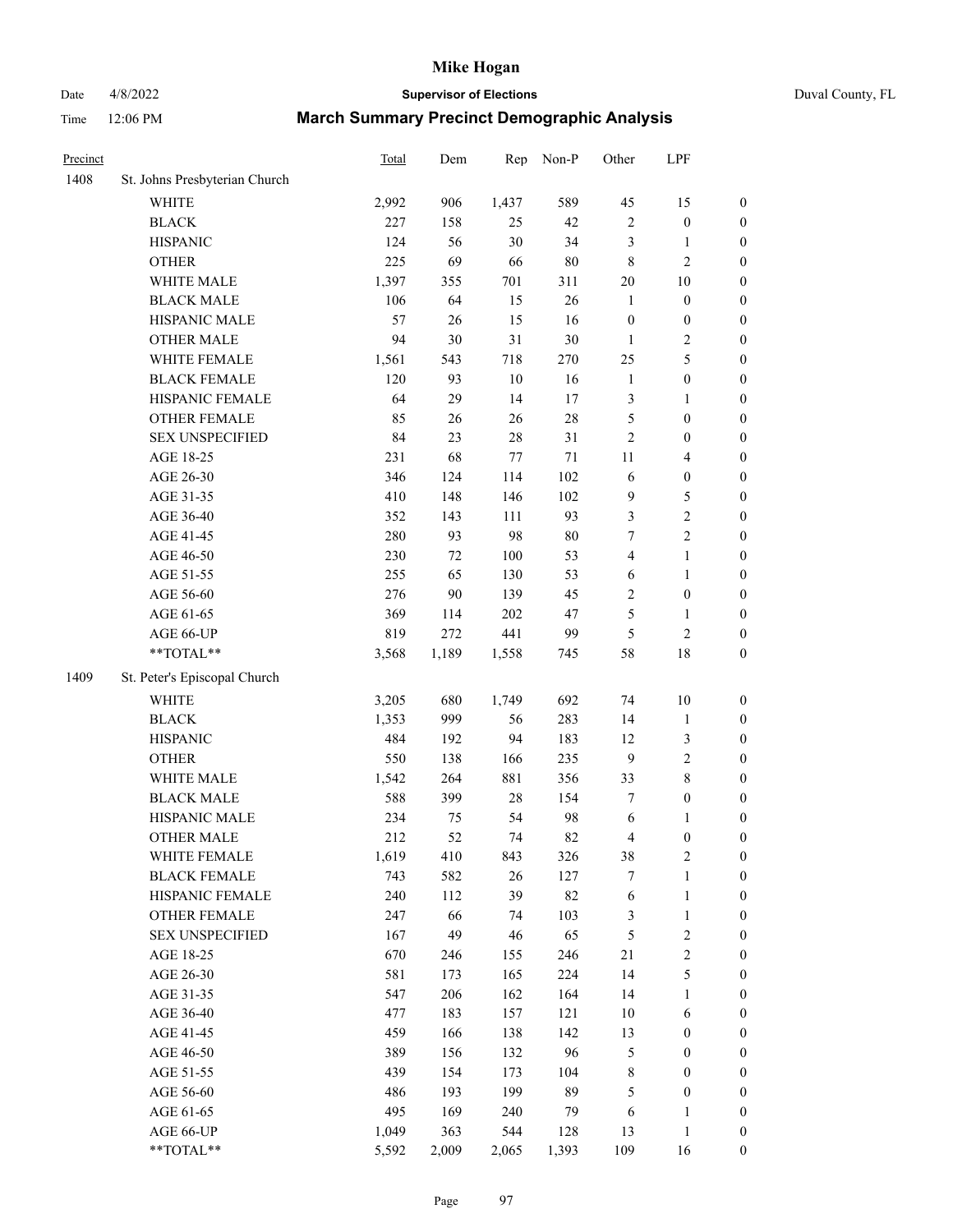# Mike Hogan

Date 4/8/2022 **Supervisor of Elections** Duval County, FL

Time 12:06 PM **March Summary Precinct Demographic Analysis**

| Precinct | | Total | Dem | Rep | Non-P | Other | LPF | |
|---|---|---|---|---|---|---|---|---|
| 1408 | St. Johns Presbyterian Church | | | | | | | |
| | WHITE | 2,992 | 906 | 1,437 | 589 | 45 | 15 | 0 |
| | BLACK | 227 | 158 | 25 | 42 | 2 | 0 | 0 |
| | HISPANIC | 124 | 56 | 30 | 34 | 3 | 1 | 0 |
| | OTHER | 225 | 69 | 66 | 80 | 8 | 2 | 0 |
| | WHITE MALE | 1,397 | 355 | 701 | 311 | 20 | 10 | 0 |
| | BLACK MALE | 106 | 64 | 15 | 26 | 1 | 0 | 0 |
| | HISPANIC MALE | 57 | 26 | 15 | 16 | 0 | 0 | 0 |
| | OTHER MALE | 94 | 30 | 31 | 30 | 1 | 2 | 0 |
| | WHITE FEMALE | 1,561 | 543 | 718 | 270 | 25 | 5 | 0 |
| | BLACK FEMALE | 120 | 93 | 10 | 16 | 1 | 0 | 0 |
| | HISPANIC FEMALE | 64 | 29 | 14 | 17 | 3 | 1 | 0 |
| | OTHER FEMALE | 85 | 26 | 26 | 28 | 5 | 0 | 0 |
| | SEX UNSPECIFIED | 84 | 23 | 28 | 31 | 2 | 0 | 0 |
| | AGE 18-25 | 231 | 68 | 77 | 71 | 11 | 4 | 0 |
| | AGE 26-30 | 346 | 124 | 114 | 102 | 6 | 0 | 0 |
| | AGE 31-35 | 410 | 148 | 146 | 102 | 9 | 5 | 0 |
| | AGE 36-40 | 352 | 143 | 111 | 93 | 3 | 2 | 0 |
| | AGE 41-45 | 280 | 93 | 98 | 80 | 7 | 2 | 0 |
| | AGE 46-50 | 230 | 72 | 100 | 53 | 4 | 1 | 0 |
| | AGE 51-55 | 255 | 65 | 130 | 53 | 6 | 1 | 0 |
| | AGE 56-60 | 276 | 90 | 139 | 45 | 2 | 0 | 0 |
| | AGE 61-65 | 369 | 114 | 202 | 47 | 5 | 1 | 0 |
| | AGE 66-UP | 819 | 272 | 441 | 99 | 5 | 2 | 0 |
| | **TOTAL** | 3,568 | 1,189 | 1,558 | 745 | 58 | 18 | 0 |
| 1409 | St. Peter's Episcopal Church | | | | | | | |
| | WHITE | 3,205 | 680 | 1,749 | 692 | 74 | 10 | 0 |
| | BLACK | 1,353 | 999 | 56 | 283 | 14 | 1 | 0 |
| | HISPANIC | 484 | 192 | 94 | 183 | 12 | 3 | 0 |
| | OTHER | 550 | 138 | 166 | 235 | 9 | 2 | 0 |
| | WHITE MALE | 1,542 | 264 | 881 | 356 | 33 | 8 | 0 |
| | BLACK MALE | 588 | 399 | 28 | 154 | 7 | 0 | 0 |
| | HISPANIC MALE | 234 | 75 | 54 | 98 | 6 | 1 | 0 |
| | OTHER MALE | 212 | 52 | 74 | 82 | 4 | 0 | 0 |
| | WHITE FEMALE | 1,619 | 410 | 843 | 326 | 38 | 2 | 0 |
| | BLACK FEMALE | 743 | 582 | 26 | 127 | 7 | 1 | 0 |
| | HISPANIC FEMALE | 240 | 112 | 39 | 82 | 6 | 1 | 0 |
| | OTHER FEMALE | 247 | 66 | 74 | 103 | 3 | 1 | 0 |
| | SEX UNSPECIFIED | 167 | 49 | 46 | 65 | 5 | 2 | 0 |
| | AGE 18-25 | 670 | 246 | 155 | 246 | 21 | 2 | 0 |
| | AGE 26-30 | 581 | 173 | 165 | 224 | 14 | 5 | 0 |
| | AGE 31-35 | 547 | 206 | 162 | 164 | 14 | 1 | 0 |
| | AGE 36-40 | 477 | 183 | 157 | 121 | 10 | 6 | 0 |
| | AGE 41-45 | 459 | 166 | 138 | 142 | 13 | 0 | 0 |
| | AGE 46-50 | 389 | 156 | 132 | 96 | 5 | 0 | 0 |
| | AGE 51-55 | 439 | 154 | 173 | 104 | 8 | 0 | 0 |
| | AGE 56-60 | 486 | 193 | 199 | 89 | 5 | 0 | 0 |
| | AGE 61-65 | 495 | 169 | 240 | 79 | 6 | 1 | 0 |
| | AGE 66-UP | 1,049 | 363 | 544 | 128 | 13 | 1 | 0 |
| | **TOTAL** | 5,592 | 2,009 | 2,065 | 1,393 | 109 | 16 | 0 |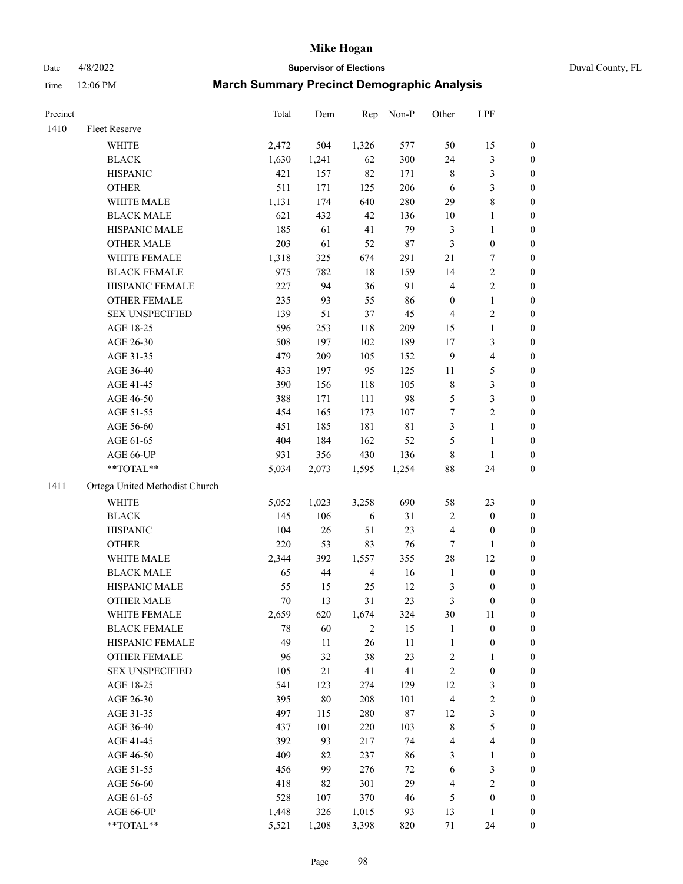# Mike Hogan

Date 4/8/2022 **Supervisor of Elections** Duval County, FL

Time 12:06 PM **March Summary Precinct Demographic Analysis**

| Precinct | | Total | Dem | Rep | Non-P | Other | LPF | |
|---|---|---|---|---|---|---|---|---|
| 1410 | Fleet Reserve | | | | | | | |
| | WHITE | 2,472 | 504 | 1,326 | 577 | 50 | 15 | 0 |
| | BLACK | 1,630 | 1,241 | 62 | 300 | 24 | 3 | 0 |
| | HISPANIC | 421 | 157 | 82 | 171 | 8 | 3 | 0 |
| | OTHER | 511 | 171 | 125 | 206 | 6 | 3 | 0 |
| | WHITE MALE | 1,131 | 174 | 640 | 280 | 29 | 8 | 0 |
| | BLACK MALE | 621 | 432 | 42 | 136 | 10 | 1 | 0 |
| | HISPANIC MALE | 185 | 61 | 41 | 79 | 3 | 1 | 0 |
| | OTHER MALE | 203 | 61 | 52 | 87 | 3 | 0 | 0 |
| | WHITE FEMALE | 1,318 | 325 | 674 | 291 | 21 | 7 | 0 |
| | BLACK FEMALE | 975 | 782 | 18 | 159 | 14 | 2 | 0 |
| | HISPANIC FEMALE | 227 | 94 | 36 | 91 | 4 | 2 | 0 |
| | OTHER FEMALE | 235 | 93 | 55 | 86 | 0 | 1 | 0 |
| | SEX UNSPECIFIED | 139 | 51 | 37 | 45 | 4 | 2 | 0 |
| | AGE 18-25 | 596 | 253 | 118 | 209 | 15 | 1 | 0 |
| | AGE 26-30 | 508 | 197 | 102 | 189 | 17 | 3 | 0 |
| | AGE 31-35 | 479 | 209 | 105 | 152 | 9 | 4 | 0 |
| | AGE 36-40 | 433 | 197 | 95 | 125 | 11 | 5 | 0 |
| | AGE 41-45 | 390 | 156 | 118 | 105 | 8 | 3 | 0 |
| | AGE 46-50 | 388 | 171 | 111 | 98 | 5 | 3 | 0 |
| | AGE 51-55 | 454 | 165 | 173 | 107 | 7 | 2 | 0 |
| | AGE 56-60 | 451 | 185 | 181 | 81 | 3 | 1 | 0 |
| | AGE 61-65 | 404 | 184 | 162 | 52 | 5 | 1 | 0 |
| | AGE 66-UP | 931 | 356 | 430 | 136 | 8 | 1 | 0 |
| | **TOTAL** | 5,034 | 2,073 | 1,595 | 1,254 | 88 | 24 | 0 |
| 1411 | Ortega United Methodist Church | | | | | | | |
| | WHITE | 5,052 | 1,023 | 3,258 | 690 | 58 | 23 | 0 |
| | BLACK | 145 | 106 | 6 | 31 | 2 | 0 | 0 |
| | HISPANIC | 104 | 26 | 51 | 23 | 4 | 0 | 0 |
| | OTHER | 220 | 53 | 83 | 76 | 7 | 1 | 0 |
| | WHITE MALE | 2,344 | 392 | 1,557 | 355 | 28 | 12 | 0 |
| | BLACK MALE | 65 | 44 | 4 | 16 | 1 | 0 | 0 |
| | HISPANIC MALE | 55 | 15 | 25 | 12 | 3 | 0 | 0 |
| | OTHER MALE | 70 | 13 | 31 | 23 | 3 | 0 | 0 |
| | WHITE FEMALE | 2,659 | 620 | 1,674 | 324 | 30 | 11 | 0 |
| | BLACK FEMALE | 78 | 60 | 2 | 15 | 1 | 0 | 0 |
| | HISPANIC FEMALE | 49 | 11 | 26 | 11 | 1 | 0 | 0 |
| | OTHER FEMALE | 96 | 32 | 38 | 23 | 2 | 1 | 0 |
| | SEX UNSPECIFIED | 105 | 21 | 41 | 41 | 2 | 0 | 0 |
| | AGE 18-25 | 541 | 123 | 274 | 129 | 12 | 3 | 0 |
| | AGE 26-30 | 395 | 80 | 208 | 101 | 4 | 2 | 0 |
| | AGE 31-35 | 497 | 115 | 280 | 87 | 12 | 3 | 0 |
| | AGE 36-40 | 437 | 101 | 220 | 103 | 8 | 5 | 0 |
| | AGE 41-45 | 392 | 93 | 217 | 74 | 4 | 4 | 0 |
| | AGE 46-50 | 409 | 82 | 237 | 86 | 3 | 1 | 0 |
| | AGE 51-55 | 456 | 99 | 276 | 72 | 6 | 3 | 0 |
| | AGE 56-60 | 418 | 82 | 301 | 29 | 4 | 2 | 0 |
| | AGE 61-65 | 528 | 107 | 370 | 46 | 5 | 0 | 0 |
| | AGE 66-UP | 1,448 | 326 | 1,015 | 93 | 13 | 1 | 0 |
| | **TOTAL** | 5,521 | 1,208 | 3,398 | 820 | 71 | 24 | 0 |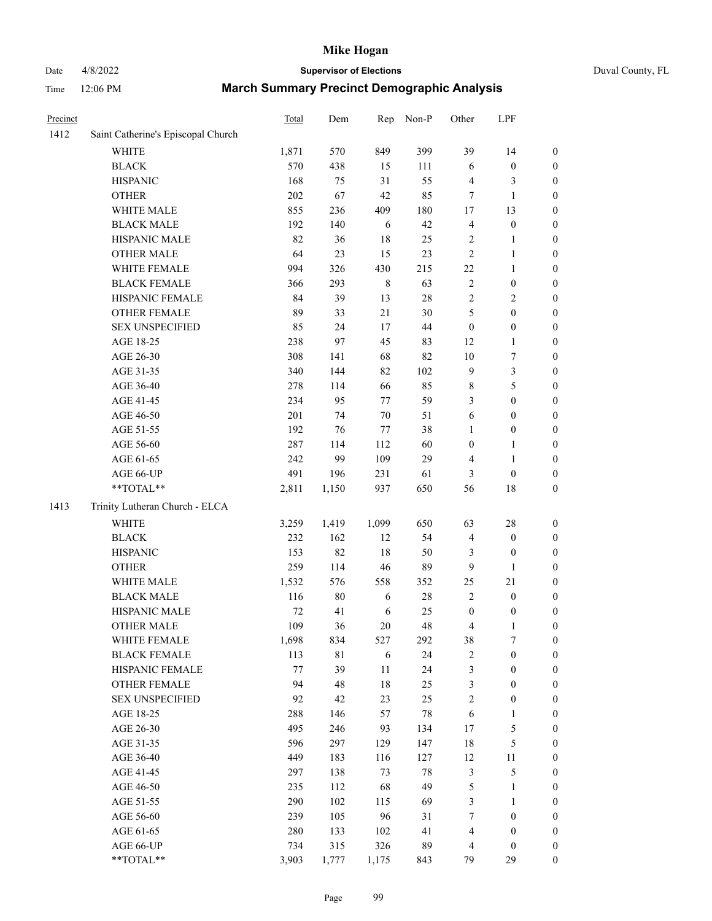# Mike Hogan

Date 4/8/2022 **Supervisor of Elections** Duval County, FL

Time 12:06 PM **March Summary Precinct Demographic Analysis**

| Precinct | | Total | Dem | Rep | Non-P | Other | LPF | |
|---|---|---|---|---|---|---|---|---|
| 1412 | Saint Catherine's Episcopal Church | | | | | | | |
| | WHITE | 1,871 | 570 | 849 | 399 | 39 | 14 | 0 |
| | BLACK | 570 | 438 | 15 | 111 | 6 | 0 | 0 |
| | HISPANIC | 168 | 75 | 31 | 55 | 4 | 3 | 0 |
| | OTHER | 202 | 67 | 42 | 85 | 7 | 1 | 0 |
| | WHITE MALE | 855 | 236 | 409 | 180 | 17 | 13 | 0 |
| | BLACK MALE | 192 | 140 | 6 | 42 | 4 | 0 | 0 |
| | HISPANIC MALE | 82 | 36 | 18 | 25 | 2 | 1 | 0 |
| | OTHER MALE | 64 | 23 | 15 | 23 | 2 | 1 | 0 |
| | WHITE FEMALE | 994 | 326 | 430 | 215 | 22 | 1 | 0 |
| | BLACK FEMALE | 366 | 293 | 8 | 63 | 2 | 0 | 0 |
| | HISPANIC FEMALE | 84 | 39 | 13 | 28 | 2 | 2 | 0 |
| | OTHER FEMALE | 89 | 33 | 21 | 30 | 5 | 0 | 0 |
| | SEX UNSPECIFIED | 85 | 24 | 17 | 44 | 0 | 0 | 0 |
| | AGE 18-25 | 238 | 97 | 45 | 83 | 12 | 1 | 0 |
| | AGE 26-30 | 308 | 141 | 68 | 82 | 10 | 7 | 0 |
| | AGE 31-35 | 340 | 144 | 82 | 102 | 9 | 3 | 0 |
| | AGE 36-40 | 278 | 114 | 66 | 85 | 8 | 5 | 0 |
| | AGE 41-45 | 234 | 95 | 77 | 59 | 3 | 0 | 0 |
| | AGE 46-50 | 201 | 74 | 70 | 51 | 6 | 0 | 0 |
| | AGE 51-55 | 192 | 76 | 77 | 38 | 1 | 0 | 0 |
| | AGE 56-60 | 287 | 114 | 112 | 60 | 0 | 1 | 0 |
| | AGE 61-65 | 242 | 99 | 109 | 29 | 4 | 1 | 0 |
| | AGE 66-UP | 491 | 196 | 231 | 61 | 3 | 0 | 0 |
| | **TOTAL** | 2,811 | 1,150 | 937 | 650 | 56 | 18 | 0 |
| 1413 | Trinity Lutheran Church - ELCA | | | | | | | |
| | WHITE | 3,259 | 1,419 | 1,099 | 650 | 63 | 28 | 0 |
| | BLACK | 232 | 162 | 12 | 54 | 4 | 0 | 0 |
| | HISPANIC | 153 | 82 | 18 | 50 | 3 | 0 | 0 |
| | OTHER | 259 | 114 | 46 | 89 | 9 | 1 | 0 |
| | WHITE MALE | 1,532 | 576 | 558 | 352 | 25 | 21 | 0 |
| | BLACK MALE | 116 | 80 | 6 | 28 | 2 | 0 | 0 |
| | HISPANIC MALE | 72 | 41 | 6 | 25 | 0 | 0 | 0 |
| | OTHER MALE | 109 | 36 | 20 | 48 | 4 | 1 | 0 |
| | WHITE FEMALE | 1,698 | 834 | 527 | 292 | 38 | 7 | 0 |
| | BLACK FEMALE | 113 | 81 | 6 | 24 | 2 | 0 | 0 |
| | HISPANIC FEMALE | 77 | 39 | 11 | 24 | 3 | 0 | 0 |
| | OTHER FEMALE | 94 | 48 | 18 | 25 | 3 | 0 | 0 |
| | SEX UNSPECIFIED | 92 | 42 | 23 | 25 | 2 | 0 | 0 |
| | AGE 18-25 | 288 | 146 | 57 | 78 | 6 | 1 | 0 |
| | AGE 26-30 | 495 | 246 | 93 | 134 | 17 | 5 | 0 |
| | AGE 31-35 | 596 | 297 | 129 | 147 | 18 | 5 | 0 |
| | AGE 36-40 | 449 | 183 | 116 | 127 | 12 | 11 | 0 |
| | AGE 41-45 | 297 | 138 | 73 | 78 | 3 | 5 | 0 |
| | AGE 46-50 | 235 | 112 | 68 | 49 | 5 | 1 | 0 |
| | AGE 51-55 | 290 | 102 | 115 | 69 | 3 | 1 | 0 |
| | AGE 56-60 | 239 | 105 | 96 | 31 | 7 | 0 | 0 |
| | AGE 61-65 | 280 | 133 | 102 | 41 | 4 | 0 | 0 |
| | AGE 66-UP | 734 | 315 | 326 | 89 | 4 | 0 | 0 |
| | **TOTAL** | 3,903 | 1,777 | 1,175 | 843 | 79 | 29 | 0 |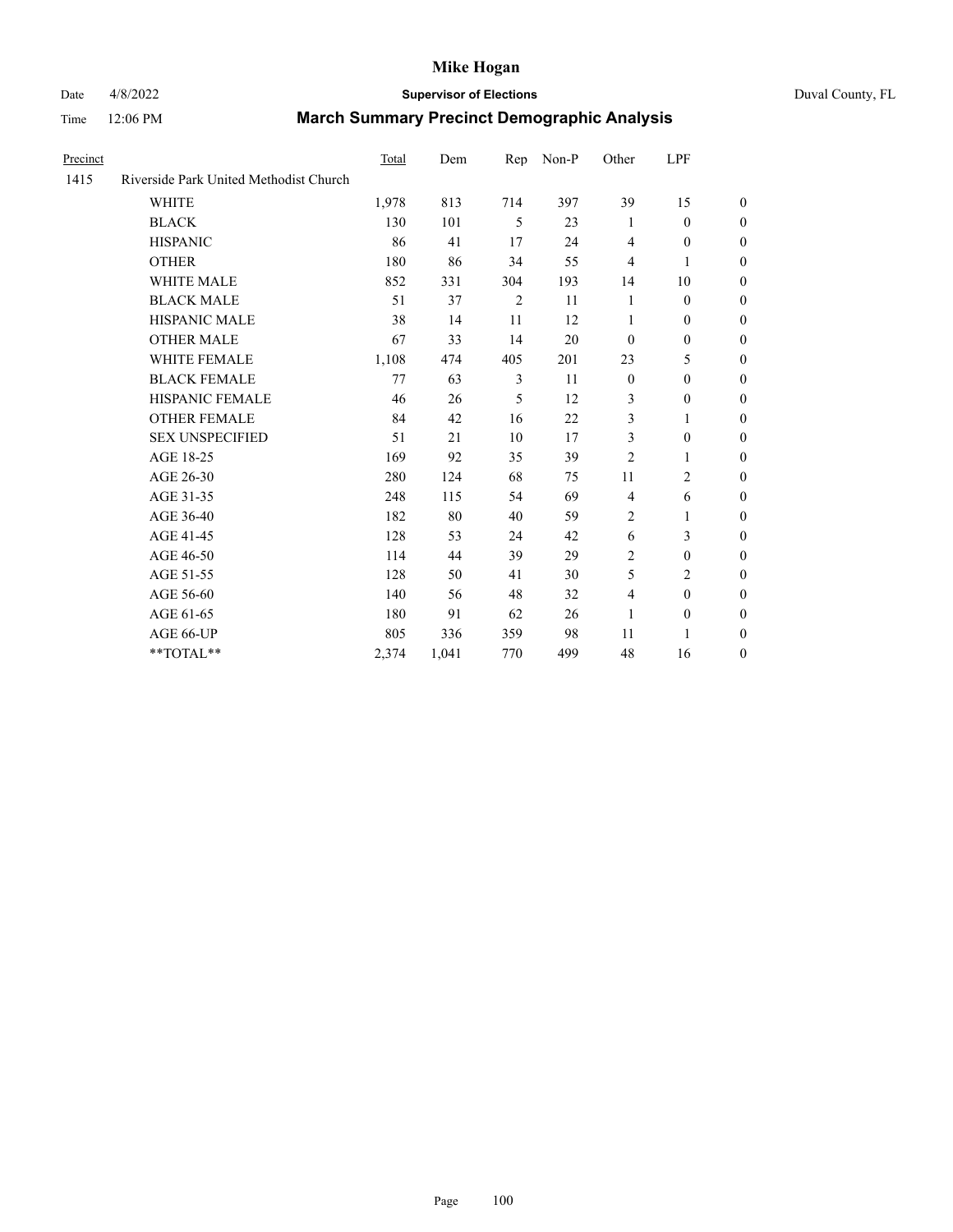# Mike Hogan

Date 4/8/2022 **Supervisor of Elections** Duval County, FL

Time 12:06 PM **March Summary Precinct Demographic Analysis**

| Precinct | | Total | Dem | Rep | Non-P | Other | LPF | |
|---|---|---|---|---|---|---|---|---|
| 1415 | Riverside Park United Methodist Church | | | | | | | |
| | WHITE | 1,978 | 813 | 714 | 397 | 39 | 15 | 0 |
| | BLACK | 130 | 101 | 5 | 23 | 1 | 0 | 0 |
| | HISPANIC | 86 | 41 | 17 | 24 | 4 | 0 | 0 |
| | OTHER | 180 | 86 | 34 | 55 | 4 | 1 | 0 |
| | WHITE MALE | 852 | 331 | 304 | 193 | 14 | 10 | 0 |
| | BLACK MALE | 51 | 37 | 2 | 11 | 1 | 0 | 0 |
| | HISPANIC MALE | 38 | 14 | 11 | 12 | 1 | 0 | 0 |
| | OTHER MALE | 67 | 33 | 14 | 20 | 0 | 0 | 0 |
| | WHITE FEMALE | 1,108 | 474 | 405 | 201 | 23 | 5 | 0 |
| | BLACK FEMALE | 77 | 63 | 3 | 11 | 0 | 0 | 0 |
| | HISPANIC FEMALE | 46 | 26 | 5 | 12 | 3 | 0 | 0 |
| | OTHER FEMALE | 84 | 42 | 16 | 22 | 3 | 1 | 0 |
| | SEX UNSPECIFIED | 51 | 21 | 10 | 17 | 3 | 0 | 0 |
| | AGE 18-25 | 169 | 92 | 35 | 39 | 2 | 1 | 0 |
| | AGE 26-30 | 280 | 124 | 68 | 75 | 11 | 2 | 0 |
| | AGE 31-35 | 248 | 115 | 54 | 69 | 4 | 6 | 0 |
| | AGE 36-40 | 182 | 80 | 40 | 59 | 2 | 1 | 0 |
| | AGE 41-45 | 128 | 53 | 24 | 42 | 6 | 3 | 0 |
| | AGE 46-50 | 114 | 44 | 39 | 29 | 2 | 0 | 0 |
| | AGE 51-55 | 128 | 50 | 41 | 30 | 5 | 2 | 0 |
| | AGE 56-60 | 140 | 56 | 48 | 32 | 4 | 0 | 0 |
| | AGE 61-65 | 180 | 91 | 62 | 26 | 1 | 0 | 0 |
| | AGE 66-UP | 805 | 336 | 359 | 98 | 11 | 1 | 0 |
| | **TOTAL** | 2,374 | 1,041 | 770 | 499 | 48 | 16 | 0 |